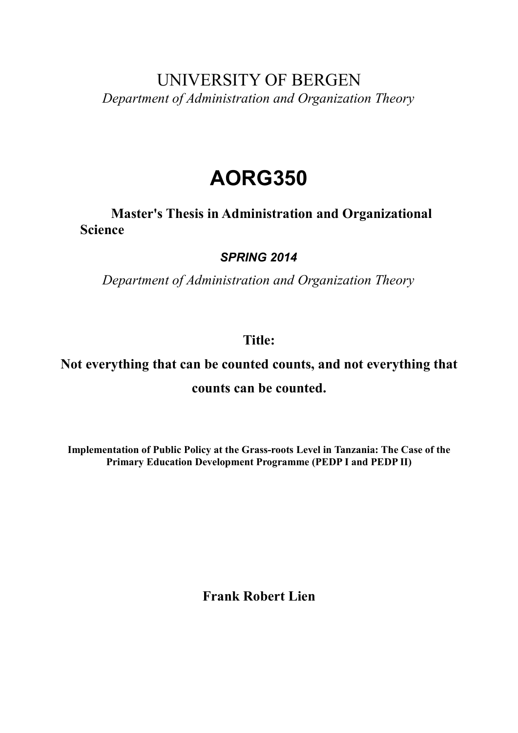UNIVERSITY OF BERGEN

*Department of Administration and Organization Theory*

# AORG350

**Master's Thesis in Administration and Organizational Science**

***SPRING 2014***

*Department of Administration and Organization Theory*

**Title:**

**Not everything that can be counted counts, and not everything that counts can be counted.**

**Implementation of Public Policy at the Grass-roots Level in Tanzania: The Case of the Primary Education Development Programme (PEDP I and PEDP II)**

**Frank Robert Lien**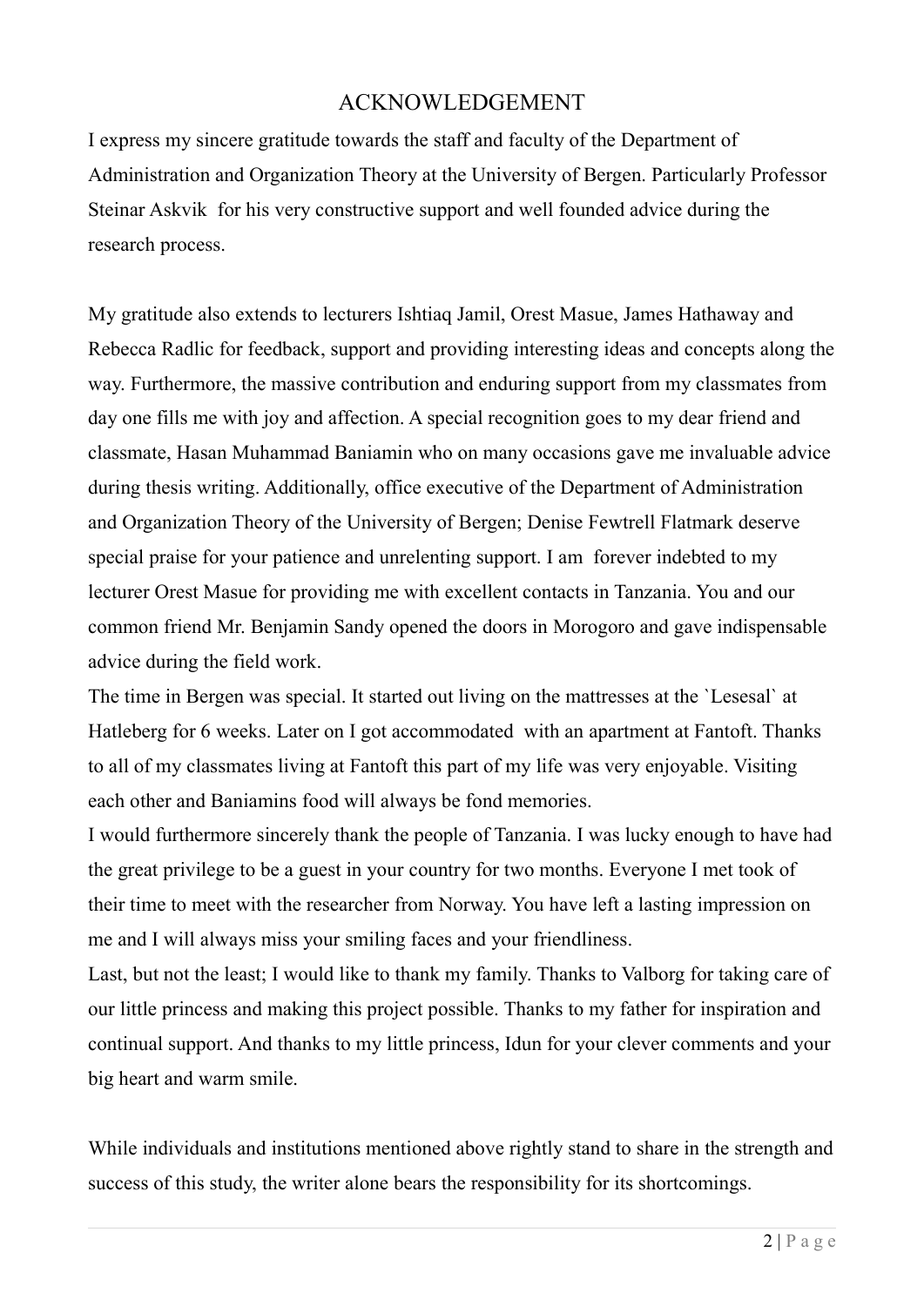# ACKNOWLEDGEMENT

I express my sincere gratitude towards the staff and faculty of the Department of Administration and Organization Theory at the University of Bergen. Particularly Professor Steinar Askvik for his very constructive support and well founded advice during the research process.

My gratitude also extends to lecturers Ishtiaq Jamil, Orest Masue, James Hathaway and Rebecca Radlic for feedback, support and providing interesting ideas and concepts along the way. Furthermore, the massive contribution and enduring support from my classmates from day one fills me with joy and affection. A special recognition goes to my dear friend and classmate, Hasan Muhammad Baniamin who on many occasions gave me invaluable advice during thesis writing. Additionally, office executive of the Department of Administration and Organization Theory of the University of Bergen; Denise Fewtrell Flatmark deserve special praise for your patience and unrelenting support. I am forever indebted to my lecturer Orest Masue for providing me with excellent contacts in Tanzania. You and our common friend Mr. Benjamin Sandy opened the doors in Morogoro and gave indispensable advice during the field work.

The time in Bergen was special. It started out living on the mattresses at the `Lesesal` at Hatleberg for 6 weeks. Later on I got accommodated with an apartment at Fantoft. Thanks to all of my classmates living at Fantoft this part of my life was very enjoyable. Visiting each other and Baniamins food will always be fond memories.

I would furthermore sincerely thank the people of Tanzania. I was lucky enough to have had the great privilege to be a guest in your country for two months. Everyone I met took of their time to meet with the researcher from Norway. You have left a lasting impression on me and I will always miss your smiling faces and your friendliness.

Last, but not the least; I would like to thank my family. Thanks to Valborg for taking care of our little princess and making this project possible. Thanks to my father for inspiration and continual support. And thanks to my little princess, Idun for your clever comments and your big heart and warm smile.

While individuals and institutions mentioned above rightly stand to share in the strength and success of this study, the writer alone bears the responsibility for its shortcomings.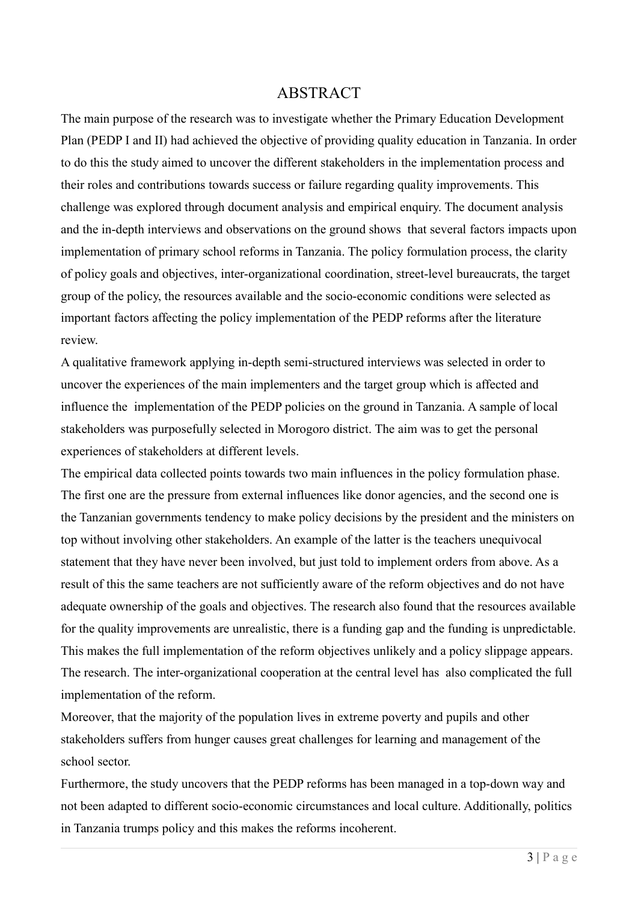# ABSTRACT

The main purpose of the research was to investigate whether the Primary Education Development Plan (PEDP I and II) had achieved the objective of providing quality education in Tanzania. In order to do this the study aimed to uncover the different stakeholders in the implementation process and their roles and contributions towards success or failure regarding quality improvements. This challenge was explored through document analysis and empirical enquiry. The document analysis and the in-depth interviews and observations on the ground shows that several factors impacts upon implementation of primary school reforms in Tanzania. The policy formulation process, the clarity of policy goals and objectives, inter-organizational coordination, street-level bureaucrats, the target group of the policy, the resources available and the socio-economic conditions were selected as important factors affecting the policy implementation of the PEDP reforms after the literature review.

A qualitative framework applying in-depth semi-structured interviews was selected in order to uncover the experiences of the main implementers and the target group which is affected and influence the implementation of the PEDP policies on the ground in Tanzania. A sample of local stakeholders was purposefully selected in Morogoro district. The aim was to get the personal experiences of stakeholders at different levels.

The empirical data collected points towards two main influences in the policy formulation phase. The first one are the pressure from external influences like donor agencies, and the second one is the Tanzanian governments tendency to make policy decisions by the president and the ministers on top without involving other stakeholders. An example of the latter is the teachers unequivocal statement that they have never been involved, but just told to implement orders from above. As a result of this the same teachers are not sufficiently aware of the reform objectives and do not have adequate ownership of the goals and objectives. The research also found that the resources available for the quality improvements are unrealistic, there is a funding gap and the funding is unpredictable. This makes the full implementation of the reform objectives unlikely and a policy slippage appears. The research. The inter-organizational cooperation at the central level has also complicated the full implementation of the reform.

Moreover, that the majority of the population lives in extreme poverty and pupils and other stakeholders suffers from hunger causes great challenges for learning and management of the school sector.

Furthermore, the study uncovers that the PEDP reforms has been managed in a top-down way and not been adapted to different socio-economic circumstances and local culture. Additionally, politics in Tanzania trumps policy and this makes the reforms incoherent.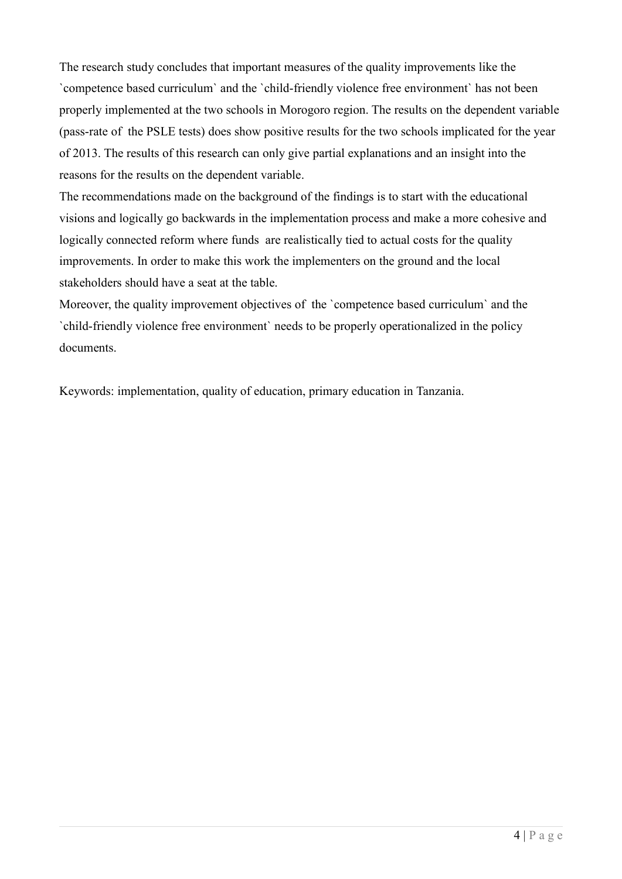The research study concludes that important measures of the quality improvements like the `competence based curriculum` and the `child-friendly violence free environment` has not been properly implemented at the two schools in Morogoro region. The results on the dependent variable (pass-rate of the PSLE tests) does show positive results for the two schools implicated for the year of 2013. The results of this research can only give partial explanations and an insight into the reasons for the results on the dependent variable.

The recommendations made on the background of the findings is to start with the educational visions and logically go backwards in the implementation process and make a more cohesive and logically connected reform where funds are realistically tied to actual costs for the quality improvements. In order to make this work the implementers on the ground and the local stakeholders should have a seat at the table.

Moreover, the quality improvement objectives of the `competence based curriculum` and the `child-friendly violence free environment` needs to be properly operationalized in the policy documents.

Keywords: implementation, quality of education, primary education in Tanzania.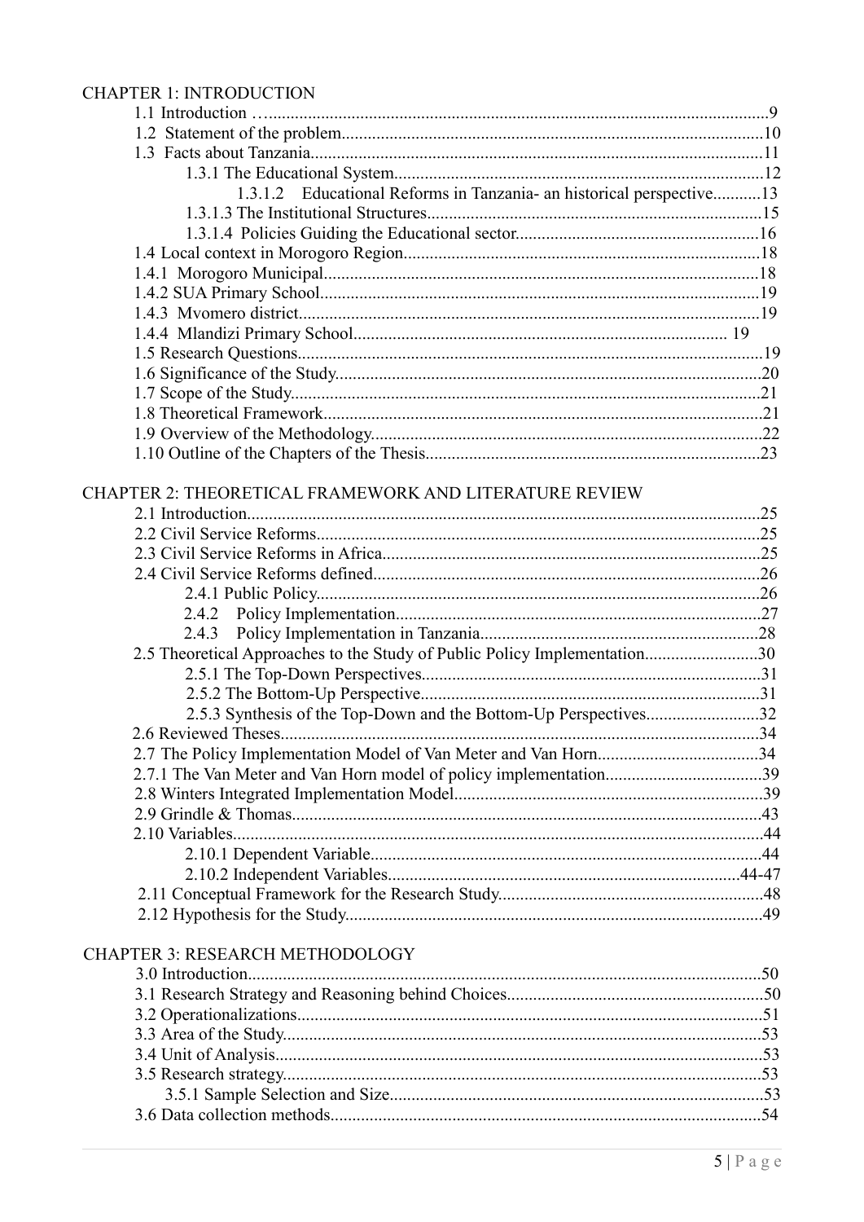CHAPTER 1: INTRODUCTION

- 1.1 Introduction …....9
- 1.2 Statement of the problem....10
- 1.3 Facts about Tanzania....11
  - 1.3.1 The Educational System....12
    - 1.3.1.2 Educational Reforms in Tanzania- an historical perspective....13
  - 1.3.1.3 The Institutional Structures....15
  - 1.3.1.4 Policies Guiding the Educational sector....16
- 1.4 Local context in Morogoro Region....18
- 1.4.1 Morogoro Municipal....18
- 1.4.2 SUA Primary School....19
- 1.4.3 Mvomero district....19
- 1.4.4 Mlandizi Primary School.... 19
- 1.5 Research Questions....19
- 1.6 Significance of the Study....20
- 1.7 Scope of the Study....21
- 1.8 Theoretical Framework....21
- 1.9 Overview of the Methodology....22
- 1.10 Outline of the Chapters of the Thesis....23

CHAPTER 2: THEORETICAL FRAMEWORK AND LITERATURE REVIEW

- 2.1 Introduction....25
- 2.2 Civil Service Reforms....25
- 2.3 Civil Service Reforms in Africa....25
- 2.4 Civil Service Reforms defined....26
  - 2.4.1 Public Policy....26
  - 2.4.2 Policy Implementation....27
  - 2.4.3 Policy Implementation in Tanzania....28
- 2.5 Theoretical Approaches to the Study of Public Policy Implementation....30
  - 2.5.1 The Top-Down Perspectives....31
  - 2.5.2 The Bottom-Up Perspective....31
  - 2.5.3 Synthesis of the Top-Down and the Bottom-Up Perspectives....32
- 2.6 Reviewed Theses....34
- 2.7 The Policy Implementation Model of Van Meter and Van Horn....34
- 2.7.1 The Van Meter and Van Horn model of policy implementation....39
- 2.8 Winters Integrated Implementation Model....39
- 2.9 Grindle & Thomas....43
- 2.10 Variables....44
  - 2.10.1 Dependent Variable....44
  - 2.10.2 Independent Variables....44-47
- 2.11 Conceptual Framework for the Research Study....48
- 2.12 Hypothesis for the Study....49

CHAPTER 3: RESEARCH METHODOLOGY

- 3.0 Introduction....50
- 3.1 Research Strategy and Reasoning behind Choices....50
- 3.2 Operationalizations....51
- 3.3 Area of the Study....53
- 3.4 Unit of Analysis....53
- 3.5 Research strategy....53
  - 3.5.1 Sample Selection and Size....53
- 3.6 Data collection methods....54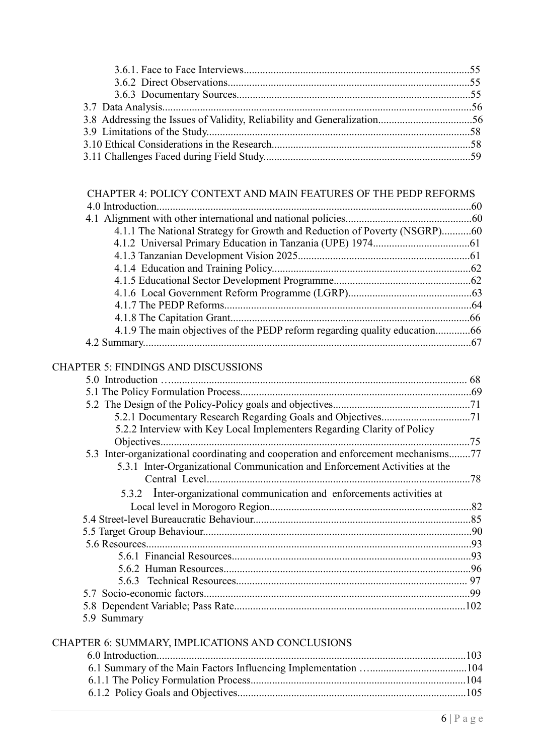3.6.1. Face to Face Interviews....................................................................................55
3.6.2 Direct Observations..........................................................................................55
3.6.3 Documentary Sources.......................................................................................55
3.7 Data Analysis.....................................................................................................................56
3.8 Addressing the Issues of Validity, Reliability and Generalization..................................56
3.9 Limitations of the Study...................................................................................................58
3.10 Ethical Considerations in the Research..........................................................................58
3.11 Challenges Faced during Field Study.............................................................................59

CHAPTER 4: POLICY CONTEXT AND MAIN FEATURES OF THE PEDP REFORMS

4.0 Introduction.......................................................................................................................60
4.1 Alignment with other international and national policies...............................................60
4.1.1 The National Strategy for Growth and Reduction of Poverty (NSGRP)...........60
4.1.2 Universal Primary Education in Tanzania (UPE) 1974....................................61
4.1.3 Tanzanian Development Vision 2025................................................................61
4.1.4 Education and Training Policy..........................................................................62
4.1.5 Educational Sector Development Programme...................................................62
4.1.6 Local Government Reform Programme (LGRP)..............................................63
4.1.7 The PEDP Reforms............................................................................................64
4.1.8 The Capitation Grant.........................................................................................66
4.1.9 The main objectives of the PEDP reform regarding quality education.............66
4.2 Summary...........................................................................................................................67

CHAPTER 5: FINDINGS AND DISCUSSIONS

5.0 Introduction …............................................................................................................... 68
5.1 The Policy Formulation Process.......................................................................................69
5.2 The Design of the Policy-Policy goals and objectives...................................................71
5.2.1 Documentary Research Regarding Goals and Objectives.................................71
5.2.2 Interview with Key Local Implementers Regarding Clarity of Policy Objectives...................................................................................................................75
5.3 Inter-organizational coordinating and cooperation and enforcement mechanisms........77
5.3.1 Inter-Organizational Communication and Enforcement Activities at the Central Level..................................................................................................78
5.3.2 Inter-organizational communication and enforcements activities at Local level in Morogoro Region..........................................................................82
5.4 Street-level Bureaucratic Behaviour.................................................................................85
5.5 Target Group Behaviour....................................................................................................90
5.6 Resources..........................................................................................................................93
5.6.1 Financial Resources.........................................................................................93
5.6.2 Human Resources............................................................................................96
5.6.3 Technical Resources...................................................................................... 97
5.7 Socio-economic factors.....................................................................................................99
5.8 Dependent Variable; Pass Rate......................................................................................102
5.9 Summary

CHAPTER 6: SUMMARY, IMPLICATIONS AND CONCLUSIONS

6.0 Introduction....................................................................................................................103
6.1 Summary of the Main Factors Influencing Implementation …....................................104
6.1.1 The Policy Formulation Process.................................................................................104
6.1.2 Policy Goals and Objectives.......................................................................................105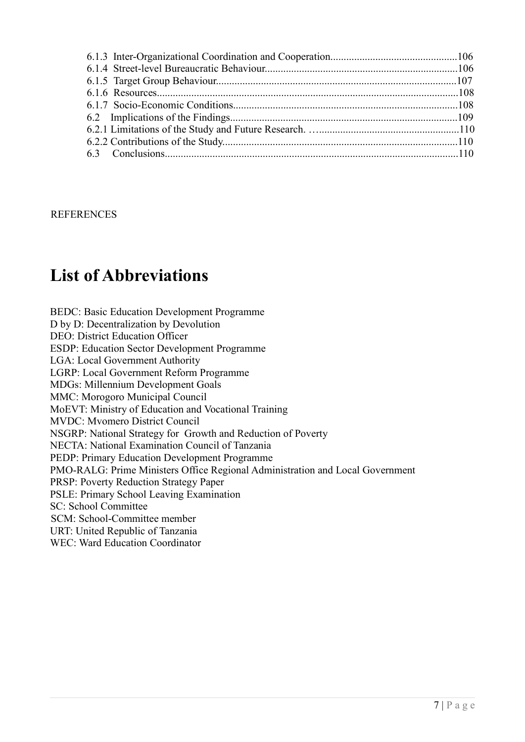6.1.3 Inter-Organizational Coordination and Cooperation................................................106
6.1.4 Street-level Bureaucratic Behaviour........................................................................106
6.1.5 Target Group Behaviour...........................................................................................107
6.1.6 Resources..................................................................................................................108
6.1.7 Socio-Economic Conditions.....................................................................................108
6.2 Implications of the Findings.....................................................................................109
6.2.1 Limitations of the Study and Future Research. …....................................................110
6.2.2 Contributions of the Study........................................................................................110
6.3 Conclusions..............................................................................................................110

REFERENCES

# List of Abbreviations

BEDC: Basic Education Development Programme
D by D: Decentralization by Devolution
DEO: District Education Officer
ESDP: Education Sector Development Programme
LGA: Local Government Authority
LGRP: Local Government Reform Programme
MDGs: Millennium Development Goals
MMC: Morogoro Municipal Council
MoEVT: Ministry of Education and Vocational Training
MVDC: Mvomero District Council
NSGRP: National Strategy for Growth and Reduction of Poverty
NECTA: National Examination Council of Tanzania
PEDP: Primary Education Development Programme
PMO-RALG: Prime Ministers Office Regional Administration and Local Government
PRSP: Poverty Reduction Strategy Paper
PSLE: Primary School Leaving Examination
SC: School Committee
SCM: School-Committee member
URT: United Republic of Tanzania
WEC: Ward Education Coordinator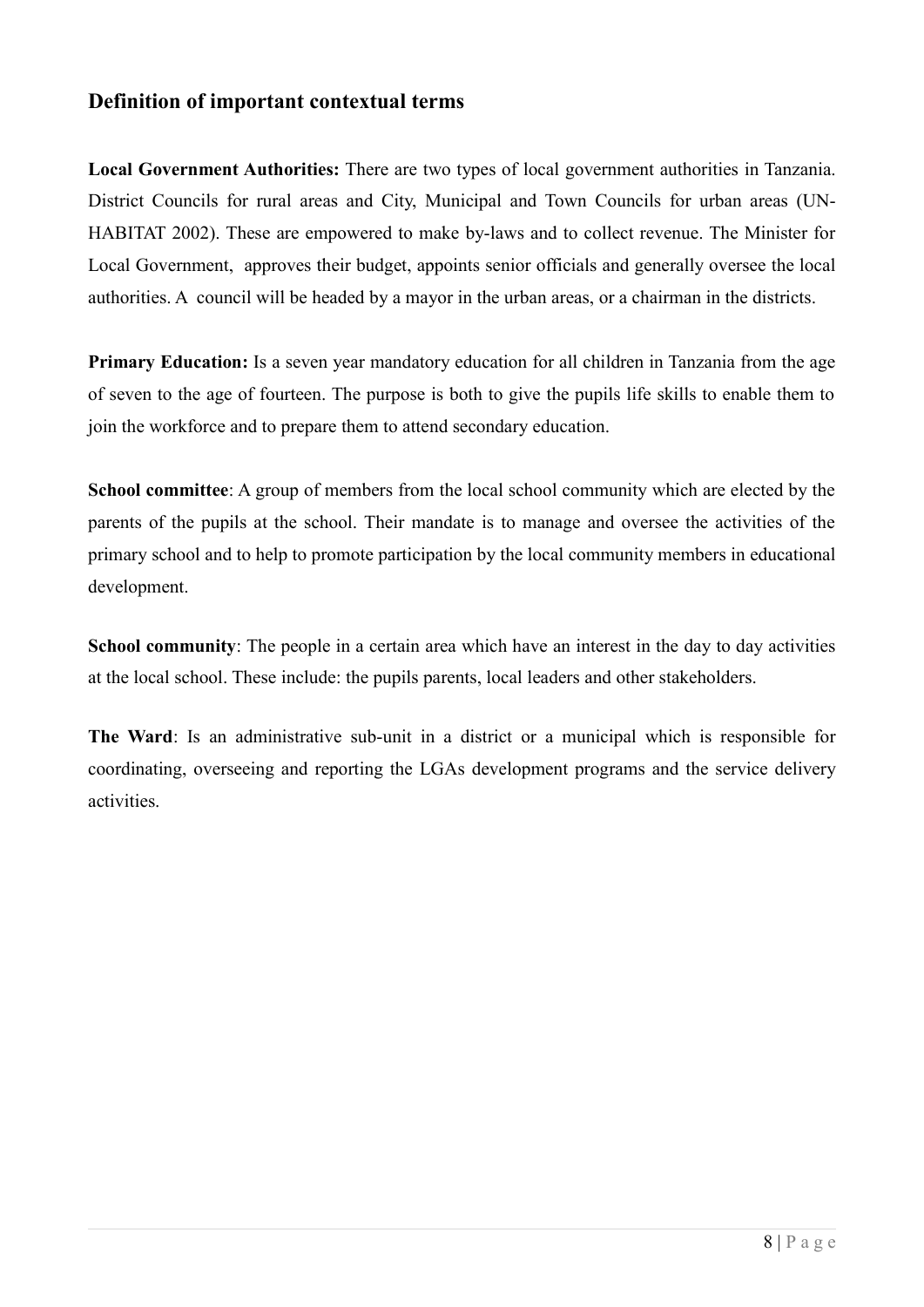## Definition of important contextual terms

**Local Government Authorities:** There are two types of local government authorities in Tanzania. District Councils for rural areas and City, Municipal and Town Councils for urban areas (UN-HABITAT 2002). These are empowered to make by-laws and to collect revenue. The Minister for Local Government, approves their budget, appoints senior officials and generally oversee the local authorities. A council will be headed by a mayor in the urban areas, or a chairman in the districts.

**Primary Education:** Is a seven year mandatory education for all children in Tanzania from the age of seven to the age of fourteen. The purpose is both to give the pupils life skills to enable them to join the workforce and to prepare them to attend secondary education.

**School committee**: A group of members from the local school community which are elected by the parents of the pupils at the school. Their mandate is to manage and oversee the activities of the primary school and to help to promote participation by the local community members in educational development.

**School community**: The people in a certain area which have an interest in the day to day activities at the local school. These include: the pupils parents, local leaders and other stakeholders.

**The Ward**: Is an administrative sub-unit in a district or a municipal which is responsible for coordinating, overseeing and reporting the LGAs development programs and the service delivery activities.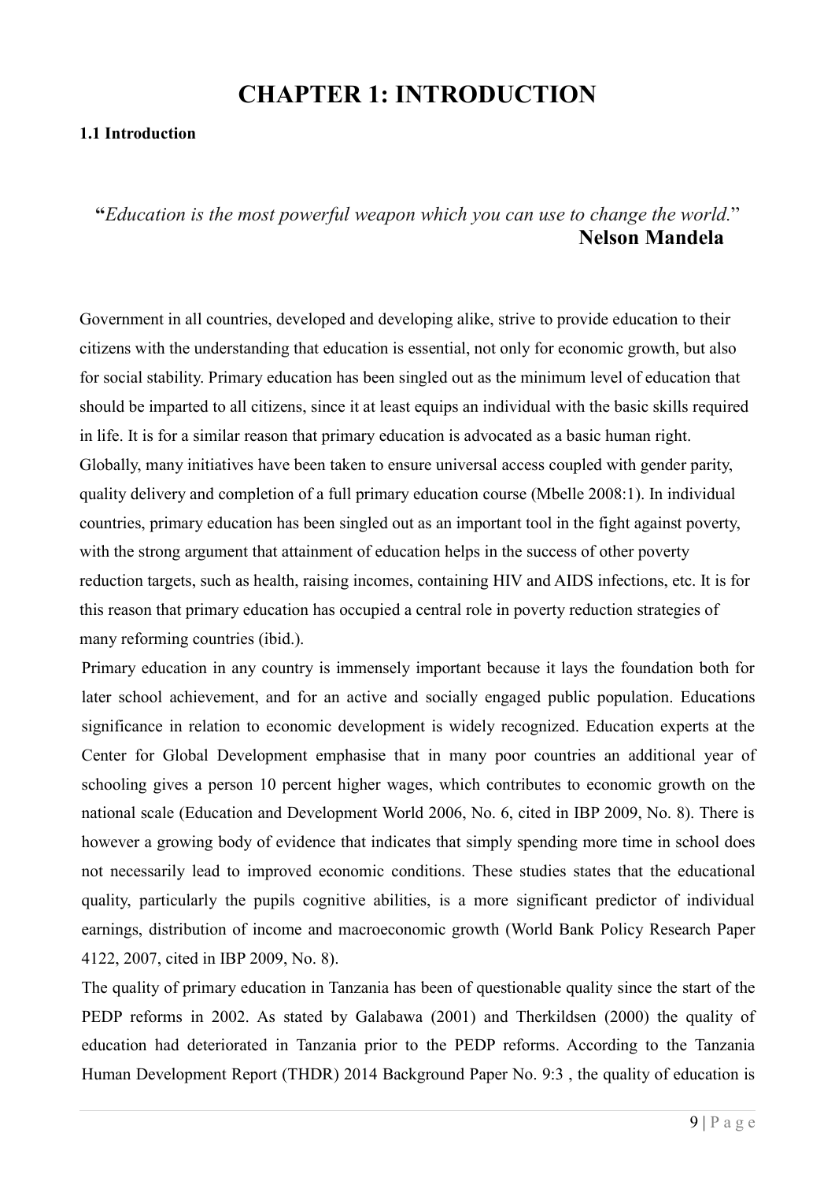# CHAPTER 1: INTRODUCTION

### 1.1 Introduction

"*Education is the most powerful weapon which you can use to change the world.*"
**Nelson Mandela**

Government in all countries, developed and developing alike, strive to provide education to their citizens with the understanding that education is essential, not only for economic growth, but also for social stability. Primary education has been singled out as the minimum level of education that should be imparted to all citizens, since it at least equips an individual with the basic skills required in life. It is for a similar reason that primary education is advocated as a basic human right. Globally, many initiatives have been taken to ensure universal access coupled with gender parity, quality delivery and completion of a full primary education course (Mbelle 2008:1). In individual countries, primary education has been singled out as an important tool in the fight against poverty, with the strong argument that attainment of education helps in the success of other poverty reduction targets, such as health, raising incomes, containing HIV and AIDS infections, etc. It is for this reason that primary education has occupied a central role in poverty reduction strategies of many reforming countries (ibid.).

Primary education in any country is immensely important because it lays the foundation both for later school achievement, and for an active and socially engaged public population. Educations significance in relation to economic development is widely recognized. Education experts at the Center for Global Development emphasise that in many poor countries an additional year of schooling gives a person 10 percent higher wages, which contributes to economic growth on the national scale (Education and Development World 2006, No. 6, cited in IBP 2009, No. 8). There is however a growing body of evidence that indicates that simply spending more time in school does not necessarily lead to improved economic conditions. These studies states that the educational quality, particularly the pupils cognitive abilities, is a more significant predictor of individual earnings, distribution of income and macroeconomic growth (World Bank Policy Research Paper 4122, 2007, cited in IBP 2009, No. 8).

The quality of primary education in Tanzania has been of questionable quality since the start of the PEDP reforms in 2002. As stated by Galabawa (2001) and Therkildsen (2000) the quality of education had deteriorated in Tanzania prior to the PEDP reforms. According to the Tanzania Human Development Report (THDR) 2014 Background Paper No. 9:3 , the quality of education is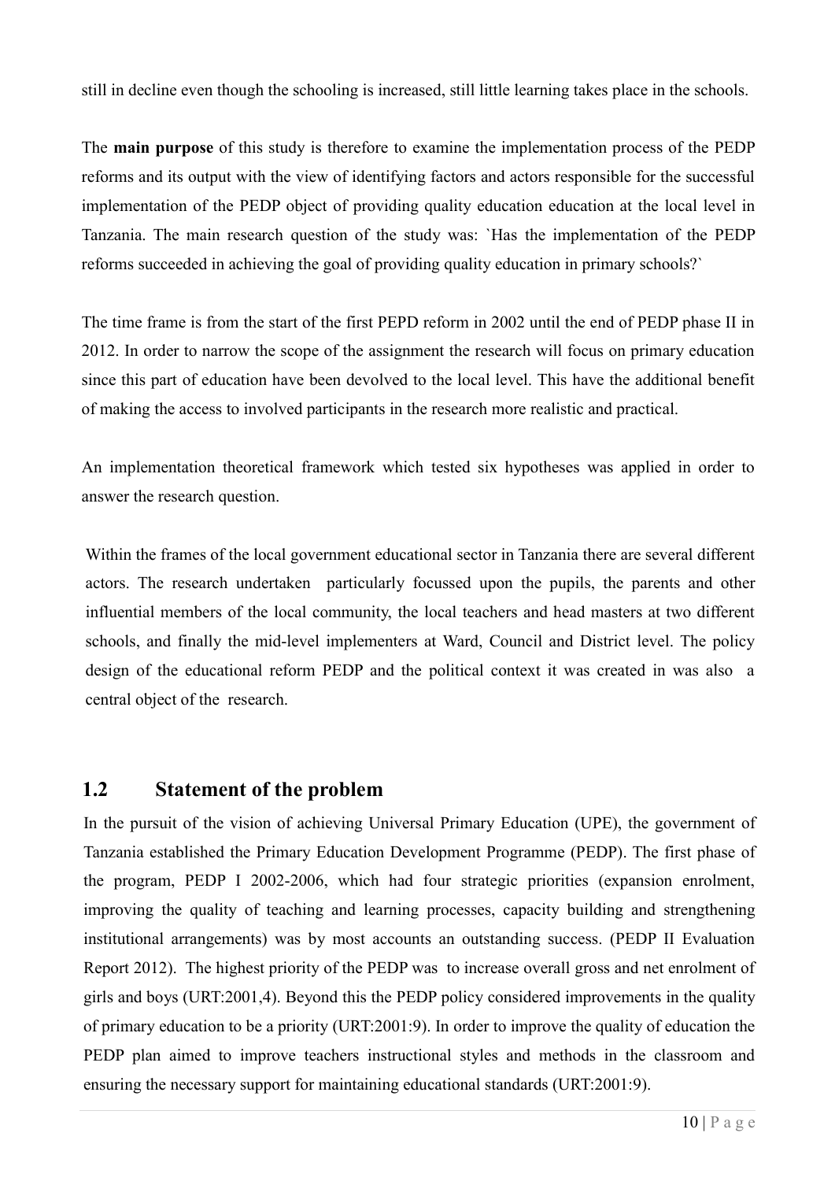still in decline even though the schooling is increased, still little learning takes place in the schools.

The **main purpose** of this study is therefore to examine the implementation process of the PEDP reforms and its output with the view of identifying factors and actors responsible for the successful implementation of the PEDP object of providing quality education education at the local level in Tanzania. The main research question of the study was: `Has the implementation of the PEDP reforms succeeded in achieving the goal of providing quality education in primary schools?`

The time frame is from the start of the first PEPD reform in 2002 until the end of PEDP phase II in 2012. In order to narrow the scope of the assignment the research will focus on primary education since this part of education have been devolved to the local level. This have the additional benefit of making the access to involved participants in the research more realistic and practical.

An implementation theoretical framework which tested six hypotheses was applied in order to answer the research question.

Within the frames of the local government educational sector in Tanzania there are several different actors. The research undertaken particularly focussed upon the pupils, the parents and other influential members of the local community, the local teachers and head masters at two different schools, and finally the mid-level implementers at Ward, Council and District level. The policy design of the educational reform PEDP and the political context it was created in was also a central object of the research.

## 1.2 Statement of the problem

In the pursuit of the vision of achieving Universal Primary Education (UPE), the government of Tanzania established the Primary Education Development Programme (PEDP). The first phase of the program, PEDP I 2002-2006, which had four strategic priorities (expansion enrolment, improving the quality of teaching and learning processes, capacity building and strengthening institutional arrangements) was by most accounts an outstanding success. (PEDP II Evaluation Report 2012). The highest priority of the PEDP was to increase overall gross and net enrolment of girls and boys (URT:2001,4). Beyond this the PEDP policy considered improvements in the quality of primary education to be a priority (URT:2001:9). In order to improve the quality of education the PEDP plan aimed to improve teachers instructional styles and methods in the classroom and ensuring the necessary support for maintaining educational standards (URT:2001:9).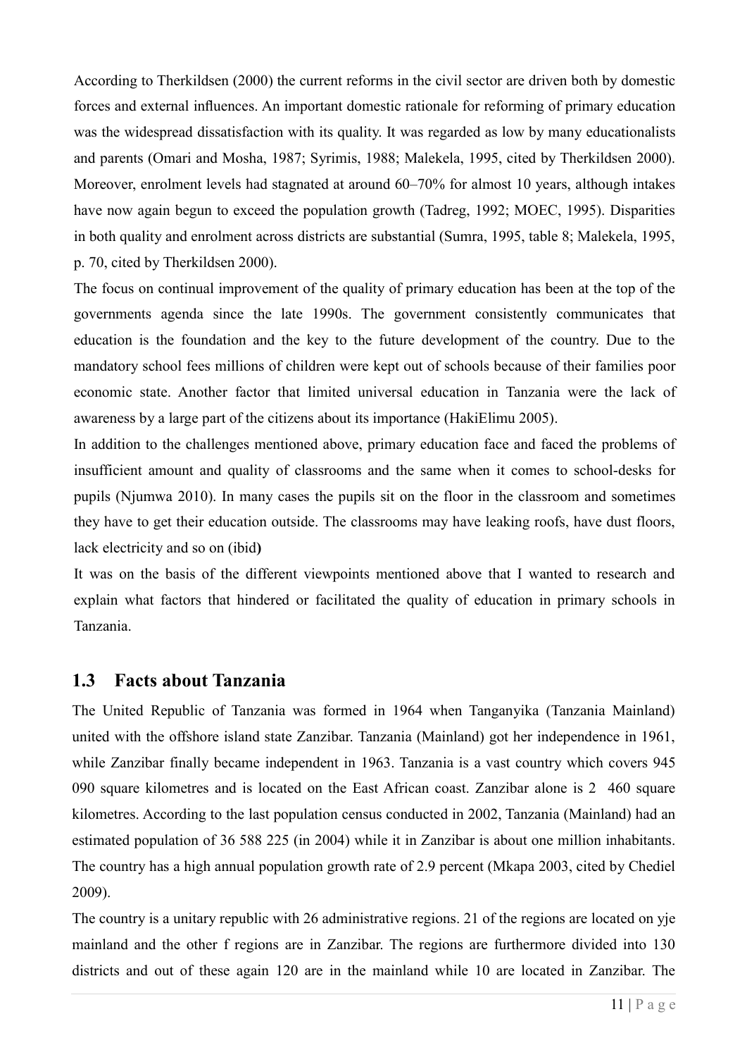According to Therkildsen (2000) the current reforms in the civil sector are driven both by domestic forces and external influences. An important domestic rationale for reforming of primary education was the widespread dissatisfaction with its quality. It was regarded as low by many educationalists and parents (Omari and Mosha, 1987; Syrimis, 1988; Malekela, 1995, cited by Therkildsen 2000). Moreover, enrolment levels had stagnated at around 60–70% for almost 10 years, although intakes have now again begun to exceed the population growth (Tadreg, 1992; MOEC, 1995). Disparities in both quality and enrolment across districts are substantial (Sumra, 1995, table 8; Malekela, 1995, p. 70, cited by Therkildsen 2000).

The focus on continual improvement of the quality of primary education has been at the top of the governments agenda since the late 1990s. The government consistently communicates that education is the foundation and the key to the future development of the country. Due to the mandatory school fees millions of children were kept out of schools because of their families poor economic state. Another factor that limited universal education in Tanzania were the lack of awareness by a large part of the citizens about its importance (HakiElimu 2005).

In addition to the challenges mentioned above, primary education face and faced the problems of insufficient amount and quality of classrooms and the same when it comes to school-desks for pupils (Njumwa 2010). In many cases the pupils sit on the floor in the classroom and sometimes they have to get their education outside. The classrooms may have leaking roofs, have dust floors, lack electricity and so on (ibid**)**

It was on the basis of the different viewpoints mentioned above that I wanted to research and explain what factors that hindered or facilitated the quality of education in primary schools in Tanzania.

## 1.3 Facts about Tanzania

The United Republic of Tanzania was formed in 1964 when Tanganyika (Tanzania Mainland) united with the offshore island state Zanzibar. Tanzania (Mainland) got her independence in 1961, while Zanzibar finally became independent in 1963. Tanzania is a vast country which covers 945 090 square kilometres and is located on the East African coast. Zanzibar alone is 2 460 square kilometres. According to the last population census conducted in 2002, Tanzania (Mainland) had an estimated population of 36 588 225 (in 2004) while it in Zanzibar is about one million inhabitants. The country has a high annual population growth rate of 2.9 percent (Mkapa 2003, cited by Chediel 2009).

The country is a unitary republic with 26 administrative regions. 21 of the regions are located on yje mainland and the other f regions are in Zanzibar. The regions are furthermore divided into 130 districts and out of these again 120 are in the mainland while 10 are located in Zanzibar. The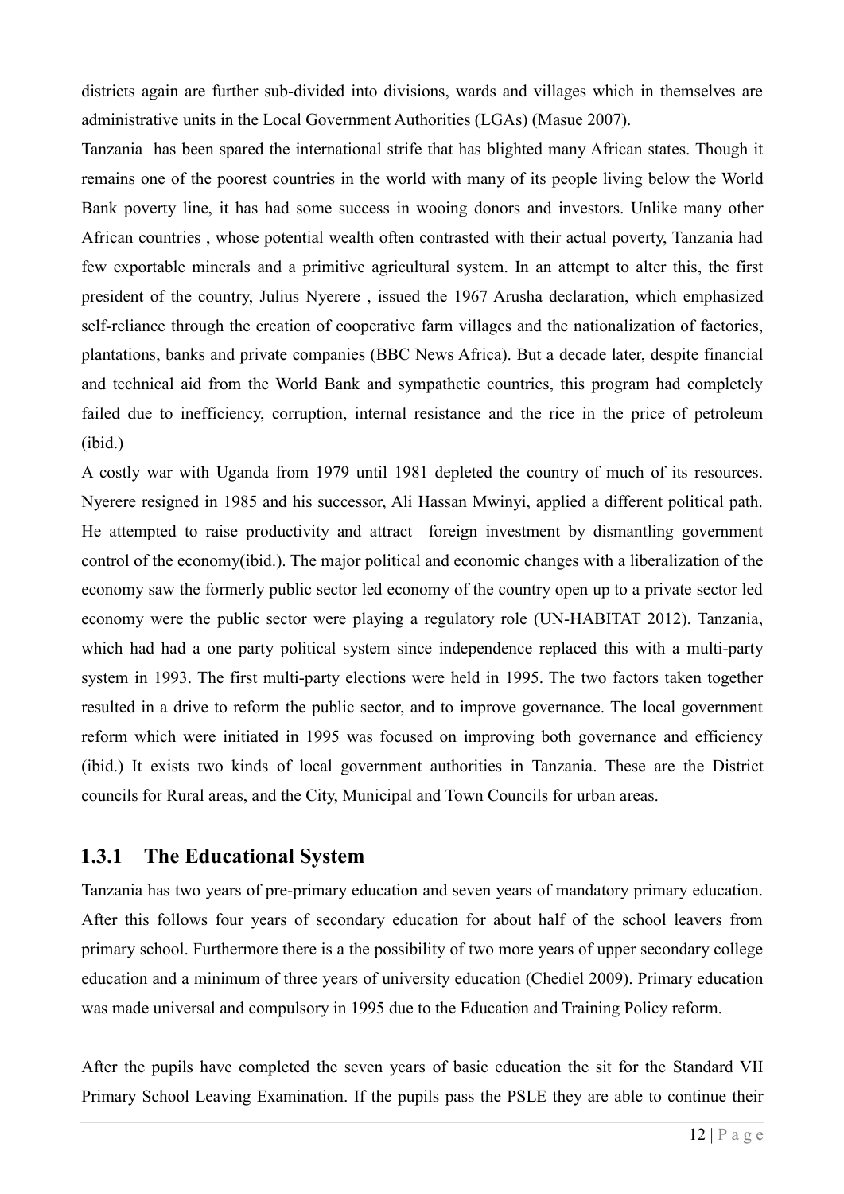districts again are further sub-divided into divisions, wards and villages which in themselves are administrative units in the Local Government Authorities (LGAs) (Masue 2007).

Tanzania has been spared the international strife that has blighted many African states. Though it remains one of the poorest countries in the world with many of its people living below the World Bank poverty line, it has had some success in wooing donors and investors. Unlike many other African countries , whose potential wealth often contrasted with their actual poverty, Tanzania had few exportable minerals and a primitive agricultural system. In an attempt to alter this, the first president of the country, Julius Nyerere , issued the 1967 Arusha declaration, which emphasized self-reliance through the creation of cooperative farm villages and the nationalization of factories, plantations, banks and private companies (BBC News Africa). But a decade later, despite financial and technical aid from the World Bank and sympathetic countries, this program had completely failed due to inefficiency, corruption, internal resistance and the rice in the price of petroleum (ibid.)

A costly war with Uganda from 1979 until 1981 depleted the country of much of its resources. Nyerere resigned in 1985 and his successor, Ali Hassan Mwinyi, applied a different political path. He attempted to raise productivity and attract foreign investment by dismantling government control of the economy(ibid.). The major political and economic changes with a liberalization of the economy saw the formerly public sector led economy of the country open up to a private sector led economy were the public sector were playing a regulatory role (UN-HABITAT 2012). Tanzania, which had had a one party political system since independence replaced this with a multi-party system in 1993. The first multi-party elections were held in 1995. The two factors taken together resulted in a drive to reform the public sector, and to improve governance. The local government reform which were initiated in 1995 was focused on improving both governance and efficiency (ibid.) It exists two kinds of local government authorities in Tanzania. These are the District councils for Rural areas, and the City, Municipal and Town Councils for urban areas.

### 1.3.1 The Educational System

Tanzania has two years of pre-primary education and seven years of mandatory primary education. After this follows four years of secondary education for about half of the school leavers from primary school. Furthermore there is a the possibility of two more years of upper secondary college education and a minimum of three years of university education (Chediel 2009). Primary education was made universal and compulsory in 1995 due to the Education and Training Policy reform.

After the pupils have completed the seven years of basic education the sit for the Standard VII Primary School Leaving Examination. If the pupils pass the PSLE they are able to continue their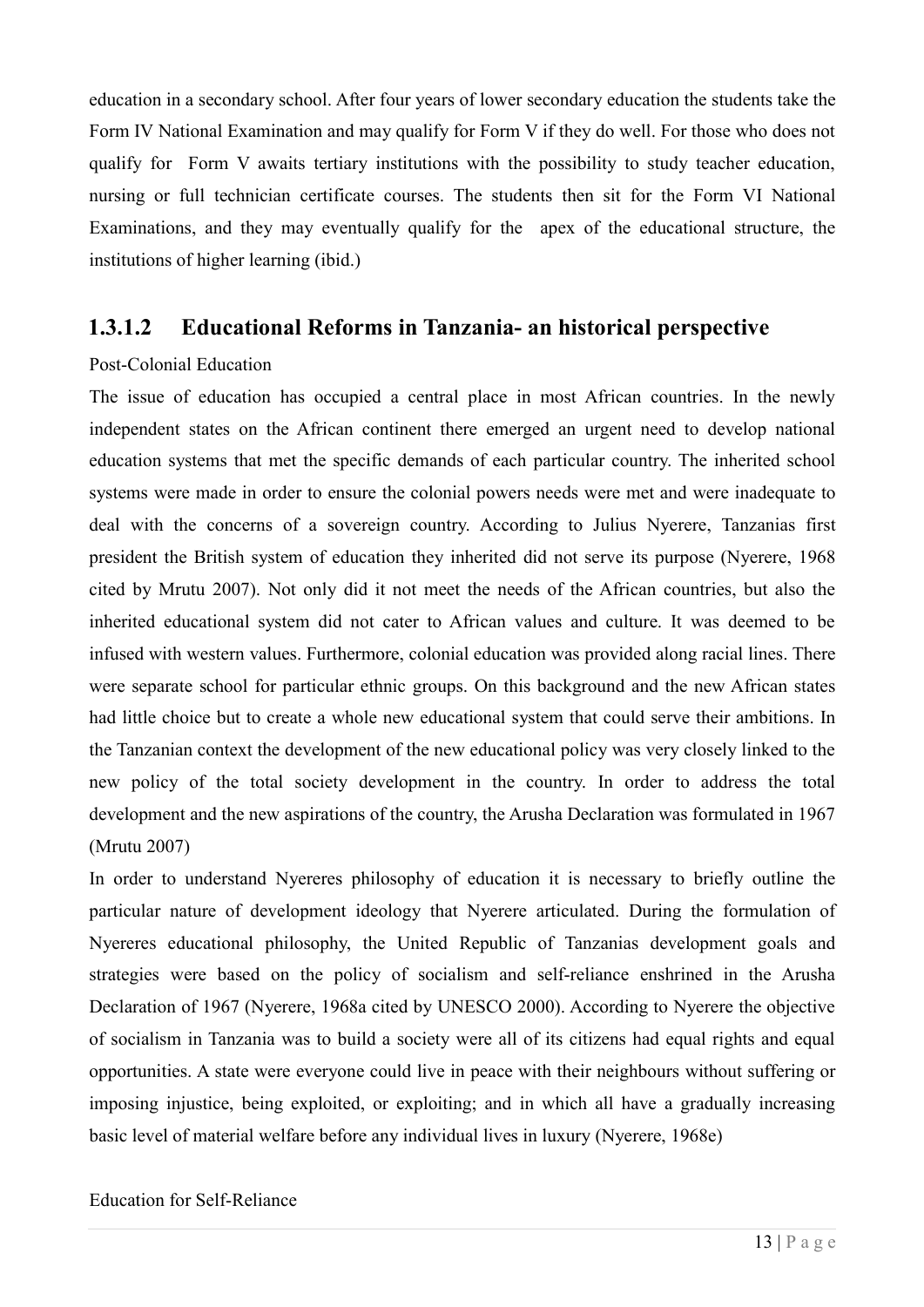education in a secondary school. After four years of lower secondary education the students take the Form IV National Examination and may qualify for Form V if they do well. For those who does not qualify for Form V awaits tertiary institutions with the possibility to study teacher education, nursing or full technician certificate courses. The students then sit for the Form VI National Examinations, and they may eventually qualify for the apex of the educational structure, the institutions of higher learning (ibid.)

### 1.3.1.2 Educational Reforms in Tanzania- an historical perspective

Post-Colonial Education

The issue of education has occupied a central place in most African countries. In the newly independent states on the African continent there emerged an urgent need to develop national education systems that met the specific demands of each particular country. The inherited school systems were made in order to ensure the colonial powers needs were met and were inadequate to deal with the concerns of a sovereign country. According to Julius Nyerere, Tanzanias first president the British system of education they inherited did not serve its purpose (Nyerere, 1968 cited by Mrutu 2007). Not only did it not meet the needs of the African countries, but also the inherited educational system did not cater to African values and culture. It was deemed to be infused with western values. Furthermore, colonial education was provided along racial lines. There were separate school for particular ethnic groups. On this background and the new African states had little choice but to create a whole new educational system that could serve their ambitions. In the Tanzanian context the development of the new educational policy was very closely linked to the new policy of the total society development in the country. In order to address the total development and the new aspirations of the country, the Arusha Declaration was formulated in 1967 (Mrutu 2007)

In order to understand Nyereres philosophy of education it is necessary to briefly outline the particular nature of development ideology that Nyerere articulated. During the formulation of Nyereres educational philosophy, the United Republic of Tanzanias development goals and strategies were based on the policy of socialism and self-reliance enshrined in the Arusha Declaration of 1967 (Nyerere, 1968a cited by UNESCO 2000). According to Nyerere the objective of socialism in Tanzania was to build a society were all of its citizens had equal rights and equal opportunities. A state were everyone could live in peace with their neighbours without suffering or imposing injustice, being exploited, or exploiting; and in which all have a gradually increasing basic level of material welfare before any individual lives in luxury (Nyerere, 1968e)

Education for Self-Reliance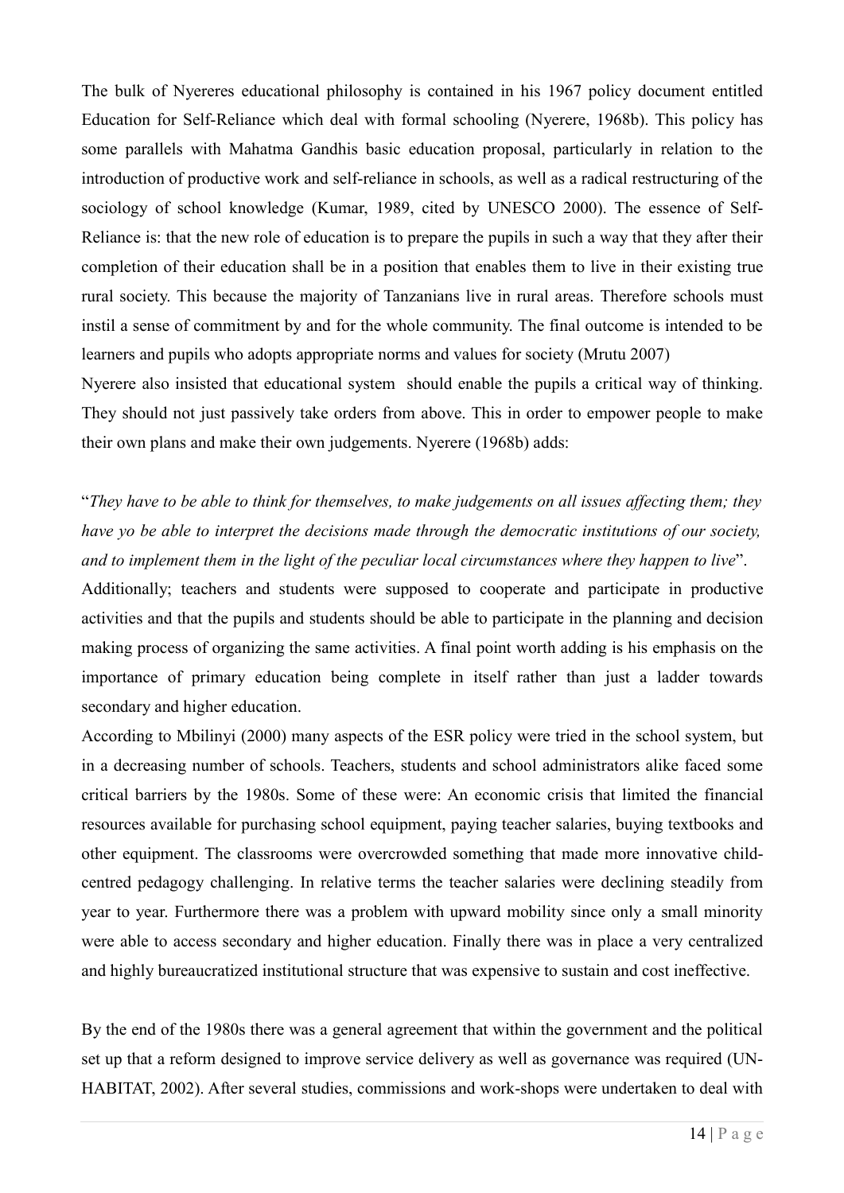The bulk of Nyereres educational philosophy is contained in his 1967 policy document entitled Education for Self-Reliance which deal with formal schooling (Nyerere, 1968b). This policy has some parallels with Mahatma Gandhis basic education proposal, particularly in relation to the introduction of productive work and self-reliance in schools, as well as a radical restructuring of the sociology of school knowledge (Kumar, 1989, cited by UNESCO 2000). The essence of Self-Reliance is: that the new role of education is to prepare the pupils in such a way that they after their completion of their education shall be in a position that enables them to live in their existing true rural society. This because the majority of Tanzanians live in rural areas. Therefore schools must instil a sense of commitment by and for the whole community. The final outcome is intended to be learners and pupils who adopts appropriate norms and values for society (Mrutu 2007)

Nyerere also insisted that educational system should enable the pupils a critical way of thinking. They should not just passively take orders from above. This in order to empower people to make their own plans and make their own judgements. Nyerere (1968b) adds:

"*They have to be able to think for themselves, to make judgements on all issues affecting them; they have yo be able to interpret the decisions made through the democratic institutions of our society, and to implement them in the light of the peculiar local circumstances where they happen to live*".

Additionally; teachers and students were supposed to cooperate and participate in productive activities and that the pupils and students should be able to participate in the planning and decision making process of organizing the same activities. A final point worth adding is his emphasis on the importance of primary education being complete in itself rather than just a ladder towards secondary and higher education.

According to Mbilinyi (2000) many aspects of the ESR policy were tried in the school system, but in a decreasing number of schools. Teachers, students and school administrators alike faced some critical barriers by the 1980s. Some of these were: An economic crisis that limited the financial resources available for purchasing school equipment, paying teacher salaries, buying textbooks and other equipment. The classrooms were overcrowded something that made more innovative child-centred pedagogy challenging. In relative terms the teacher salaries were declining steadily from year to year. Furthermore there was a problem with upward mobility since only a small minority were able to access secondary and higher education. Finally there was in place a very centralized and highly bureaucratized institutional structure that was expensive to sustain and cost ineffective.

By the end of the 1980s there was a general agreement that within the government and the political set up that a reform designed to improve service delivery as well as governance was required (UN-HABITAT, 2002). After several studies, commissions and work-shops were undertaken to deal with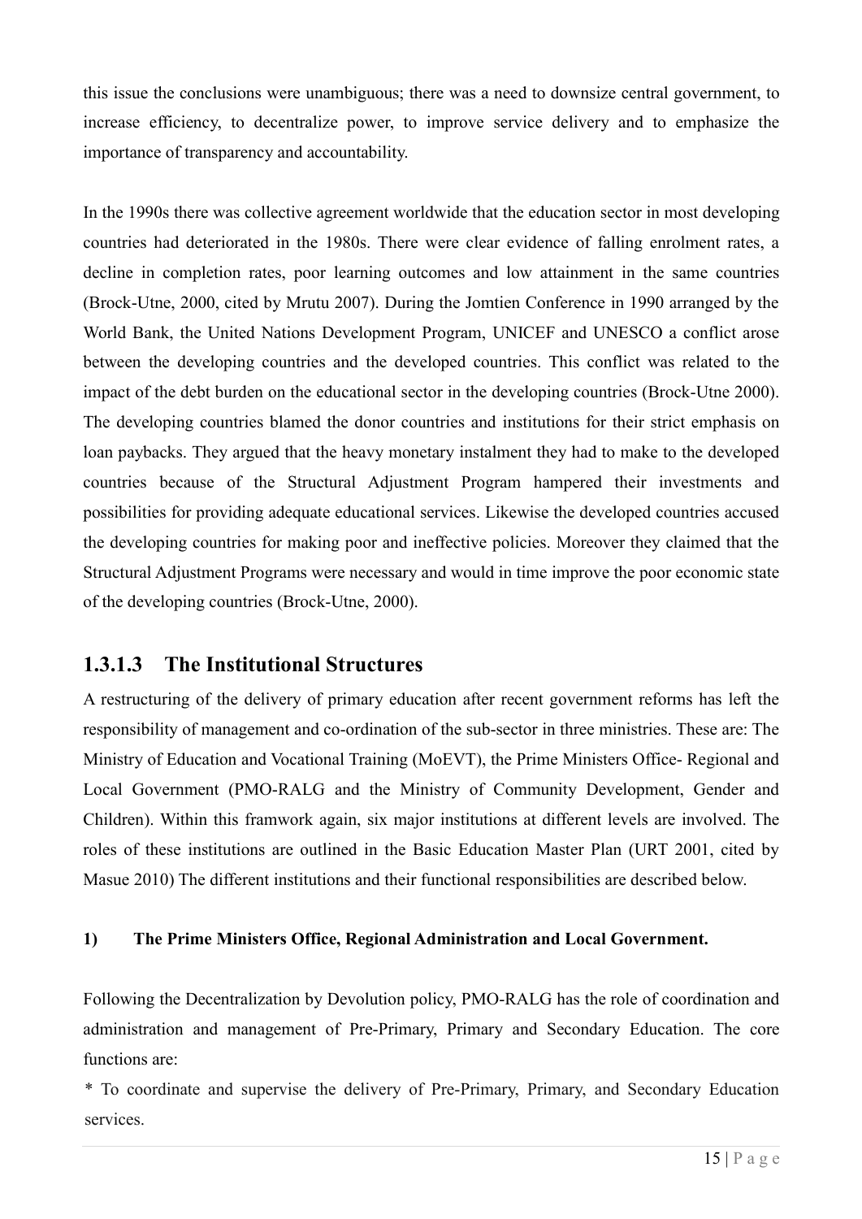this issue the conclusions were unambiguous; there was a need to downsize central government, to increase efficiency, to decentralize power, to improve service delivery and to emphasize the importance of transparency and accountability.

In the 1990s there was collective agreement worldwide that the education sector in most developing countries had deteriorated in the 1980s. There were clear evidence of falling enrolment rates, a decline in completion rates, poor learning outcomes and low attainment in the same countries (Brock-Utne, 2000, cited by Mrutu 2007). During the Jomtien Conference in 1990 arranged by the World Bank, the United Nations Development Program, UNICEF and UNESCO a conflict arose between the developing countries and the developed countries. This conflict was related to the impact of the debt burden on the educational sector in the developing countries (Brock-Utne 2000). The developing countries blamed the donor countries and institutions for their strict emphasis on loan paybacks. They argued that the heavy monetary instalment they had to make to the developed countries because of the Structural Adjustment Program hampered their investments and possibilities for providing adequate educational services. Likewise the developed countries accused the developing countries for making poor and ineffective policies. Moreover they claimed that the Structural Adjustment Programs were necessary and would in time improve the poor economic state of the developing countries (Brock-Utne, 2000).

#### 1.3.1.3 The Institutional Structures

A restructuring of the delivery of primary education after recent government reforms has left the responsibility of management and co-ordination of the sub-sector in three ministries. These are: The Ministry of Education and Vocational Training (MoEVT), the Prime Ministers Office- Regional and Local Government (PMO-RALG and the Ministry of Community Development, Gender and Children). Within this framwork again, six major institutions at different levels are involved. The roles of these institutions are outlined in the Basic Education Master Plan (URT 2001, cited by Masue 2010) The different institutions and their functional responsibilities are described below.

**1) The Prime Ministers Office, Regional Administration and Local Government.**

Following the Decentralization by Devolution policy, PMO-RALG has the role of coordination and administration and management of Pre-Primary, Primary and Secondary Education. The core functions are:

* To coordinate and supervise the delivery of Pre-Primary, Primary, and Secondary Education services.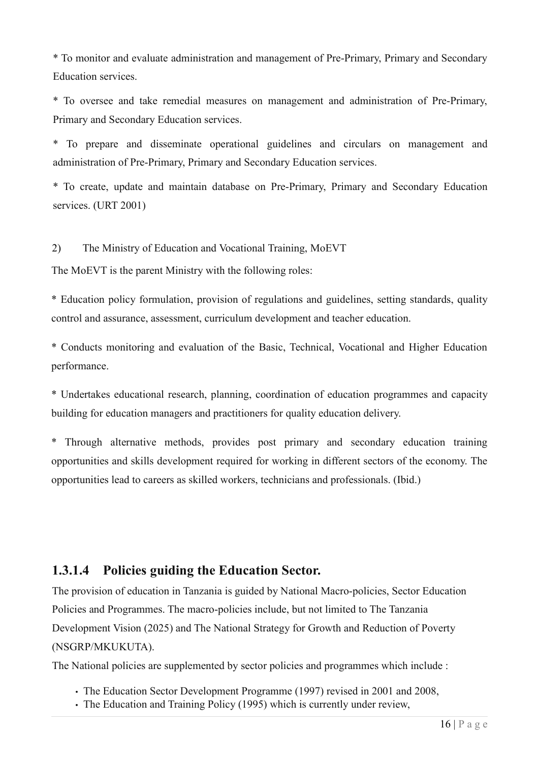* To monitor and evaluate administration and management of Pre-Primary, Primary and Secondary Education services.

* To oversee and take remedial measures on management and administration of Pre-Primary, Primary and Secondary Education services.

* To prepare and disseminate operational guidelines and circulars on management and administration of Pre-Primary, Primary and Secondary Education services.

* To create, update and maintain database on Pre-Primary, Primary and Secondary Education services. (URT 2001)

2) The Ministry of Education and Vocational Training, MoEVT

The MoEVT is the parent Ministry with the following roles:

* Education policy formulation, provision of regulations and guidelines, setting standards, quality control and assurance, assessment, curriculum development and teacher education.

* Conducts monitoring and evaluation of the Basic, Technical, Vocational and Higher Education performance.

* Undertakes educational research, planning, coordination of education programmes and capacity building for education managers and practitioners for quality education delivery.

* Through alternative methods, provides post primary and secondary education training opportunities and skills development required for working in different sectors of the economy. The opportunities lead to careers as skilled workers, technicians and professionals. (Ibid.)

### 1.3.1.4 Policies guiding the Education Sector.

The provision of education in Tanzania is guided by National Macro-policies, Sector Education Policies and Programmes. The macro-policies include, but not limited to The Tanzania Development Vision (2025) and The National Strategy for Growth and Reduction of Poverty (NSGRP/MKUKUTA).

The National policies are supplemented by sector policies and programmes which include :

- The Education Sector Development Programme (1997) revised in 2001 and 2008,
- The Education and Training Policy (1995) which is currently under review,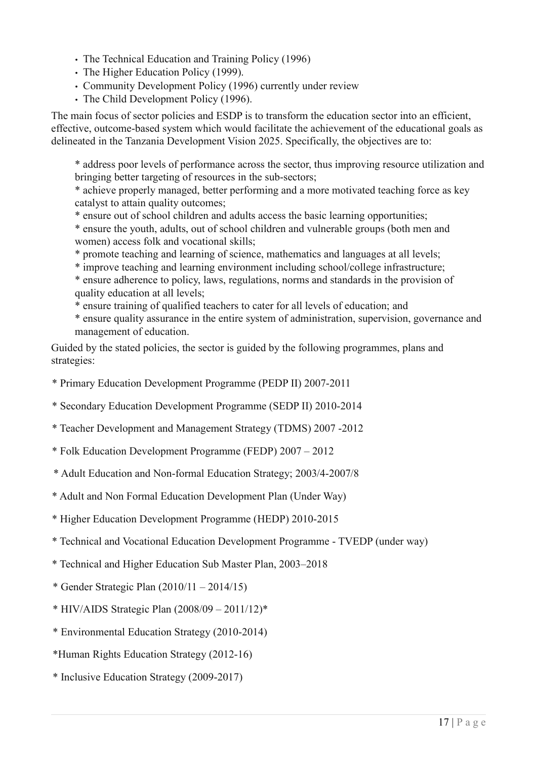- The Technical Education and Training Policy (1996)
- The Higher Education Policy (1999).
- Community Development Policy (1996) currently under review
- The Child Development Policy (1996).

The main focus of sector policies and ESDP is to transform the education sector into an efficient, effective, outcome-based system which would facilitate the achievement of the educational goals as delineated in the Tanzania Development Vision 2025. Specifically, the objectives are to:

* address poor levels of performance across the sector, thus improving resource utilization and bringing better targeting of resources in the sub-sectors;
* achieve properly managed, better performing and a more motivated teaching force as key catalyst to attain quality outcomes;
* ensure out of school children and adults access the basic learning opportunities;
* ensure the youth, adults, out of school children and vulnerable groups (both men and women) access folk and vocational skills;
* promote teaching and learning of science, mathematics and languages at all levels;
* improve teaching and learning environment including school/college infrastructure;
* ensure adherence to policy, laws, regulations, norms and standards in the provision of quality education at all levels;
* ensure training of qualified teachers to cater for all levels of education; and
* ensure quality assurance in the entire system of administration, supervision, governance and management of education.

Guided by the stated policies, the sector is guided by the following programmes, plans and strategies:

* Primary Education Development Programme (PEDP II) 2007-2011
* Secondary Education Development Programme (SEDP II) 2010-2014
* Teacher Development and Management Strategy (TDMS) 2007 -2012
* Folk Education Development Programme (FEDP) 2007 – 2012
* Adult Education and Non-formal Education Strategy; 2003/4-2007/8
* Adult and Non Formal Education Development Plan (Under Way)
* Higher Education Development Programme (HEDP) 2010-2015
* Technical and Vocational Education Development Programme - TVEDP (under way)
* Technical and Higher Education Sub Master Plan, 2003–2018
* Gender Strategic Plan (2010/11 – 2014/15)
* HIV/AIDS Strategic Plan (2008/09 – 2011/12)*
* Environmental Education Strategy (2010-2014)
* Human Rights Education Strategy (2012-16)
* Inclusive Education Strategy (2009-2017)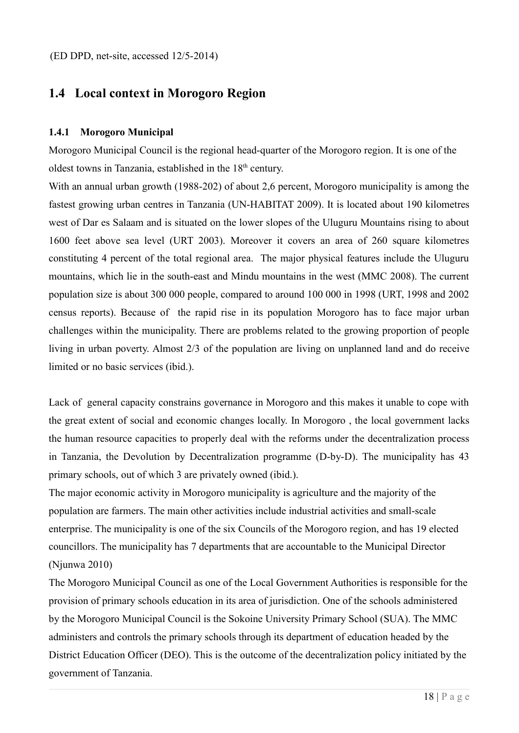(ED DPD, net-site, accessed 12/5-2014)

## 1.4 Local context in Morogoro Region

### 1.4.1 Morogoro Municipal

Morogoro Municipal Council is the regional head-quarter of the Morogoro region. It is one of the oldest towns in Tanzania, established in the 18th century.

With an annual urban growth (1988-202) of about 2,6 percent, Morogoro municipality is among the fastest growing urban centres in Tanzania (UN-HABITAT 2009). It is located about 190 kilometres west of Dar es Salaam and is situated on the lower slopes of the Uluguru Mountains rising to about 1600 feet above sea level (URT 2003). Moreover it covers an area of 260 square kilometres constituting 4 percent of the total regional area. The major physical features include the Uluguru mountains, which lie in the south-east and Mindu mountains in the west (MMC 2008). The current population size is about 300 000 people, compared to around 100 000 in 1998 (URT, 1998 and 2002 census reports). Because of the rapid rise in its population Morogoro has to face major urban challenges within the municipality. There are problems related to the growing proportion of people living in urban poverty. Almost 2/3 of the population are living on unplanned land and do receive limited or no basic services (ibid.).

Lack of general capacity constrains governance in Morogoro and this makes it unable to cope with the great extent of social and economic changes locally. In Morogoro , the local government lacks the human resource capacities to properly deal with the reforms under the decentralization process in Tanzania, the Devolution by Decentralization programme (D-by-D). The municipality has 43 primary schools, out of which 3 are privately owned (ibid.).

The major economic activity in Morogoro municipality is agriculture and the majority of the population are farmers. The main other activities include industrial activities and small-scale enterprise. The municipality is one of the six Councils of the Morogoro region, and has 19 elected councillors. The municipality has 7 departments that are accountable to the Municipal Director (Njunwa 2010)

The Morogoro Municipal Council as one of the Local Government Authorities is responsible for the provision of primary schools education in its area of jurisdiction. One of the schools administered by the Morogoro Municipal Council is the Sokoine University Primary School (SUA). The MMC administers and controls the primary schools through its department of education headed by the District Education Officer (DEO). This is the outcome of the decentralization policy initiated by the government of Tanzania.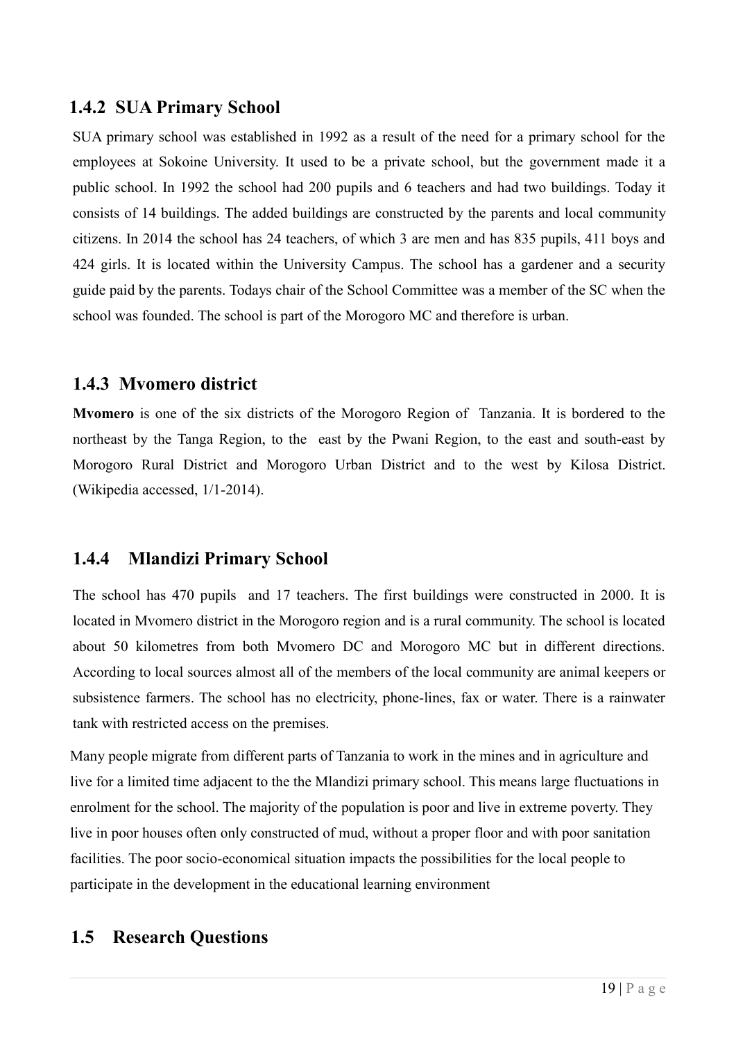### 1.4.2 SUA Primary School

SUA primary school was established in 1992 as a result of the need for a primary school for the employees at Sokoine University. It used to be a private school, but the government made it a public school. In 1992 the school had 200 pupils and 6 teachers and had two buildings. Today it consists of 14 buildings. The added buildings are constructed by the parents and local community citizens. In 2014 the school has 24 teachers, of which 3 are men and has 835 pupils, 411 boys and 424 girls. It is located within the University Campus. The school has a gardener and a security guide paid by the parents. Todays chair of the School Committee was a member of the SC when the school was founded. The school is part of the Morogoro MC and therefore is urban.

### 1.4.3 Mvomero district

**Mvomero** is one of the six districts of the Morogoro Region of Tanzania. It is bordered to the northeast by the Tanga Region, to the east by the Pwani Region, to the east and south-east by Morogoro Rural District and Morogoro Urban District and to the west by Kilosa District. (Wikipedia accessed, 1/1-2014).

### 1.4.4 Mlandizi Primary School

The school has 470 pupils and 17 teachers. The first buildings were constructed in 2000. It is located in Mvomero district in the Morogoro region and is a rural community. The school is located about 50 kilometres from both Mvomero DC and Morogoro MC but in different directions. According to local sources almost all of the members of the local community are animal keepers or subsistence farmers. The school has no electricity, phone-lines, fax or water. There is a rainwater tank with restricted access on the premises.

Many people migrate from different parts of Tanzania to work in the mines and in agriculture and live for a limited time adjacent to the the Mlandizi primary school. This means large fluctuations in enrolment for the school. The majority of the population is poor and live in extreme poverty. They live in poor houses often only constructed of mud, without a proper floor and with poor sanitation facilities. The poor socio-economical situation impacts the possibilities for the local people to participate in the development in the educational learning environment

## 1.5 Research Questions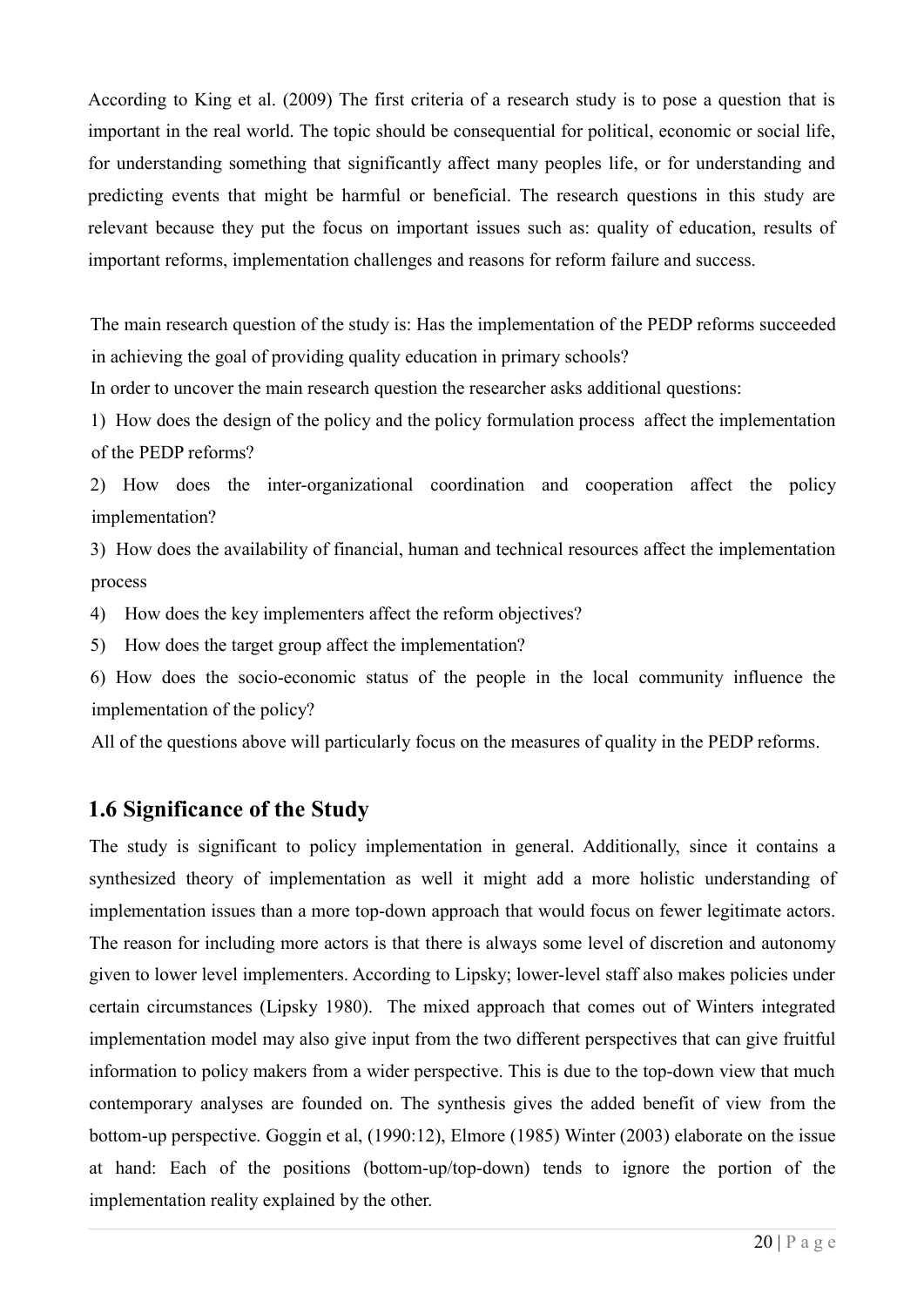According to King et al. (2009) The first criteria of a research study is to pose a question that is important in the real world. The topic should be consequential for political, economic or social life, for understanding something that significantly affect many peoples life, or for understanding and predicting events that might be harmful or beneficial. The research questions in this study are relevant because they put the focus on important issues such as: quality of education, results of important reforms, implementation challenges and reasons for reform failure and success.

The main research question of the study is: Has the implementation of the PEDP reforms succeeded in achieving the goal of providing quality education in primary schools?

In order to uncover the main research question the researcher asks additional questions:

1) How does the design of the policy and the policy formulation process affect the implementation of the PEDP reforms?

2) How does the inter-organizational coordination and cooperation affect the policy implementation?

3) How does the availability of financial, human and technical resources affect the implementation process

4) How does the key implementers affect the reform objectives?

5) How does the target group affect the implementation?

6) How does the socio-economic status of the people in the local community influence the implementation of the policy?

All of the questions above will particularly focus on the measures of quality in the PEDP reforms.

## 1.6 Significance of the Study

The study is significant to policy implementation in general. Additionally, since it contains a synthesized theory of implementation as well it might add a more holistic understanding of implementation issues than a more top-down approach that would focus on fewer legitimate actors. The reason for including more actors is that there is always some level of discretion and autonomy given to lower level implementers. According to Lipsky; lower-level staff also makes policies under certain circumstances (Lipsky 1980). The mixed approach that comes out of Winters integrated implementation model may also give input from the two different perspectives that can give fruitful information to policy makers from a wider perspective. This is due to the top-down view that much contemporary analyses are founded on. The synthesis gives the added benefit of view from the bottom-up perspective. Goggin et al, (1990:12), Elmore (1985) Winter (2003) elaborate on the issue at hand: Each of the positions (bottom-up/top-down) tends to ignore the portion of the implementation reality explained by the other.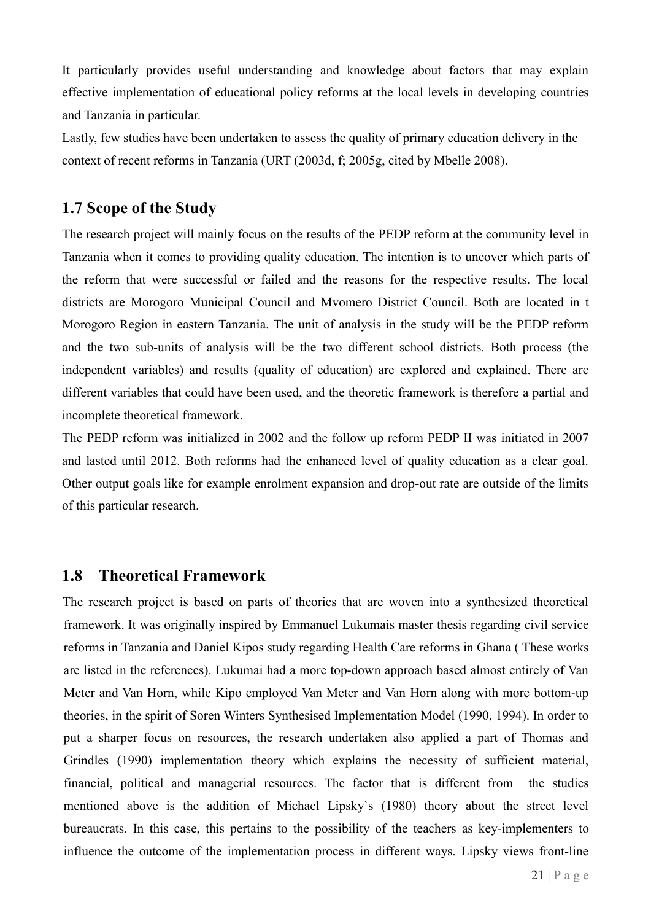It particularly provides useful understanding and knowledge about factors that may explain effective implementation of educational policy reforms at the local levels in developing countries and Tanzania in particular.

Lastly, few studies have been undertaken to assess the quality of primary education delivery in the context of recent reforms in Tanzania (URT (2003d, f; 2005g, cited by Mbelle 2008).

## 1.7 Scope of the Study

The research project will mainly focus on the results of the PEDP reform at the community level in Tanzania when it comes to providing quality education. The intention is to uncover which parts of the reform that were successful or failed and the reasons for the respective results. The local districts are Morogoro Municipal Council and Mvomero District Council. Both are located in t Morogoro Region in eastern Tanzania. The unit of analysis in the study will be the PEDP reform and the two sub-units of analysis will be the two different school districts. Both process (the independent variables) and results (quality of education) are explored and explained. There are different variables that could have been used, and the theoretic framework is therefore a partial and incomplete theoretical framework.

The PEDP reform was initialized in 2002 and the follow up reform PEDP II was initiated in 2007 and lasted until 2012. Both reforms had the enhanced level of quality education as a clear goal. Other output goals like for example enrolment expansion and drop-out rate are outside of the limits of this particular research.

## 1.8 Theoretical Framework

The research project is based on parts of theories that are woven into a synthesized theoretical framework. It was originally inspired by Emmanuel Lukumais master thesis regarding civil service reforms in Tanzania and Daniel Kipos study regarding Health Care reforms in Ghana ( These works are listed in the references). Lukumai had a more top-down approach based almost entirely of Van Meter and Van Horn, while Kipo employed Van Meter and Van Horn along with more bottom-up theories, in the spirit of Soren Winters Synthesised Implementation Model (1990, 1994). In order to put a sharper focus on resources, the research undertaken also applied a part of Thomas and Grindles (1990) implementation theory which explains the necessity of sufficient material, financial, political and managerial resources. The factor that is different from the studies mentioned above is the addition of Michael Lipsky`s (1980) theory about the street level bureaucrats. In this case, this pertains to the possibility of the teachers as key-implementers to influence the outcome of the implementation process in different ways. Lipsky views front-line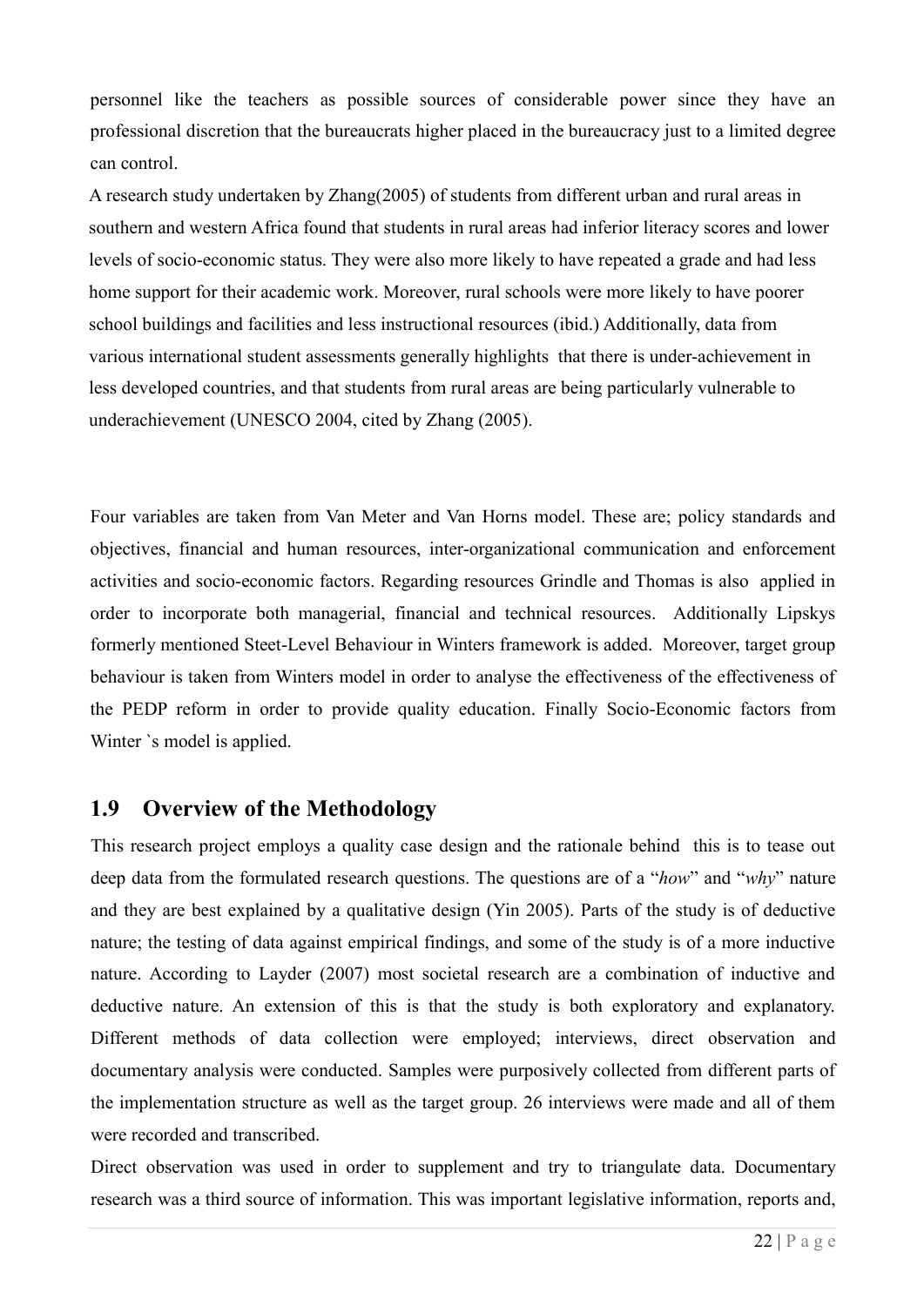personnel like the teachers as possible sources of considerable power since they have an professional discretion that the bureaucrats higher placed in the bureaucracy just to a limited degree can control.

A research study undertaken by Zhang(2005) of students from different urban and rural areas in southern and western Africa found that students in rural areas had inferior literacy scores and lower levels of socio-economic status. They were also more likely to have repeated a grade and had less home support for their academic work. Moreover, rural schools were more likely to have poorer school buildings and facilities and less instructional resources (ibid.) Additionally, data from various international student assessments generally highlights that there is under-achievement in less developed countries, and that students from rural areas are being particularly vulnerable to underachievement (UNESCO 2004, cited by Zhang (2005).

Four variables are taken from Van Meter and Van Horns model. These are; policy standards and objectives, financial and human resources, inter-organizational communication and enforcement activities and socio-economic factors. Regarding resources Grindle and Thomas is also applied in order to incorporate both managerial, financial and technical resources. Additionally Lipskys formerly mentioned Steet-Level Behaviour in Winters framework is added. Moreover, target group behaviour is taken from Winters model in order to analyse the effectiveness of the effectiveness of the PEDP reform in order to provide quality education. Finally Socio-Economic factors from Winter `s model is applied.

## 1.9 Overview of the Methodology

This research project employs a quality case design and the rationale behind this is to tease out deep data from the formulated research questions. The questions are of a "*how*" and "*why*" nature and they are best explained by a qualitative design (Yin 2005). Parts of the study is of deductive nature; the testing of data against empirical findings, and some of the study is of a more inductive nature. According to Layder (2007) most societal research are a combination of inductive and deductive nature. An extension of this is that the study is both exploratory and explanatory. Different methods of data collection were employed; interviews, direct observation and documentary analysis were conducted. Samples were purposively collected from different parts of the implementation structure as well as the target group. 26 interviews were made and all of them were recorded and transcribed.

Direct observation was used in order to supplement and try to triangulate data. Documentary research was a third source of information. This was important legislative information, reports and,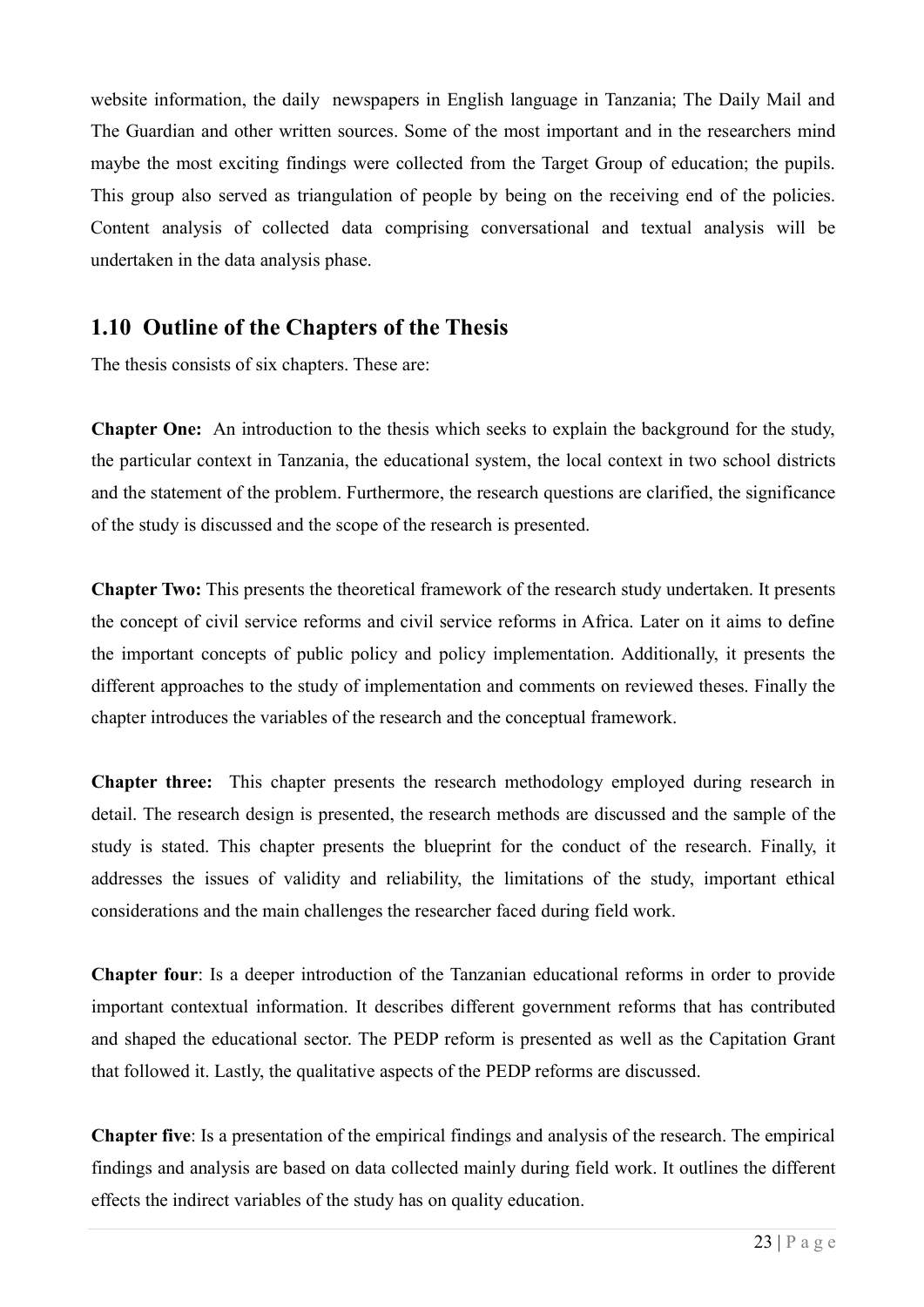website information, the daily newspapers in English language in Tanzania; The Daily Mail and The Guardian and other written sources. Some of the most important and in the researchers mind maybe the most exciting findings were collected from the Target Group of education; the pupils. This group also served as triangulation of people by being on the receiving end of the policies. Content analysis of collected data comprising conversational and textual analysis will be undertaken in the data analysis phase.

## 1.10 Outline of the Chapters of the Thesis

The thesis consists of six chapters. These are:

**Chapter One:** An introduction to the thesis which seeks to explain the background for the study, the particular context in Tanzania, the educational system, the local context in two school districts and the statement of the problem. Furthermore, the research questions are clarified, the significance of the study is discussed and the scope of the research is presented.

**Chapter Two:** This presents the theoretical framework of the research study undertaken. It presents the concept of civil service reforms and civil service reforms in Africa. Later on it aims to define the important concepts of public policy and policy implementation. Additionally, it presents the different approaches to the study of implementation and comments on reviewed theses. Finally the chapter introduces the variables of the research and the conceptual framework.

**Chapter three:** This chapter presents the research methodology employed during research in detail. The research design is presented, the research methods are discussed and the sample of the study is stated. This chapter presents the blueprint for the conduct of the research. Finally, it addresses the issues of validity and reliability, the limitations of the study, important ethical considerations and the main challenges the researcher faced during field work.

**Chapter four**: Is a deeper introduction of the Tanzanian educational reforms in order to provide important contextual information. It describes different government reforms that has contributed and shaped the educational sector. The PEDP reform is presented as well as the Capitation Grant that followed it. Lastly, the qualitative aspects of the PEDP reforms are discussed.

**Chapter five**: Is a presentation of the empirical findings and analysis of the research. The empirical findings and analysis are based on data collected mainly during field work. It outlines the different effects the indirect variables of the study has on quality education.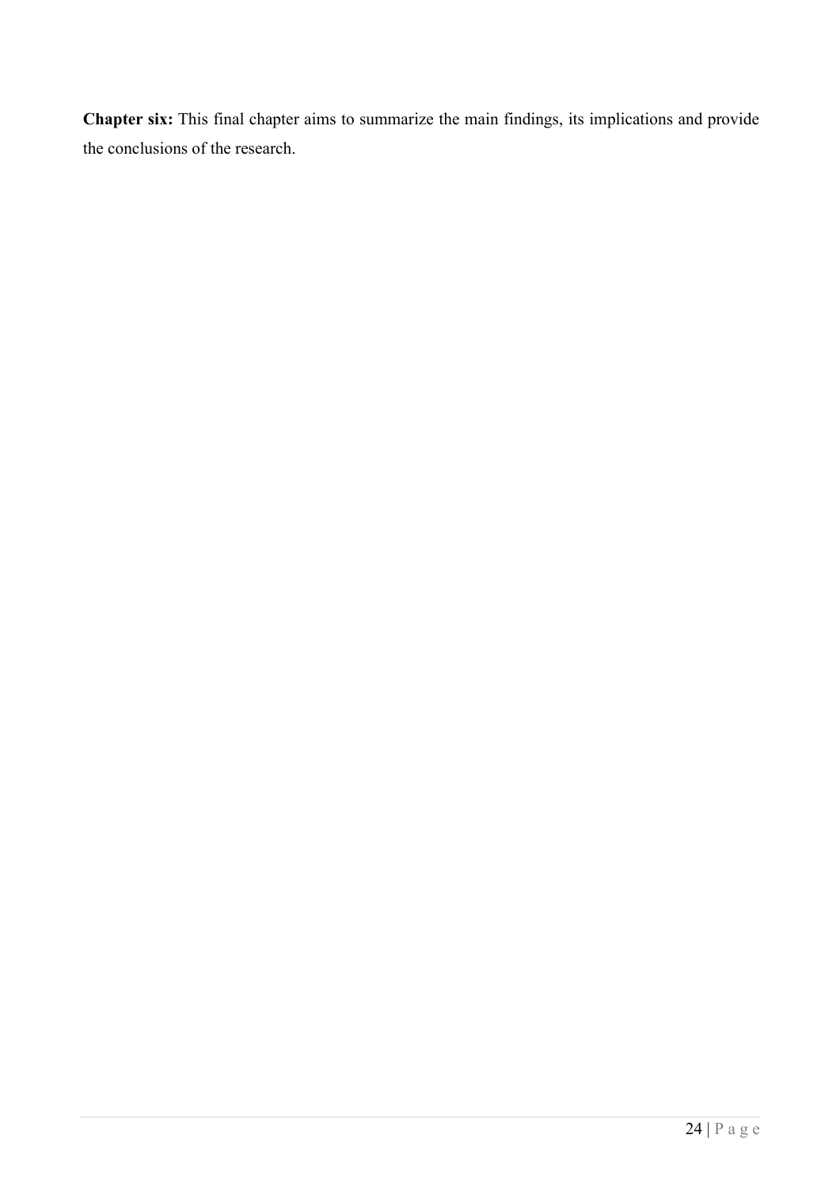**Chapter six:** This final chapter aims to summarize the main findings, its implications and provide the conclusions of the research.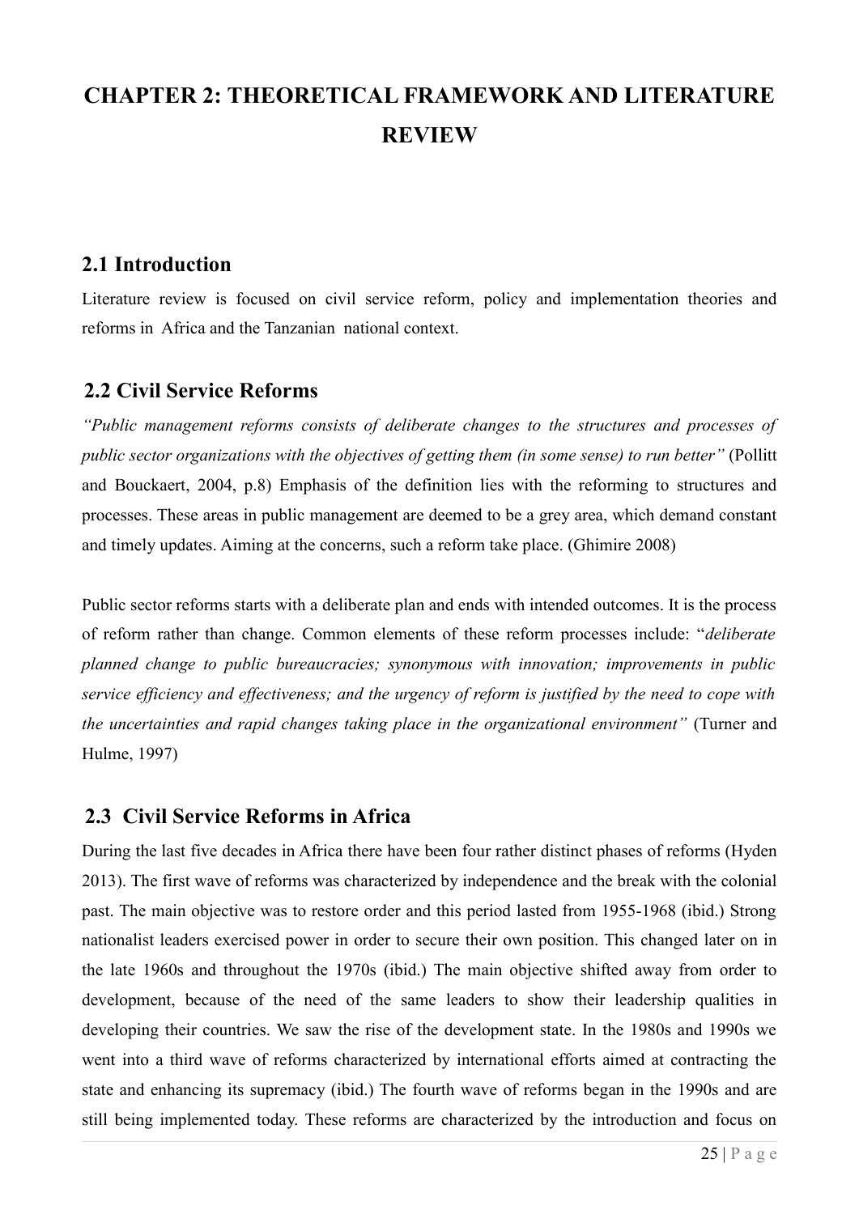# CHAPTER 2: THEORETICAL FRAMEWORK AND LITERATURE REVIEW

## 2.1 Introduction

Literature review is focused on civil service reform, policy and implementation theories and reforms in Africa and the Tanzanian national context.

## 2.2 Civil Service Reforms

*"Public management reforms consists of deliberate changes to the structures and processes of public sector organizations with the objectives of getting them (in some sense) to run better"* (Pollitt and Bouckaert, 2004, p.8) Emphasis of the definition lies with the reforming to structures and processes. These areas in public management are deemed to be a grey area, which demand constant and timely updates. Aiming at the concerns, such a reform take place. (Ghimire 2008)

Public sector reforms starts with a deliberate plan and ends with intended outcomes. It is the process of reform rather than change. Common elements of these reform processes include: "*deliberate planned change to public bureaucracies; synonymous with innovation; improvements in public service efficiency and effectiveness; and the urgency of reform is justified by the need to cope with the uncertainties and rapid changes taking place in the organizational environment"* (Turner and Hulme, 1997)

## 2.3 Civil Service Reforms in Africa

During the last five decades in Africa there have been four rather distinct phases of reforms (Hyden 2013). The first wave of reforms was characterized by independence and the break with the colonial past. The main objective was to restore order and this period lasted from 1955-1968 (ibid.) Strong nationalist leaders exercised power in order to secure their own position. This changed later on in the late 1960s and throughout the 1970s (ibid.) The main objective shifted away from order to development, because of the need of the same leaders to show their leadership qualities in developing their countries. We saw the rise of the development state. In the 1980s and 1990s we went into a third wave of reforms characterized by international efforts aimed at contracting the state and enhancing its supremacy (ibid.) The fourth wave of reforms began in the 1990s and are still being implemented today. These reforms are characterized by the introduction and focus on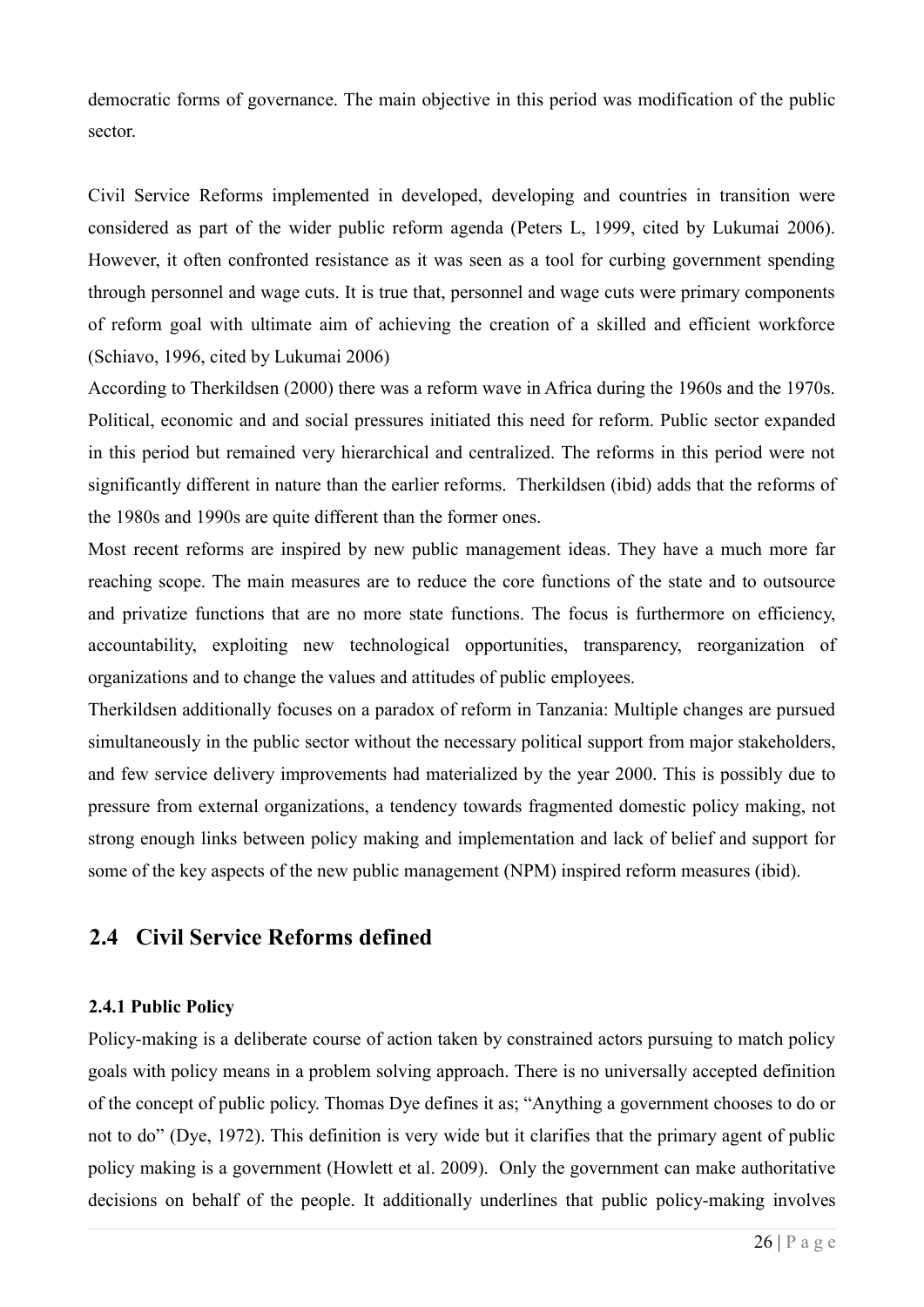democratic forms of governance. The main objective in this period was modification of the public sector.

Civil Service Reforms implemented in developed, developing and countries in transition were considered as part of the wider public reform agenda (Peters L, 1999, cited by Lukumai 2006). However, it often confronted resistance as it was seen as a tool for curbing government spending through personnel and wage cuts. It is true that, personnel and wage cuts were primary components of reform goal with ultimate aim of achieving the creation of a skilled and efficient workforce (Schiavo, 1996, cited by Lukumai 2006)

According to Therkildsen (2000) there was a reform wave in Africa during the 1960s and the 1970s. Political, economic and and social pressures initiated this need for reform. Public sector expanded in this period but remained very hierarchical and centralized. The reforms in this period were not significantly different in nature than the earlier reforms. Therkildsen (ibid) adds that the reforms of the 1980s and 1990s are quite different than the former ones.

Most recent reforms are inspired by new public management ideas. They have a much more far reaching scope. The main measures are to reduce the core functions of the state and to outsource and privatize functions that are no more state functions. The focus is furthermore on efficiency, accountability, exploiting new technological opportunities, transparency, reorganization of organizations and to change the values and attitudes of public employees.

Therkildsen additionally focuses on a paradox of reform in Tanzania: Multiple changes are pursued simultaneously in the public sector without the necessary political support from major stakeholders, and few service delivery improvements had materialized by the year 2000. This is possibly due to pressure from external organizations, a tendency towards fragmented domestic policy making, not strong enough links between policy making and implementation and lack of belief and support for some of the key aspects of the new public management (NPM) inspired reform measures (ibid).

## 2.4 Civil Service Reforms defined

### 2.4.1 Public Policy

Policy-making is a deliberate course of action taken by constrained actors pursuing to match policy goals with policy means in a problem solving approach. There is no universally accepted definition of the concept of public policy. Thomas Dye defines it as; "Anything a government chooses to do or not to do" (Dye, 1972). This definition is very wide but it clarifies that the primary agent of public policy making is a government (Howlett et al. 2009). Only the government can make authoritative decisions on behalf of the people. It additionally underlines that public policy-making involves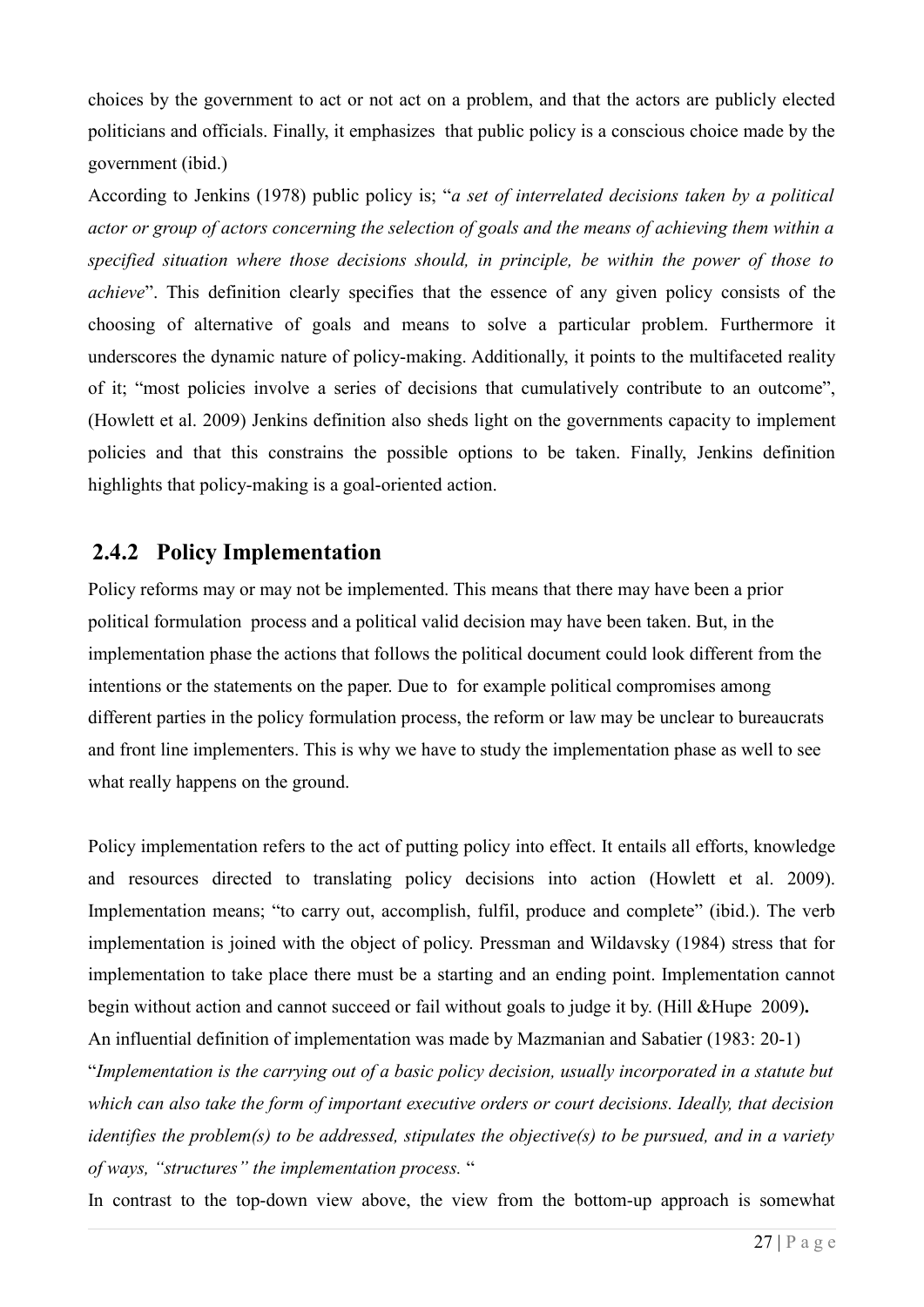choices by the government to act or not act on a problem, and that the actors are publicly elected politicians and officials. Finally, it emphasizes that public policy is a conscious choice made by the government (ibid.)

According to Jenkins (1978) public policy is; "*a set of interrelated decisions taken by a political actor or group of actors concerning the selection of goals and the means of achieving them within a specified situation where those decisions should, in principle, be within the power of those to achieve*". This definition clearly specifies that the essence of any given policy consists of the choosing of alternative of goals and means to solve a particular problem. Furthermore it underscores the dynamic nature of policy-making. Additionally, it points to the multifaceted reality of it; "most policies involve a series of decisions that cumulatively contribute to an outcome", (Howlett et al. 2009) Jenkins definition also sheds light on the governments capacity to implement policies and that this constrains the possible options to be taken. Finally, Jenkins definition highlights that policy-making is a goal-oriented action.

### 2.4.2 Policy Implementation

Policy reforms may or may not be implemented. This means that there may have been a prior political formulation process and a political valid decision may have been taken. But, in the implementation phase the actions that follows the political document could look different from the intentions or the statements on the paper. Due to for example political compromises among different parties in the policy formulation process, the reform or law may be unclear to bureaucrats and front line implementers. This is why we have to study the implementation phase as well to see what really happens on the ground.

Policy implementation refers to the act of putting policy into effect. It entails all efforts, knowledge and resources directed to translating policy decisions into action (Howlett et al. 2009). Implementation means; "to carry out, accomplish, fulfil, produce and complete" (ibid.). The verb implementation is joined with the object of policy. Pressman and Wildavsky (1984) stress that for implementation to take place there must be a starting and an ending point. Implementation cannot begin without action and cannot succeed or fail without goals to judge it by. (Hill &Hupe 2009)**.**

An influential definition of implementation was made by Mazmanian and Sabatier (1983: 20-1) "*Implementation is the carrying out of a basic policy decision, usually incorporated in a statute but which can also take the form of important executive orders or court decisions. Ideally, that decision identifies the problem(s) to be addressed, stipulates the objective(s) to be pursued, and in a variety of ways, "structures" the implementation process.* "

In contrast to the top-down view above, the view from the bottom-up approach is somewhat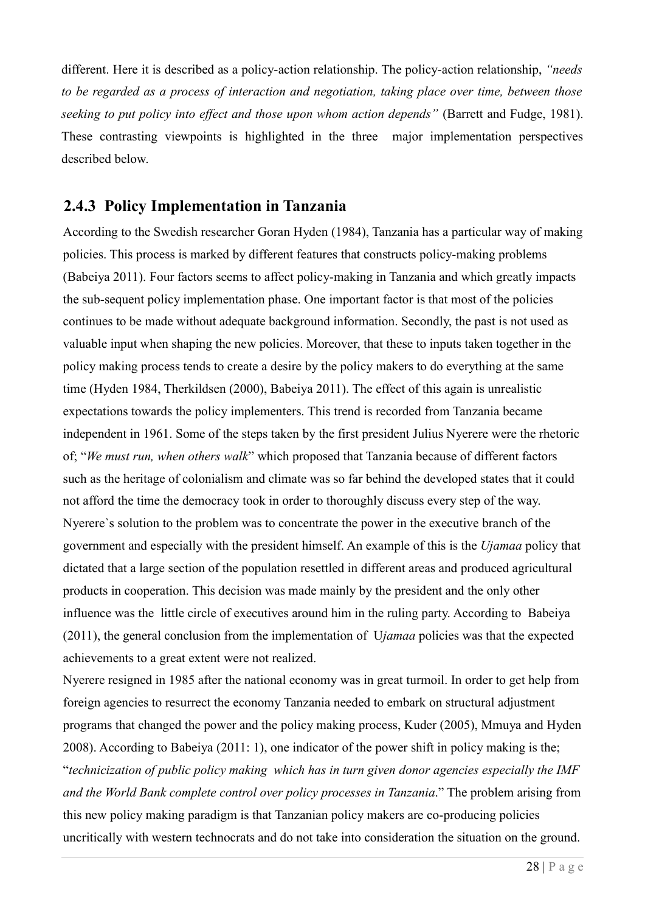different. Here it is described as a policy-action relationship. The policy-action relationship, *"needs to be regarded as a process of interaction and negotiation, taking place over time, between those seeking to put policy into effect and those upon whom action depends"* (Barrett and Fudge, 1981). These contrasting viewpoints is highlighted in the three major implementation perspectives described below.

### 2.4.3 Policy Implementation in Tanzania

According to the Swedish researcher Goran Hyden (1984), Tanzania has a particular way of making policies. This process is marked by different features that constructs policy-making problems (Babeiya 2011). Four factors seems to affect policy-making in Tanzania and which greatly impacts the sub-sequent policy implementation phase. One important factor is that most of the policies continues to be made without adequate background information. Secondly, the past is not used as valuable input when shaping the new policies. Moreover, that these to inputs taken together in the policy making process tends to create a desire by the policy makers to do everything at the same time (Hyden 1984, Therkildsen (2000), Babeiya 2011). The effect of this again is unrealistic expectations towards the policy implementers. This trend is recorded from Tanzania became independent in 1961. Some of the steps taken by the first president Julius Nyerere were the rhetoric of; "*We must run, when others walk*" which proposed that Tanzania because of different factors such as the heritage of colonialism and climate was so far behind the developed states that it could not afford the time the democracy took in order to thoroughly discuss every step of the way. Nyerere`s solution to the problem was to concentrate the power in the executive branch of the government and especially with the president himself. An example of this is the *Ujamaa* policy that dictated that a large section of the population resettled in different areas and produced agricultural products in cooperation. This decision was made mainly by the president and the only other influence was the little circle of executives around him in the ruling party. According to Babeiya (2011), the general conclusion from the implementation of U*jamaa* policies was that the expected achievements to a great extent were not realized.

Nyerere resigned in 1985 after the national economy was in great turmoil. In order to get help from foreign agencies to resurrect the economy Tanzania needed to embark on structural adjustment programs that changed the power and the policy making process, Kuder (2005), Mmuya and Hyden 2008). According to Babeiya (2011: 1), one indicator of the power shift in policy making is the; "*technicization of public policy making which has in turn given donor agencies especially the IMF and the World Bank complete control over policy processes in Tanzania*." The problem arising from this new policy making paradigm is that Tanzanian policy makers are co-producing policies uncritically with western technocrats and do not take into consideration the situation on the ground.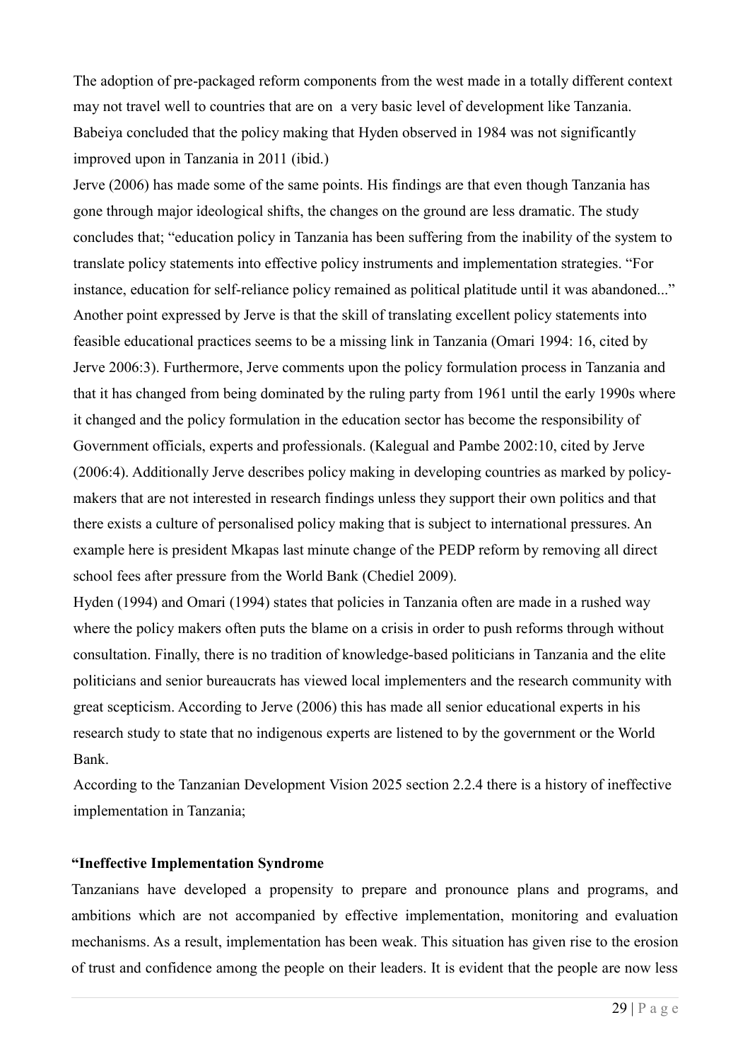The adoption of pre-packaged reform components from the west made in a totally different context may not travel well to countries that are on a very basic level of development like Tanzania. Babeiya concluded that the policy making that Hyden observed in 1984 was not significantly improved upon in Tanzania in 2011 (ibid.)

Jerve (2006) has made some of the same points. His findings are that even though Tanzania has gone through major ideological shifts, the changes on the ground are less dramatic. The study concludes that; "education policy in Tanzania has been suffering from the inability of the system to translate policy statements into effective policy instruments and implementation strategies. "For instance, education for self-reliance policy remained as political platitude until it was abandoned..." Another point expressed by Jerve is that the skill of translating excellent policy statements into feasible educational practices seems to be a missing link in Tanzania (Omari 1994: 16, cited by Jerve 2006:3). Furthermore, Jerve comments upon the policy formulation process in Tanzania and that it has changed from being dominated by the ruling party from 1961 until the early 1990s where it changed and the policy formulation in the education sector has become the responsibility of Government officials, experts and professionals. (Kalegual and Pambe 2002:10, cited by Jerve (2006:4). Additionally Jerve describes policy making in developing countries as marked by policy-makers that are not interested in research findings unless they support their own politics and that there exists a culture of personalised policy making that is subject to international pressures. An example here is president Mkapas last minute change of the PEDP reform by removing all direct school fees after pressure from the World Bank (Chediel 2009).

Hyden (1994) and Omari (1994) states that policies in Tanzania often are made in a rushed way where the policy makers often puts the blame on a crisis in order to push reforms through without consultation. Finally, there is no tradition of knowledge-based politicians in Tanzania and the elite politicians and senior bureaucrats has viewed local implementers and the research community with great scepticism. According to Jerve (2006) this has made all senior educational experts in his research study to state that no indigenous experts are listened to by the government or the World Bank.

According to the Tanzanian Development Vision 2025 section 2.2.4 there is a history of ineffective implementation in Tanzania;

**"Ineffective Implementation Syndrome**

Tanzanians have developed a propensity to prepare and pronounce plans and programs, and ambitions which are not accompanied by effective implementation, monitoring and evaluation mechanisms. As a result, implementation has been weak. This situation has given rise to the erosion of trust and confidence among the people on their leaders. It is evident that the people are now less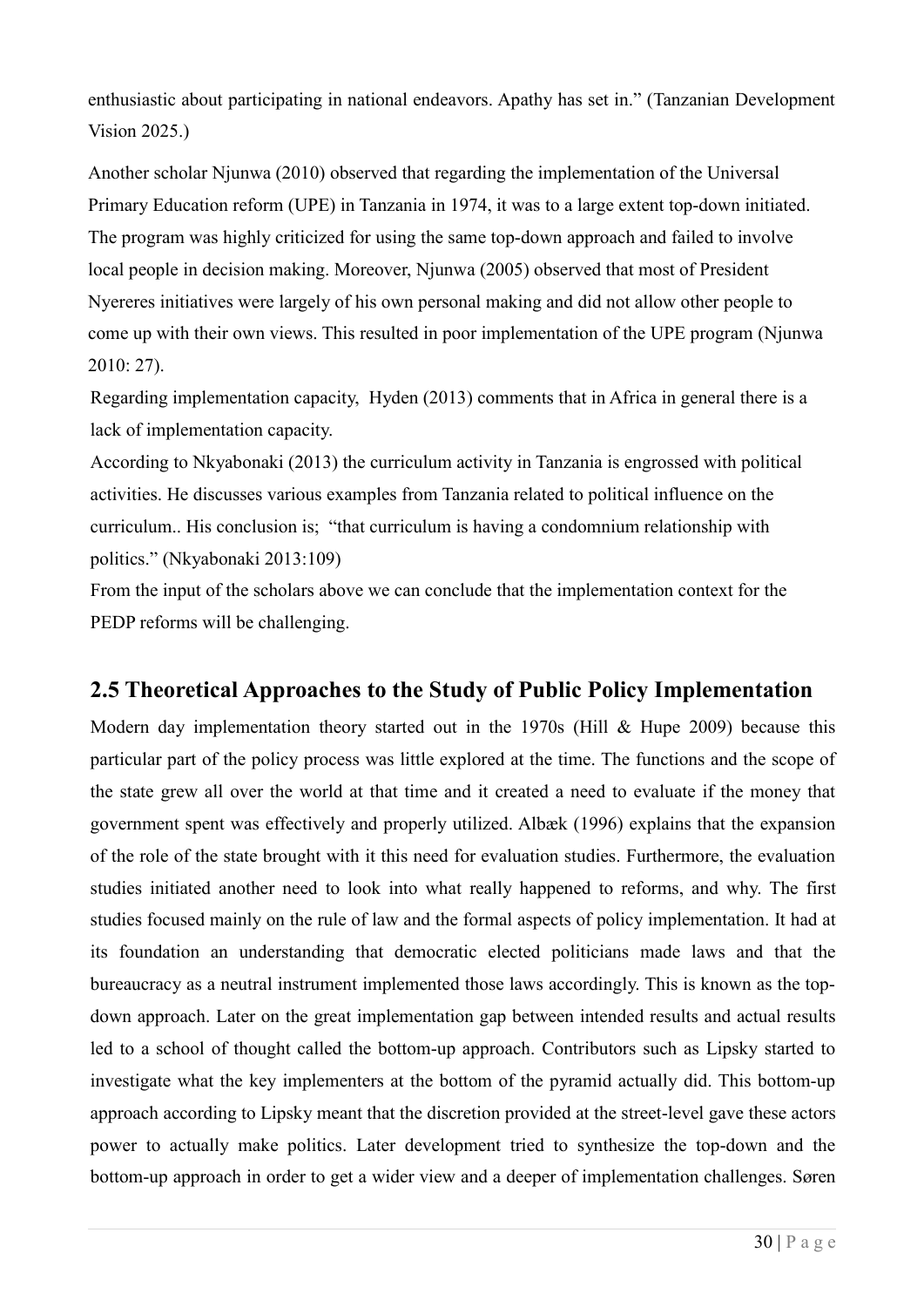enthusiastic about participating in national endeavors. Apathy has set in." (Tanzanian Development Vision 2025.)

Another scholar Njunwa (2010) observed that regarding the implementation of the Universal Primary Education reform (UPE) in Tanzania in 1974, it was to a large extent top-down initiated. The program was highly criticized for using the same top-down approach and failed to involve local people in decision making. Moreover, Njunwa (2005) observed that most of President Nyereres initiatives were largely of his own personal making and did not allow other people to come up with their own views. This resulted in poor implementation of the UPE program (Njunwa 2010: 27).

Regarding implementation capacity, Hyden (2013) comments that in Africa in general there is a lack of implementation capacity.

According to Nkyabonaki (2013) the curriculum activity in Tanzania is engrossed with political activities. He discusses various examples from Tanzania related to political influence on the curriculum.. His conclusion is; "that curriculum is having a condomnium relationship with politics." (Nkyabonaki 2013:109)

From the input of the scholars above we can conclude that the implementation context for the PEDP reforms will be challenging.

## 2.5 Theoretical Approaches to the Study of Public Policy Implementation

Modern day implementation theory started out in the 1970s (Hill & Hupe 2009) because this particular part of the policy process was little explored at the time. The functions and the scope of the state grew all over the world at that time and it created a need to evaluate if the money that government spent was effectively and properly utilized. Albæk (1996) explains that the expansion of the role of the state brought with it this need for evaluation studies. Furthermore, the evaluation studies initiated another need to look into what really happened to reforms, and why. The first studies focused mainly on the rule of law and the formal aspects of policy implementation. It had at its foundation an understanding that democratic elected politicians made laws and that the bureaucracy as a neutral instrument implemented those laws accordingly. This is known as the top-down approach. Later on the great implementation gap between intended results and actual results led to a school of thought called the bottom-up approach. Contributors such as Lipsky started to investigate what the key implementers at the bottom of the pyramid actually did. This bottom-up approach according to Lipsky meant that the discretion provided at the street-level gave these actors power to actually make politics. Later development tried to synthesize the top-down and the bottom-up approach in order to get a wider view and a deeper of implementation challenges. Søren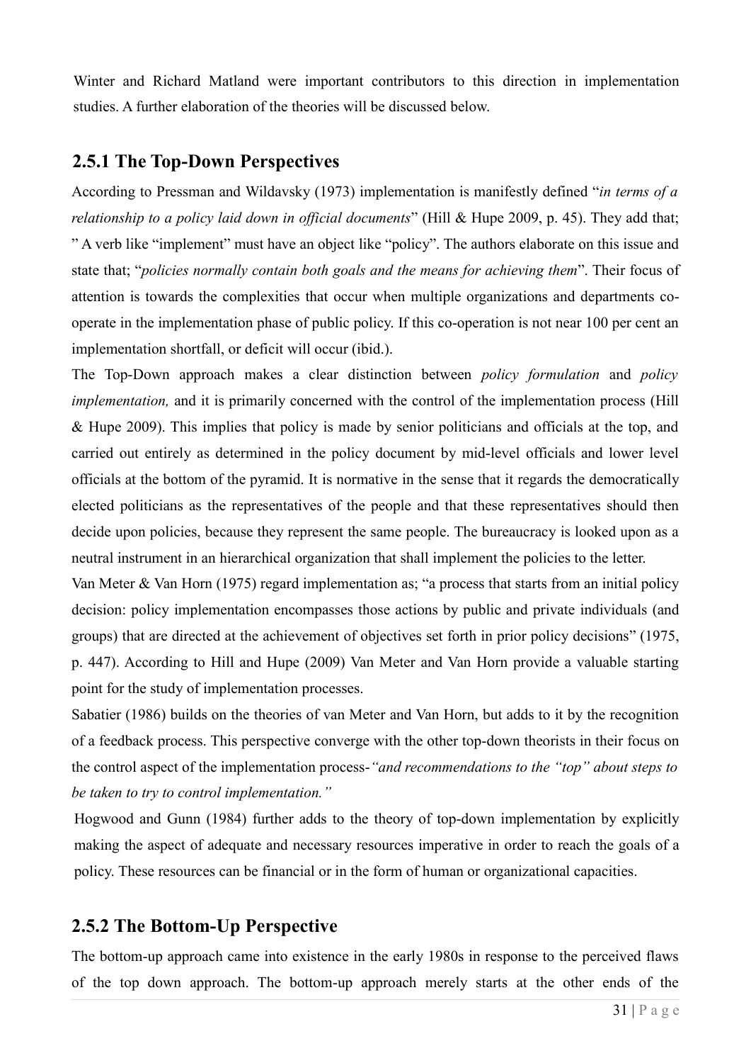Winter and Richard Matland were important contributors to this direction in implementation studies. A further elaboration of the theories will be discussed below.

## 2.5.1 The Top-Down Perspectives

According to Pressman and Wildavsky (1973) implementation is manifestly defined "*in terms of a relationship to a policy laid down in official documents*" (Hill & Hupe 2009, p. 45). They add that; " A verb like "implement" must have an object like "policy". The authors elaborate on this issue and state that; "*policies normally contain both goals and the means for achieving them*". Their focus of attention is towards the complexities that occur when multiple organizations and departments co-operate in the implementation phase of public policy. If this co-operation is not near 100 per cent an implementation shortfall, or deficit will occur (ibid.).

The Top-Down approach makes a clear distinction between *policy formulation* and *policy implementation,* and it is primarily concerned with the control of the implementation process (Hill & Hupe 2009). This implies that policy is made by senior politicians and officials at the top, and carried out entirely as determined in the policy document by mid-level officials and lower level officials at the bottom of the pyramid. It is normative in the sense that it regards the democratically elected politicians as the representatives of the people and that these representatives should then decide upon policies, because they represent the same people. The bureaucracy is looked upon as a neutral instrument in an hierarchical organization that shall implement the policies to the letter.

Van Meter & Van Horn (1975) regard implementation as; "a process that starts from an initial policy decision: policy implementation encompasses those actions by public and private individuals (and groups) that are directed at the achievement of objectives set forth in prior policy decisions" (1975, p. 447). According to Hill and Hupe (2009) Van Meter and Van Horn provide a valuable starting point for the study of implementation processes.

Sabatier (1986) builds on the theories of van Meter and Van Horn, but adds to it by the recognition of a feedback process. This perspective converge with the other top-down theorists in their focus on the control aspect of the implementation process-*"and recommendations to the "top" about steps to be taken to try to control implementation."*

Hogwood and Gunn (1984) further adds to the theory of top-down implementation by explicitly making the aspect of adequate and necessary resources imperative in order to reach the goals of a policy. These resources can be financial or in the form of human or organizational capacities.

## 2.5.2 The Bottom-Up Perspective

The bottom-up approach came into existence in the early 1980s in response to the perceived flaws of the top down approach. The bottom-up approach merely starts at the other ends of the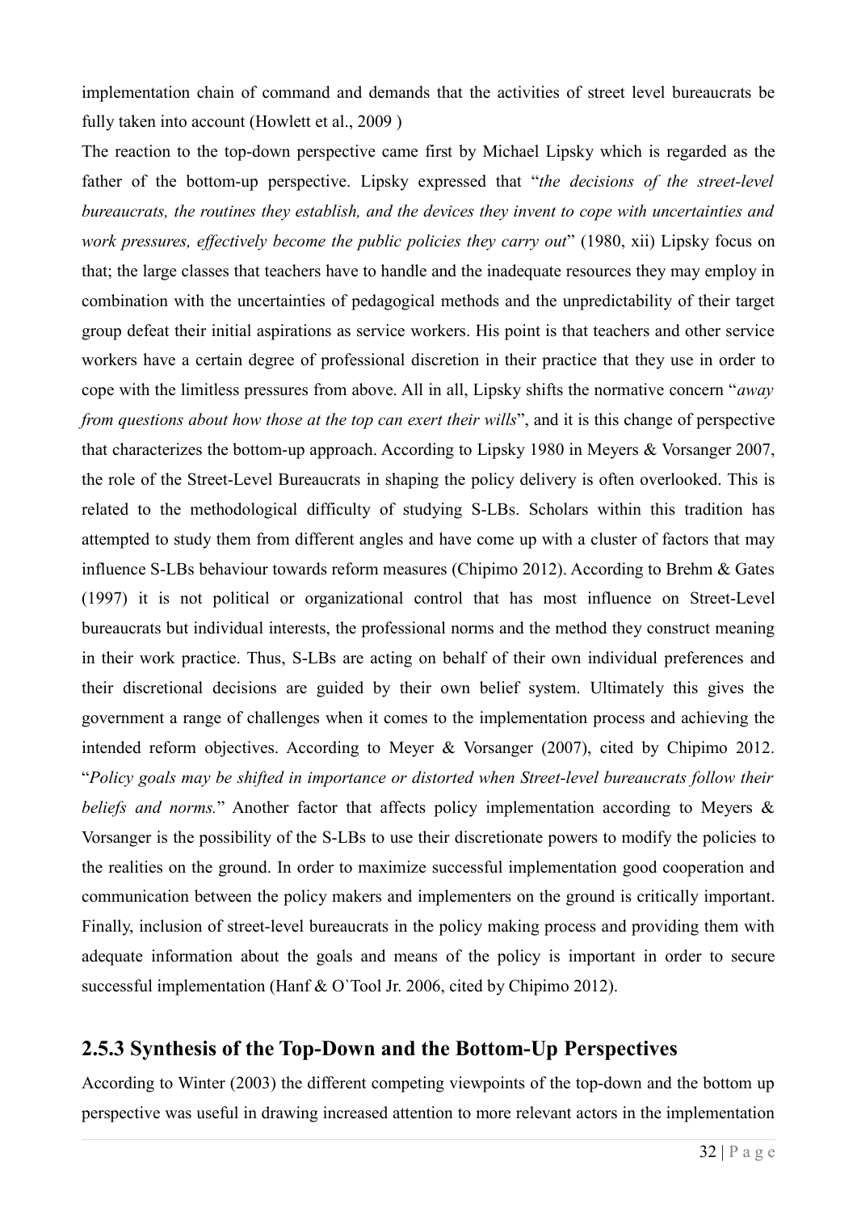implementation chain of command and demands that the activities of street level bureaucrats be fully taken into account (Howlett et al., 2009 )

The reaction to the top-down perspective came first by Michael Lipsky which is regarded as the father of the bottom-up perspective. Lipsky expressed that "*the decisions of the street-level bureaucrats, the routines they establish, and the devices they invent to cope with uncertainties and work pressures, effectively become the public policies they carry out*" (1980, xii) Lipsky focus on that; the large classes that teachers have to handle and the inadequate resources they may employ in combination with the uncertainties of pedagogical methods and the unpredictability of their target group defeat their initial aspirations as service workers. His point is that teachers and other service workers have a certain degree of professional discretion in their practice that they use in order to cope with the limitless pressures from above. All in all, Lipsky shifts the normative concern "*away from questions about how those at the top can exert their wills*", and it is this change of perspective that characterizes the bottom-up approach. According to Lipsky 1980 in Meyers & Vorsanger 2007, the role of the Street-Level Bureaucrats in shaping the policy delivery is often overlooked. This is related to the methodological difficulty of studying S-LBs. Scholars within this tradition has attempted to study them from different angles and have come up with a cluster of factors that may influence S-LBs behaviour towards reform measures (Chipimo 2012). According to Brehm & Gates (1997) it is not political or organizational control that has most influence on Street-Level bureaucrats but individual interests, the professional norms and the method they construct meaning in their work practice. Thus, S-LBs are acting on behalf of their own individual preferences and their discretional decisions are guided by their own belief system. Ultimately this gives the government a range of challenges when it comes to the implementation process and achieving the intended reform objectives. According to Meyer & Vorsanger (2007), cited by Chipimo 2012. "*Policy goals may be shifted in importance or distorted when Street-level bureaucrats follow their beliefs and norms.*" Another factor that affects policy implementation according to Meyers & Vorsanger is the possibility of the S-LBs to use their discretionate powers to modify the policies to the realities on the ground. In order to maximize successful implementation good cooperation and communication between the policy makers and implementers on the ground is critically important. Finally, inclusion of street-level bureaucrats in the policy making process and providing them with adequate information about the goals and means of the policy is important in order to secure successful implementation (Hanf & O`Tool Jr. 2006, cited by Chipimo 2012).

## 2.5.3 Synthesis of the Top-Down and the Bottom-Up Perspectives

According to Winter (2003) the different competing viewpoints of the top-down and the bottom up perspective was useful in drawing increased attention to more relevant actors in the implementation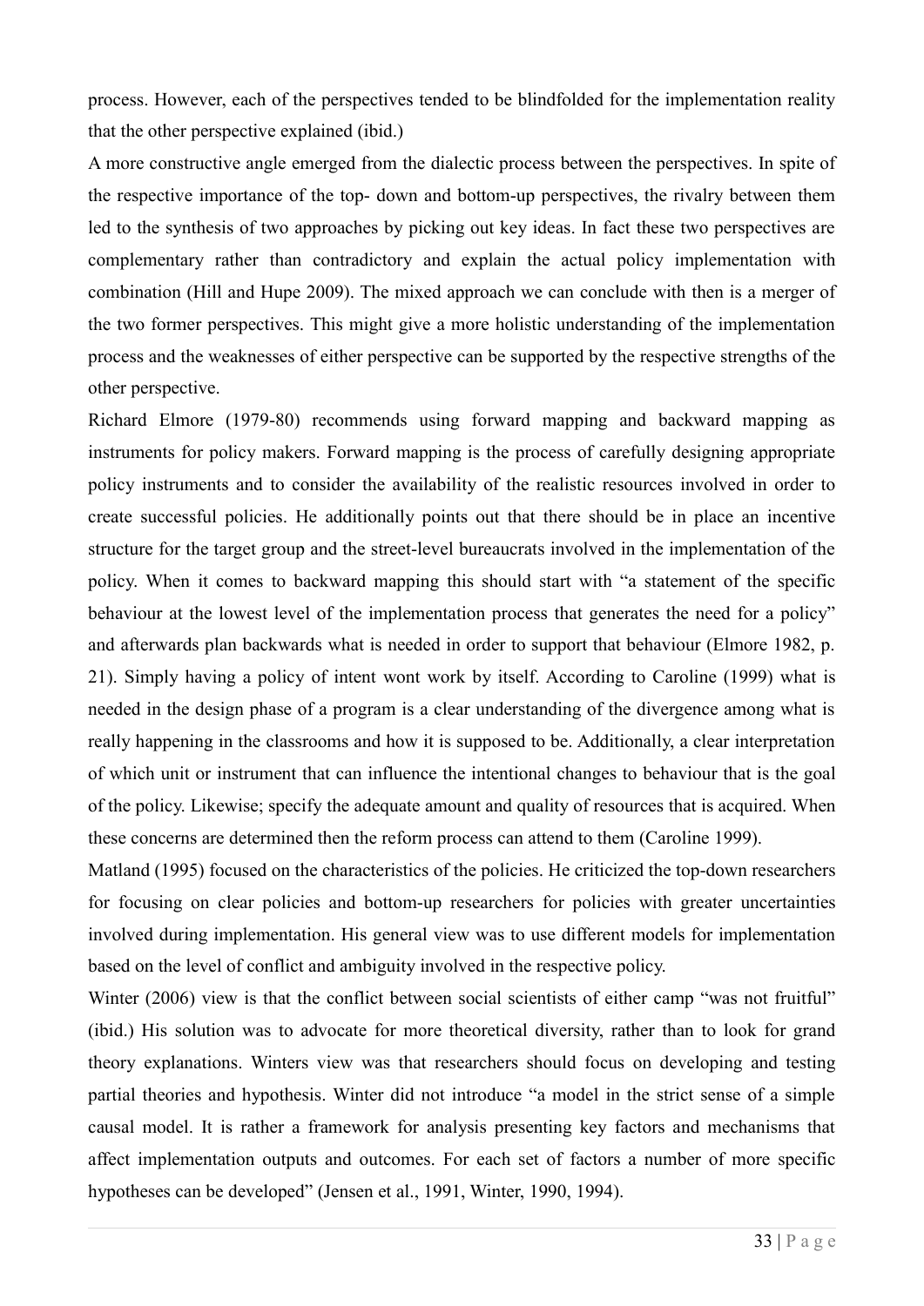process. However, each of the perspectives tended to be blindfolded for the implementation reality that the other perspective explained (ibid.)

A more constructive angle emerged from the dialectic process between the perspectives. In spite of the respective importance of the top- down and bottom-up perspectives, the rivalry between them led to the synthesis of two approaches by picking out key ideas. In fact these two perspectives are complementary rather than contradictory and explain the actual policy implementation with combination (Hill and Hupe 2009). The mixed approach we can conclude with then is a merger of the two former perspectives. This might give a more holistic understanding of the implementation process and the weaknesses of either perspective can be supported by the respective strengths of the other perspective.

Richard Elmore (1979-80) recommends using forward mapping and backward mapping as instruments for policy makers. Forward mapping is the process of carefully designing appropriate policy instruments and to consider the availability of the realistic resources involved in order to create successful policies. He additionally points out that there should be in place an incentive structure for the target group and the street-level bureaucrats involved in the implementation of the policy. When it comes to backward mapping this should start with "a statement of the specific behaviour at the lowest level of the implementation process that generates the need for a policy" and afterwards plan backwards what is needed in order to support that behaviour (Elmore 1982, p. 21). Simply having a policy of intent wont work by itself. According to Caroline (1999) what is needed in the design phase of a program is a clear understanding of the divergence among what is really happening in the classrooms and how it is supposed to be. Additionally, a clear interpretation of which unit or instrument that can influence the intentional changes to behaviour that is the goal of the policy. Likewise; specify the adequate amount and quality of resources that is acquired. When these concerns are determined then the reform process can attend to them (Caroline 1999).

Matland (1995) focused on the characteristics of the policies. He criticized the top-down researchers for focusing on clear policies and bottom-up researchers for policies with greater uncertainties involved during implementation. His general view was to use different models for implementation based on the level of conflict and ambiguity involved in the respective policy.

Winter (2006) view is that the conflict between social scientists of either camp "was not fruitful" (ibid.) His solution was to advocate for more theoretical diversity, rather than to look for grand theory explanations. Winters view was that researchers should focus on developing and testing partial theories and hypothesis. Winter did not introduce "a model in the strict sense of a simple causal model. It is rather a framework for analysis presenting key factors and mechanisms that affect implementation outputs and outcomes. For each set of factors a number of more specific hypotheses can be developed" (Jensen et al., 1991, Winter, 1990, 1994).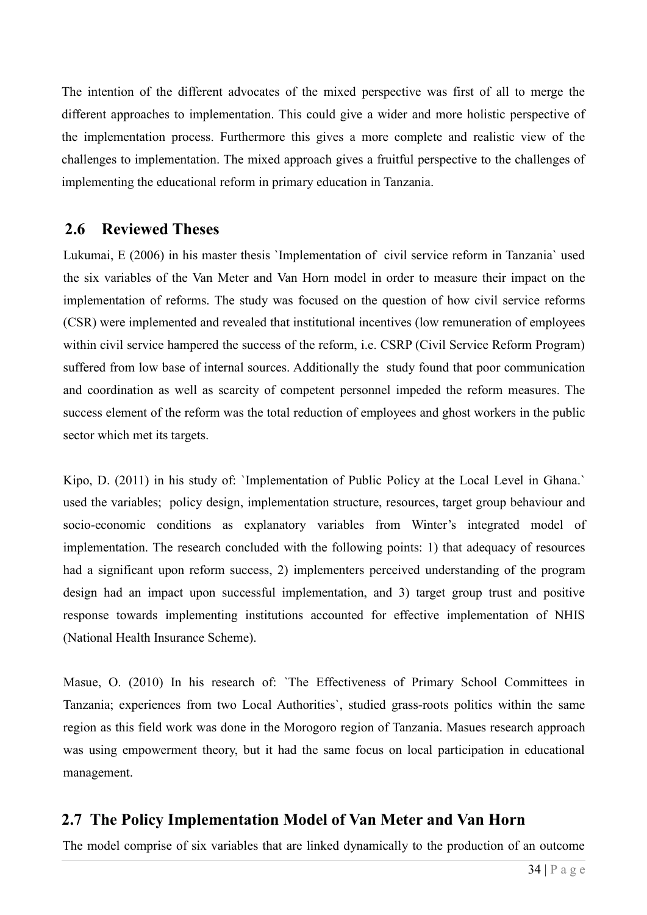The intention of the different advocates of the mixed perspective was first of all to merge the different approaches to implementation. This could give a wider and more holistic perspective of the implementation process. Furthermore this gives a more complete and realistic view of the challenges to implementation. The mixed approach gives a fruitful perspective to the challenges of implementing the educational reform in primary education in Tanzania.

## 2.6 Reviewed Theses

Lukumai, E (2006) in his master thesis `Implementation of civil service reform in Tanzania` used the six variables of the Van Meter and Van Horn model in order to measure their impact on the implementation of reforms. The study was focused on the question of how civil service reforms (CSR) were implemented and revealed that institutional incentives (low remuneration of employees within civil service hampered the success of the reform, i.e. CSRP (Civil Service Reform Program) suffered from low base of internal sources. Additionally the study found that poor communication and coordination as well as scarcity of competent personnel impeded the reform measures. The success element of the reform was the total reduction of employees and ghost workers in the public sector which met its targets.

Kipo, D. (2011) in his study of: `Implementation of Public Policy at the Local Level in Ghana.` used the variables; policy design, implementation structure, resources, target group behaviour and socio-economic conditions as explanatory variables from Winter's integrated model of implementation. The research concluded with the following points: 1) that adequacy of resources had a significant upon reform success, 2) implementers perceived understanding of the program design had an impact upon successful implementation, and 3) target group trust and positive response towards implementing institutions accounted for effective implementation of NHIS (National Health Insurance Scheme).

Masue, O. (2010) In his research of: `The Effectiveness of Primary School Committees in Tanzania; experiences from two Local Authorities`, studied grass-roots politics within the same region as this field work was done in the Morogoro region of Tanzania. Masues research approach was using empowerment theory, but it had the same focus on local participation in educational management.

## 2.7 The Policy Implementation Model of Van Meter and Van Horn

The model comprise of six variables that are linked dynamically to the production of an outcome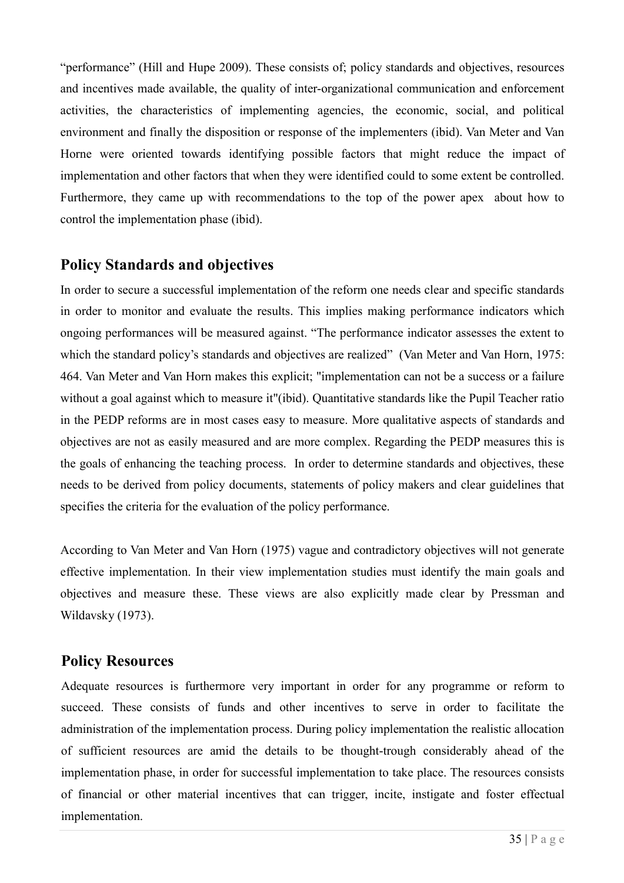"performance" (Hill and Hupe 2009). These consists of; policy standards and objectives, resources and incentives made available, the quality of inter-organizational communication and enforcement activities, the characteristics of implementing agencies, the economic, social, and political environment and finally the disposition or response of the implementers (ibid). Van Meter and Van Horne were oriented towards identifying possible factors that might reduce the impact of implementation and other factors that when they were identified could to some extent be controlled. Furthermore, they came up with recommendations to the top of the power apex about how to control the implementation phase (ibid).

## Policy Standards and objectives

In order to secure a successful implementation of the reform one needs clear and specific standards in order to monitor and evaluate the results. This implies making performance indicators which ongoing performances will be measured against. "The performance indicator assesses the extent to which the standard policy's standards and objectives are realized" (Van Meter and Van Horn, 1975: 464. Van Meter and Van Horn makes this explicit; "implementation can not be a success or a failure without a goal against which to measure it"(ibid). Quantitative standards like the Pupil Teacher ratio in the PEDP reforms are in most cases easy to measure. More qualitative aspects of standards and objectives are not as easily measured and are more complex. Regarding the PEDP measures this is the goals of enhancing the teaching process. In order to determine standards and objectives, these needs to be derived from policy documents, statements of policy makers and clear guidelines that specifies the criteria for the evaluation of the policy performance.

According to Van Meter and Van Horn (1975) vague and contradictory objectives will not generate effective implementation. In their view implementation studies must identify the main goals and objectives and measure these. These views are also explicitly made clear by Pressman and Wildavsky (1973).

## Policy Resources

Adequate resources is furthermore very important in order for any programme or reform to succeed. These consists of funds and other incentives to serve in order to facilitate the administration of the implementation process. During policy implementation the realistic allocation of sufficient resources are amid the details to be thought-trough considerably ahead of the implementation phase, in order for successful implementation to take place. The resources consists of financial or other material incentives that can trigger, incite, instigate and foster effectual implementation.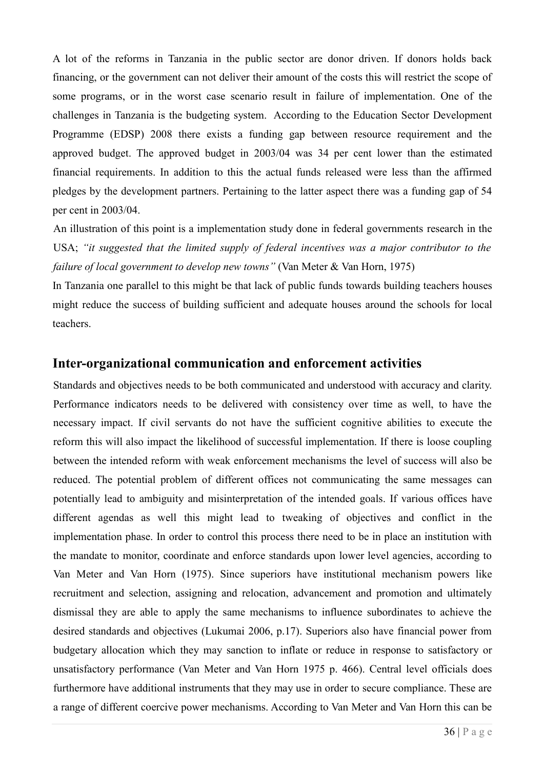A lot of the reforms in Tanzania in the public sector are donor driven. If donors holds back financing, or the government can not deliver their amount of the costs this will restrict the scope of some programs, or in the worst case scenario result in failure of implementation. One of the challenges in Tanzania is the budgeting system. According to the Education Sector Development Programme (EDSP) 2008 there exists a funding gap between resource requirement and the approved budget. The approved budget in 2003/04 was 34 per cent lower than the estimated financial requirements. In addition to this the actual funds released were less than the affirmed pledges by the development partners. Pertaining to the latter aspect there was a funding gap of 54 per cent in 2003/04.

An illustration of this point is a implementation study done in federal governments research in the USA; *"it suggested that the limited supply of federal incentives was a major contributor to the failure of local government to develop new towns"* (Van Meter & Van Horn, 1975)

In Tanzania one parallel to this might be that lack of public funds towards building teachers houses might reduce the success of building sufficient and adequate houses around the schools for local teachers.

## Inter-organizational communication and enforcement activities

Standards and objectives needs to be both communicated and understood with accuracy and clarity. Performance indicators needs to be delivered with consistency over time as well, to have the necessary impact. If civil servants do not have the sufficient cognitive abilities to execute the reform this will also impact the likelihood of successful implementation. If there is loose coupling between the intended reform with weak enforcement mechanisms the level of success will also be reduced. The potential problem of different offices not communicating the same messages can potentially lead to ambiguity and misinterpretation of the intended goals. If various offices have different agendas as well this might lead to tweaking of objectives and conflict in the implementation phase. In order to control this process there need to be in place an institution with the mandate to monitor, coordinate and enforce standards upon lower level agencies, according to Van Meter and Van Horn (1975). Since superiors have institutional mechanism powers like recruitment and selection, assigning and relocation, advancement and promotion and ultimately dismissal they are able to apply the same mechanisms to influence subordinates to achieve the desired standards and objectives (Lukumai 2006, p.17). Superiors also have financial power from budgetary allocation which they may sanction to inflate or reduce in response to satisfactory or unsatisfactory performance (Van Meter and Van Horn 1975 p. 466). Central level officials does furthermore have additional instruments that they may use in order to secure compliance. These are a range of different coercive power mechanisms. According to Van Meter and Van Horn this can be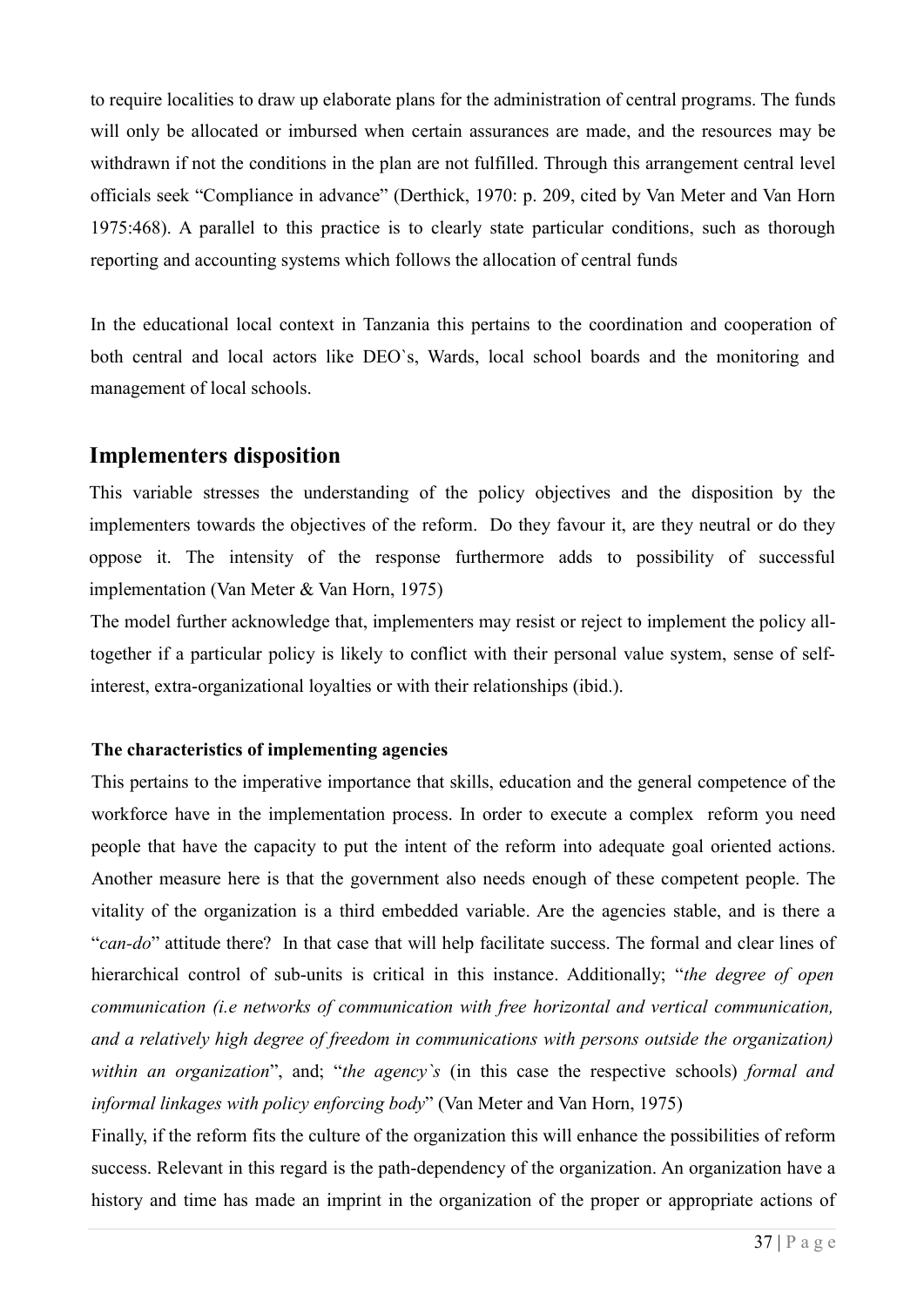to require localities to draw up elaborate plans for the administration of central programs. The funds will only be allocated or imbursed when certain assurances are made, and the resources may be withdrawn if not the conditions in the plan are not fulfilled. Through this arrangement central level officials seek "Compliance in advance" (Derthick, 1970: p. 209, cited by Van Meter and Van Horn 1975:468). A parallel to this practice is to clearly state particular conditions, such as thorough reporting and accounting systems which follows the allocation of central funds

In the educational local context in Tanzania this pertains to the coordination and cooperation of both central and local actors like DEO`s, Wards, local school boards and the monitoring and management of local schools.

## Implementers disposition

This variable stresses the understanding of the policy objectives and the disposition by the implementers towards the objectives of the reform. Do they favour it, are they neutral or do they oppose it. The intensity of the response furthermore adds to possibility of successful implementation (Van Meter & Van Horn, 1975)

The model further acknowledge that, implementers may resist or reject to implement the policy alltogether if a particular policy is likely to conflict with their personal value system, sense of self-interest, extra-organizational loyalties or with their relationships (ibid.).

#### The characteristics of implementing agencies

This pertains to the imperative importance that skills, education and the general competence of the workforce have in the implementation process. In order to execute a complex reform you need people that have the capacity to put the intent of the reform into adequate goal oriented actions. Another measure here is that the government also needs enough of these competent people. The vitality of the organization is a third embedded variable. Are the agencies stable, and is there a "*can-do*" attitude there? In that case that will help facilitate success. The formal and clear lines of hierarchical control of sub-units is critical in this instance. Additionally; "*the degree of open communication (i.e networks of communication with free horizontal and vertical communication, and a relatively high degree of freedom in communications with persons outside the organization) within an organization*", and; "*the agency`s* (in this case the respective schools) *formal and informal linkages with policy enforcing body*" (Van Meter and Van Horn, 1975)

Finally, if the reform fits the culture of the organization this will enhance the possibilities of reform success. Relevant in this regard is the path-dependency of the organization. An organization have a history and time has made an imprint in the organization of the proper or appropriate actions of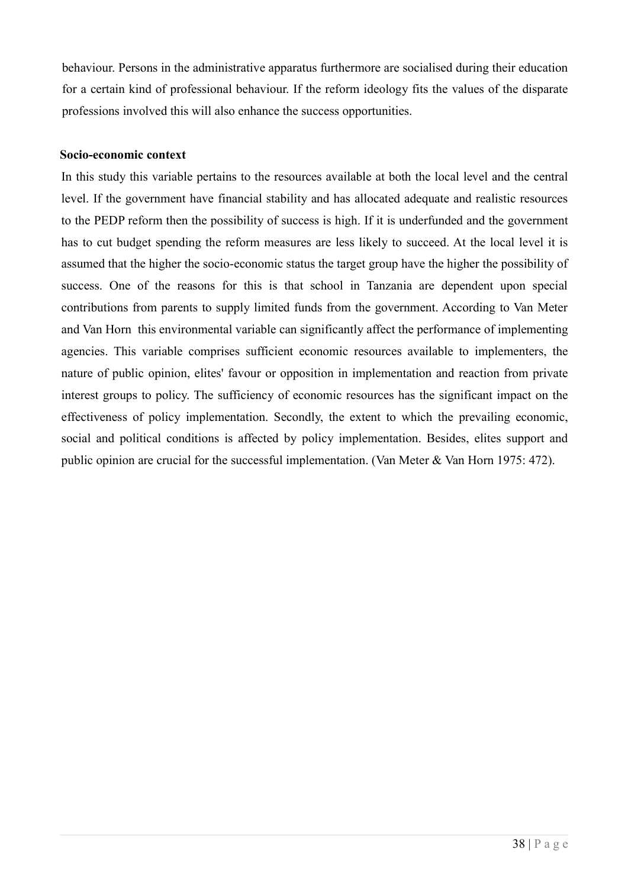behaviour. Persons in the administrative apparatus furthermore are socialised during their education for a certain kind of professional behaviour. If the reform ideology fits the values of the disparate professions involved this will also enhance the success opportunities.

**Socio-economic context**

In this study this variable pertains to the resources available at both the local level and the central level. If the government have financial stability and has allocated adequate and realistic resources to the PEDP reform then the possibility of success is high. If it is underfunded and the government has to cut budget spending the reform measures are less likely to succeed. At the local level it is assumed that the higher the socio-economic status the target group have the higher the possibility of success. One of the reasons for this is that school in Tanzania are dependent upon special contributions from parents to supply limited funds from the government. According to Van Meter and Van Horn this environmental variable can significantly affect the performance of implementing agencies. This variable comprises sufficient economic resources available to implementers, the nature of public opinion, elites' favour or opposition in implementation and reaction from private interest groups to policy. The sufficiency of economic resources has the significant impact on the effectiveness of policy implementation. Secondly, the extent to which the prevailing economic, social and political conditions is affected by policy implementation. Besides, elites support and public opinion are crucial for the successful implementation. (Van Meter & Van Horn 1975: 472).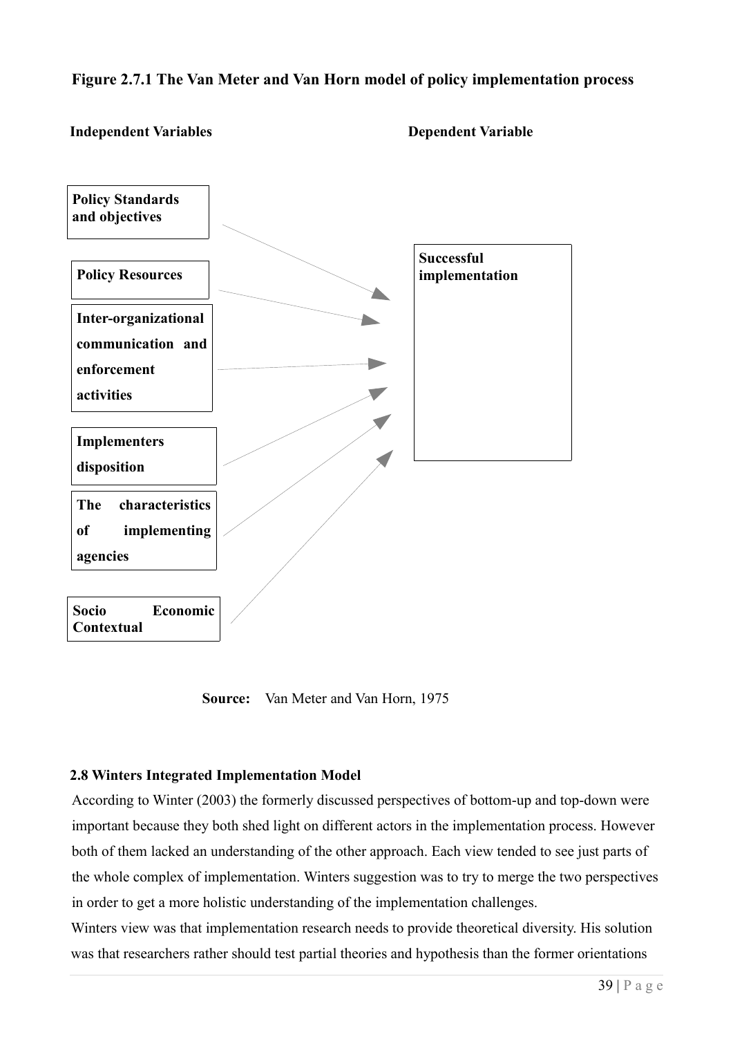**Figure 2.7.1 The Van Meter and Van Horn model of policy implementation process**

**Independent Variables** **Dependent Variable**

**Policy Standards and objectives**

**Policy Resources**

**Inter-organizational communication and enforcement activities**

**Implementers disposition**

**The characteristics of implementing agencies**

**Socio Economic Contextual**

**Successful implementation**

**Source:** Van Meter and Van Horn, 1975

### 2.8 Winters Integrated Implementation Model

According to Winter (2003) the formerly discussed perspectives of bottom-up and top-down were important because they both shed light on different actors in the implementation process. However both of them lacked an understanding of the other approach. Each view tended to see just parts of the whole complex of implementation. Winters suggestion was to try to merge the two perspectives in order to get a more holistic understanding of the implementation challenges.

Winters view was that implementation research needs to provide theoretical diversity. His solution was that researchers rather should test partial theories and hypothesis than the former orientations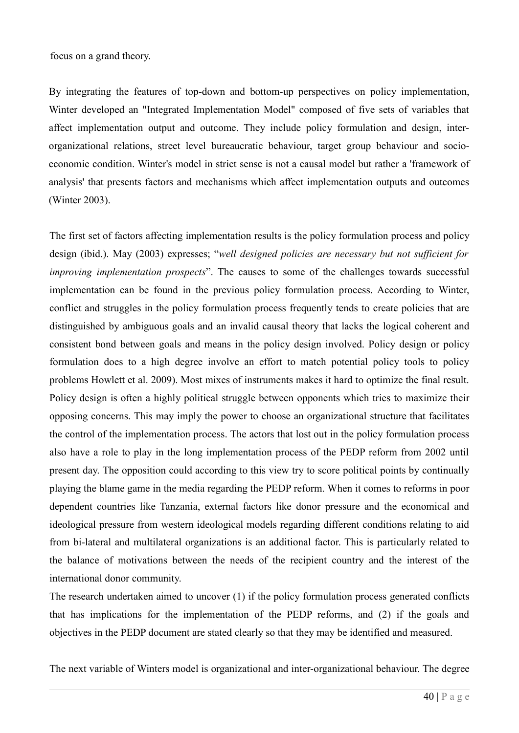focus on a grand theory.

By integrating the features of top-down and bottom-up perspectives on policy implementation, Winter developed an "Integrated Implementation Model" composed of five sets of variables that affect implementation output and outcome. They include policy formulation and design, inter-organizational relations, street level bureaucratic behaviour, target group behaviour and socio-economic condition. Winter's model in strict sense is not a causal model but rather a 'framework of analysis' that presents factors and mechanisms which affect implementation outputs and outcomes (Winter 2003).

The first set of factors affecting implementation results is the policy formulation process and policy design (ibid.). May (2003) expresses; "*well designed policies are necessary but not sufficient for improving implementation prospects*". The causes to some of the challenges towards successful implementation can be found in the previous policy formulation process. According to Winter, conflict and struggles in the policy formulation process frequently tends to create policies that are distinguished by ambiguous goals and an invalid causal theory that lacks the logical coherent and consistent bond between goals and means in the policy design involved. Policy design or policy formulation does to a high degree involve an effort to match potential policy tools to policy problems Howlett et al. 2009). Most mixes of instruments makes it hard to optimize the final result. Policy design is often a highly political struggle between opponents which tries to maximize their opposing concerns. This may imply the power to choose an organizational structure that facilitates the control of the implementation process. The actors that lost out in the policy formulation process also have a role to play in the long implementation process of the PEDP reform from 2002 until present day. The opposition could according to this view try to score political points by continually playing the blame game in the media regarding the PEDP reform. When it comes to reforms in poor dependent countries like Tanzania, external factors like donor pressure and the economical and ideological pressure from western ideological models regarding different conditions relating to aid from bi-lateral and multilateral organizations is an additional factor. This is particularly related to the balance of motivations between the needs of the recipient country and the interest of the international donor community.

The research undertaken aimed to uncover (1) if the policy formulation process generated conflicts that has implications for the implementation of the PEDP reforms, and (2) if the goals and objectives in the PEDP document are stated clearly so that they may be identified and measured.

The next variable of Winters model is organizational and inter-organizational behaviour. The degree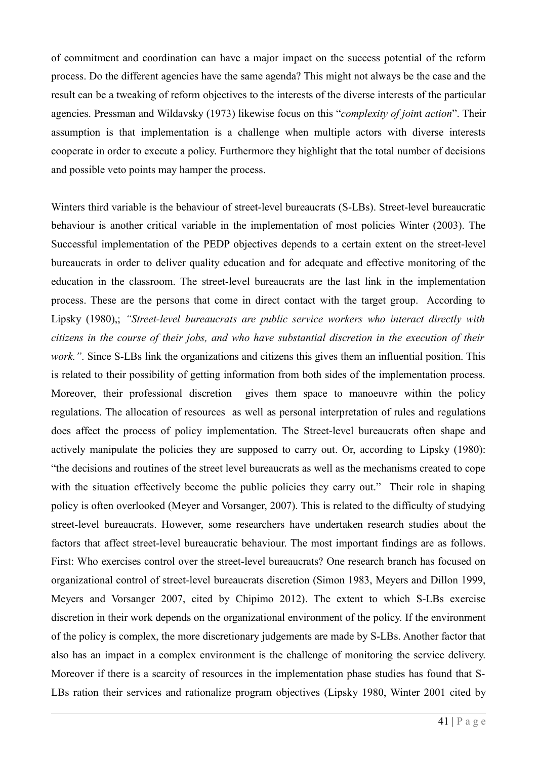of commitment and coordination can have a major impact on the success potential of the reform process. Do the different agencies have the same agenda? This might not always be the case and the result can be a tweaking of reform objectives to the interests of the diverse interests of the particular agencies. Pressman and Wildavsky (1973) likewise focus on this "*complexity of joint action*". Their assumption is that implementation is a challenge when multiple actors with diverse interests cooperate in order to execute a policy. Furthermore they highlight that the total number of decisions and possible veto points may hamper the process.

Winters third variable is the behaviour of street-level bureaucrats (S-LBs). Street-level bureaucratic behaviour is another critical variable in the implementation of most policies Winter (2003). The Successful implementation of the PEDP objectives depends to a certain extent on the street-level bureaucrats in order to deliver quality education and for adequate and effective monitoring of the education in the classroom. The street-level bureaucrats are the last link in the implementation process. These are the persons that come in direct contact with the target group. According to Lipsky (1980),; *"Street-level bureaucrats are public service workers who interact directly with citizens in the course of their jobs, and who have substantial discretion in the execution of their work."*. Since S-LBs link the organizations and citizens this gives them an influential position. This is related to their possibility of getting information from both sides of the implementation process. Moreover, their professional discretion gives them space to manoeuvre within the policy regulations. The allocation of resources as well as personal interpretation of rules and regulations does affect the process of policy implementation. The Street-level bureaucrats often shape and actively manipulate the policies they are supposed to carry out. Or, according to Lipsky (1980): "the decisions and routines of the street level bureaucrats as well as the mechanisms created to cope with the situation effectively become the public policies they carry out." Their role in shaping policy is often overlooked (Meyer and Vorsanger, 2007). This is related to the difficulty of studying street-level bureaucrats. However, some researchers have undertaken research studies about the factors that affect street-level bureaucratic behaviour. The most important findings are as follows. First: Who exercises control over the street-level bureaucrats? One research branch has focused on organizational control of street-level bureaucrats discretion (Simon 1983, Meyers and Dillon 1999, Meyers and Vorsanger 2007, cited by Chipimo 2012). The extent to which S-LBs exercise discretion in their work depends on the organizational environment of the policy. If the environment of the policy is complex, the more discretionary judgements are made by S-LBs. Another factor that also has an impact in a complex environment is the challenge of monitoring the service delivery. Moreover if there is a scarcity of resources in the implementation phase studies has found that S-LBs ration their services and rationalize program objectives (Lipsky 1980, Winter 2001 cited by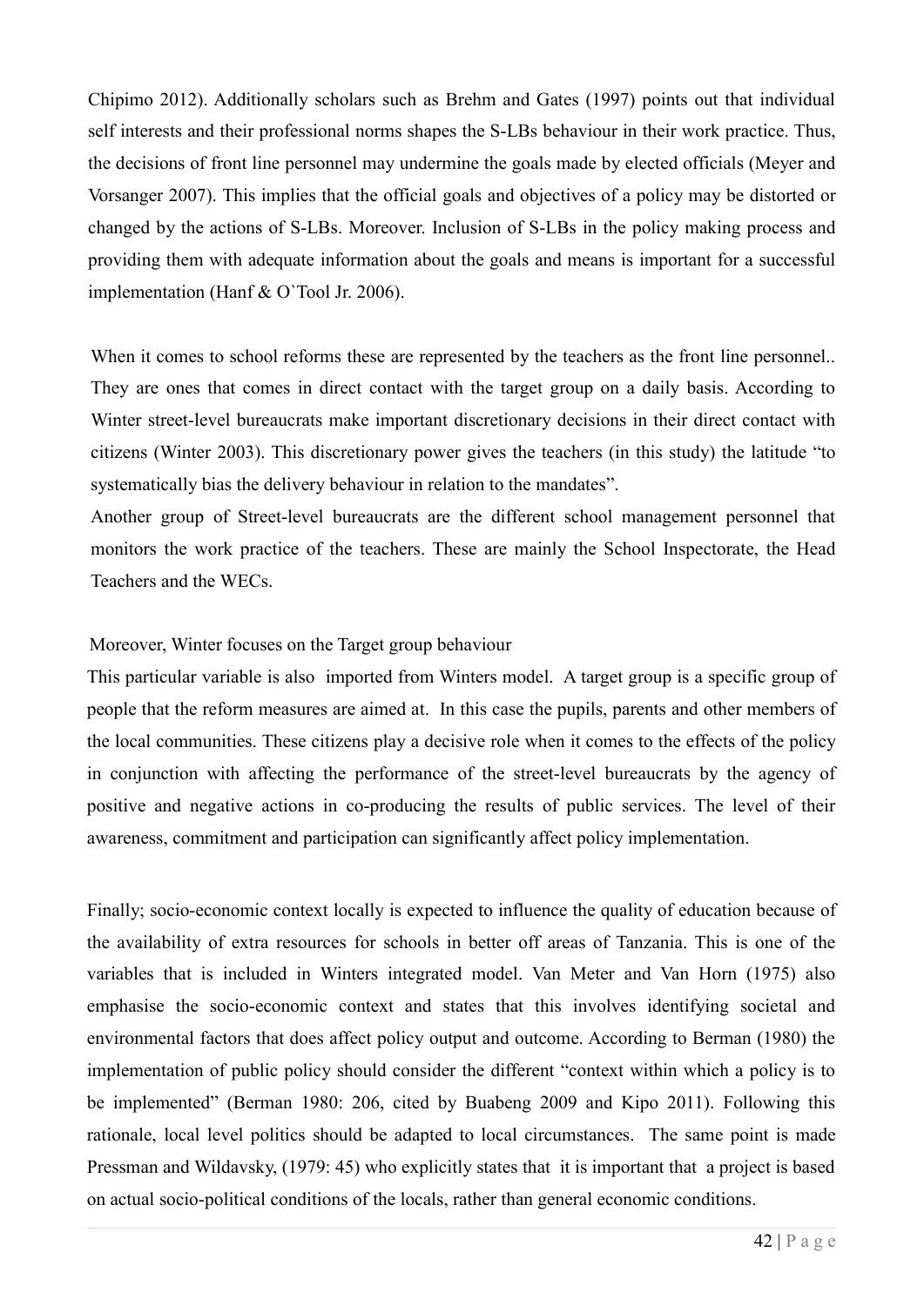Chipimo 2012). Additionally scholars such as Brehm and Gates (1997) points out that individual self interests and their professional norms shapes the S-LBs behaviour in their work practice. Thus, the decisions of front line personnel may undermine the goals made by elected officials (Meyer and Vorsanger 2007). This implies that the official goals and objectives of a policy may be distorted or changed by the actions of S-LBs. Moreover. Inclusion of S-LBs in the policy making process and providing them with adequate information about the goals and means is important for a successful implementation (Hanf & O`Tool Jr. 2006).

When it comes to school reforms these are represented by the teachers as the front line personnel.. They are ones that comes in direct contact with the target group on a daily basis. According to Winter street-level bureaucrats make important discretionary decisions in their direct contact with citizens (Winter 2003). This discretionary power gives the teachers (in this study) the latitude "to systematically bias the delivery behaviour in relation to the mandates".

Another group of Street-level bureaucrats are the different school management personnel that monitors the work practice of the teachers. These are mainly the School Inspectorate, the Head Teachers and the WECs.

Moreover, Winter focuses on the Target group behaviour

This particular variable is also imported from Winters model. A target group is a specific group of people that the reform measures are aimed at. In this case the pupils, parents and other members of the local communities. These citizens play a decisive role when it comes to the effects of the policy in conjunction with affecting the performance of the street-level bureaucrats by the agency of positive and negative actions in co-producing the results of public services. The level of their awareness, commitment and participation can significantly affect policy implementation.

Finally; socio-economic context locally is expected to influence the quality of education because of the availability of extra resources for schools in better off areas of Tanzania. This is one of the variables that is included in Winters integrated model. Van Meter and Van Horn (1975) also emphasise the socio-economic context and states that this involves identifying societal and environmental factors that does affect policy output and outcome. According to Berman (1980) the implementation of public policy should consider the different "context within which a policy is to be implemented" (Berman 1980: 206, cited by Buabeng 2009 and Kipo 2011). Following this rationale, local level politics should be adapted to local circumstances. The same point is made Pressman and Wildavsky, (1979: 45) who explicitly states that it is important that a project is based on actual socio-political conditions of the locals, rather than general economic conditions.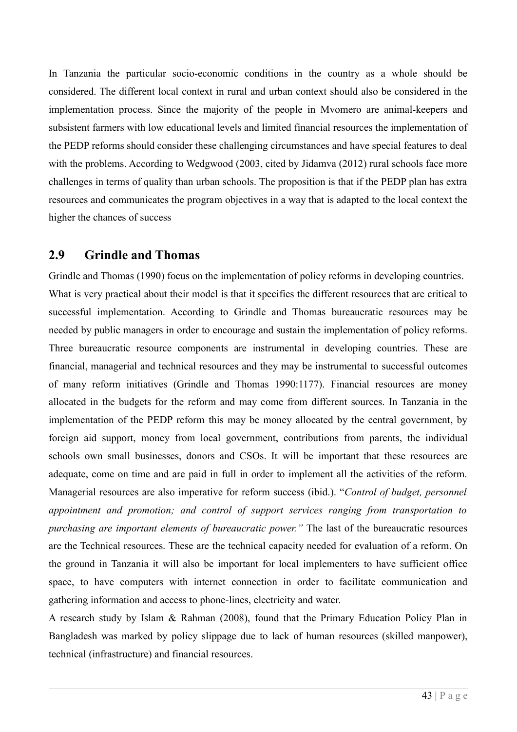In Tanzania the particular socio-economic conditions in the country as a whole should be considered. The different local context in rural and urban context should also be considered in the implementation process. Since the majority of the people in Mvomero are animal-keepers and subsistent farmers with low educational levels and limited financial resources the implementation of the PEDP reforms should consider these challenging circumstances and have special features to deal with the problems. According to Wedgwood (2003, cited by Jidamva (2012) rural schools face more challenges in terms of quality than urban schools. The proposition is that if the PEDP plan has extra resources and communicates the program objectives in a way that is adapted to the local context the higher the chances of success

## 2.9 Grindle and Thomas

Grindle and Thomas (1990) focus on the implementation of policy reforms in developing countries. What is very practical about their model is that it specifies the different resources that are critical to successful implementation. According to Grindle and Thomas bureaucratic resources may be needed by public managers in order to encourage and sustain the implementation of policy reforms. Three bureaucratic resource components are instrumental in developing countries. These are financial, managerial and technical resources and they may be instrumental to successful outcomes of many reform initiatives (Grindle and Thomas 1990:1177). Financial resources are money allocated in the budgets for the reform and may come from different sources. In Tanzania in the implementation of the PEDP reform this may be money allocated by the central government, by foreign aid support, money from local government, contributions from parents, the individual schools own small businesses, donors and CSOs. It will be important that these resources are adequate, come on time and are paid in full in order to implement all the activities of the reform. Managerial resources are also imperative for reform success (ibid.). "*Control of budget, personnel appointment and promotion; and control of support services ranging from transportation to purchasing are important elements of bureaucratic power.*" The last of the bureaucratic resources are the Technical resources. These are the technical capacity needed for evaluation of a reform. On the ground in Tanzania it will also be important for local implementers to have sufficient office space, to have computers with internet connection in order to facilitate communication and gathering information and access to phone-lines, electricity and water.

A research study by Islam & Rahman (2008), found that the Primary Education Policy Plan in Bangladesh was marked by policy slippage due to lack of human resources (skilled manpower), technical (infrastructure) and financial resources.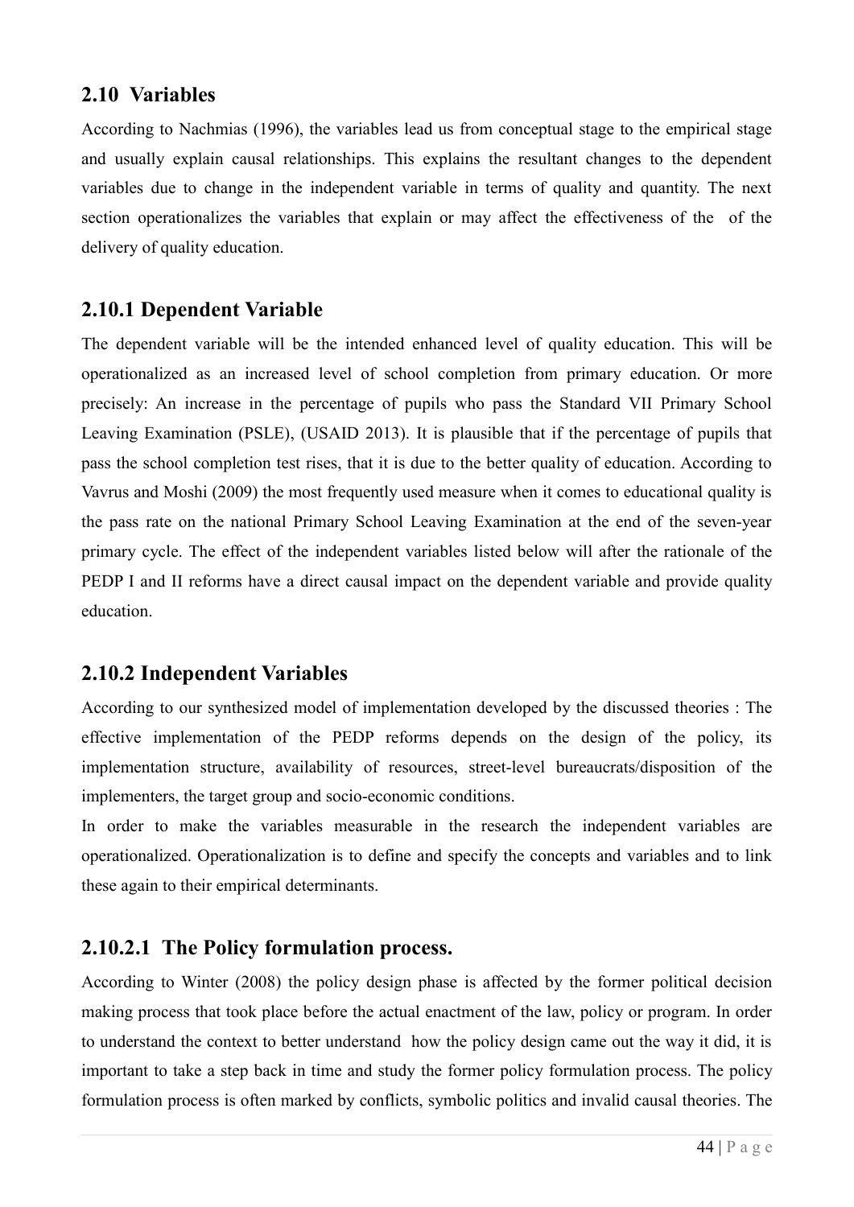## 2.10 Variables

According to Nachmias (1996), the variables lead us from conceptual stage to the empirical stage and usually explain causal relationships. This explains the resultant changes to the dependent variables due to change in the independent variable in terms of quality and quantity. The next section operationalizes the variables that explain or may affect the effectiveness of the  of the delivery of quality education.

### 2.10.1 Dependent Variable

The dependent variable will be the intended enhanced level of quality education. This will be operationalized as an increased level of school completion from primary education. Or more precisely: An increase in the percentage of pupils who pass the Standard VII Primary School Leaving Examination (PSLE), (USAID 2013). It is plausible that if the percentage of pupils that pass the school completion test rises, that it is due to the better quality of education. According to Vavrus and Moshi (2009) the most frequently used measure when it comes to educational quality is the pass rate on the national Primary School Leaving Examination at the end of the seven-year primary cycle. The effect of the independent variables listed below will after the rationale of the PEDP I and II reforms have a direct causal impact on the dependent variable and provide quality education.

### 2.10.2 Independent Variables

According to our synthesized model of implementation developed by the discussed theories : The effective implementation of the PEDP reforms depends on the design of the policy, its implementation structure, availability of resources, street-level bureaucrats/disposition of the implementers, the target group and socio-economic conditions.

In order to make the variables measurable in the research the independent variables are operationalized. Operationalization is to define and specify the concepts and variables and to link these again to their empirical determinants.

#### 2.10.2.1 The Policy formulation process.

According to Winter (2008) the policy design phase is affected by the former political decision making process that took place before the actual enactment of the law, policy or program. In order to understand the context to better understand  how the policy design came out the way it did, it is important to take a step back in time and study the former policy formulation process. The policy formulation process is often marked by conflicts, symbolic politics and invalid causal theories. The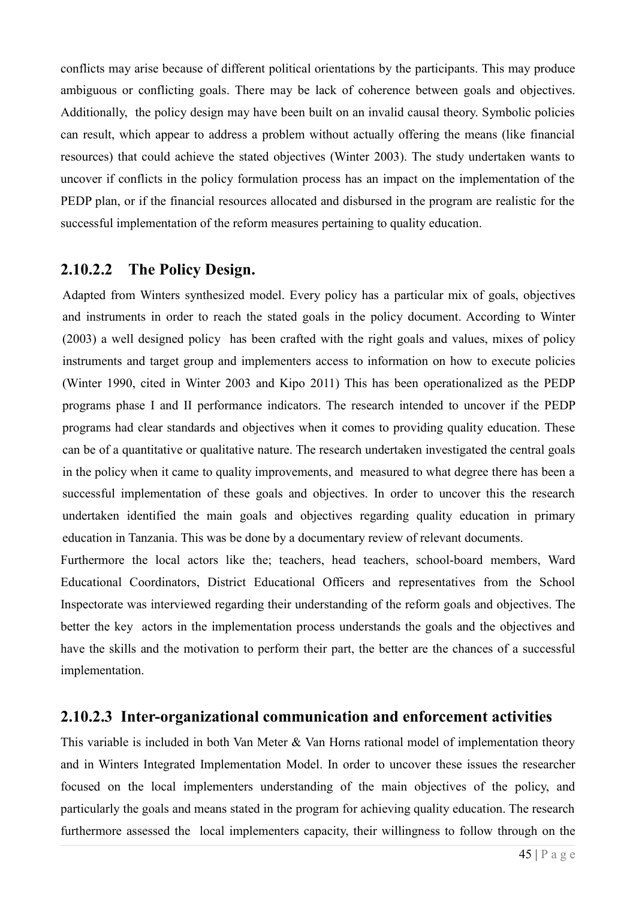conflicts may arise because of different political orientations by the participants. This may produce ambiguous or conflicting goals. There may be lack of coherence between goals and objectives. Additionally, the policy design may have been built on an invalid causal theory. Symbolic policies can result, which appear to address a problem without actually offering the means (like financial resources) that could achieve the stated objectives (Winter 2003). The study undertaken wants to uncover if conflicts in the policy formulation process has an impact on the implementation of the PEDP plan, or if the financial resources allocated and disbursed in the program are realistic for the successful implementation of the reform measures pertaining to quality education.

### 2.10.2.2 The Policy Design.

Adapted from Winters synthesized model. Every policy has a particular mix of goals, objectives and instruments in order to reach the stated goals in the policy document. According to Winter (2003) a well designed policy has been crafted with the right goals and values, mixes of policy instruments and target group and implementers access to information on how to execute policies (Winter 1990, cited in Winter 2003 and Kipo 2011) This has been operationalized as the PEDP programs phase I and II performance indicators. The research intended to uncover if the PEDP programs had clear standards and objectives when it comes to providing quality education. These can be of a quantitative or qualitative nature. The research undertaken investigated the central goals in the policy when it came to quality improvements, and measured to what degree there has been a successful implementation of these goals and objectives. In order to uncover this the research undertaken identified the main goals and objectives regarding quality education in primary education in Tanzania. This was be done by a documentary review of relevant documents.

Furthermore the local actors like the; teachers, head teachers, school-board members, Ward Educational Coordinators, District Educational Officers and representatives from the School Inspectorate was interviewed regarding their understanding of the reform goals and objectives. The better the key actors in the implementation process understands the goals and the objectives and have the skills and the motivation to perform their part, the better are the chances of a successful implementation.

### 2.10.2.3 Inter-organizational communication and enforcement activities

This variable is included in both Van Meter & Van Horns rational model of implementation theory and in Winters Integrated Implementation Model. In order to uncover these issues the researcher focused on the local implementers understanding of the main objectives of the policy, and particularly the goals and means stated in the program for achieving quality education. The research furthermore assessed the local implementers capacity, their willingness to follow through on the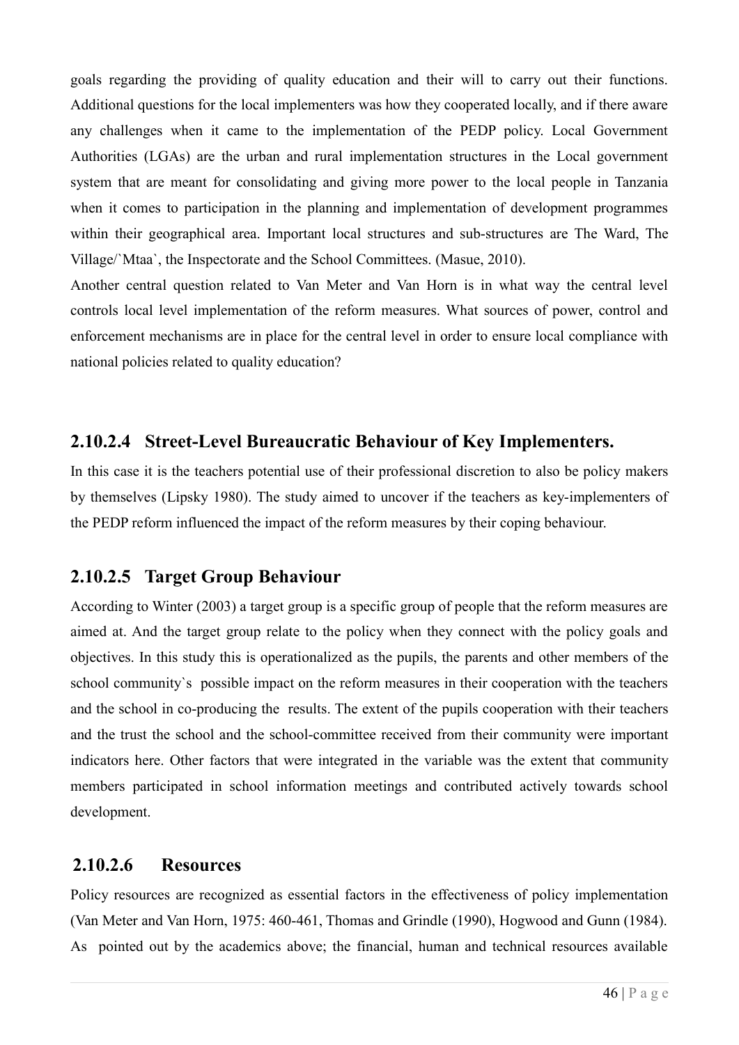goals regarding the providing of quality education and their will to carry out their functions. Additional questions for the local implementers was how they cooperated locally, and if there aware any challenges when it came to the implementation of the PEDP policy. Local Government Authorities (LGAs) are the urban and rural implementation structures in the Local government system that are meant for consolidating and giving more power to the local people in Tanzania when it comes to participation in the planning and implementation of development programmes within their geographical area. Important local structures and sub-structures are The Ward, The Village/`Mtaa`, the Inspectorate and the School Committees. (Masue, 2010).

Another central question related to Van Meter and Van Horn is in what way the central level controls local level implementation of the reform measures. What sources of power, control and enforcement mechanisms are in place for the central level in order to ensure local compliance with national policies related to quality education?

### 2.10.2.4 Street-Level Bureaucratic Behaviour of Key Implementers.

In this case it is the teachers potential use of their professional discretion to also be policy makers by themselves (Lipsky 1980). The study aimed to uncover if the teachers as key-implementers of the PEDP reform influenced the impact of the reform measures by their coping behaviour.

### 2.10.2.5 Target Group Behaviour

According to Winter (2003) a target group is a specific group of people that the reform measures are aimed at. And the target group relate to the policy when they connect with the policy goals and objectives. In this study this is operationalized as the pupils, the parents and other members of the school community`s possible impact on the reform measures in their cooperation with the teachers and the school in co-producing the results. The extent of the pupils cooperation with their teachers and the trust the school and the school-committee received from their community were important indicators here. Other factors that were integrated in the variable was the extent that community members participated in school information meetings and contributed actively towards school development.

### 2.10.2.6 Resources

Policy resources are recognized as essential factors in the effectiveness of policy implementation (Van Meter and Van Horn, 1975: 460-461, Thomas and Grindle (1990), Hogwood and Gunn (1984). As pointed out by the academics above; the financial, human and technical resources available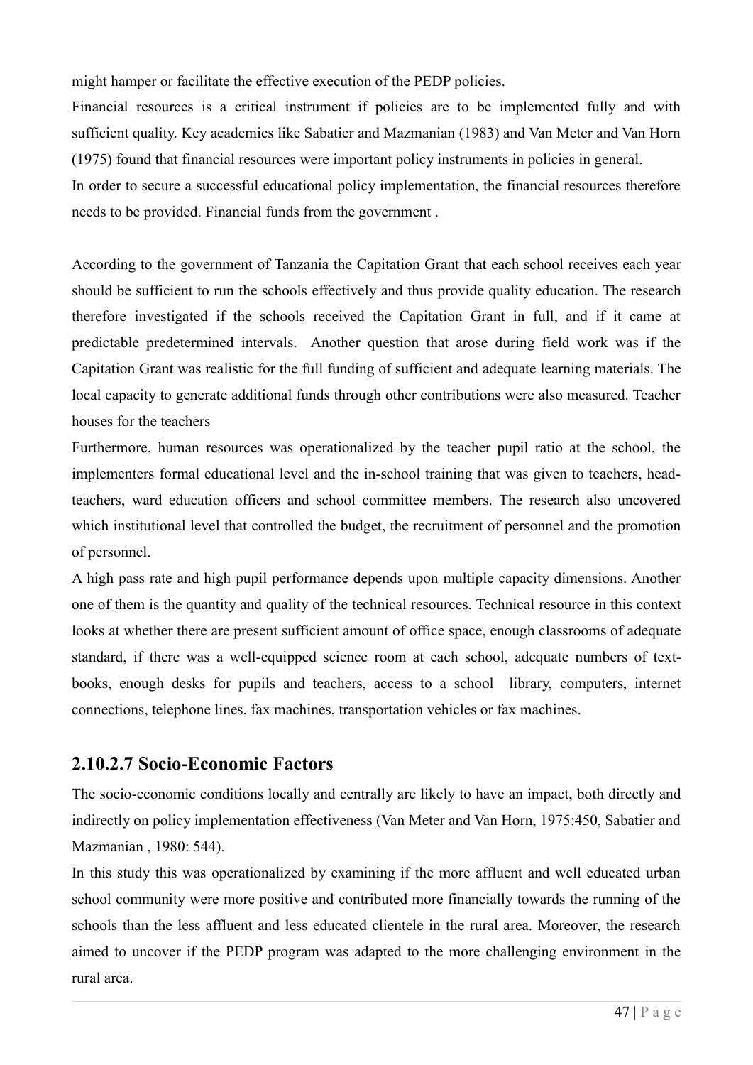might hamper or facilitate the effective execution of the PEDP policies.

Financial resources is a critical instrument if policies are to be implemented fully and with sufficient quality. Key academics like Sabatier and Mazmanian (1983) and Van Meter and Van Horn (1975) found that financial resources were important policy instruments in policies in general.

In order to secure a successful educational policy implementation, the financial resources therefore needs to be provided. Financial funds from the government .

According to the government of Tanzania the Capitation Grant that each school receives each year should be sufficient to run the schools effectively and thus provide quality education. The research therefore investigated if the schools received the Capitation Grant in full, and if it came at predictable predetermined intervals. Another question that arose during field work was if the Capitation Grant was realistic for the full funding of sufficient and adequate learning materials. The local capacity to generate additional funds through other contributions were also measured. Teacher houses for the teachers

Furthermore, human resources was operationalized by the teacher pupil ratio at the school, the implementers formal educational level and the in-school training that was given to teachers, head-teachers, ward education officers and school committee members. The research also uncovered which institutional level that controlled the budget, the recruitment of personnel and the promotion of personnel.

A high pass rate and high pupil performance depends upon multiple capacity dimensions. Another one of them is the quantity and quality of the technical resources. Technical resource in this context looks at whether there are present sufficient amount of office space, enough classrooms of adequate standard, if there was a well-equipped science room at each school, adequate numbers of text-books, enough desks for pupils and teachers, access to a school library, computers, internet connections, telephone lines, fax machines, transportation vehicles or fax machines.

### 2.10.2.7 Socio-Economic Factors

The socio-economic conditions locally and centrally are likely to have an impact, both directly and indirectly on policy implementation effectiveness (Van Meter and Van Horn, 1975:450, Sabatier and Mazmanian , 1980: 544).

In this study this was operationalized by examining if the more affluent and well educated urban school community were more positive and contributed more financially towards the running of the schools than the less affluent and less educated clientele in the rural area. Moreover, the research aimed to uncover if the PEDP program was adapted to the more challenging environment in the rural area.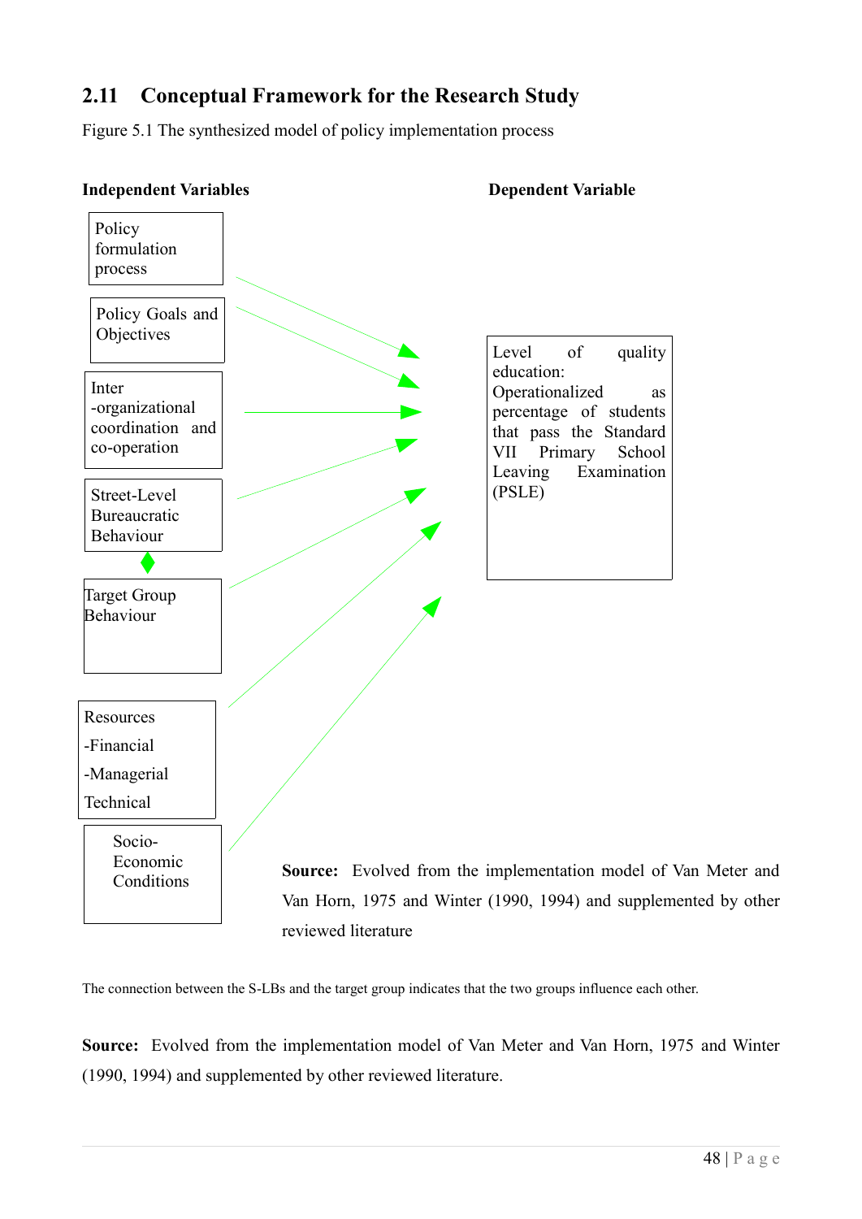## 2.11 Conceptual Framework for the Research Study

Figure 5.1 The synthesized model of policy implementation process

**Independent Variables**

- Policy formulation process
- Policy Goals and Objectives
- Inter-organizational coordination and co-operation
- Street-Level Bureaucratic Behaviour
- Target Group Behaviour
- Resources
  - -Financial
  - -Managerial
  - Technical
- Socio-Economic Conditions

**Dependent Variable**

Level of quality education: Operationalized as percentage of students that pass the Standard VII Primary School Leaving Examination (PSLE)

**Source:** Evolved from the implementation model of Van Meter and Van Horn, 1975 and Winter (1990, 1994) and supplemented by other reviewed literature

The connection between the S-LBs and the target group indicates that the two groups influence each other.

**Source:** Evolved from the implementation model of Van Meter and Van Horn, 1975 and Winter (1990, 1994) and supplemented by other reviewed literature.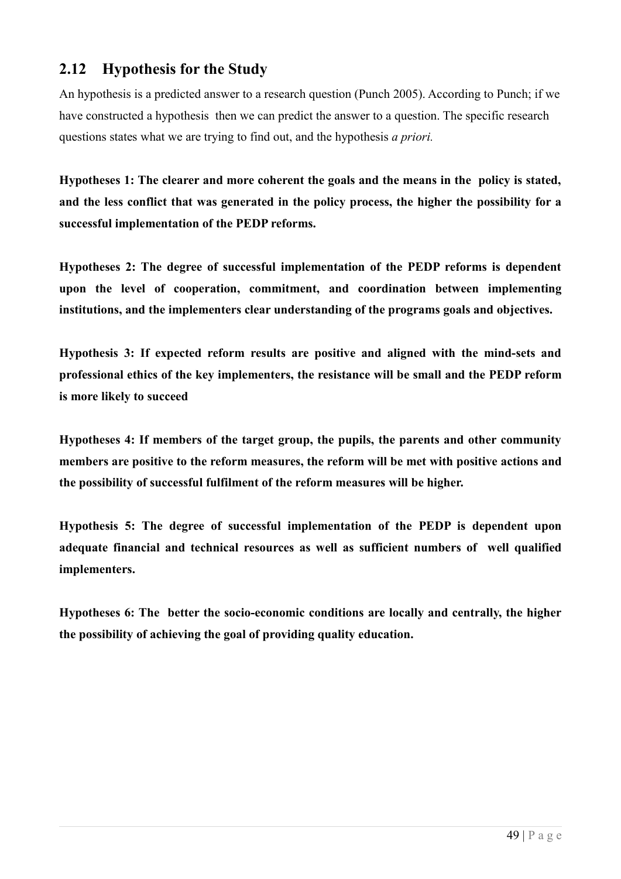## 2.12 Hypothesis for the Study

An hypothesis is a predicted answer to a research question (Punch 2005). According to Punch; if we have constructed a hypothesis then we can predict the answer to a question. The specific research questions states what we are trying to find out, and the hypothesis *a priori.*

**Hypotheses 1: The clearer and more coherent the goals and the means in the policy is stated, and the less conflict that was generated in the policy process, the higher the possibility for a successful implementation of the PEDP reforms.**

**Hypotheses 2: The degree of successful implementation of the PEDP reforms is dependent upon the level of cooperation, commitment, and coordination between implementing institutions, and the implementers clear understanding of the programs goals and objectives.**

**Hypothesis 3: If expected reform results are positive and aligned with the mind-sets and professional ethics of the key implementers, the resistance will be small and the PEDP reform is more likely to succeed**

**Hypotheses 4: If members of the target group, the pupils, the parents and other community members are positive to the reform measures, the reform will be met with positive actions and the possibility of successful fulfilment of the reform measures will be higher.**

**Hypothesis 5: The degree of successful implementation of the PEDP is dependent upon adequate financial and technical resources as well as sufficient numbers of well qualified implementers.**

**Hypotheses 6: The better the socio-economic conditions are locally and centrally, the higher the possibility of achieving the goal of providing quality education.**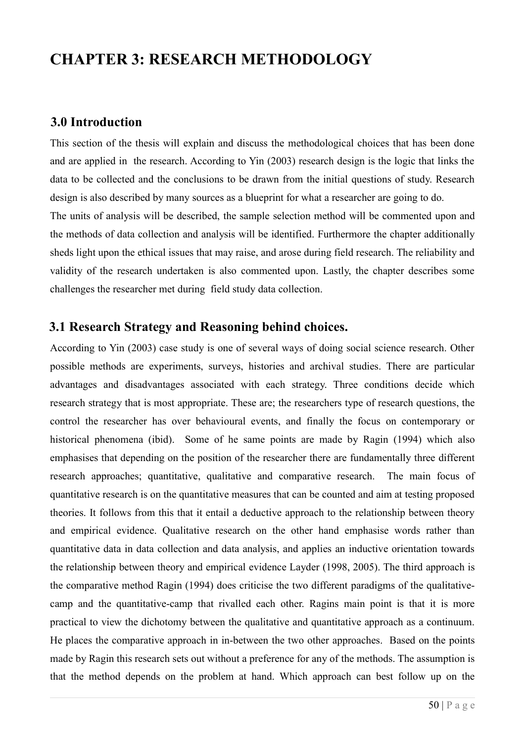# CHAPTER 3: RESEARCH METHODOLOGY

## 3.0 Introduction

This section of the thesis will explain and discuss the methodological choices that has been done and are applied in the research. According to Yin (2003) research design is the logic that links the data to be collected and the conclusions to be drawn from the initial questions of study. Research design is also described by many sources as a blueprint for what a researcher are going to do.

The units of analysis will be described, the sample selection method will be commented upon and the methods of data collection and analysis will be identified. Furthermore the chapter additionally sheds light upon the ethical issues that may raise, and arose during field research. The reliability and validity of the research undertaken is also commented upon. Lastly, the chapter describes some challenges the researcher met during field study data collection.

## 3.1 Research Strategy and Reasoning behind choices.

According to Yin (2003) case study is one of several ways of doing social science research. Other possible methods are experiments, surveys, histories and archival studies. There are particular advantages and disadvantages associated with each strategy. Three conditions decide which research strategy that is most appropriate. These are; the researchers type of research questions, the control the researcher has over behavioural events, and finally the focus on contemporary or historical phenomena (ibid). Some of he same points are made by Ragin (1994) which also emphasises that depending on the position of the researcher there are fundamentally three different research approaches; quantitative, qualitative and comparative research. The main focus of quantitative research is on the quantitative measures that can be counted and aim at testing proposed theories. It follows from this that it entail a deductive approach to the relationship between theory and empirical evidence. Qualitative research on the other hand emphasise words rather than quantitative data in data collection and data analysis, and applies an inductive orientation towards the relationship between theory and empirical evidence Layder (1998, 2005). The third approach is the comparative method Ragin (1994) does criticise the two different paradigms of the qualitative-camp and the quantitative-camp that rivalled each other. Ragins main point is that it is more practical to view the dichotomy between the qualitative and quantitative approach as a continuum. He places the comparative approach in in-between the two other approaches. Based on the points made by Ragin this research sets out without a preference for any of the methods. The assumption is that the method depends on the problem at hand. Which approach can best follow up on the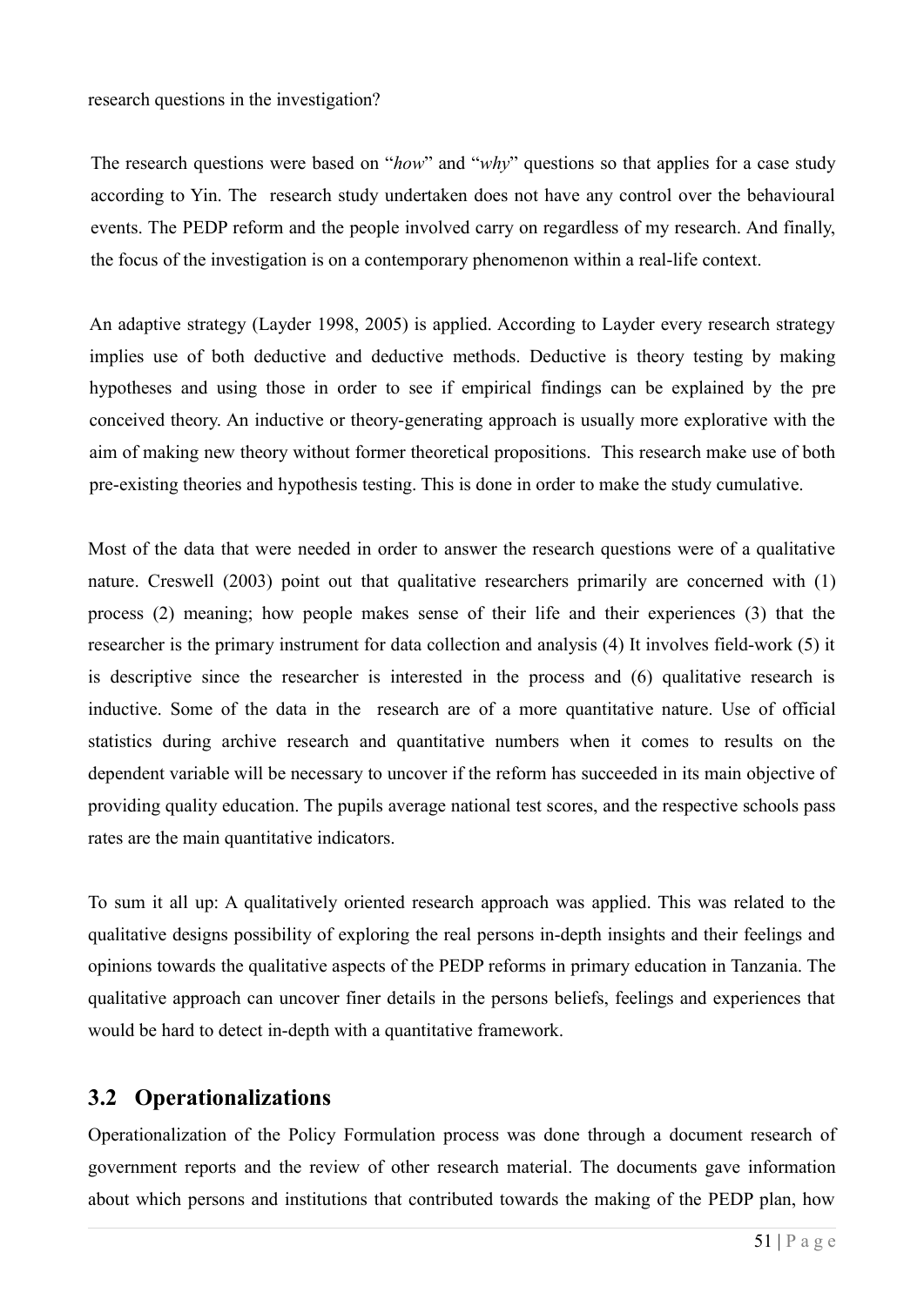research questions in the investigation?

The research questions were based on "*how*" and "*why*" questions so that applies for a case study according to Yin. The research study undertaken does not have any control over the behavioural events. The PEDP reform and the people involved carry on regardless of my research. And finally, the focus of the investigation is on a contemporary phenomenon within a real-life context.

An adaptive strategy (Layder 1998, 2005) is applied. According to Layder every research strategy implies use of both deductive and deductive methods. Deductive is theory testing by making hypotheses and using those in order to see if empirical findings can be explained by the pre conceived theory. An inductive or theory-generating approach is usually more explorative with the aim of making new theory without former theoretical propositions. This research make use of both pre-existing theories and hypothesis testing. This is done in order to make the study cumulative.

Most of the data that were needed in order to answer the research questions were of a qualitative nature. Creswell (2003) point out that qualitative researchers primarily are concerned with (1) process (2) meaning; how people makes sense of their life and their experiences (3) that the researcher is the primary instrument for data collection and analysis (4) It involves field-work (5) it is descriptive since the researcher is interested in the process and (6) qualitative research is inductive. Some of the data in the research are of a more quantitative nature. Use of official statistics during archive research and quantitative numbers when it comes to results on the dependent variable will be necessary to uncover if the reform has succeeded in its main objective of providing quality education. The pupils average national test scores, and the respective schools pass rates are the main quantitative indicators.

To sum it all up: A qualitatively oriented research approach was applied. This was related to the qualitative designs possibility of exploring the real persons in-depth insights and their feelings and opinions towards the qualitative aspects of the PEDP reforms in primary education in Tanzania. The qualitative approach can uncover finer details in the persons beliefs, feelings and experiences that would be hard to detect in-depth with a quantitative framework.

## 3.2 Operationalizations

Operationalization of the Policy Formulation process was done through a document research of government reports and the review of other research material. The documents gave information about which persons and institutions that contributed towards the making of the PEDP plan, how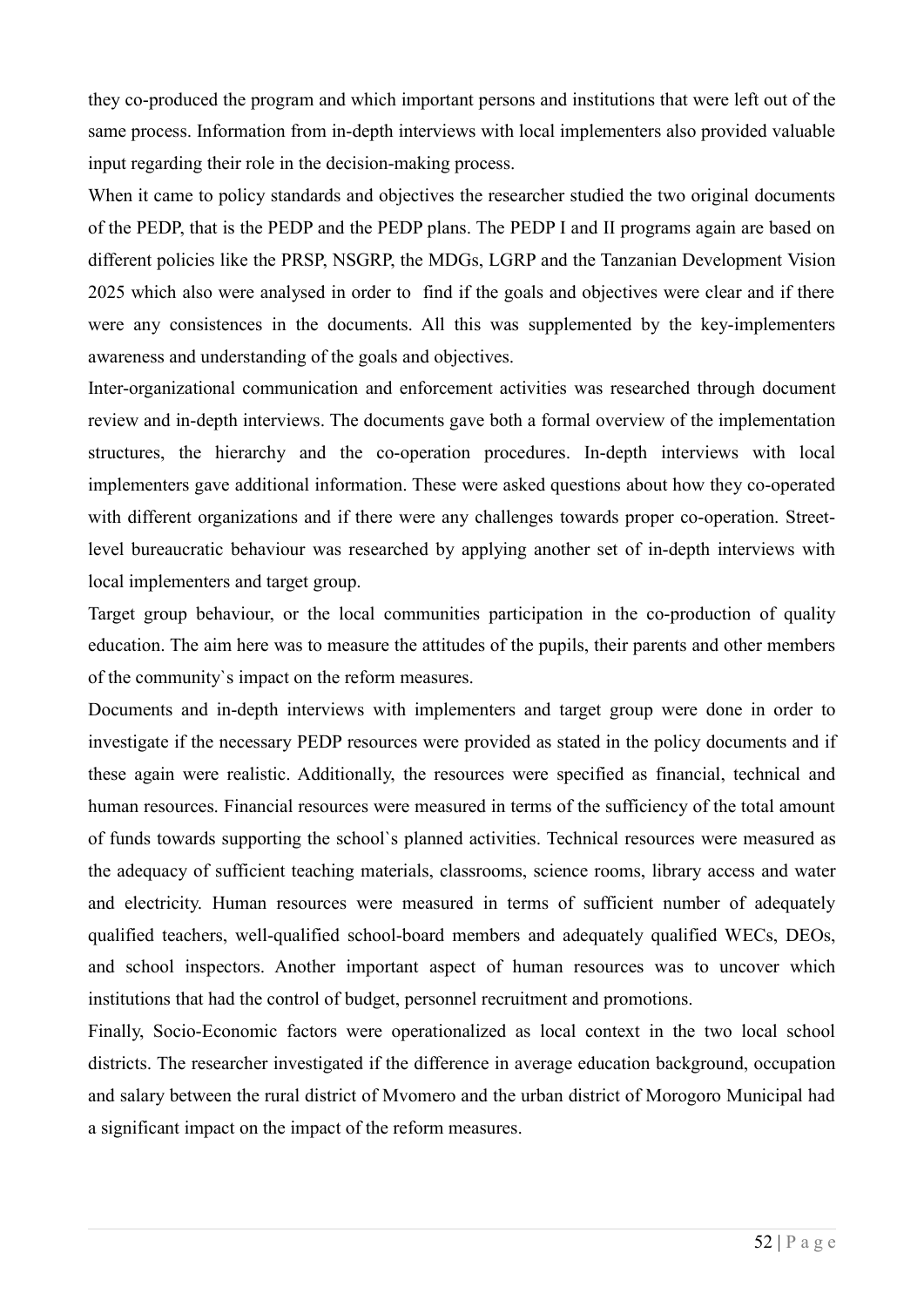they co-produced the program and which important persons and institutions that were left out of the same process. Information from in-depth interviews with local implementers also provided valuable input regarding their role in the decision-making process.

When it came to policy standards and objectives the researcher studied the two original documents of the PEDP, that is the PEDP and the PEDP plans. The PEDP I and II programs again are based on different policies like the PRSP, NSGRP, the MDGs, LGRP and the Tanzanian Development Vision 2025 which also were analysed in order to find if the goals and objectives were clear and if there were any consistences in the documents. All this was supplemented by the key-implementers awareness and understanding of the goals and objectives.

Inter-organizational communication and enforcement activities was researched through document review and in-depth interviews. The documents gave both a formal overview of the implementation structures, the hierarchy and the co-operation procedures. In-depth interviews with local implementers gave additional information. These were asked questions about how they co-operated with different organizations and if there were any challenges towards proper co-operation. Street-level bureaucratic behaviour was researched by applying another set of in-depth interviews with local implementers and target group.

Target group behaviour, or the local communities participation in the co-production of quality education. The aim here was to measure the attitudes of the pupils, their parents and other members of the community`s impact on the reform measures.

Documents and in-depth interviews with implementers and target group were done in order to investigate if the necessary PEDP resources were provided as stated in the policy documents and if these again were realistic. Additionally, the resources were specified as financial, technical and human resources. Financial resources were measured in terms of the sufficiency of the total amount of funds towards supporting the school`s planned activities. Technical resources were measured as the adequacy of sufficient teaching materials, classrooms, science rooms, library access and water and electricity. Human resources were measured in terms of sufficient number of adequately qualified teachers, well-qualified school-board members and adequately qualified WECs, DEOs, and school inspectors. Another important aspect of human resources was to uncover which institutions that had the control of budget, personnel recruitment and promotions.

Finally, Socio-Economic factors were operationalized as local context in the two local school districts. The researcher investigated if the difference in average education background, occupation and salary between the rural district of Mvomero and the urban district of Morogoro Municipal had a significant impact on the impact of the reform measures.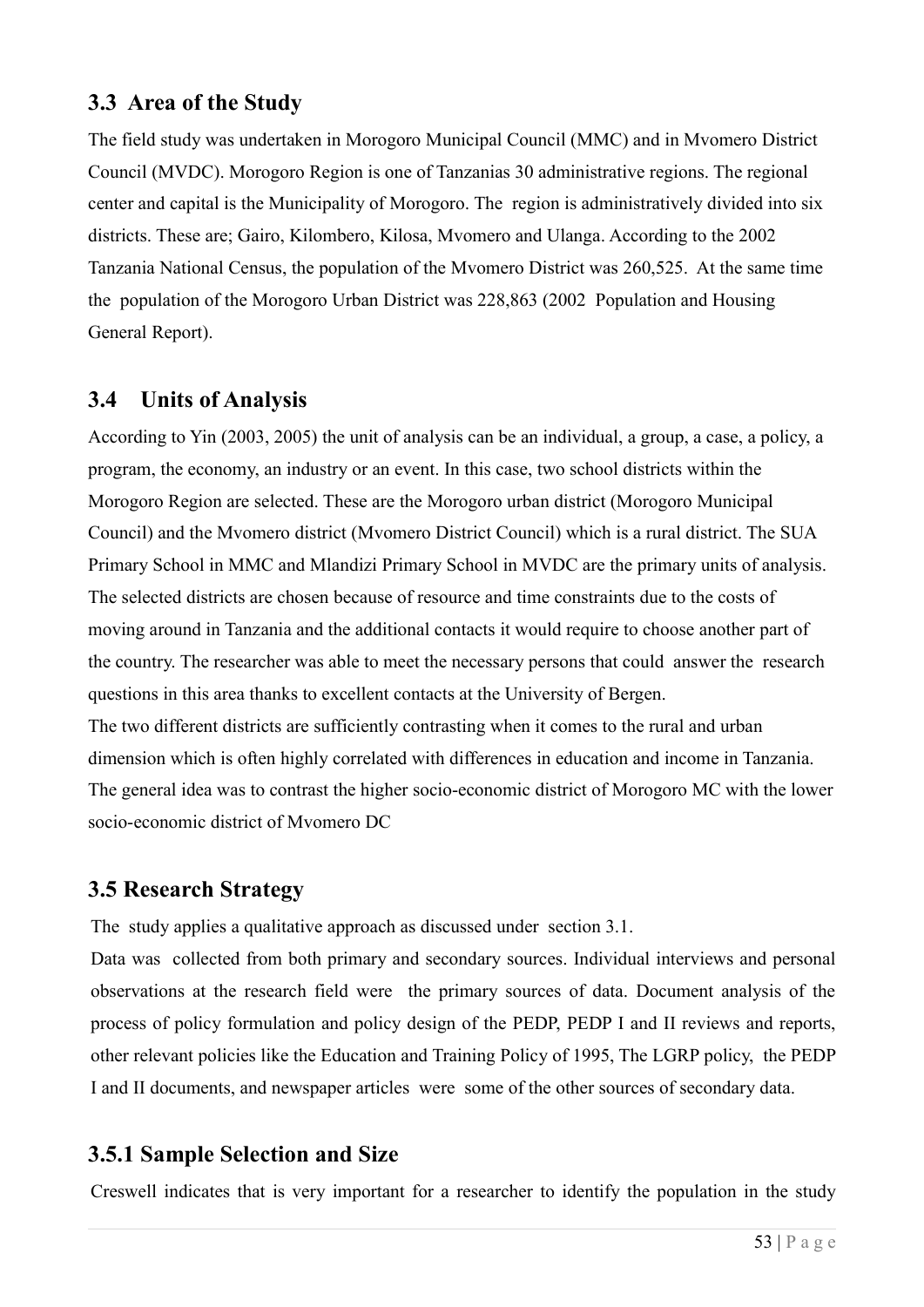## 3.3 Area of the Study

The field study was undertaken in Morogoro Municipal Council (MMC) and in Mvomero District Council (MVDC). Morogoro Region is one of Tanzanias 30 administrative regions. The regional center and capital is the Municipality of Morogoro. The region is administratively divided into six districts. These are; Gairo, Kilombero, Kilosa, Mvomero and Ulanga. According to the 2002 Tanzania National Census, the population of the Mvomero District was 260,525. At the same time the population of the Morogoro Urban District was 228,863 (2002 Population and Housing General Report).

## 3.4 Units of Analysis

According to Yin (2003, 2005) the unit of analysis can be an individual, a group, a case, a policy, a program, the economy, an industry or an event. In this case, two school districts within the Morogoro Region are selected. These are the Morogoro urban district (Morogoro Municipal Council) and the Mvomero district (Mvomero District Council) which is a rural district. The SUA Primary School in MMC and Mlandizi Primary School in MVDC are the primary units of analysis. The selected districts are chosen because of resource and time constraints due to the costs of moving around in Tanzania and the additional contacts it would require to choose another part of the country. The researcher was able to meet the necessary persons that could answer the research questions in this area thanks to excellent contacts at the University of Bergen.

The two different districts are sufficiently contrasting when it comes to the rural and urban dimension which is often highly correlated with differences in education and income in Tanzania. The general idea was to contrast the higher socio-economic district of Morogoro MC with the lower socio-economic district of Mvomero DC

## 3.5 Research Strategy

The study applies a qualitative approach as discussed under section 3.1.

Data was collected from both primary and secondary sources. Individual interviews and personal observations at the research field were the primary sources of data. Document analysis of the process of policy formulation and policy design of the PEDP, PEDP I and II reviews and reports, other relevant policies like the Education and Training Policy of 1995, The LGRP policy, the PEDP I and II documents, and newspaper articles were some of the other sources of secondary data.

### 3.5.1 Sample Selection and Size

Creswell indicates that is very important for a researcher to identify the population in the study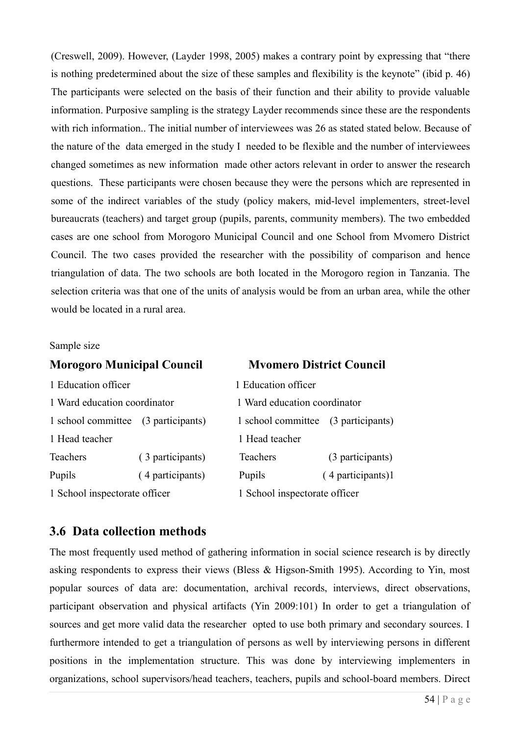(Creswell, 2009). However, (Layder 1998, 2005) makes a contrary point by expressing that "there is nothing predetermined about the size of these samples and flexibility is the keynote" (ibid p. 46) The participants were selected on the basis of their function and their ability to provide valuable information. Purposive sampling is the strategy Layder recommends since these are the respondents with rich information.. The initial number of interviewees was 26 as stated stated below. Because of the nature of the data emerged in the study I needed to be flexible and the number of interviewees changed sometimes as new information made other actors relevant in order to answer the research questions. These participants were chosen because they were the persons which are represented in some of the indirect variables of the study (policy makers, mid-level implementers, street-level bureaucrats (teachers) and target group (pupils, parents, community members). The two embedded cases are one school from Morogoro Municipal Council and one School from Mvomero District Council. The two cases provided the researcher with the possibility of comparison and hence triangulation of data. The two schools are both located in the Morogoro region in Tanzania. The selection criteria was that one of the units of analysis would be from an urban area, while the other would be located in a rural area.

Sample size

| **Morogoro Municipal Council** | | **Mvomero District Council** | |
|---|---|---|---|
| 1 Education officer | | 1 Education officer | |
| 1 Ward education coordinator | | 1 Ward education coordinator | |
| 1 school committee | (3 participants) | 1 school committee | (3 participants) |
| 1 Head teacher | | 1 Head teacher | |
| Teachers | ( 3 participants) | Teachers | (3 participants) |
| Pupils | ( 4 participants) | Pupils | ( 4 participants)1 |
| 1 School inspectorate officer | | 1 School inspectorate officer | |

## 3.6 Data collection methods

The most frequently used method of gathering information in social science research is by directly asking respondents to express their views (Bless & Higson-Smith 1995). According to Yin, most popular sources of data are: documentation, archival records, interviews, direct observations, participant observation and physical artifacts (Yin 2009:101) In order to get a triangulation of sources and get more valid data the researcher opted to use both primary and secondary sources. I furthermore intended to get a triangulation of persons as well by interviewing persons in different positions in the implementation structure. This was done by interviewing implementers in organizations, school supervisors/head teachers, teachers, pupils and school-board members. Direct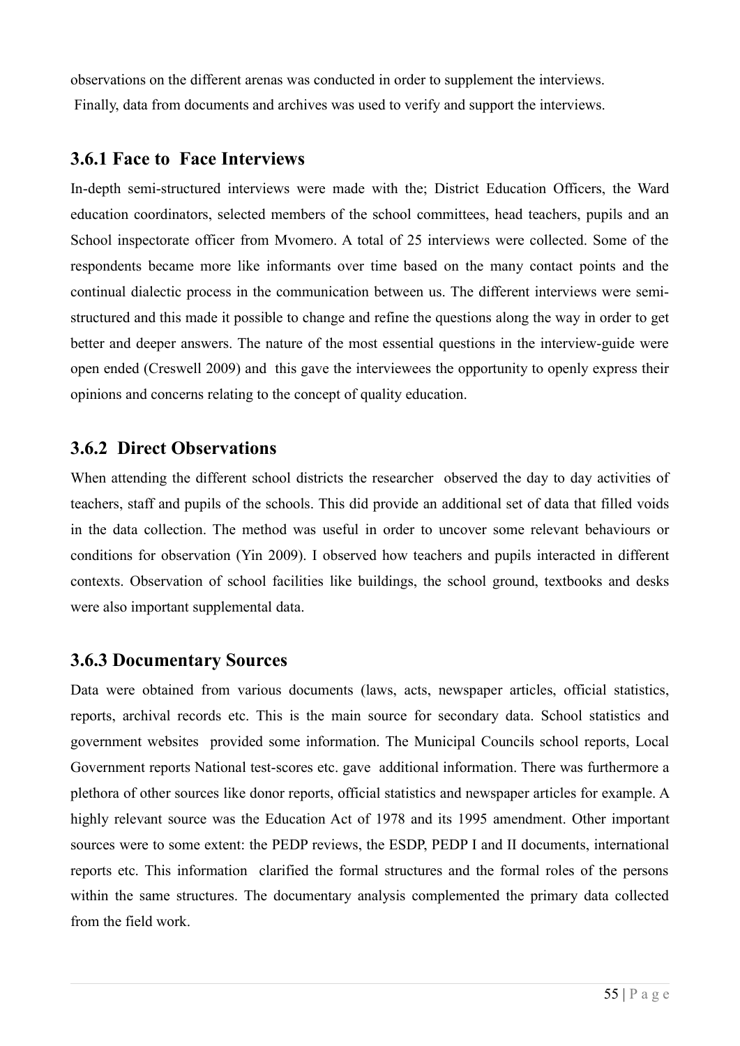observations on the different arenas was conducted in order to supplement the interviews.
Finally, data from documents and archives was used to verify and support the interviews.

### 3.6.1 Face to Face Interviews

In-depth semi-structured interviews were made with the; District Education Officers, the Ward education coordinators, selected members of the school committees, head teachers, pupils and an School inspectorate officer from Mvomero. A total of 25 interviews were collected. Some of the respondents became more like informants over time based on the many contact points and the continual dialectic process in the communication between us. The different interviews were semi-structured and this made it possible to change and refine the questions along the way in order to get better and deeper answers. The nature of the most essential questions in the interview-guide were open ended (Creswell 2009) and this gave the interviewees the opportunity to openly express their opinions and concerns relating to the concept of quality education.

### 3.6.2 Direct Observations

When attending the different school districts the researcher observed the day to day activities of teachers, staff and pupils of the schools. This did provide an additional set of data that filled voids in the data collection. The method was useful in order to uncover some relevant behaviours or conditions for observation (Yin 2009). I observed how teachers and pupils interacted in different contexts. Observation of school facilities like buildings, the school ground, textbooks and desks were also important supplemental data.

### 3.6.3 Documentary Sources

Data were obtained from various documents (laws, acts, newspaper articles, official statistics, reports, archival records etc. This is the main source for secondary data. School statistics and government websites provided some information. The Municipal Councils school reports, Local Government reports National test-scores etc. gave additional information. There was furthermore a plethora of other sources like donor reports, official statistics and newspaper articles for example. A highly relevant source was the Education Act of 1978 and its 1995 amendment. Other important sources were to some extent: the PEDP reviews, the ESDP, PEDP I and II documents, international reports etc. This information clarified the formal structures and the formal roles of the persons within the same structures. The documentary analysis complemented the primary data collected from the field work.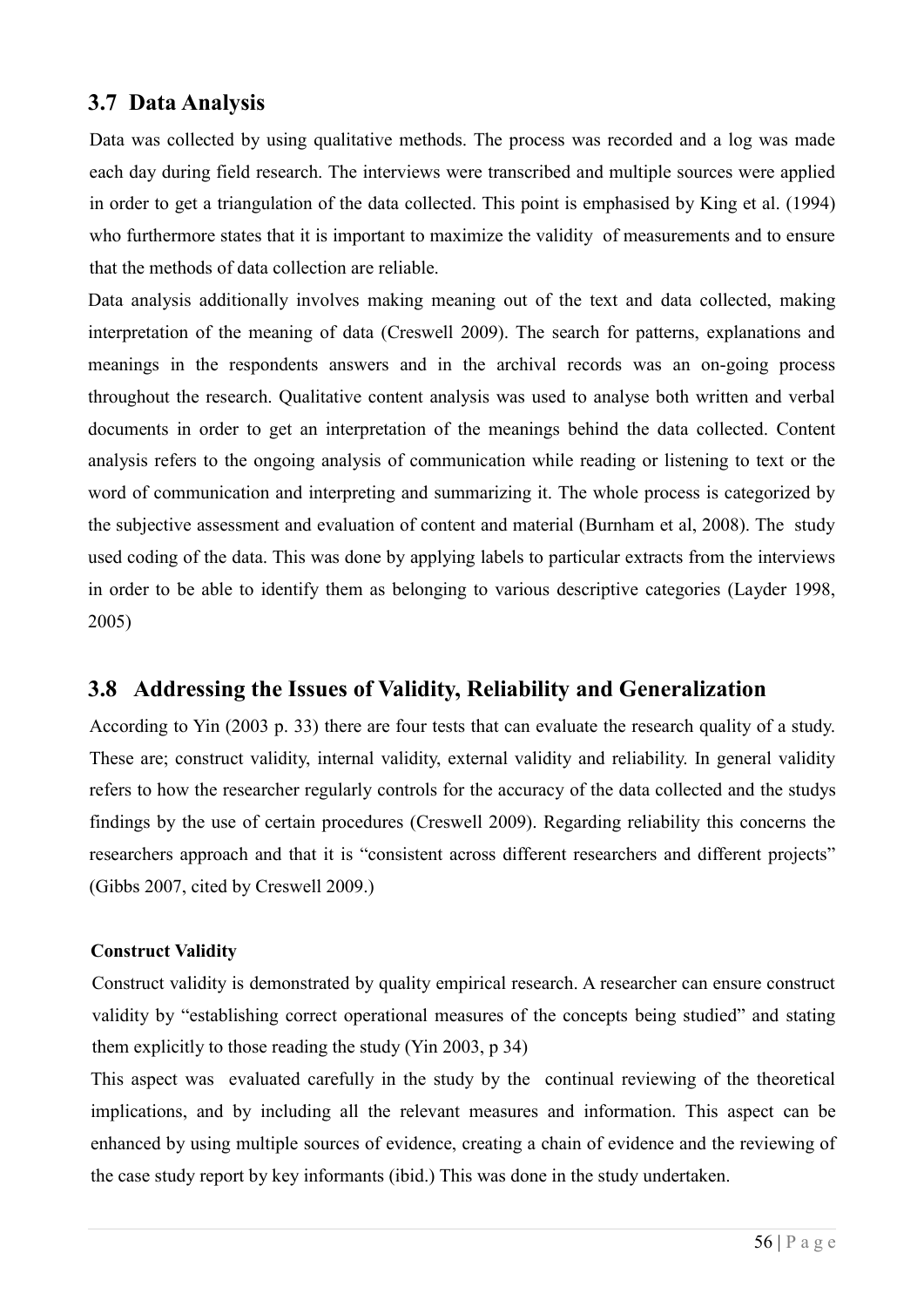## 3.7 Data Analysis

Data was collected by using qualitative methods. The process was recorded and a log was made each day during field research. The interviews were transcribed and multiple sources were applied in order to get a triangulation of the data collected. This point is emphasised by King et al. (1994) who furthermore states that it is important to maximize the validity of measurements and to ensure that the methods of data collection are reliable.

Data analysis additionally involves making meaning out of the text and data collected, making interpretation of the meaning of data (Creswell 2009). The search for patterns, explanations and meanings in the respondents answers and in the archival records was an on-going process throughout the research. Qualitative content analysis was used to analyse both written and verbal documents in order to get an interpretation of the meanings behind the data collected. Content analysis refers to the ongoing analysis of communication while reading or listening to text or the word of communication and interpreting and summarizing it. The whole process is categorized by the subjective assessment and evaluation of content and material (Burnham et al, 2008). The study used coding of the data. This was done by applying labels to particular extracts from the interviews in order to be able to identify them as belonging to various descriptive categories (Layder 1998, 2005)

## 3.8 Addressing the Issues of Validity, Reliability and Generalization

According to Yin (2003 p. 33) there are four tests that can evaluate the research quality of a study. These are; construct validity, internal validity, external validity and reliability. In general validity refers to how the researcher regularly controls for the accuracy of the data collected and the studys findings by the use of certain procedures (Creswell 2009). Regarding reliability this concerns the researchers approach and that it is "consistent across different researchers and different projects" (Gibbs 2007, cited by Creswell 2009.)

**Construct Validity**

Construct validity is demonstrated by quality empirical research. A researcher can ensure construct validity by "establishing correct operational measures of the concepts being studied" and stating them explicitly to those reading the study (Yin 2003, p 34)

This aspect was evaluated carefully in the study by the continual reviewing of the theoretical implications, and by including all the relevant measures and information. This aspect can be enhanced by using multiple sources of evidence, creating a chain of evidence and the reviewing of the case study report by key informants (ibid.) This was done in the study undertaken.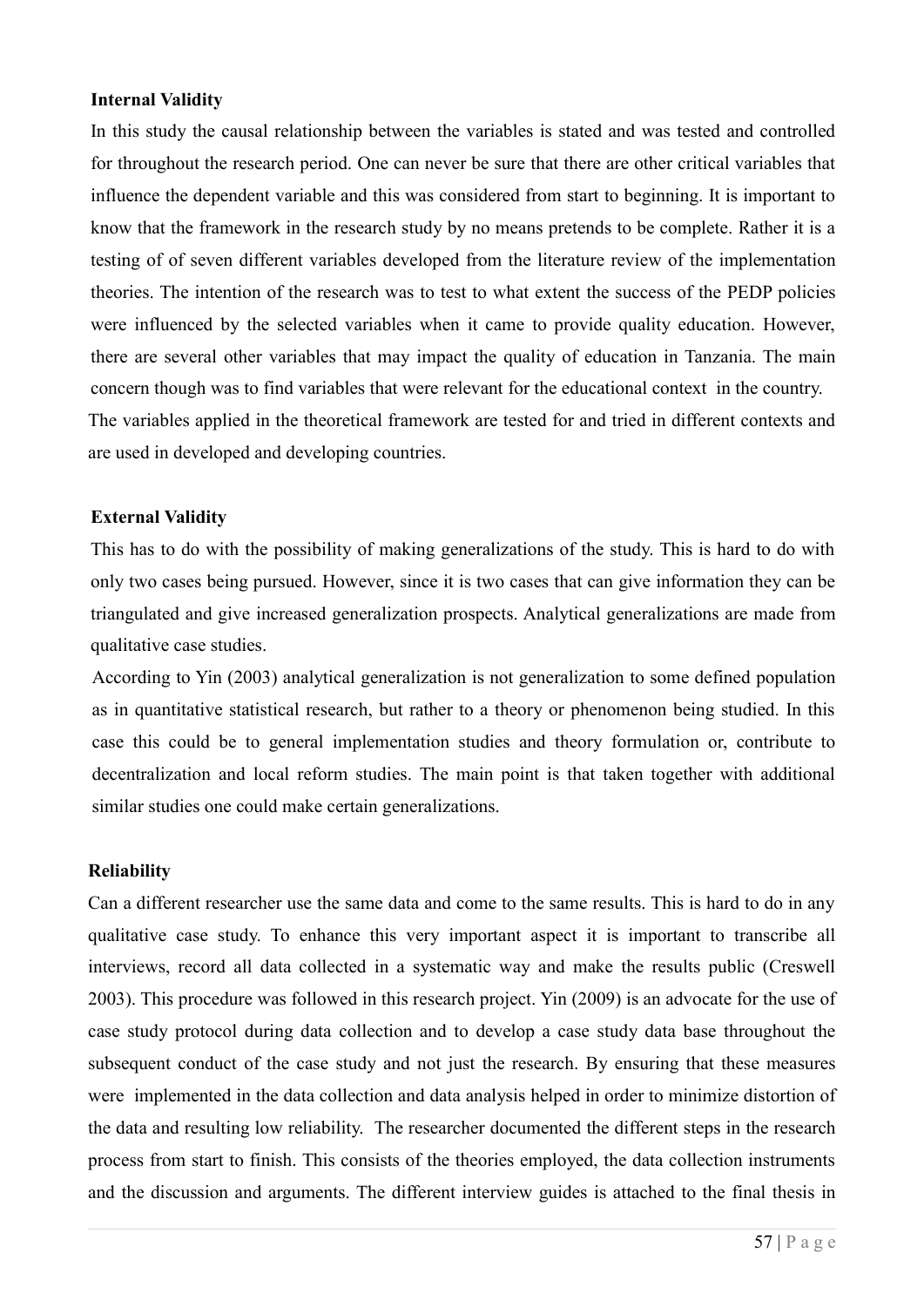**Internal Validity**

In this study the causal relationship between the variables is stated and was tested and controlled for throughout the research period. One can never be sure that there are other critical variables that influence the dependent variable and this was considered from start to beginning. It is important to know that the framework in the research study by no means pretends to be complete. Rather it is a testing of of seven different variables developed from the literature review of the implementation theories. The intention of the research was to test to what extent the success of the PEDP policies were influenced by the selected variables when it came to provide quality education. However, there are several other variables that may impact the quality of education in Tanzania. The main concern though was to find variables that were relevant for the educational context in the country. The variables applied in the theoretical framework are tested for and tried in different contexts and are used in developed and developing countries.

**External Validity**

This has to do with the possibility of making generalizations of the study. This is hard to do with only two cases being pursued. However, since it is two cases that can give information they can be triangulated and give increased generalization prospects. Analytical generalizations are made from qualitative case studies.

According to Yin (2003) analytical generalization is not generalization to some defined population as in quantitative statistical research, but rather to a theory or phenomenon being studied. In this case this could be to general implementation studies and theory formulation or, contribute to decentralization and local reform studies. The main point is that taken together with additional similar studies one could make certain generalizations.

**Reliability**

Can a different researcher use the same data and come to the same results. This is hard to do in any qualitative case study. To enhance this very important aspect it is important to transcribe all interviews, record all data collected in a systematic way and make the results public (Creswell 2003). This procedure was followed in this research project. Yin (2009) is an advocate for the use of case study protocol during data collection and to develop a case study data base throughout the subsequent conduct of the case study and not just the research. By ensuring that these measures were implemented in the data collection and data analysis helped in order to minimize distortion of the data and resulting low reliability. The researcher documented the different steps in the research process from start to finish. This consists of the theories employed, the data collection instruments and the discussion and arguments. The different interview guides is attached to the final thesis in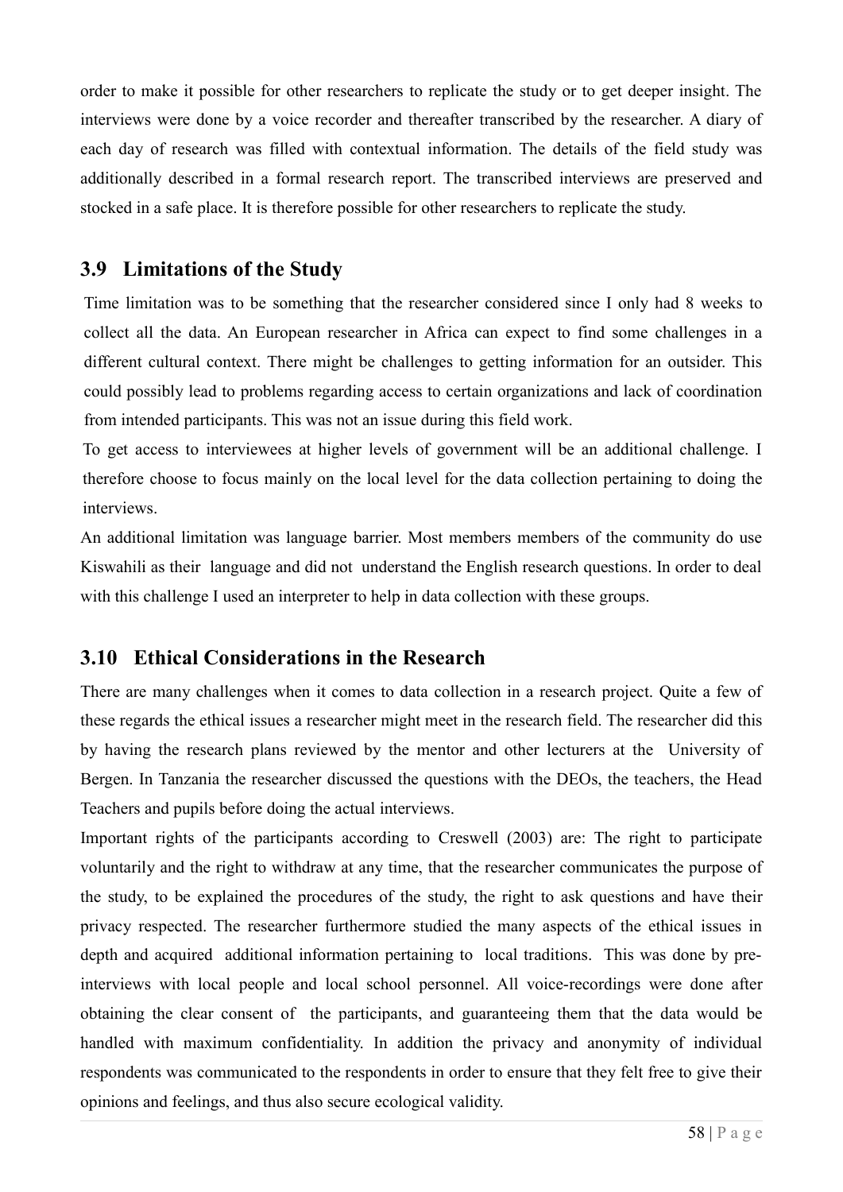order to make it possible for other researchers to replicate the study or to get deeper insight. The interviews were done by a voice recorder and thereafter transcribed by the researcher. A diary of each day of research was filled with contextual information. The details of the field study was additionally described in a formal research report. The transcribed interviews are preserved and stocked in a safe place. It is therefore possible for other researchers to replicate the study.

## 3.9 Limitations of the Study

Time limitation was to be something that the researcher considered since I only had 8 weeks to collect all the data. An European researcher in Africa can expect to find some challenges in a different cultural context. There might be challenges to getting information for an outsider. This could possibly lead to problems regarding access to certain organizations and lack of coordination from intended participants. This was not an issue during this field work.

To get access to interviewees at higher levels of government will be an additional challenge. I therefore choose to focus mainly on the local level for the data collection pertaining to doing the interviews.

An additional limitation was language barrier. Most members members of the community do use Kiswahili as their language and did not understand the English research questions. In order to deal with this challenge I used an interpreter to help in data collection with these groups.

## 3.10 Ethical Considerations in the Research

There are many challenges when it comes to data collection in a research project. Quite a few of these regards the ethical issues a researcher might meet in the research field. The researcher did this by having the research plans reviewed by the mentor and other lecturers at the University of Bergen. In Tanzania the researcher discussed the questions with the DEOs, the teachers, the Head Teachers and pupils before doing the actual interviews.

Important rights of the participants according to Creswell (2003) are: The right to participate voluntarily and the right to withdraw at any time, that the researcher communicates the purpose of the study, to be explained the procedures of the study, the right to ask questions and have their privacy respected. The researcher furthermore studied the many aspects of the ethical issues in depth and acquired additional information pertaining to local traditions. This was done by pre-interviews with local people and local school personnel. All voice-recordings were done after obtaining the clear consent of the participants, and guaranteeing them that the data would be handled with maximum confidentiality. In addition the privacy and anonymity of individual respondents was communicated to the respondents in order to ensure that they felt free to give their opinions and feelings, and thus also secure ecological validity.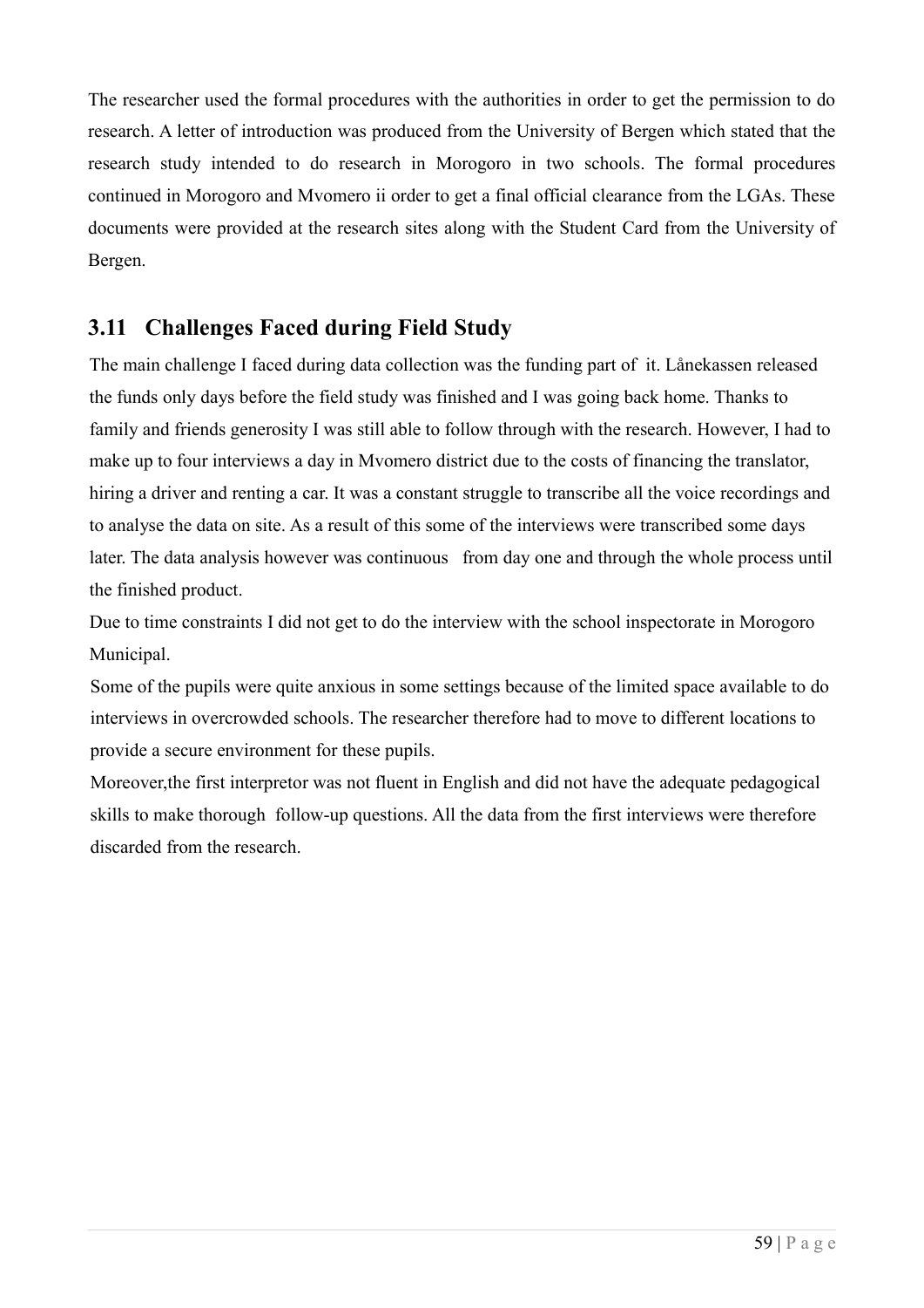The researcher used the formal procedures with the authorities in order to get the permission to do research. A letter of introduction was produced from the University of Bergen which stated that the research study intended to do research in Morogoro in two schools. The formal procedures continued in Morogoro and Mvomero ii order to get a final official clearance from the LGAs. These documents were provided at the research sites along with the Student Card from the University of Bergen.

## 3.11 Challenges Faced during Field Study

The main challenge I faced during data collection was the funding part of it. Lånekassen released the funds only days before the field study was finished and I was going back home. Thanks to family and friends generosity I was still able to follow through with the research. However, I had to make up to four interviews a day in Mvomero district due to the costs of financing the translator, hiring a driver and renting a car. It was a constant struggle to transcribe all the voice recordings and to analyse the data on site. As a result of this some of the interviews were transcribed some days later. The data analysis however was continuous from day one and through the whole process until the finished product.

Due to time constraints I did not get to do the interview with the school inspectorate in Morogoro Municipal.

Some of the pupils were quite anxious in some settings because of the limited space available to do interviews in overcrowded schools. The researcher therefore had to move to different locations to provide a secure environment for these pupils.

Moreover,the first interpretor was not fluent in English and did not have the adequate pedagogical skills to make thorough follow-up questions. All the data from the first interviews were therefore discarded from the research.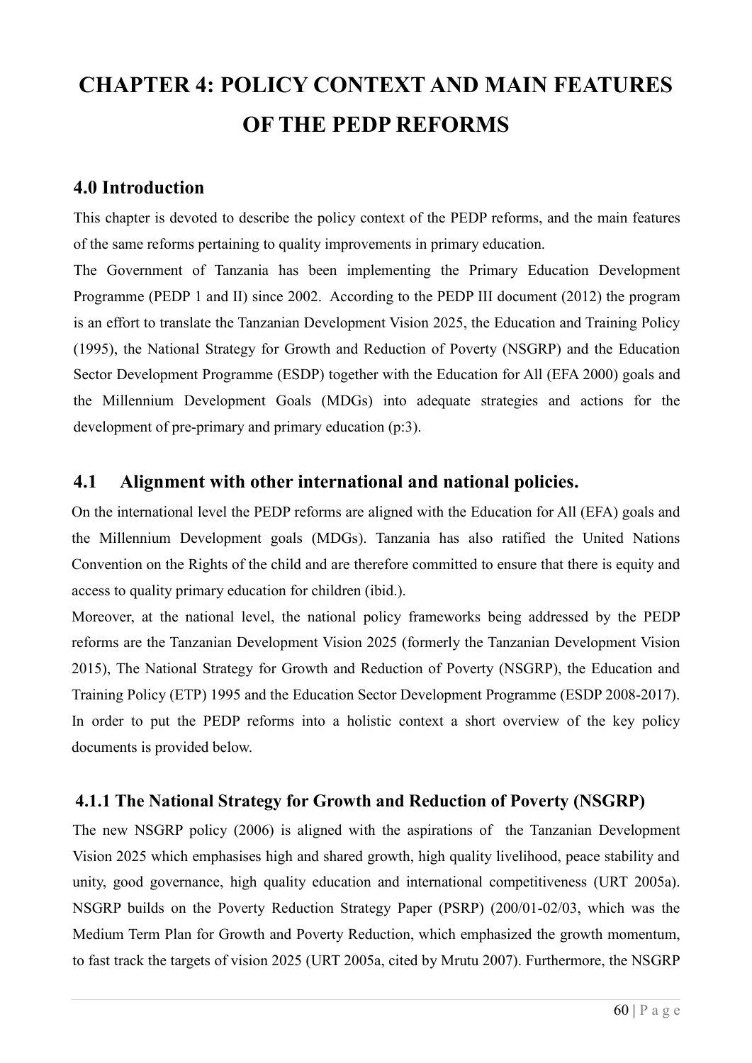# CHAPTER 4: POLICY CONTEXT AND MAIN FEATURES OF THE PEDP REFORMS

## 4.0 Introduction

This chapter is devoted to describe the policy context of the PEDP reforms, and the main features of the same reforms pertaining to quality improvements in primary education.

The Government of Tanzania has been implementing the Primary Education Development Programme (PEDP 1 and II) since 2002. According to the PEDP III document (2012) the program is an effort to translate the Tanzanian Development Vision 2025, the Education and Training Policy (1995), the National Strategy for Growth and Reduction of Poverty (NSGRP) and the Education Sector Development Programme (ESDP) together with the Education for All (EFA 2000) goals and the Millennium Development Goals (MDGs) into adequate strategies and actions for the development of pre-primary and primary education (p:3).

## 4.1 Alignment with other international and national policies.

On the international level the PEDP reforms are aligned with the Education for All (EFA) goals and the Millennium Development goals (MDGs). Tanzania has also ratified the United Nations Convention on the Rights of the child and are therefore committed to ensure that there is equity and access to quality primary education for children (ibid.).

Moreover, at the national level, the national policy frameworks being addressed by the PEDP reforms are the Tanzanian Development Vision 2025 (formerly the Tanzanian Development Vision 2015), The National Strategy for Growth and Reduction of Poverty (NSGRP), the Education and Training Policy (ETP) 1995 and the Education Sector Development Programme (ESDP 2008-2017). In order to put the PEDP reforms into a holistic context a short overview of the key policy documents is provided below.

### 4.1.1 The National Strategy for Growth and Reduction of Poverty (NSGRP)

The new NSGRP policy (2006) is aligned with the aspirations of the Tanzanian Development Vision 2025 which emphasises high and shared growth, high quality livelihood, peace stability and unity, good governance, high quality education and international competitiveness (URT 2005a). NSGRP builds on the Poverty Reduction Strategy Paper (PSRP) (200/01-02/03, which was the Medium Term Plan for Growth and Poverty Reduction, which emphasized the growth momentum, to fast track the targets of vision 2025 (URT 2005a, cited by Mrutu 2007). Furthermore, the NSGRP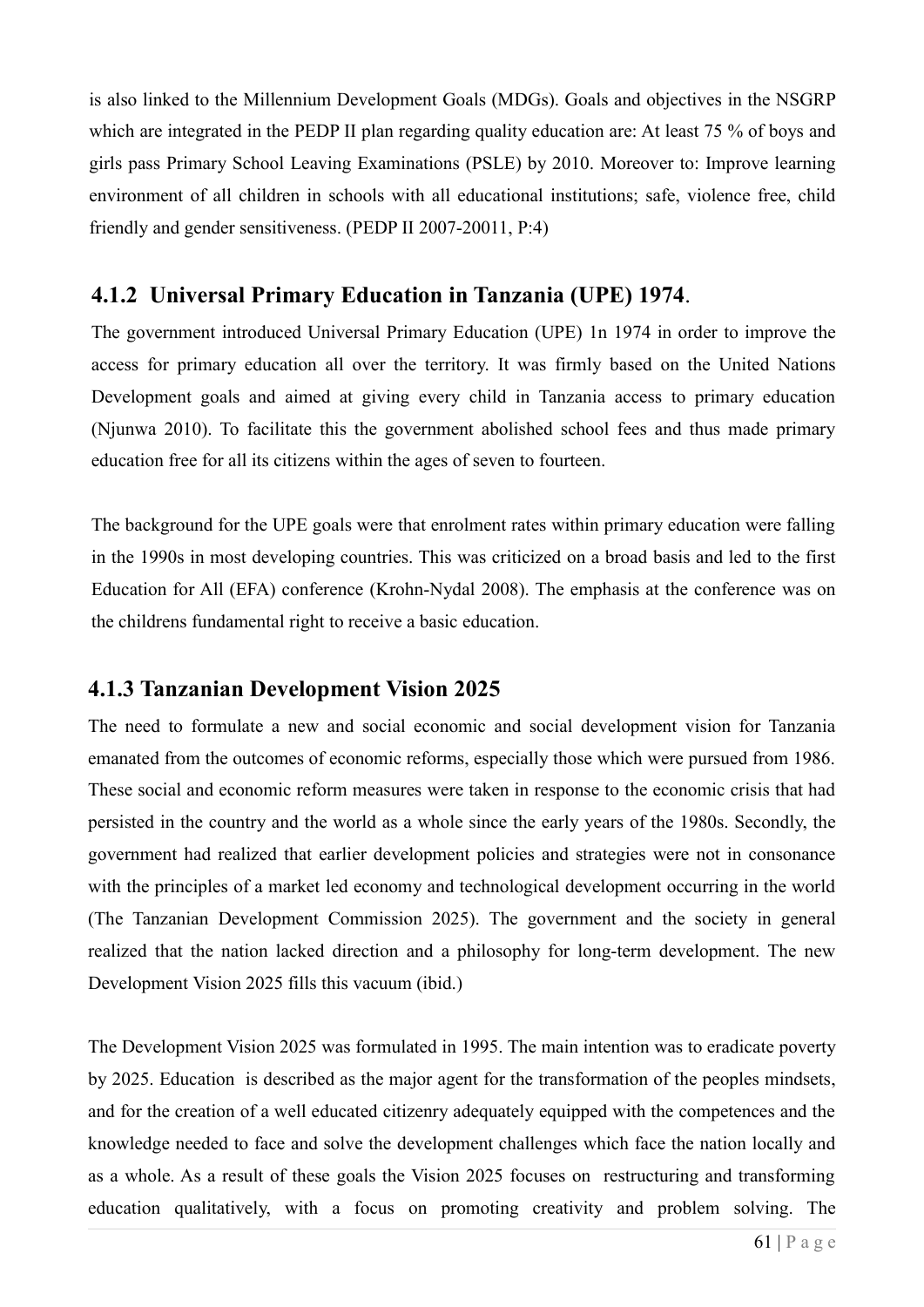is also linked to the Millennium Development Goals (MDGs). Goals and objectives in the NSGRP which are integrated in the PEDP II plan regarding quality education are: At least 75 % of boys and girls pass Primary School Leaving Examinations (PSLE) by 2010. Moreover to: Improve learning environment of all children in schools with all educational institutions; safe, violence free, child friendly and gender sensitiveness. (PEDP II 2007-20011, P:4)

### 4.1.2 Universal Primary Education in Tanzania (UPE) 1974.

The government introduced Universal Primary Education (UPE) 1n 1974 in order to improve the access for primary education all over the territory. It was firmly based on the United Nations Development goals and aimed at giving every child in Tanzania access to primary education (Njunwa 2010). To facilitate this the government abolished school fees and thus made primary education free for all its citizens within the ages of seven to fourteen.

The background for the UPE goals were that enrolment rates within primary education were falling in the 1990s in most developing countries. This was criticized on a broad basis and led to the first Education for All (EFA) conference (Krohn-Nydal 2008). The emphasis at the conference was on the childrens fundamental right to receive a basic education.

### 4.1.3 Tanzanian Development Vision 2025

The need to formulate a new and social economic and social development vision for Tanzania emanated from the outcomes of economic reforms, especially those which were pursued from 1986. These social and economic reform measures were taken in response to the economic crisis that had persisted in the country and the world as a whole since the early years of the 1980s. Secondly, the government had realized that earlier development policies and strategies were not in consonance with the principles of a market led economy and technological development occurring in the world (The Tanzanian Development Commission 2025). The government and the society in general realized that the nation lacked direction and a philosophy for long-term development. The new Development Vision 2025 fills this vacuum (ibid.)

The Development Vision 2025 was formulated in 1995. The main intention was to eradicate poverty by 2025. Education is described as the major agent for the transformation of the peoples mindsets, and for the creation of a well educated citizenry adequately equipped with the competences and the knowledge needed to face and solve the development challenges which face the nation locally and as a whole. As a result of these goals the Vision 2025 focuses on restructuring and transforming education qualitatively, with a focus on promoting creativity and problem solving. The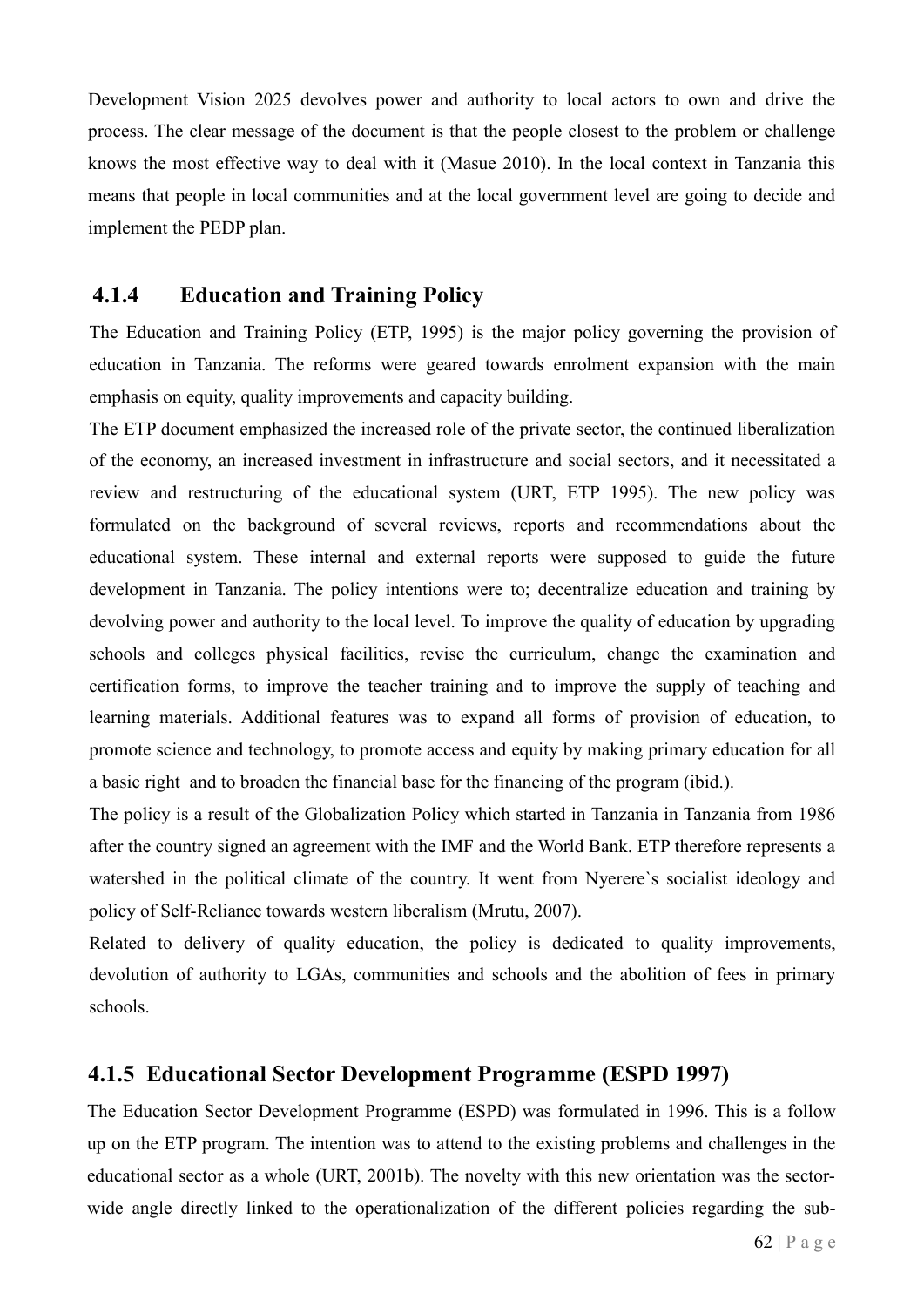Development Vision 2025 devolves power and authority to local actors to own and drive the process. The clear message of the document is that the people closest to the problem or challenge knows the most effective way to deal with it (Masue 2010). In the local context in Tanzania this means that people in local communities and at the local government level are going to decide and implement the PEDP plan.

### 4.1.4 Education and Training Policy

The Education and Training Policy (ETP, 1995) is the major policy governing the provision of education in Tanzania. The reforms were geared towards enrolment expansion with the main emphasis on equity, quality improvements and capacity building.

The ETP document emphasized the increased role of the private sector, the continued liberalization of the economy, an increased investment in infrastructure and social sectors, and it necessitated a review and restructuring of the educational system (URT, ETP 1995). The new policy was formulated on the background of several reviews, reports and recommendations about the educational system. These internal and external reports were supposed to guide the future development in Tanzania. The policy intentions were to; decentralize education and training by devolving power and authority to the local level. To improve the quality of education by upgrading schools and colleges physical facilities, revise the curriculum, change the examination and certification forms, to improve the teacher training and to improve the supply of teaching and learning materials. Additional features was to expand all forms of provision of education, to promote science and technology, to promote access and equity by making primary education for all a basic right and to broaden the financial base for the financing of the program (ibid.).

The policy is a result of the Globalization Policy which started in Tanzania in Tanzania from 1986 after the country signed an agreement with the IMF and the World Bank. ETP therefore represents a watershed in the political climate of the country. It went from Nyerere`s socialist ideology and policy of Self-Reliance towards western liberalism (Mrutu, 2007).

Related to delivery of quality education, the policy is dedicated to quality improvements, devolution of authority to LGAs, communities and schools and the abolition of fees in primary schools.

### 4.1.5 Educational Sector Development Programme (ESPD 1997)

The Education Sector Development Programme (ESPD) was formulated in 1996. This is a follow up on the ETP program. The intention was to attend to the existing problems and challenges in the educational sector as a whole (URT, 2001b). The novelty with this new orientation was the sector-wide angle directly linked to the operationalization of the different policies regarding the sub-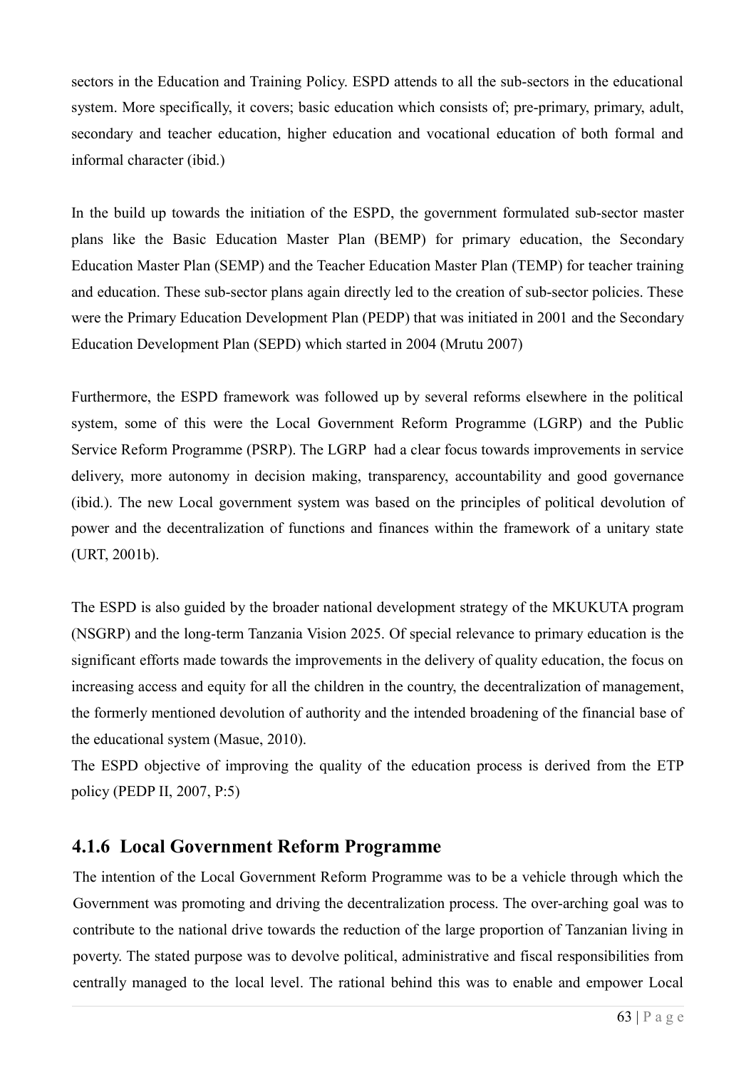sectors in the Education and Training Policy. ESPD attends to all the sub-sectors in the educational system. More specifically, it covers; basic education which consists of; pre-primary, primary, adult, secondary and teacher education, higher education and vocational education of both formal and informal character (ibid.)

In the build up towards the initiation of the ESPD, the government formulated sub-sector master plans like the Basic Education Master Plan (BEMP) for primary education, the Secondary Education Master Plan (SEMP) and the Teacher Education Master Plan (TEMP) for teacher training and education. These sub-sector plans again directly led to the creation of sub-sector policies. These were the Primary Education Development Plan (PEDP) that was initiated in 2001 and the Secondary Education Development Plan (SEPD) which started in 2004 (Mrutu 2007)

Furthermore, the ESPD framework was followed up by several reforms elsewhere in the political system, some of this were the Local Government Reform Programme (LGRP) and the Public Service Reform Programme (PSRP). The LGRP had a clear focus towards improvements in service delivery, more autonomy in decision making, transparency, accountability and good governance (ibid.). The new Local government system was based on the principles of political devolution of power and the decentralization of functions and finances within the framework of a unitary state (URT, 2001b).

The ESPD is also guided by the broader national development strategy of the MKUKUTA program (NSGRP) and the long-term Tanzania Vision 2025. Of special relevance to primary education is the significant efforts made towards the improvements in the delivery of quality education, the focus on increasing access and equity for all the children in the country, the decentralization of management, the formerly mentioned devolution of authority and the intended broadening of the financial base of the educational system (Masue, 2010).

The ESPD objective of improving the quality of the education process is derived from the ETP policy (PEDP II, 2007, P:5)

### 4.1.6 Local Government Reform Programme

The intention of the Local Government Reform Programme was to be a vehicle through which the Government was promoting and driving the decentralization process. The over-arching goal was to contribute to the national drive towards the reduction of the large proportion of Tanzanian living in poverty. The stated purpose was to devolve political, administrative and fiscal responsibilities from centrally managed to the local level. The rational behind this was to enable and empower Local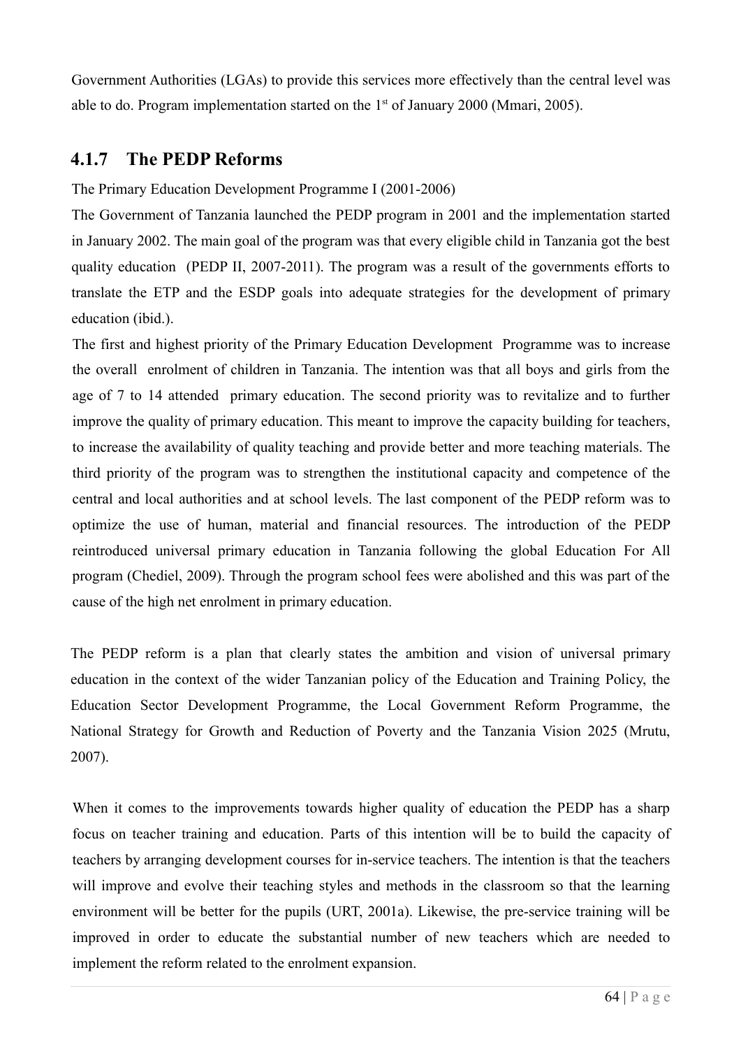Government Authorities (LGAs) to provide this services more effectively than the central level was able to do. Program implementation started on the 1st of January 2000 (Mmari, 2005).

### 4.1.7 The PEDP Reforms

The Primary Education Development Programme I (2001-2006)

The Government of Tanzania launched the PEDP program in 2001 and the implementation started in January 2002. The main goal of the program was that every eligible child in Tanzania got the best quality education (PEDP II, 2007-2011). The program was a result of the governments efforts to translate the ETP and the ESDP goals into adequate strategies for the development of primary education (ibid.).

The first and highest priority of the Primary Education Development Programme was to increase the overall enrolment of children in Tanzania. The intention was that all boys and girls from the age of 7 to 14 attended primary education. The second priority was to revitalize and to further improve the quality of primary education. This meant to improve the capacity building for teachers, to increase the availability of quality teaching and provide better and more teaching materials. The third priority of the program was to strengthen the institutional capacity and competence of the central and local authorities and at school levels. The last component of the PEDP reform was to optimize the use of human, material and financial resources. The introduction of the PEDP reintroduced universal primary education in Tanzania following the global Education For All program (Chediel, 2009). Through the program school fees were abolished and this was part of the cause of the high net enrolment in primary education.

The PEDP reform is a plan that clearly states the ambition and vision of universal primary education in the context of the wider Tanzanian policy of the Education and Training Policy, the Education Sector Development Programme, the Local Government Reform Programme, the National Strategy for Growth and Reduction of Poverty and the Tanzania Vision 2025 (Mrutu, 2007).

When it comes to the improvements towards higher quality of education the PEDP has a sharp focus on teacher training and education. Parts of this intention will be to build the capacity of teachers by arranging development courses for in-service teachers. The intention is that the teachers will improve and evolve their teaching styles and methods in the classroom so that the learning environment will be better for the pupils (URT, 2001a). Likewise, the pre-service training will be improved in order to educate the substantial number of new teachers which are needed to implement the reform related to the enrolment expansion.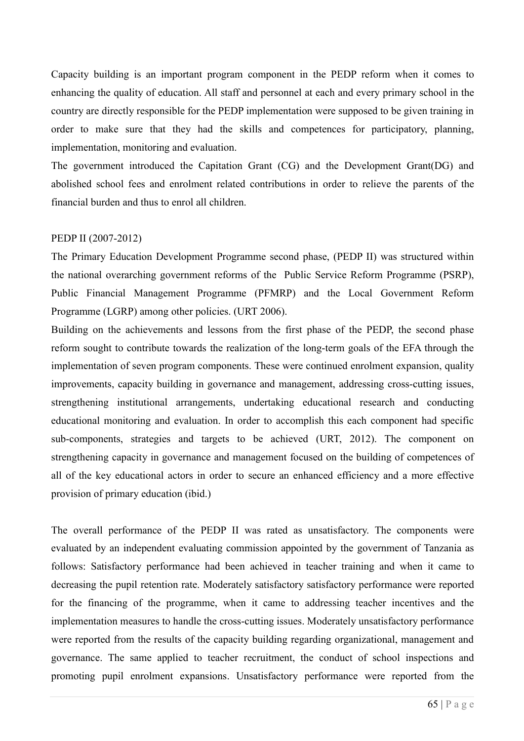Capacity building is an important program component in the PEDP reform when it comes to enhancing the quality of education. All staff and personnel at each and every primary school in the country are directly responsible for the PEDP implementation were supposed to be given training in order to make sure that they had the skills and competences for participatory, planning, implementation, monitoring and evaluation.

The government introduced the Capitation Grant (CG) and the Development Grant(DG) and abolished school fees and enrolment related contributions in order to relieve the parents of the financial burden and thus to enrol all children.

PEDP II (2007-2012)

The Primary Education Development Programme second phase, (PEDP II) was structured within the national overarching government reforms of the Public Service Reform Programme (PSRP), Public Financial Management Programme (PFMRP) and the Local Government Reform Programme (LGRP) among other policies. (URT 2006).

Building on the achievements and lessons from the first phase of the PEDP, the second phase reform sought to contribute towards the realization of the long-term goals of the EFA through the implementation of seven program components. These were continued enrolment expansion, quality improvements, capacity building in governance and management, addressing cross-cutting issues, strengthening institutional arrangements, undertaking educational research and conducting educational monitoring and evaluation. In order to accomplish this each component had specific sub-components, strategies and targets to be achieved (URT, 2012). The component on strengthening capacity in governance and management focused on the building of competences of all of the key educational actors in order to secure an enhanced efficiency and a more effective provision of primary education (ibid.)

The overall performance of the PEDP II was rated as unsatisfactory. The components were evaluated by an independent evaluating commission appointed by the government of Tanzania as follows: Satisfactory performance had been achieved in teacher training and when it came to decreasing the pupil retention rate. Moderately satisfactory satisfactory performance were reported for the financing of the programme, when it came to addressing teacher incentives and the implementation measures to handle the cross-cutting issues. Moderately unsatisfactory performance were reported from the results of the capacity building regarding organizational, management and governance. The same applied to teacher recruitment, the conduct of school inspections and promoting pupil enrolment expansions. Unsatisfactory performance were reported from the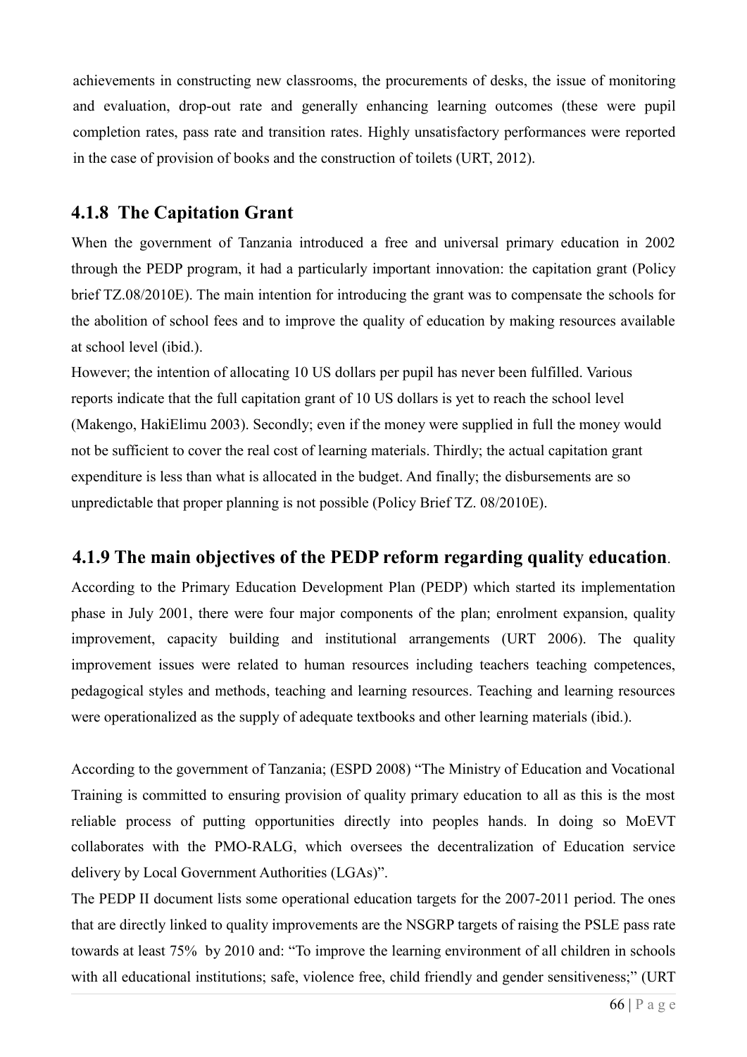achievements in constructing new classrooms, the procurements of desks, the issue of monitoring and evaluation, drop-out rate and generally enhancing learning outcomes (these were pupil completion rates, pass rate and transition rates. Highly unsatisfactory performances were reported in the case of provision of books and the construction of toilets (URT, 2012).

### 4.1.8 The Capitation Grant

When the government of Tanzania introduced a free and universal primary education in 2002 through the PEDP program, it had a particularly important innovation: the capitation grant (Policy brief TZ.08/2010E). The main intention for introducing the grant was to compensate the schools for the abolition of school fees and to improve the quality of education by making resources available at school level (ibid.).

However; the intention of allocating 10 US dollars per pupil has never been fulfilled. Various reports indicate that the full capitation grant of 10 US dollars is yet to reach the school level (Makengo, HakiElimu 2003). Secondly; even if the money were supplied in full the money would not be sufficient to cover the real cost of learning materials. Thirdly; the actual capitation grant expenditure is less than what is allocated in the budget. And finally; the disbursements are so unpredictable that proper planning is not possible (Policy Brief TZ. 08/2010E).

### 4.1.9 The main objectives of the PEDP reform regarding quality education.

According to the Primary Education Development Plan (PEDP) which started its implementation phase in July 2001, there were four major components of the plan; enrolment expansion, quality improvement, capacity building and institutional arrangements (URT 2006). The quality improvement issues were related to human resources including teachers teaching competences, pedagogical styles and methods, teaching and learning resources. Teaching and learning resources were operationalized as the supply of adequate textbooks and other learning materials (ibid.).

According to the government of Tanzania; (ESPD 2008) "The Ministry of Education and Vocational Training is committed to ensuring provision of quality primary education to all as this is the most reliable process of putting opportunities directly into peoples hands. In doing so MoEVT collaborates with the PMO-RALG, which oversees the decentralization of Education service delivery by Local Government Authorities (LGAs)".

The PEDP II document lists some operational education targets for the 2007-2011 period. The ones that are directly linked to quality improvements are the NSGRP targets of raising the PSLE pass rate towards at least 75% by 2010 and: "To improve the learning environment of all children in schools with all educational institutions; safe, violence free, child friendly and gender sensitiveness;" (URT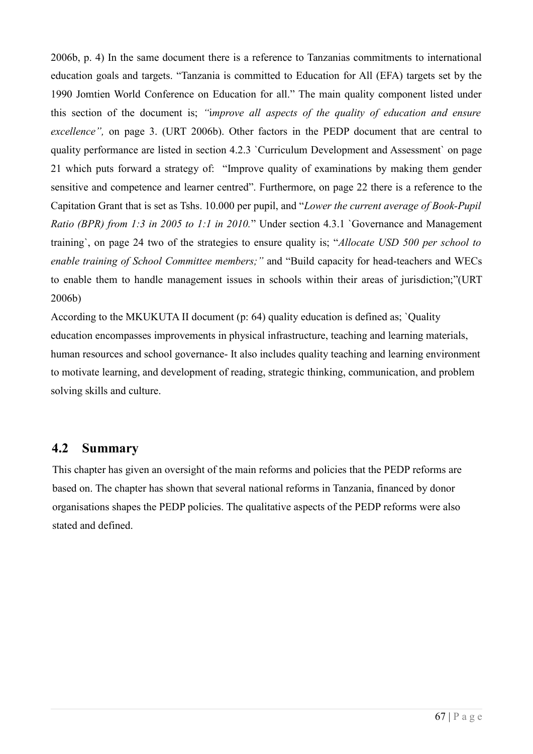2006b, p. 4) In the same document there is a reference to Tanzanias commitments to international education goals and targets. "Tanzania is committed to Education for All (EFA) targets set by the 1990 Jomtien World Conference on Education for all." The main quality component listed under this section of the document is; *"improve all aspects of the quality of education and ensure excellence",* on page 3. (URT 2006b). Other factors in the PEDP document that are central to quality performance are listed in section 4.2.3 `Curriculum Development and Assessment` on page 21 which puts forward a strategy of: "Improve quality of examinations by making them gender sensitive and competence and learner centred". Furthermore, on page 22 there is a reference to the Capitation Grant that is set as Tshs. 10.000 per pupil, and "*Lower the current average of Book-Pupil Ratio (BPR) from 1:3 in 2005 to 1:1 in 2010.*" Under section 4.3.1 `Governance and Management training`, on page 24 two of the strategies to ensure quality is; "*Allocate USD 500 per school to enable training of School Committee members;"* and "Build capacity for head-teachers and WECs to enable them to handle management issues in schools within their areas of jurisdiction;"(URT 2006b)

According to the MKUKUTA II document (p: 64) quality education is defined as; `Quality education encompasses improvements in physical infrastructure, teaching and learning materials, human resources and school governance- It also includes quality teaching and learning environment to motivate learning, and development of reading, strategic thinking, communication, and problem solving skills and culture.

## 4.2 Summary

This chapter has given an oversight of the main reforms and policies that the PEDP reforms are based on. The chapter has shown that several national reforms in Tanzania, financed by donor organisations shapes the PEDP policies. The qualitative aspects of the PEDP reforms were also stated and defined.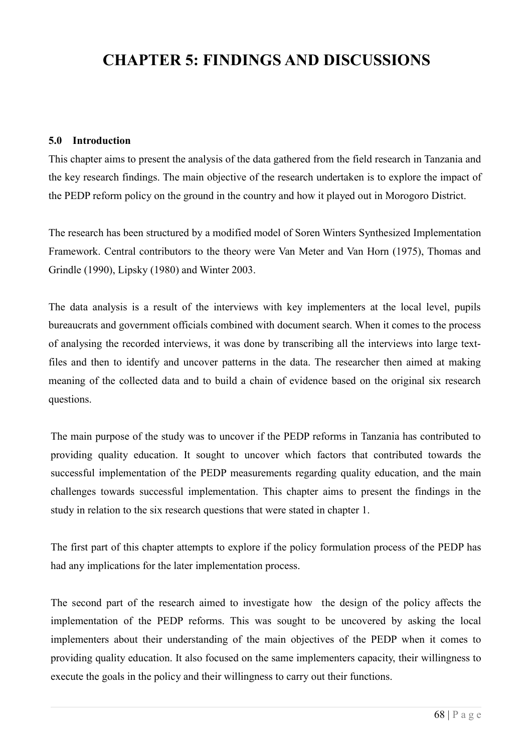# CHAPTER 5: FINDINGS AND DISCUSSIONS

## 5.0 Introduction

This chapter aims to present the analysis of the data gathered from the field research in Tanzania and the key research findings. The main objective of the research undertaken is to explore the impact of the PEDP reform policy on the ground in the country and how it played out in Morogoro District.

The research has been structured by a modified model of Soren Winters Synthesized Implementation Framework. Central contributors to the theory were Van Meter and Van Horn (1975), Thomas and Grindle (1990), Lipsky (1980) and Winter 2003.

The data analysis is a result of the interviews with key implementers at the local level, pupils bureaucrats and government officials combined with document search. When it comes to the process of analysing the recorded interviews, it was done by transcribing all the interviews into large text-files and then to identify and uncover patterns in the data. The researcher then aimed at making meaning of the collected data and to build a chain of evidence based on the original six research questions.

The main purpose of the study was to uncover if the PEDP reforms in Tanzania has contributed to providing quality education. It sought to uncover which factors that contributed towards the successful implementation of the PEDP measurements regarding quality education, and the main challenges towards successful implementation. This chapter aims to present the findings in the study in relation to the six research questions that were stated in chapter 1.

The first part of this chapter attempts to explore if the policy formulation process of the PEDP has had any implications for the later implementation process.

The second part of the research aimed to investigate how the design of the policy affects the implementation of the PEDP reforms. This was sought to be uncovered by asking the local implementers about their understanding of the main objectives of the PEDP when it comes to providing quality education. It also focused on the same implementers capacity, their willingness to execute the goals in the policy and their willingness to carry out their functions.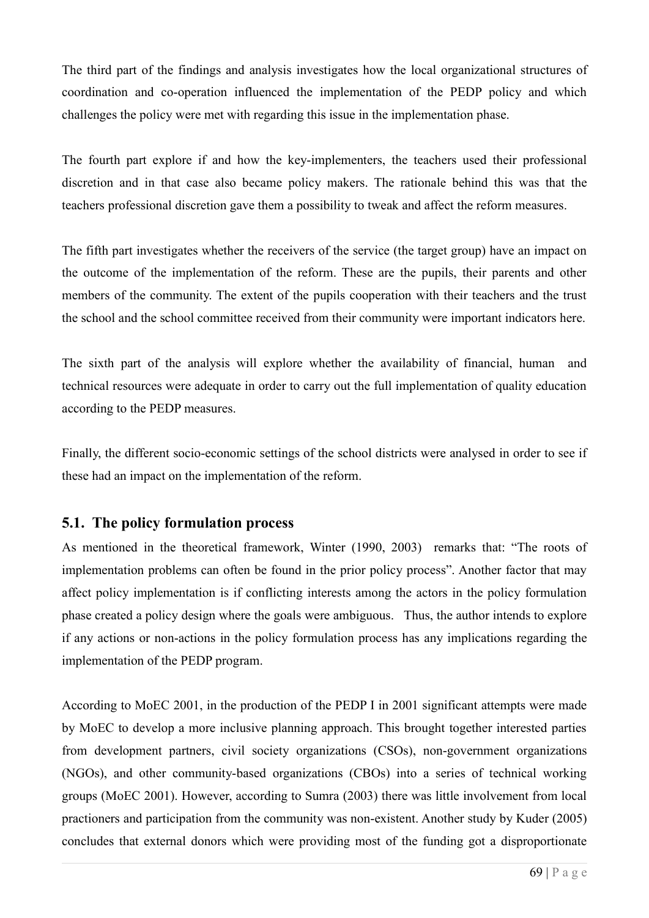The third part of the findings and analysis investigates how the local organizational structures of coordination and co-operation influenced the implementation of the PEDP policy and which challenges the policy were met with regarding this issue in the implementation phase.

The fourth part explore if and how the key-implementers, the teachers used their professional discretion and in that case also became policy makers. The rationale behind this was that the teachers professional discretion gave them a possibility to tweak and affect the reform measures.

The fifth part investigates whether the receivers of the service (the target group) have an impact on the outcome of the implementation of the reform. These are the pupils, their parents and other members of the community. The extent of the pupils cooperation with their teachers and the trust the school and the school committee received from their community were important indicators here.

The sixth part of the analysis will explore whether the availability of financial, human and technical resources were adequate in order to carry out the full implementation of quality education according to the PEDP measures.

Finally, the different socio-economic settings of the school districts were analysed in order to see if these had an impact on the implementation of the reform.

## 5.1. The policy formulation process

As mentioned in the theoretical framework, Winter (1990, 2003) remarks that: "The roots of implementation problems can often be found in the prior policy process". Another factor that may affect policy implementation is if conflicting interests among the actors in the policy formulation phase created a policy design where the goals were ambiguous. Thus, the author intends to explore if any actions or non-actions in the policy formulation process has any implications regarding the implementation of the PEDP program.

According to MoEC 2001, in the production of the PEDP I in 2001 significant attempts were made by MoEC to develop a more inclusive planning approach. This brought together interested parties from development partners, civil society organizations (CSOs), non-government organizations (NGOs), and other community-based organizations (CBOs) into a series of technical working groups (MoEC 2001). However, according to Sumra (2003) there was little involvement from local practioners and participation from the community was non-existent. Another study by Kuder (2005) concludes that external donors which were providing most of the funding got a disproportionate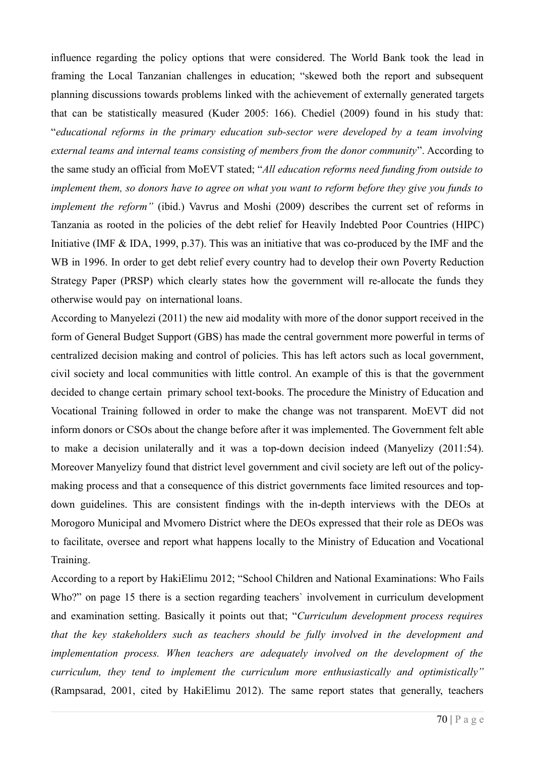influence regarding the policy options that were considered. The World Bank took the lead in framing the Local Tanzanian challenges in education; "skewed both the report and subsequent planning discussions towards problems linked with the achievement of externally generated targets that can be statistically measured (Kuder 2005: 166). Chediel (2009) found in his study that: "*educational reforms in the primary education sub-sector were developed by a team involving external teams and internal teams consisting of members from the donor community*". According to the same study an official from MoEVT stated; "*All education reforms need funding from outside to implement them, so donors have to agree on what you want to reform before they give you funds to implement the reform"* (ibid.) Vavrus and Moshi (2009) describes the current set of reforms in Tanzania as rooted in the policies of the debt relief for Heavily Indebted Poor Countries (HIPC) Initiative (IMF & IDA, 1999, p.37). This was an initiative that was co-produced by the IMF and the WB in 1996. In order to get debt relief every country had to develop their own Poverty Reduction Strategy Paper (PRSP) which clearly states how the government will re-allocate the funds they otherwise would pay on international loans.

According to Manyelezi (2011) the new aid modality with more of the donor support received in the form of General Budget Support (GBS) has made the central government more powerful in terms of centralized decision making and control of policies. This has left actors such as local government, civil society and local communities with little control. An example of this is that the government decided to change certain primary school text-books. The procedure the Ministry of Education and Vocational Training followed in order to make the change was not transparent. MoEVT did not inform donors or CSOs about the change before after it was implemented. The Government felt able to make a decision unilaterally and it was a top-down decision indeed (Manyelizy (2011:54). Moreover Manyelizy found that district level government and civil society are left out of the policy-making process and that a consequence of this district governments face limited resources and top-down guidelines. This are consistent findings with the in-depth interviews with the DEOs at Morogoro Municipal and Mvomero District where the DEOs expressed that their role as DEOs was to facilitate, oversee and report what happens locally to the Ministry of Education and Vocational Training.

According to a report by HakiElimu 2012; "School Children and National Examinations: Who Fails Who?" on page 15 there is a section regarding teachers` involvement in curriculum development and examination setting. Basically it points out that; "*Curriculum development process requires that the key stakeholders such as teachers should be fully involved in the development and implementation process. When teachers are adequately involved on the development of the curriculum, they tend to implement the curriculum more enthusiastically and optimistically"* (Rampsarad, 2001, cited by HakiElimu 2012). The same report states that generally, teachers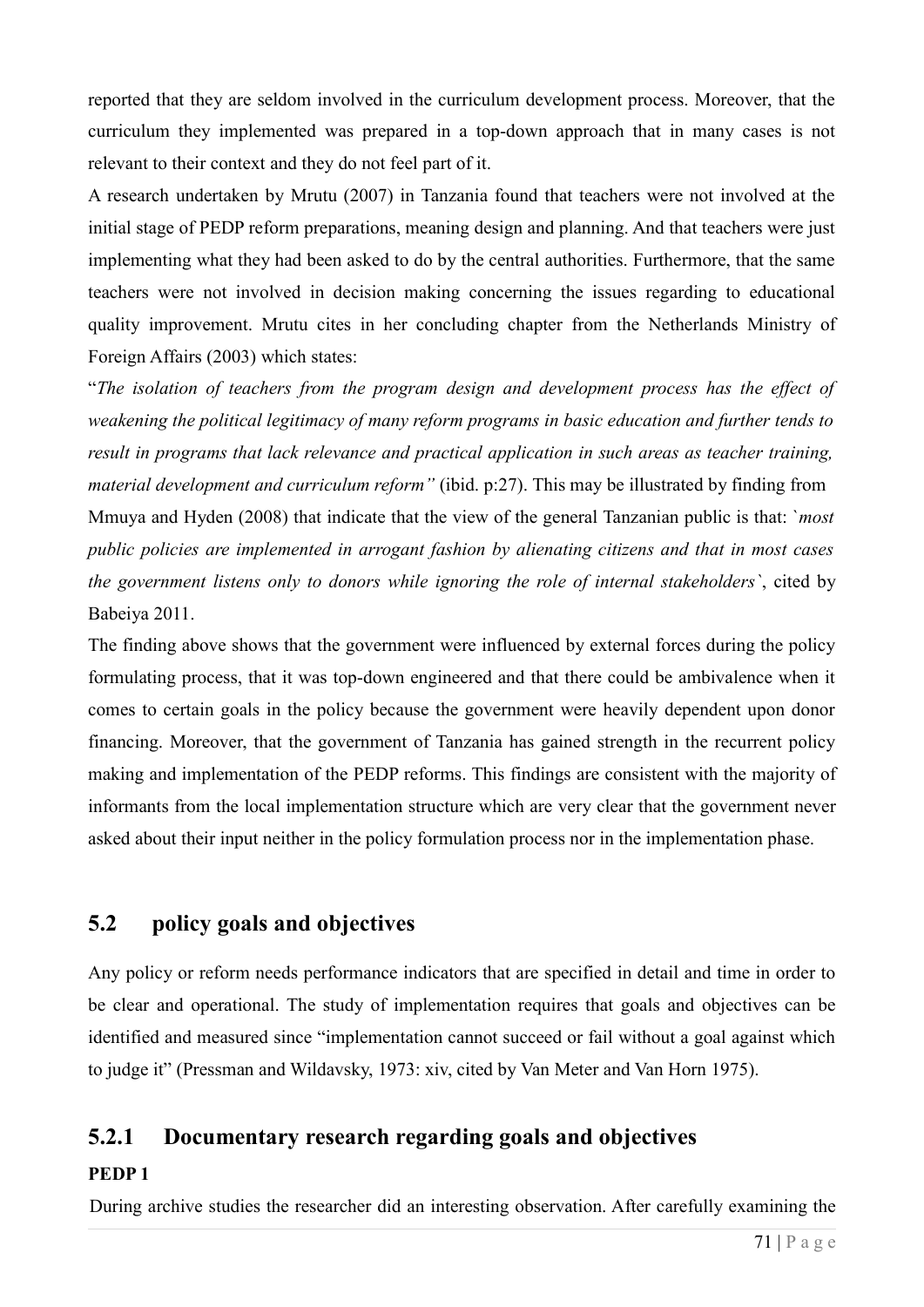reported that they are seldom involved in the curriculum development process. Moreover, that the curriculum they implemented was prepared in a top-down approach that in many cases is not relevant to their context and they do not feel part of it.

A research undertaken by Mrutu (2007) in Tanzania found that teachers were not involved at the initial stage of PEDP reform preparations, meaning design and planning. And that teachers were just implementing what they had been asked to do by the central authorities. Furthermore, that the same teachers were not involved in decision making concerning the issues regarding to educational quality improvement. Mrutu cites in her concluding chapter from the Netherlands Ministry of Foreign Affairs (2003) which states:

"*The isolation of teachers from the program design and development process has the effect of weakening the political legitimacy of many reform programs in basic education and further tends to result in programs that lack relevance and practical application in such areas as teacher training, material development and curriculum reform"* (ibid. p:27). This may be illustrated by finding from Mmuya and Hyden (2008) that indicate that the view of the general Tanzanian public is that: `*most public policies are implemented in arrogant fashion by alienating citizens and that in most cases the government listens only to donors while ignoring the role of internal stakeholders*`, cited by Babeiya 2011.

The finding above shows that the government were influenced by external forces during the policy formulating process, that it was top-down engineered and that there could be ambivalence when it comes to certain goals in the policy because the government were heavily dependent upon donor financing. Moreover, that the government of Tanzania has gained strength in the recurrent policy making and implementation of the PEDP reforms. This findings are consistent with the majority of informants from the local implementation structure which are very clear that the government never asked about their input neither in the policy formulation process nor in the implementation phase.

## 5.2 policy goals and objectives

Any policy or reform needs performance indicators that are specified in detail and time in order to be clear and operational. The study of implementation requires that goals and objectives can be identified and measured since "implementation cannot succeed or fail without a goal against which to judge it" (Pressman and Wildavsky, 1973: xiv, cited by Van Meter and Van Horn 1975).

### 5.2.1 Documentary research regarding goals and objectives

**PEDP 1**

During archive studies the researcher did an interesting observation. After carefully examining the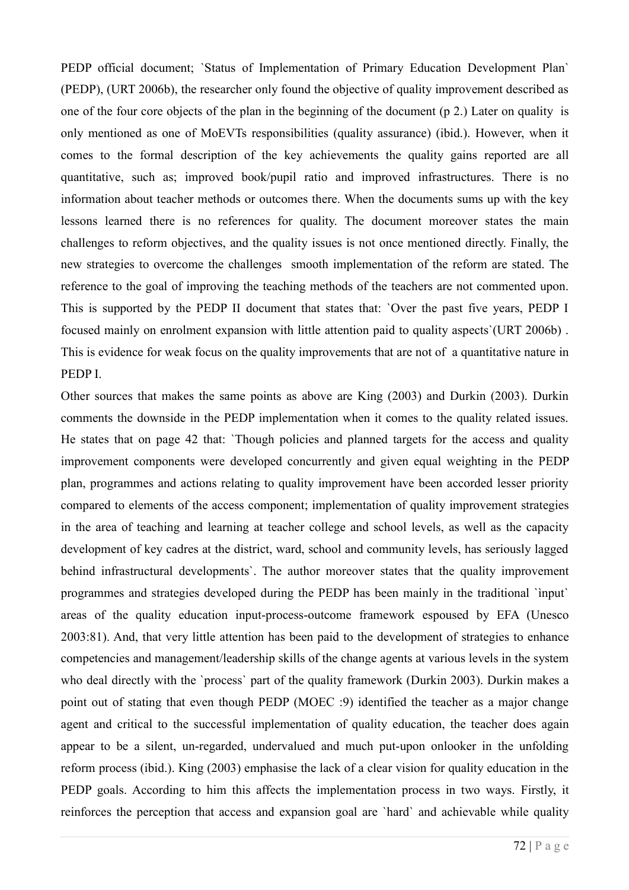PEDP official document; `Status of Implementation of Primary Education Development Plan` (PEDP), (URT 2006b), the researcher only found the objective of quality improvement described as one of the four core objects of the plan in the beginning of the document (p 2.) Later on quality is only mentioned as one of MoEVTs responsibilities (quality assurance) (ibid.). However, when it comes to the formal description of the key achievements the quality gains reported are all quantitative, such as; improved book/pupil ratio and improved infrastructures. There is no information about teacher methods or outcomes there. When the documents sums up with the key lessons learned there is no references for quality. The document moreover states the main challenges to reform objectives, and the quality issues is not once mentioned directly. Finally, the new strategies to overcome the challenges smooth implementation of the reform are stated. The reference to the goal of improving the teaching methods of the teachers are not commented upon. This is supported by the PEDP II document that states that: `Over the past five years, PEDP I focused mainly on enrolment expansion with little attention paid to quality aspects`(URT 2006b) . This is evidence for weak focus on the quality improvements that are not of a quantitative nature in PEDP I.

Other sources that makes the same points as above are King (2003) and Durkin (2003). Durkin comments the downside in the PEDP implementation when it comes to the quality related issues. He states that on page 42 that: `Though policies and planned targets for the access and quality improvement components were developed concurrently and given equal weighting in the PEDP plan, programmes and actions relating to quality improvement have been accorded lesser priority compared to elements of the access component; implementation of quality improvement strategies in the area of teaching and learning at teacher college and school levels, as well as the capacity development of key cadres at the district, ward, school and community levels, has seriously lagged behind infrastructural developments`. The author moreover states that the quality improvement programmes and strategies developed during the PEDP has been mainly in the traditional `ìnput` areas of the quality education input-process-outcome framework espoused by EFA (Unesco 2003:81). And, that very little attention has been paid to the development of strategies to enhance competencies and management/leadership skills of the change agents at various levels in the system who deal directly with the `process` part of the quality framework (Durkin 2003). Durkin makes a point out of stating that even though PEDP (MOEC :9) identified the teacher as a major change agent and critical to the successful implementation of quality education, the teacher does again appear to be a silent, un-regarded, undervalued and much put-upon onlooker in the unfolding reform process (ibid.). King (2003) emphasise the lack of a clear vision for quality education in the PEDP goals. According to him this affects the implementation process in two ways. Firstly, it reinforces the perception that access and expansion goal are `hard` and achievable while quality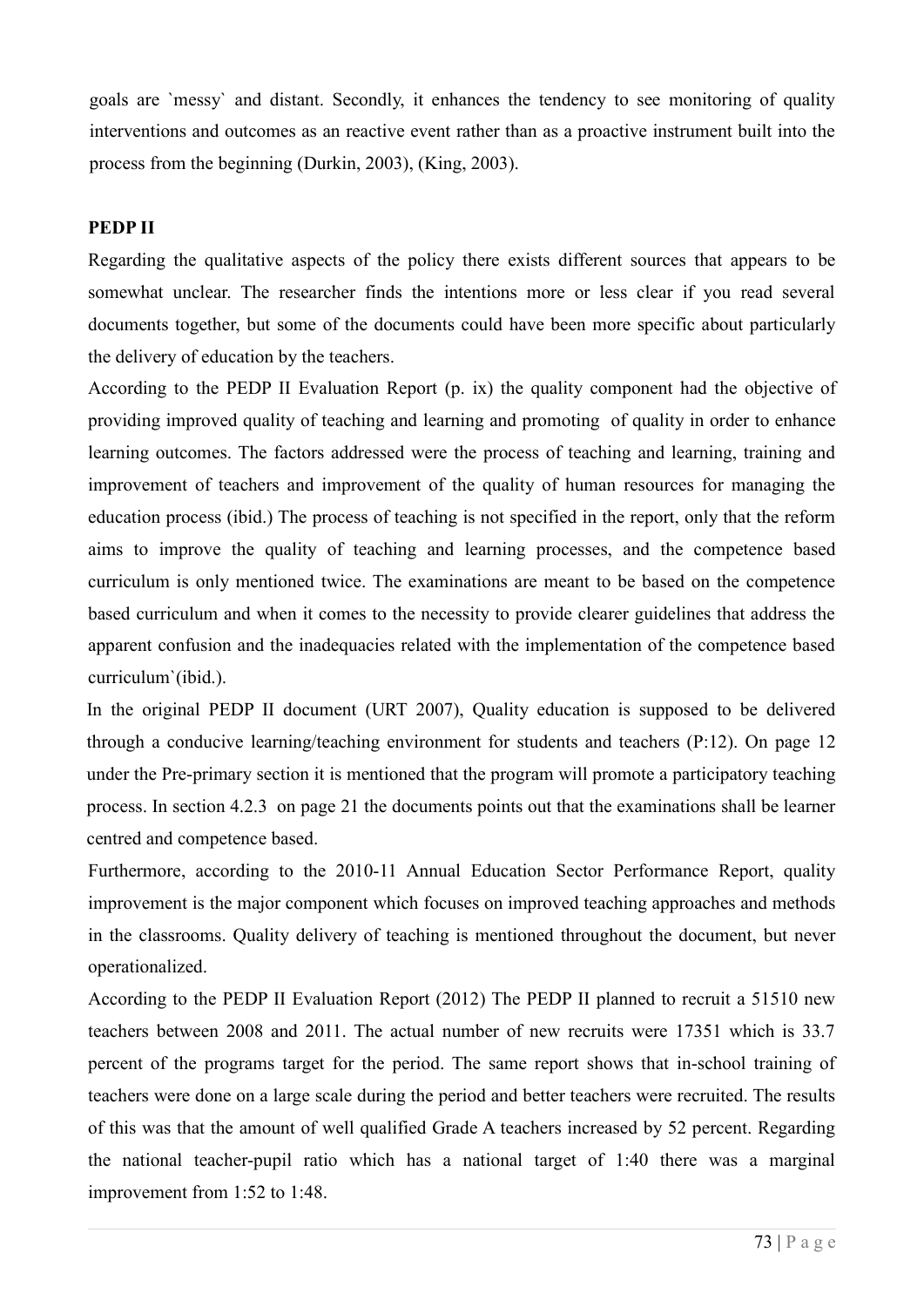goals are `messy` and distant. Secondly, it enhances the tendency to see monitoring of quality interventions and outcomes as an reactive event rather than as a proactive instrument built into the process from the beginning (Durkin, 2003), (King, 2003).

**PEDP II**

Regarding the qualitative aspects of the policy there exists different sources that appears to be somewhat unclear. The researcher finds the intentions more or less clear if you read several documents together, but some of the documents could have been more specific about particularly the delivery of education by the teachers.

According to the PEDP II Evaluation Report (p. ix) the quality component had the objective of providing improved quality of teaching and learning and promoting of quality in order to enhance learning outcomes. The factors addressed were the process of teaching and learning, training and improvement of teachers and improvement of the quality of human resources for managing the education process (ibid.) The process of teaching is not specified in the report, only that the reform aims to improve the quality of teaching and learning processes, and the competence based curriculum is only mentioned twice. The examinations are meant to be based on the competence based curriculum and when it comes to the necessity to provide clearer guidelines that address the apparent confusion and the inadequacies related with the implementation of the competence based curriculum`(ibid.).

In the original PEDP II document (URT 2007), Quality education is supposed to be delivered through a conducive learning/teaching environment for students and teachers (P:12). On page 12 under the Pre-primary section it is mentioned that the program will promote a participatory teaching process. In section 4.2.3 on page 21 the documents points out that the examinations shall be learner centred and competence based.

Furthermore, according to the 2010-11 Annual Education Sector Performance Report, quality improvement is the major component which focuses on improved teaching approaches and methods in the classrooms. Quality delivery of teaching is mentioned throughout the document, but never operationalized.

According to the PEDP II Evaluation Report (2012) The PEDP II planned to recruit a 51510 new teachers between 2008 and 2011. The actual number of new recruits were 17351 which is 33.7 percent of the programs target for the period. The same report shows that in-school training of teachers were done on a large scale during the period and better teachers were recruited. The results of this was that the amount of well qualified Grade A teachers increased by 52 percent. Regarding the national teacher-pupil ratio which has a national target of 1:40 there was a marginal improvement from 1:52 to 1:48.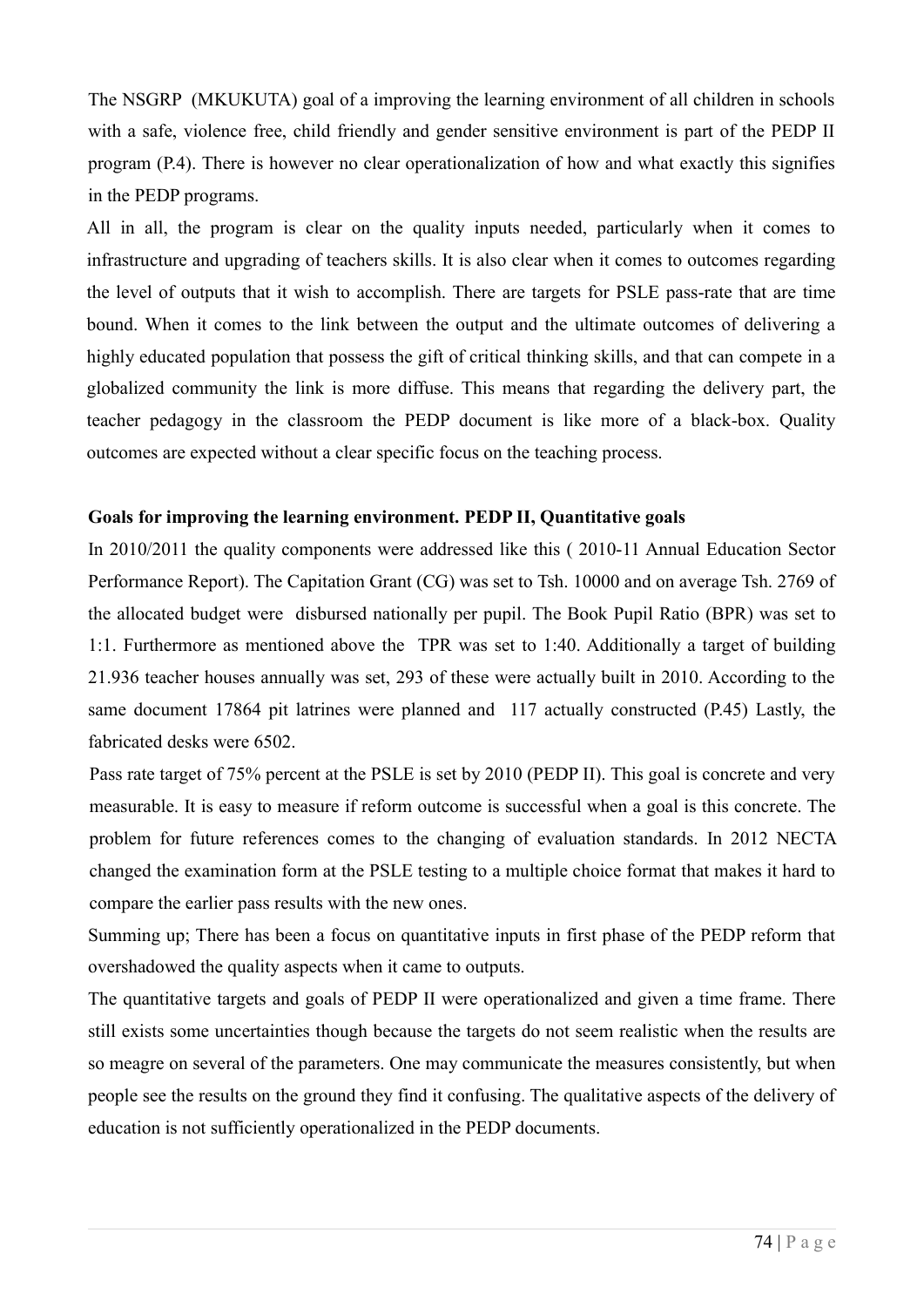The NSGRP (MKUKUTA) goal of a improving the learning environment of all children in schools with a safe, violence free, child friendly and gender sensitive environment is part of the PEDP II program (P.4). There is however no clear operationalization of how and what exactly this signifies in the PEDP programs.

All in all, the program is clear on the quality inputs needed, particularly when it comes to infrastructure and upgrading of teachers skills. It is also clear when it comes to outcomes regarding the level of outputs that it wish to accomplish. There are targets for PSLE pass-rate that are time bound. When it comes to the link between the output and the ultimate outcomes of delivering a highly educated population that possess the gift of critical thinking skills, and that can compete in a globalized community the link is more diffuse. This means that regarding the delivery part, the teacher pedagogy in the classroom the PEDP document is like more of a black-box. Quality outcomes are expected without a clear specific focus on the teaching process.

**Goals for improving the learning environment. PEDP II, Quantitative goals**

In 2010/2011 the quality components were addressed like this ( 2010-11 Annual Education Sector Performance Report). The Capitation Grant (CG) was set to Tsh. 10000 and on average Tsh. 2769 of the allocated budget were disbursed nationally per pupil. The Book Pupil Ratio (BPR) was set to 1:1. Furthermore as mentioned above the TPR was set to 1:40. Additionally a target of building 21.936 teacher houses annually was set, 293 of these were actually built in 2010. According to the same document 17864 pit latrines were planned and 117 actually constructed (P.45) Lastly, the fabricated desks were 6502.

Pass rate target of 75% percent at the PSLE is set by 2010 (PEDP II). This goal is concrete and very measurable. It is easy to measure if reform outcome is successful when a goal is this concrete. The problem for future references comes to the changing of evaluation standards. In 2012 NECTA changed the examination form at the PSLE testing to a multiple choice format that makes it hard to compare the earlier pass results with the new ones.

Summing up; There has been a focus on quantitative inputs in first phase of the PEDP reform that overshadowed the quality aspects when it came to outputs.

The quantitative targets and goals of PEDP II were operationalized and given a time frame. There still exists some uncertainties though because the targets do not seem realistic when the results are so meagre on several of the parameters. One may communicate the measures consistently, but when people see the results on the ground they find it confusing. The qualitative aspects of the delivery of education is not sufficiently operationalized in the PEDP documents.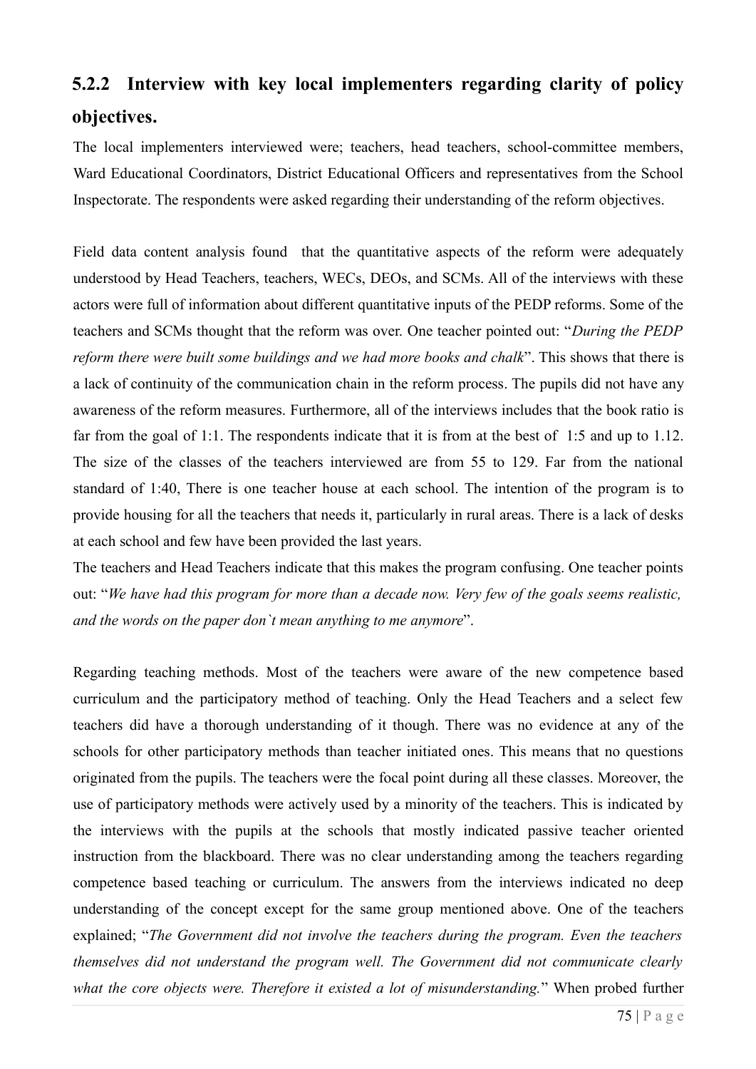### 5.2.2 Interview with key local implementers regarding clarity of policy objectives.

The local implementers interviewed were; teachers, head teachers, school-committee members, Ward Educational Coordinators, District Educational Officers and representatives from the School Inspectorate. The respondents were asked regarding their understanding of the reform objectives.

Field data content analysis found that the quantitative aspects of the reform were adequately understood by Head Teachers, teachers, WECs, DEOs, and SCMs. All of the interviews with these actors were full of information about different quantitative inputs of the PEDP reforms. Some of the teachers and SCMs thought that the reform was over. One teacher pointed out: "*During the PEDP reform there were built some buildings and we had more books and chalk*". This shows that there is a lack of continuity of the communication chain in the reform process. The pupils did not have any awareness of the reform measures. Furthermore, all of the interviews includes that the book ratio is far from the goal of 1:1. The respondents indicate that it is from at the best of 1:5 and up to 1.12. The size of the classes of the teachers interviewed are from 55 to 129. Far from the national standard of 1:40, There is one teacher house at each school. The intention of the program is to provide housing for all the teachers that needs it, particularly in rural areas. There is a lack of desks at each school and few have been provided the last years.
The teachers and Head Teachers indicate that this makes the program confusing. One teacher points out: "*We have had this program for more than a decade now. Very few of the goals seems realistic, and the words on the paper don`t mean anything to me anymore*".

Regarding teaching methods. Most of the teachers were aware of the new competence based curriculum and the participatory method of teaching. Only the Head Teachers and a select few teachers did have a thorough understanding of it though. There was no evidence at any of the schools for other participatory methods than teacher initiated ones. This means that no questions originated from the pupils. The teachers were the focal point during all these classes. Moreover, the use of participatory methods were actively used by a minority of the teachers. This is indicated by the interviews with the pupils at the schools that mostly indicated passive teacher oriented instruction from the blackboard. There was no clear understanding among the teachers regarding competence based teaching or curriculum. The answers from the interviews indicated no deep understanding of the concept except for the same group mentioned above. One of the teachers explained; "*The Government did not involve the teachers during the program. Even the teachers themselves did not understand the program well. The Government did not communicate clearly what the core objects were. Therefore it existed a lot of misunderstanding.*" When probed further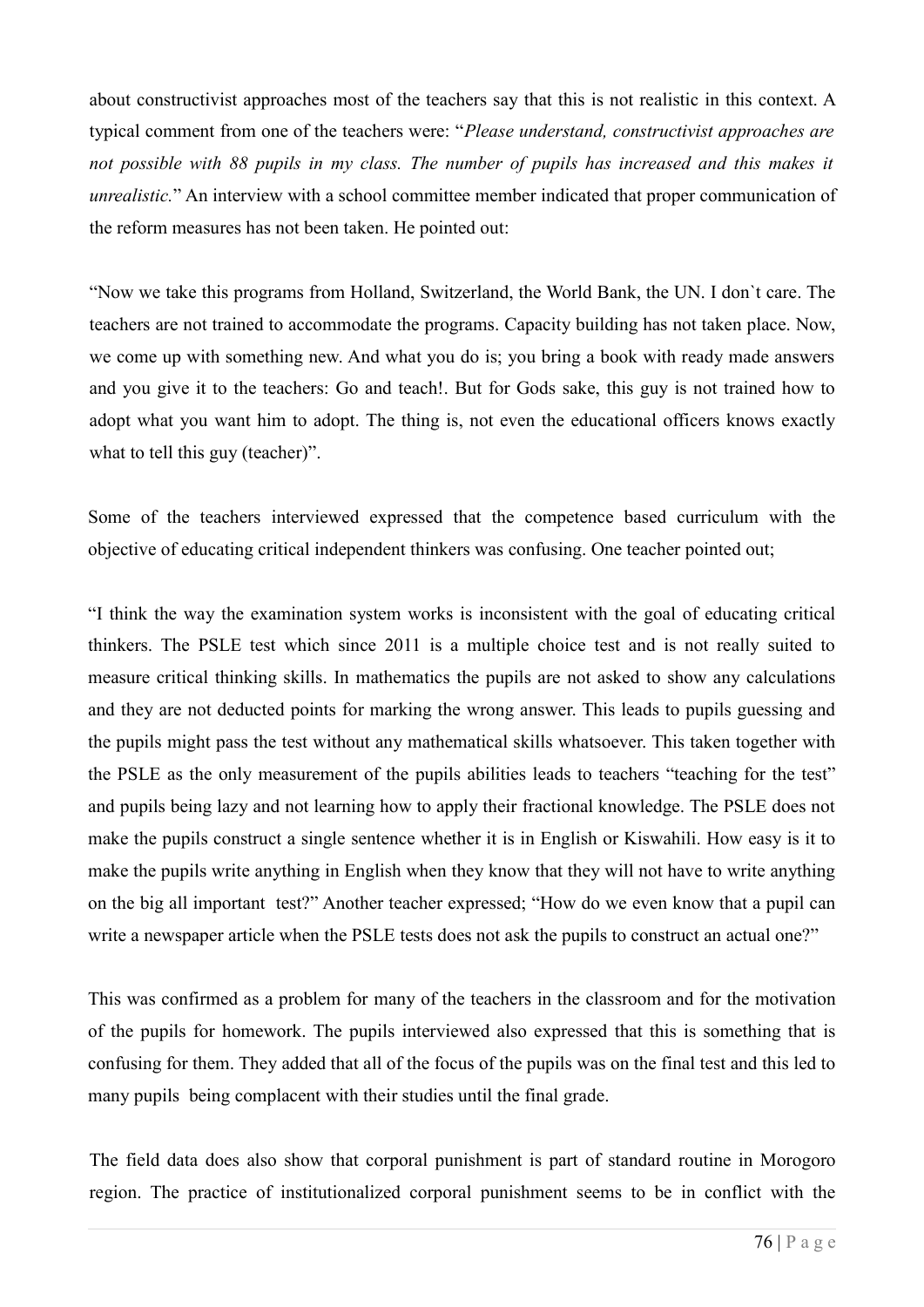about constructivist approaches most of the teachers say that this is not realistic in this context. A typical comment from one of the teachers were: "*Please understand, constructivist approaches are not possible with 88 pupils in my class. The number of pupils has increased and this makes it unrealistic.*" An interview with a school committee member indicated that proper communication of the reform measures has not been taken. He pointed out:

"Now we take this programs from Holland, Switzerland, the World Bank, the UN. I don`t care. The teachers are not trained to accommodate the programs. Capacity building has not taken place. Now, we come up with something new. And what you do is; you bring a book with ready made answers and you give it to the teachers: Go and teach!. But for Gods sake, this guy is not trained how to adopt what you want him to adopt. The thing is, not even the educational officers knows exactly what to tell this guy (teacher)".

Some of the teachers interviewed expressed that the competence based curriculum with the objective of educating critical independent thinkers was confusing. One teacher pointed out;

"I think the way the examination system works is inconsistent with the goal of educating critical thinkers. The PSLE test which since 2011 is a multiple choice test and is not really suited to measure critical thinking skills. In mathematics the pupils are not asked to show any calculations and they are not deducted points for marking the wrong answer. This leads to pupils guessing and the pupils might pass the test without any mathematical skills whatsoever. This taken together with the PSLE as the only measurement of the pupils abilities leads to teachers "teaching for the test" and pupils being lazy and not learning how to apply their fractional knowledge. The PSLE does not make the pupils construct a single sentence whether it is in English or Kiswahili. How easy is it to make the pupils write anything in English when they know that they will not have to write anything on the big all important test?" Another teacher expressed; "How do we even know that a pupil can write a newspaper article when the PSLE tests does not ask the pupils to construct an actual one?"

This was confirmed as a problem for many of the teachers in the classroom and for the motivation of the pupils for homework. The pupils interviewed also expressed that this is something that is confusing for them. They added that all of the focus of the pupils was on the final test and this led to many pupils being complacent with their studies until the final grade.

The field data does also show that corporal punishment is part of standard routine in Morogoro region. The practice of institutionalized corporal punishment seems to be in conflict with the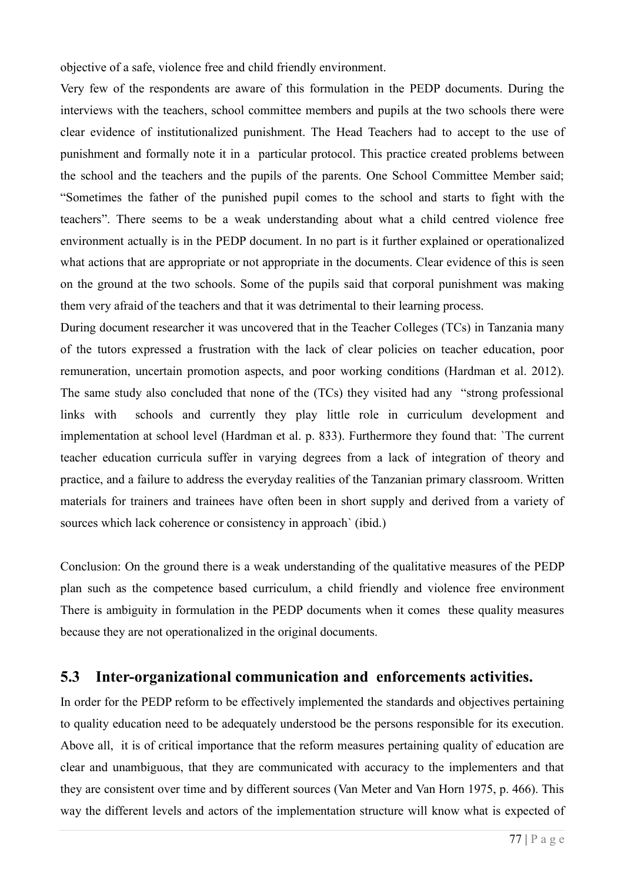objective of a safe, violence free and child friendly environment.

Very few of the respondents are aware of this formulation in the PEDP documents. During the interviews with the teachers, school committee members and pupils at the two schools there were clear evidence of institutionalized punishment. The Head Teachers had to accept to the use of punishment and formally note it in a particular protocol. This practice created problems between the school and the teachers and the pupils of the parents. One School Committee Member said; "Sometimes the father of the punished pupil comes to the school and starts to fight with the teachers". There seems to be a weak understanding about what a child centred violence free environment actually is in the PEDP document. In no part is it further explained or operationalized what actions that are appropriate or not appropriate in the documents. Clear evidence of this is seen on the ground at the two schools. Some of the pupils said that corporal punishment was making them very afraid of the teachers and that it was detrimental to their learning process.

During document researcher it was uncovered that in the Teacher Colleges (TCs) in Tanzania many of the tutors expressed a frustration with the lack of clear policies on teacher education, poor remuneration, uncertain promotion aspects, and poor working conditions (Hardman et al. 2012). The same study also concluded that none of the (TCs) they visited had any "strong professional links with schools and currently they play little role in curriculum development and implementation at school level (Hardman et al. p. 833). Furthermore they found that: `The current teacher education curricula suffer in varying degrees from a lack of integration of theory and practice, and a failure to address the everyday realities of the Tanzanian primary classroom. Written materials for trainers and trainees have often been in short supply and derived from a variety of sources which lack coherence or consistency in approach` (ibid.)

Conclusion: On the ground there is a weak understanding of the qualitative measures of the PEDP plan such as the competence based curriculum, a child friendly and violence free environment There is ambiguity in formulation in the PEDP documents when it comes these quality measures because they are not operationalized in the original documents.

## 5.3 Inter-organizational communication and enforcements activities.

In order for the PEDP reform to be effectively implemented the standards and objectives pertaining to quality education need to be adequately understood be the persons responsible for its execution. Above all, it is of critical importance that the reform measures pertaining quality of education are clear and unambiguous, that they are communicated with accuracy to the implementers and that they are consistent over time and by different sources (Van Meter and Van Horn 1975, p. 466). This way the different levels and actors of the implementation structure will know what is expected of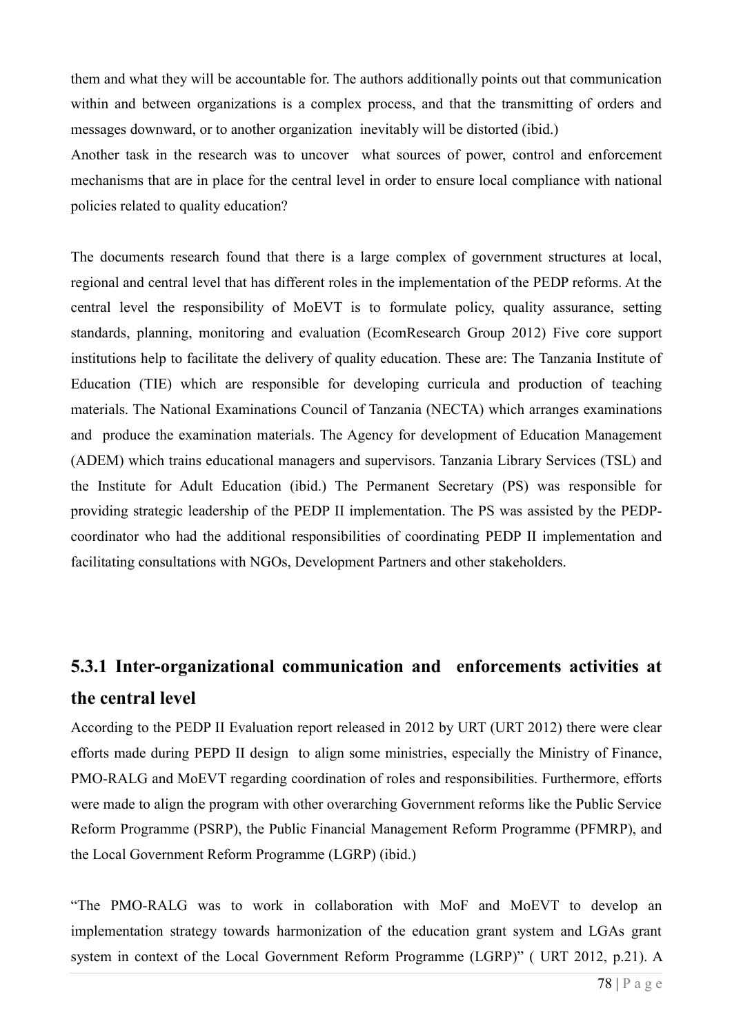them and what they will be accountable for. The authors additionally points out that communication within and between organizations is a complex process, and that the transmitting of orders and messages downward, or to another organization inevitably will be distorted (ibid.)

Another task in the research was to uncover what sources of power, control and enforcement mechanisms that are in place for the central level in order to ensure local compliance with national policies related to quality education?

The documents research found that there is a large complex of government structures at local, regional and central level that has different roles in the implementation of the PEDP reforms. At the central level the responsibility of MoEVT is to formulate policy, quality assurance, setting standards, planning, monitoring and evaluation (EcomResearch Group 2012) Five core support institutions help to facilitate the delivery of quality education. These are: The Tanzania Institute of Education (TIE) which are responsible for developing curricula and production of teaching materials. The National Examinations Council of Tanzania (NECTA) which arranges examinations and produce the examination materials. The Agency for development of Education Management (ADEM) which trains educational managers and supervisors. Tanzania Library Services (TSL) and the Institute for Adult Education (ibid.) The Permanent Secretary (PS) was responsible for providing strategic leadership of the PEDP II implementation. The PS was assisted by the PEDP-coordinator who had the additional responsibilities of coordinating PEDP II implementation and facilitating consultations with NGOs, Development Partners and other stakeholders.

### 5.3.1 Inter-organizational communication and enforcements activities at the central level

According to the PEDP II Evaluation report released in 2012 by URT (URT 2012) there were clear efforts made during PEPD II design to align some ministries, especially the Ministry of Finance, PMO-RALG and MoEVT regarding coordination of roles and responsibilities. Furthermore, efforts were made to align the program with other overarching Government reforms like the Public Service Reform Programme (PSRP), the Public Financial Management Reform Programme (PFMRP), and the Local Government Reform Programme (LGRP) (ibid.)

"The PMO-RALG was to work in collaboration with MoF and MoEVT to develop an implementation strategy towards harmonization of the education grant system and LGAs grant system in context of the Local Government Reform Programme (LGRP)" ( URT 2012, p.21). A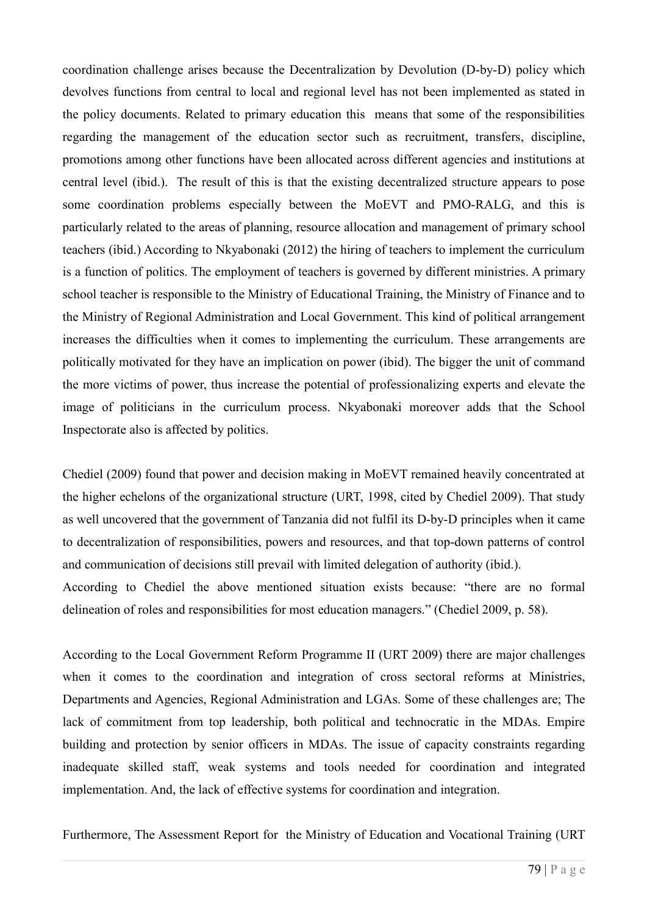coordination challenge arises because the Decentralization by Devolution (D-by-D) policy which devolves functions from central to local and regional level has not been implemented as stated in the policy documents. Related to primary education this means that some of the responsibilities regarding the management of the education sector such as recruitment, transfers, discipline, promotions among other functions have been allocated across different agencies and institutions at central level (ibid.). The result of this is that the existing decentralized structure appears to pose some coordination problems especially between the MoEVT and PMO-RALG, and this is particularly related to the areas of planning, resource allocation and management of primary school teachers (ibid.) According to Nkyabonaki (2012) the hiring of teachers to implement the curriculum is a function of politics. The employment of teachers is governed by different ministries. A primary school teacher is responsible to the Ministry of Educational Training, the Ministry of Finance and to the Ministry of Regional Administration and Local Government. This kind of political arrangement increases the difficulties when it comes to implementing the curriculum. These arrangements are politically motivated for they have an implication on power (ibid). The bigger the unit of command the more victims of power, thus increase the potential of professionalizing experts and elevate the image of politicians in the curriculum process. Nkyabonaki moreover adds that the School Inspectorate also is affected by politics.

Chediel (2009) found that power and decision making in MoEVT remained heavily concentrated at the higher echelons of the organizational structure (URT, 1998, cited by Chediel 2009). That study as well uncovered that the government of Tanzania did not fulfil its D-by-D principles when it came to decentralization of responsibilities, powers and resources, and that top-down patterns of control and communication of decisions still prevail with limited delegation of authority (ibid.).
According to Chediel the above mentioned situation exists because: "there are no formal delineation of roles and responsibilities for most education managers." (Chediel 2009, p. 58).

According to the Local Government Reform Programme II (URT 2009) there are major challenges when it comes to the coordination and integration of cross sectoral reforms at Ministries, Departments and Agencies, Regional Administration and LGAs. Some of these challenges are; The lack of commitment from top leadership, both political and technocratic in the MDAs. Empire building and protection by senior officers in MDAs. The issue of capacity constraints regarding inadequate skilled staff, weak systems and tools needed for coordination and integrated implementation. And, the lack of effective systems for coordination and integration.

Furthermore, The Assessment Report for the Ministry of Education and Vocational Training (URT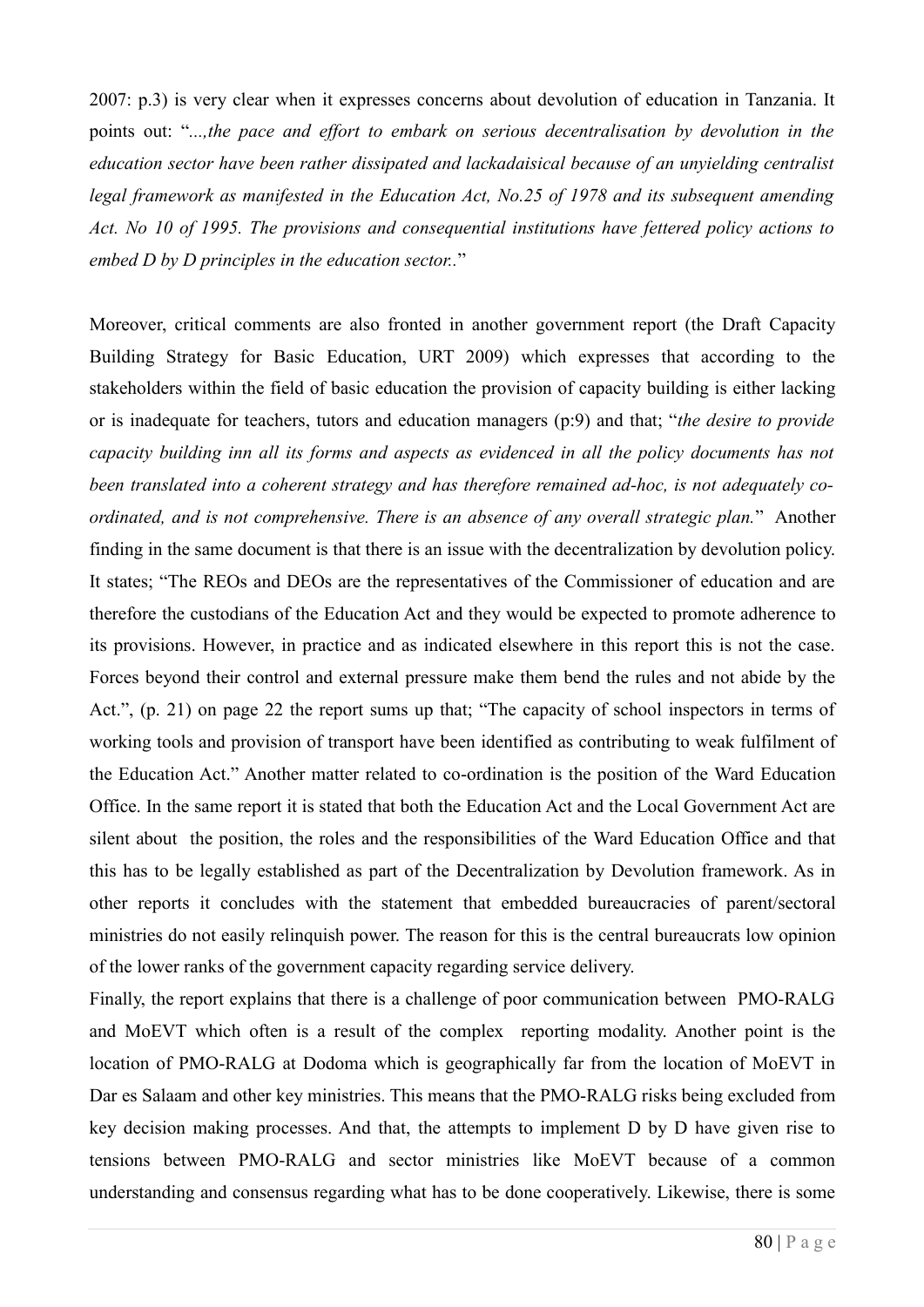2007: p.3) is very clear when it expresses concerns about devolution of education in Tanzania. It points out: "*...,the pace and effort to embark on serious decentralisation by devolution in the education sector have been rather dissipated and lackadaisical because of an unyielding centralist legal framework as manifested in the Education Act, No.25 of 1978 and its subsequent amending Act. No 10 of 1995. The provisions and consequential institutions have fettered policy actions to embed D by D principles in the education sector.*."

Moreover, critical comments are also fronted in another government report (the Draft Capacity Building Strategy for Basic Education, URT 2009) which expresses that according to the stakeholders within the field of basic education the provision of capacity building is either lacking or is inadequate for teachers, tutors and education managers (p:9) and that; "*the desire to provide capacity building inn all its forms and aspects as evidenced in all the policy documents has not been translated into a coherent strategy and has therefore remained ad-hoc, is not adequately co-ordinated, and is not comprehensive. There is an absence of any overall strategic plan.*" Another finding in the same document is that there is an issue with the decentralization by devolution policy. It states; "The REOs and DEOs are the representatives of the Commissioner of education and are therefore the custodians of the Education Act and they would be expected to promote adherence to its provisions. However, in practice and as indicated elsewhere in this report this is not the case. Forces beyond their control and external pressure make them bend the rules and not abide by the Act.", (p. 21) on page 22 the report sums up that; "The capacity of school inspectors in terms of working tools and provision of transport have been identified as contributing to weak fulfilment of the Education Act." Another matter related to co-ordination is the position of the Ward Education Office. In the same report it is stated that both the Education Act and the Local Government Act are silent about the position, the roles and the responsibilities of the Ward Education Office and that this has to be legally established as part of the Decentralization by Devolution framework. As in other reports it concludes with the statement that embedded bureaucracies of parent/sectoral ministries do not easily relinquish power. The reason for this is the central bureaucrats low opinion of the lower ranks of the government capacity regarding service delivery.

Finally, the report explains that there is a challenge of poor communication between PMO-RALG and MoEVT which often is a result of the complex reporting modality. Another point is the location of PMO-RALG at Dodoma which is geographically far from the location of MoEVT in Dar es Salaam and other key ministries. This means that the PMO-RALG risks being excluded from key decision making processes. And that, the attempts to implement D by D have given rise to tensions between PMO-RALG and sector ministries like MoEVT because of a common understanding and consensus regarding what has to be done cooperatively. Likewise, there is some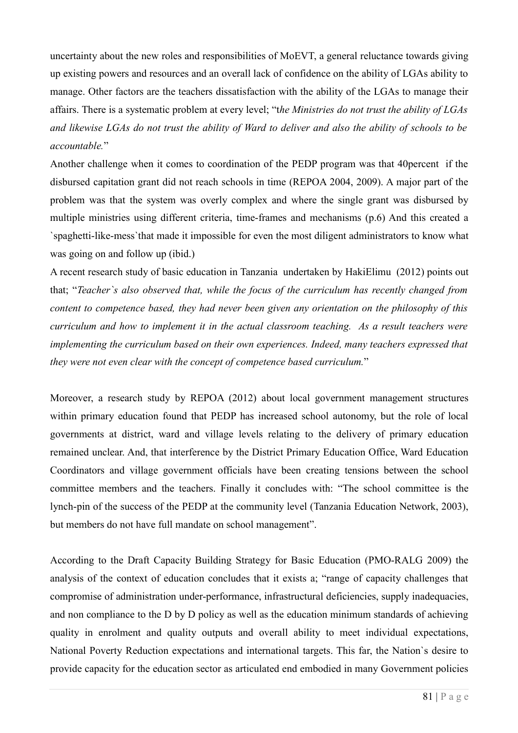uncertainty about the new roles and responsibilities of MoEVT, a general reluctance towards giving up existing powers and resources and an overall lack of confidence on the ability of LGAs ability to manage. Other factors are the teachers dissatisfaction with the ability of the LGAs to manage their affairs. There is a systematic problem at every level; "t*he Ministries do not trust the ability of LGAs and likewise LGAs do not trust the ability of Ward to deliver and also the ability of schools to be accountable.*"

Another challenge when it comes to coordination of the PEDP program was that 40percent if the disbursed capitation grant did not reach schools in time (REPOA 2004, 2009). A major part of the problem was that the system was overly complex and where the single grant was disbursed by multiple ministries using different criteria, time-frames and mechanisms (p.6) And this created a `spaghetti-like-mess`that made it impossible for even the most diligent administrators to know what was going on and follow up (ibid.)

A recent research study of basic education in Tanzania undertaken by HakiElimu (2012) points out that; "*Teacher`s also observed that, while the focus of the curriculum has recently changed from content to competence based, they had never been given any orientation on the philosophy of this curriculum and how to implement it in the actual classroom teaching. As a result teachers were implementing the curriculum based on their own experiences. Indeed, many teachers expressed that they were not even clear with the concept of competence based curriculum.*"

Moreover, a research study by REPOA (2012) about local government management structures within primary education found that PEDP has increased school autonomy, but the role of local governments at district, ward and village levels relating to the delivery of primary education remained unclear. And, that interference by the District Primary Education Office, Ward Education Coordinators and village government officials have been creating tensions between the school committee members and the teachers. Finally it concludes with: "The school committee is the lynch-pin of the success of the PEDP at the community level (Tanzania Education Network, 2003), but members do not have full mandate on school management".

According to the Draft Capacity Building Strategy for Basic Education (PMO-RALG 2009) the analysis of the context of education concludes that it exists a; "range of capacity challenges that compromise of administration under-performance, infrastructural deficiencies, supply inadequacies, and non compliance to the D by D policy as well as the education minimum standards of achieving quality in enrolment and quality outputs and overall ability to meet individual expectations, National Poverty Reduction expectations and international targets. This far, the Nation`s desire to provide capacity for the education sector as articulated end embodied in many Government policies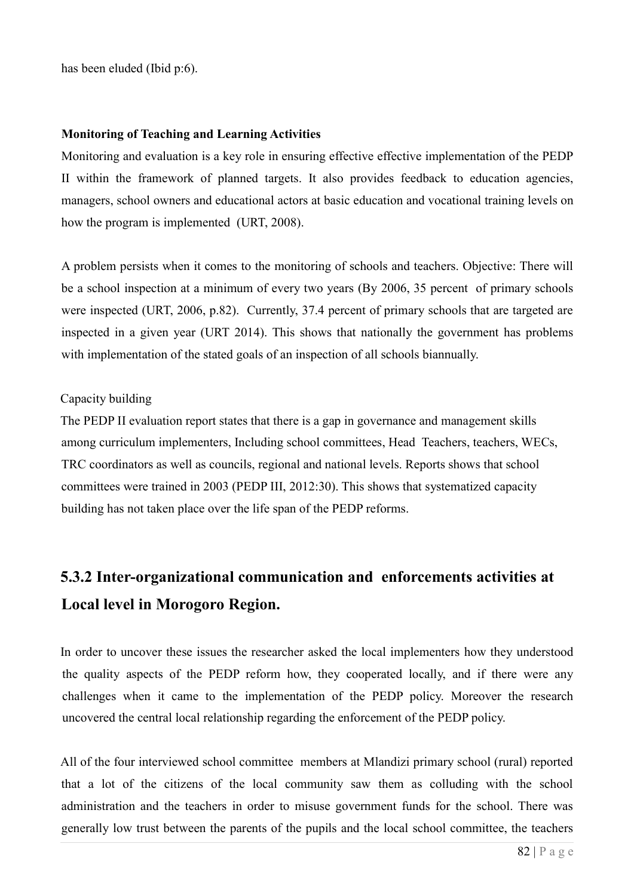has been eluded (Ibid p:6).

**Monitoring of Teaching and Learning Activities**

Monitoring and evaluation is a key role in ensuring effective effective implementation of the PEDP II within the framework of planned targets. It also provides feedback to education agencies, managers, school owners and educational actors at basic education and vocational training levels on how the program is implemented (URT, 2008).

A problem persists when it comes to the monitoring of schools and teachers. Objective: There will be a school inspection at a minimum of every two years (By 2006, 35 percent of primary schools were inspected (URT, 2006, p.82). Currently, 37.4 percent of primary schools that are targeted are inspected in a given year (URT 2014). This shows that nationally the government has problems with implementation of the stated goals of an inspection of all schools biannually.

Capacity building

The PEDP II evaluation report states that there is a gap in governance and management skills among curriculum implementers, Including school committees, Head Teachers, teachers, WECs, TRC coordinators as well as councils, regional and national levels. Reports shows that school committees were trained in 2003 (PEDP III, 2012:30). This shows that systematized capacity building has not taken place over the life span of the PEDP reforms.

### 5.3.2 Inter-organizational communication and enforcements activities at Local level in Morogoro Region.

In order to uncover these issues the researcher asked the local implementers how they understood the quality aspects of the PEDP reform how, they cooperated locally, and if there were any challenges when it came to the implementation of the PEDP policy. Moreover the research uncovered the central local relationship regarding the enforcement of the PEDP policy.

All of the four interviewed school committee members at Mlandizi primary school (rural) reported that a lot of the citizens of the local community saw them as colluding with the school administration and the teachers in order to misuse government funds for the school. There was generally low trust between the parents of the pupils and the local school committee, the teachers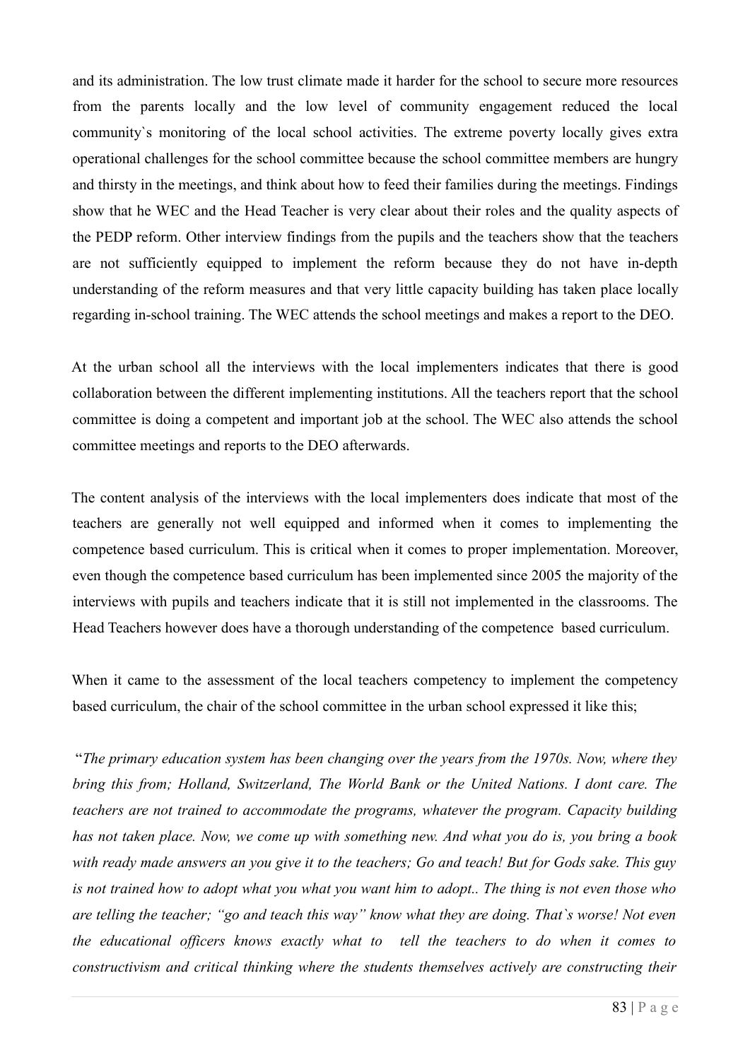and its administration. The low trust climate made it harder for the school to secure more resources from the parents locally and the low level of community engagement reduced the local community`s monitoring of the local school activities. The extreme poverty locally gives extra operational challenges for the school committee because the school committee members are hungry and thirsty in the meetings, and think about how to feed their families during the meetings. Findings show that he WEC and the Head Teacher is very clear about their roles and the quality aspects of the PEDP reform. Other interview findings from the pupils and the teachers show that the teachers are not sufficiently equipped to implement the reform because they do not have in-depth understanding of the reform measures and that very little capacity building has taken place locally regarding in-school training. The WEC attends the school meetings and makes a report to the DEO.

At the urban school all the interviews with the local implementers indicates that there is good collaboration between the different implementing institutions. All the teachers report that the school committee is doing a competent and important job at the school. The WEC also attends the school committee meetings and reports to the DEO afterwards.

The content analysis of the interviews with the local implementers does indicate that most of the teachers are generally not well equipped and informed when it comes to implementing the competence based curriculum. This is critical when it comes to proper implementation. Moreover, even though the competence based curriculum has been implemented since 2005 the majority of the interviews with pupils and teachers indicate that it is still not implemented in the classrooms. The Head Teachers however does have a thorough understanding of the competence based curriculum.

When it came to the assessment of the local teachers competency to implement the competency based curriculum, the chair of the school committee in the urban school expressed it like this;

"*The primary education system has been changing over the years from the 1970s. Now, where they bring this from; Holland, Switzerland, The World Bank or the United Nations. I dont care. The teachers are not trained to accommodate the programs, whatever the program. Capacity building has not taken place. Now, we come up with something new. And what you do is, you bring a book with ready made answers an you give it to the teachers; Go and teach! But for Gods sake. This guy is not trained how to adopt what you what you want him to adopt.. The thing is not even those who are telling the teacher; "go and teach this way" know what they are doing. That`s worse! Not even the educational officers knows exactly what to tell the teachers to do when it comes to constructivism and critical thinking where the students themselves actively are constructing their*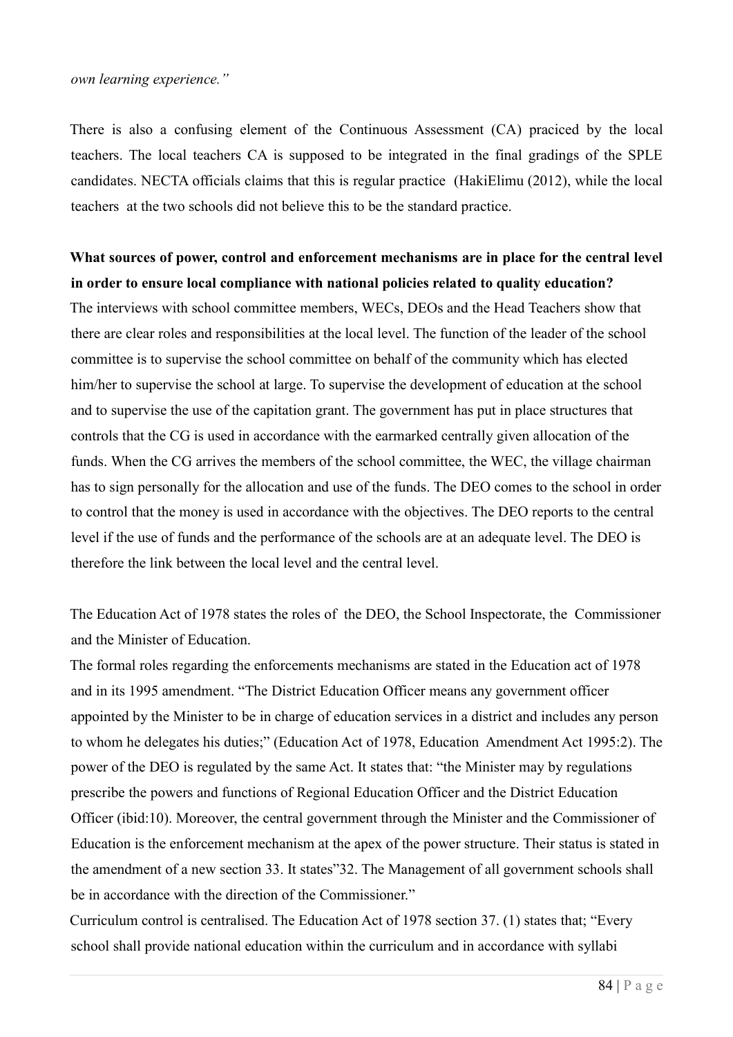*own learning experience."*

There is also a confusing element of the Continuous Assessment (CA) praciced by the local teachers. The local teachers CA is supposed to be integrated in the final gradings of the SPLE candidates. NECTA officials claims that this is regular practice (HakiElimu (2012), while the local teachers at the two schools did not believe this to be the standard practice.

**What sources of power, control and enforcement mechanisms are in place for the central level in order to ensure local compliance with national policies related to quality education?**

The interviews with school committee members, WECs, DEOs and the Head Teachers show that there are clear roles and responsibilities at the local level. The function of the leader of the school committee is to supervise the school committee on behalf of the community which has elected him/her to supervise the school at large. To supervise the development of education at the school and to supervise the use of the capitation grant. The government has put in place structures that controls that the CG is used in accordance with the earmarked centrally given allocation of the funds. When the CG arrives the members of the school committee, the WEC, the village chairman has to sign personally for the allocation and use of the funds. The DEO comes to the school in order to control that the money is used in accordance with the objectives. The DEO reports to the central level if the use of funds and the performance of the schools are at an adequate level. The DEO is therefore the link between the local level and the central level.

The Education Act of 1978 states the roles of the DEO, the School Inspectorate, the Commissioner and the Minister of Education.

The formal roles regarding the enforcements mechanisms are stated in the Education act of 1978 and in its 1995 amendment. "The District Education Officer means any government officer appointed by the Minister to be in charge of education services in a district and includes any person to whom he delegates his duties;" (Education Act of 1978, Education Amendment Act 1995:2). The power of the DEO is regulated by the same Act. It states that: "the Minister may by regulations prescribe the powers and functions of Regional Education Officer and the District Education Officer (ibid:10). Moreover, the central government through the Minister and the Commissioner of Education is the enforcement mechanism at the apex of the power structure. Their status is stated in the amendment of a new section 33. It states"32. The Management of all government schools shall be in accordance with the direction of the Commissioner."

Curriculum control is centralised. The Education Act of 1978 section 37. (1) states that; "Every school shall provide national education within the curriculum and in accordance with syllabi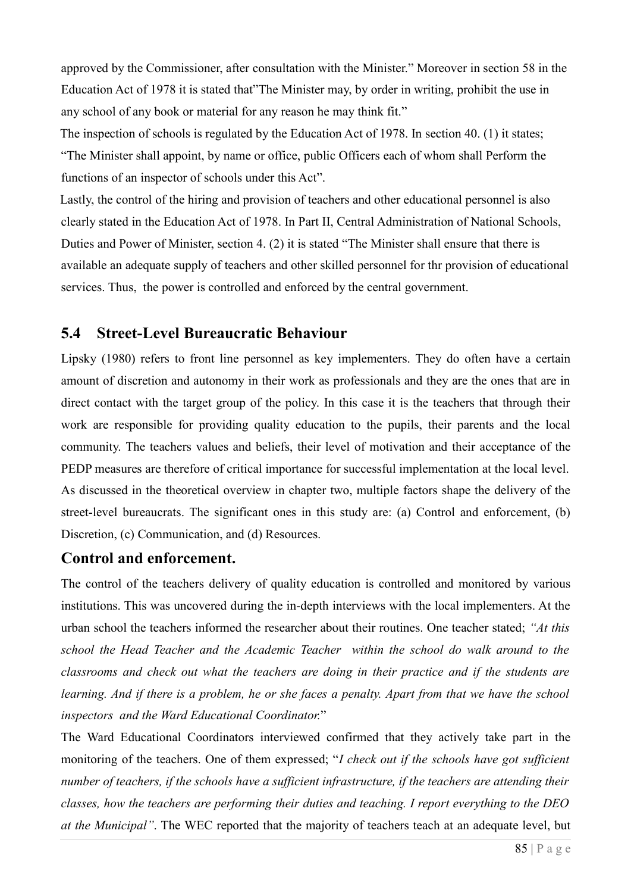approved by the Commissioner, after consultation with the Minister." Moreover in section 58 in the Education Act of 1978 it is stated that"The Minister may, by order in writing, prohibit the use in any school of any book or material for any reason he may think fit."

The inspection of schools is regulated by the Education Act of 1978. In section 40. (1) it states; "The Minister shall appoint, by name or office, public Officers each of whom shall Perform the functions of an inspector of schools under this Act".

Lastly, the control of the hiring and provision of teachers and other educational personnel is also clearly stated in the Education Act of 1978. In Part II, Central Administration of National Schools, Duties and Power of Minister, section 4. (2) it is stated "The Minister shall ensure that there is available an adequate supply of teachers and other skilled personnel for thr provision of educational services. Thus, the power is controlled and enforced by the central government.

## 5.4 Street-Level Bureaucratic Behaviour

Lipsky (1980) refers to front line personnel as key implementers. They do often have a certain amount of discretion and autonomy in their work as professionals and they are the ones that are in direct contact with the target group of the policy. In this case it is the teachers that through their work are responsible for providing quality education to the pupils, their parents and the local community. The teachers values and beliefs, their level of motivation and their acceptance of the PEDP measures are therefore of critical importance for successful implementation at the local level. As discussed in the theoretical overview in chapter two, multiple factors shape the delivery of the street-level bureaucrats. The significant ones in this study are: (a) Control and enforcement, (b) Discretion, (c) Communication, and (d) Resources.

### Control and enforcement.

The control of the teachers delivery of quality education is controlled and monitored by various institutions. This was uncovered during the in-depth interviews with the local implementers. At the urban school the teachers informed the researcher about their routines. One teacher stated; *"At this school the Head Teacher and the Academic Teacher within the school do walk around to the classrooms and check out what the teachers are doing in their practice and if the students are learning. And if there is a problem, he or she faces a penalty. Apart from that we have the school inspectors and the Ward Educational Coordinator.*"

The Ward Educational Coordinators interviewed confirmed that they actively take part in the monitoring of the teachers. One of them expressed; "*I check out if the schools have got sufficient number of teachers, if the schools have a sufficient infrastructure, if the teachers are attending their classes, how the teachers are performing their duties and teaching. I report everything to the DEO at the Municipal"*. The WEC reported that the majority of teachers teach at an adequate level, but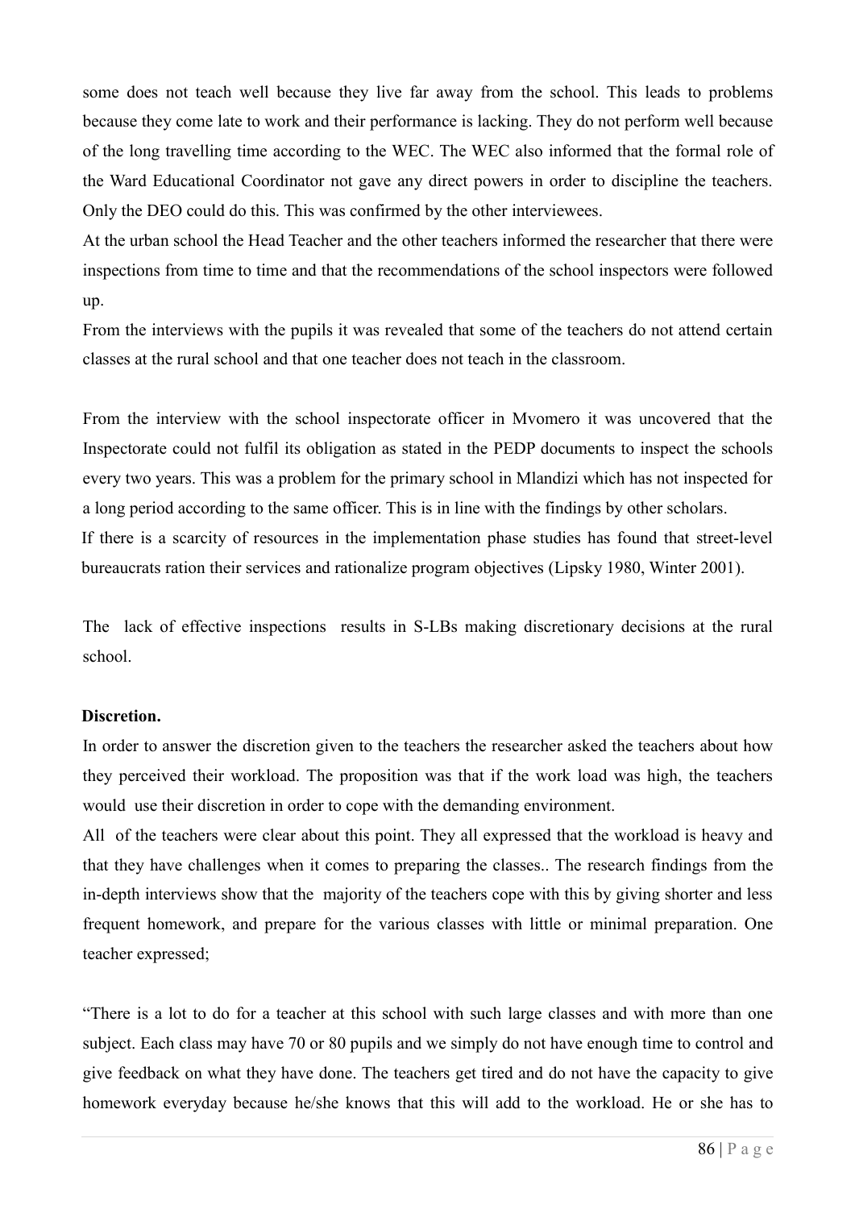some does not teach well because they live far away from the school. This leads to problems because they come late to work and their performance is lacking. They do not perform well because of the long travelling time according to the WEC. The WEC also informed that the formal role of the Ward Educational Coordinator not gave any direct powers in order to discipline the teachers. Only the DEO could do this. This was confirmed by the other interviewees.

At the urban school the Head Teacher and the other teachers informed the researcher that there were inspections from time to time and that the recommendations of the school inspectors were followed up.

From the interviews with the pupils it was revealed that some of the teachers do not attend certain classes at the rural school and that one teacher does not teach in the classroom.

From the interview with the school inspectorate officer in Mvomero it was uncovered that the Inspectorate could not fulfil its obligation as stated in the PEDP documents to inspect the schools every two years. This was a problem for the primary school in Mlandizi which has not inspected for a long period according to the same officer. This is in line with the findings by other scholars. If there is a scarcity of resources in the implementation phase studies has found that street-level bureaucrats ration their services and rationalize program objectives (Lipsky 1980, Winter 2001).

The lack of effective inspections results in S-LBs making discretionary decisions at the rural school.

**Discretion.**

In order to answer the discretion given to the teachers the researcher asked the teachers about how they perceived their workload. The proposition was that if the work load was high, the teachers would use their discretion in order to cope with the demanding environment.

All of the teachers were clear about this point. They all expressed that the workload is heavy and that they have challenges when it comes to preparing the classes.. The research findings from the in-depth interviews show that the majority of the teachers cope with this by giving shorter and less frequent homework, and prepare for the various classes with little or minimal preparation. One teacher expressed;

"There is a lot to do for a teacher at this school with such large classes and with more than one subject. Each class may have 70 or 80 pupils and we simply do not have enough time to control and give feedback on what they have done. The teachers get tired and do not have the capacity to give homework everyday because he/she knows that this will add to the workload. He or she has to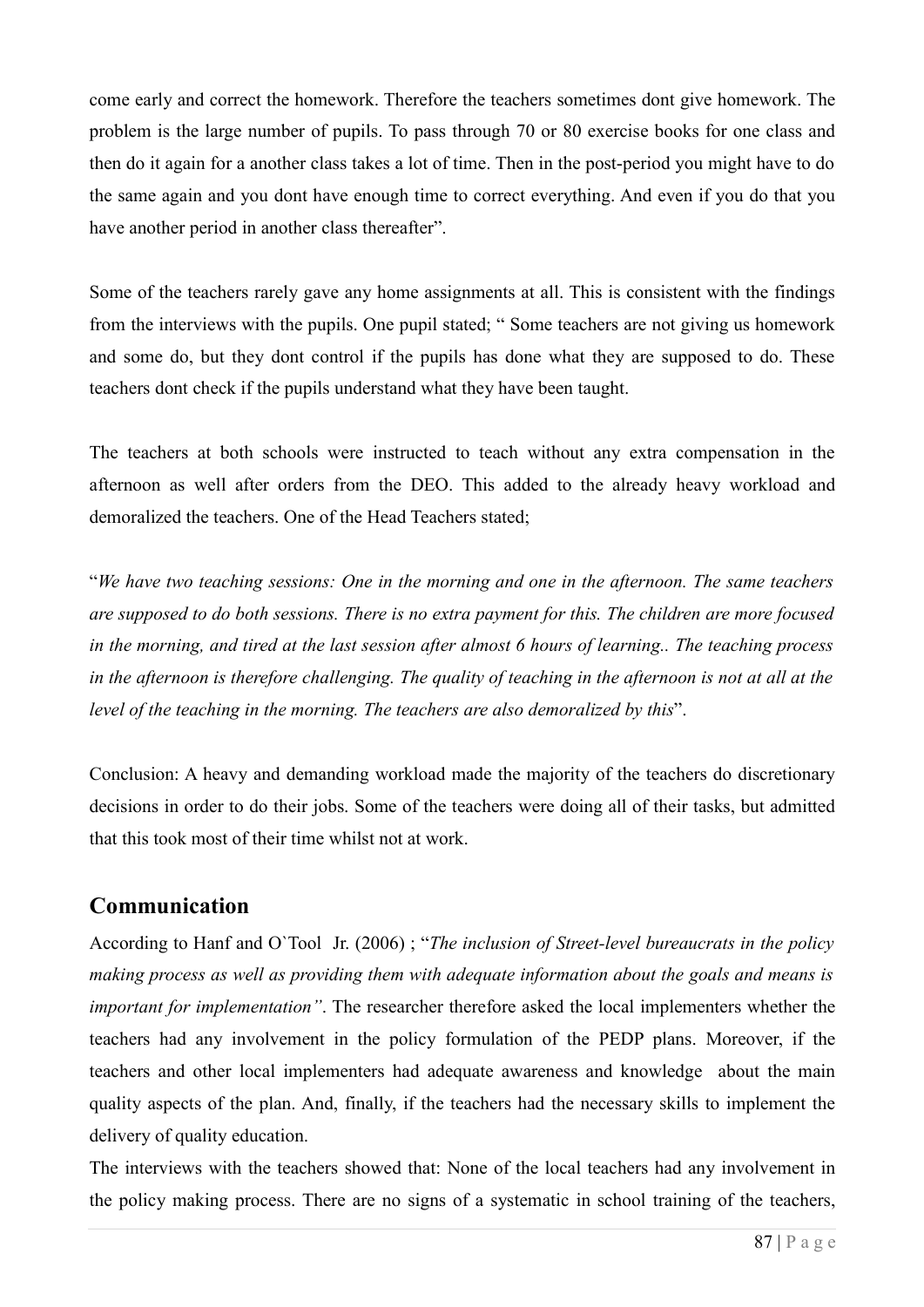come early and correct the homework. Therefore the teachers sometimes dont give homework. The problem is the large number of pupils. To pass through 70 or 80 exercise books for one class and then do it again for a another class takes a lot of time. Then in the post-period you might have to do the same again and you dont have enough time to correct everything. And even if you do that you have another period in another class thereafter".

Some of the teachers rarely gave any home assignments at all. This is consistent with the findings from the interviews with the pupils. One pupil stated; " Some teachers are not giving us homework and some do, but they dont control if the pupils has done what they are supposed to do. These teachers dont check if the pupils understand what they have been taught.

The teachers at both schools were instructed to teach without any extra compensation in the afternoon as well after orders from the DEO. This added to the already heavy workload and demoralized the teachers. One of the Head Teachers stated;

"*We have two teaching sessions: One in the morning and one in the afternoon. The same teachers are supposed to do both sessions. There is no extra payment for this. The children are more focused in the morning, and tired at the last session after almost 6 hours of learning.. The teaching process in the afternoon is therefore challenging. The quality of teaching in the afternoon is not at all at the level of the teaching in the morning. The teachers are also demoralized by this*".

Conclusion: A heavy and demanding workload made the majority of the teachers do discretionary decisions in order to do their jobs. Some of the teachers were doing all of their tasks, but admitted that this took most of their time whilst not at work.

## Communication

According to Hanf and O`Tool Jr. (2006) ; "*The inclusion of Street-level bureaucrats in the policy making process as well as providing them with adequate information about the goals and means is important for implementation"*. The researcher therefore asked the local implementers whether the teachers had any involvement in the policy formulation of the PEDP plans. Moreover, if the teachers and other local implementers had adequate awareness and knowledge about the main quality aspects of the plan. And, finally, if the teachers had the necessary skills to implement the delivery of quality education.

The interviews with the teachers showed that: None of the local teachers had any involvement in the policy making process. There are no signs of a systematic in school training of the teachers,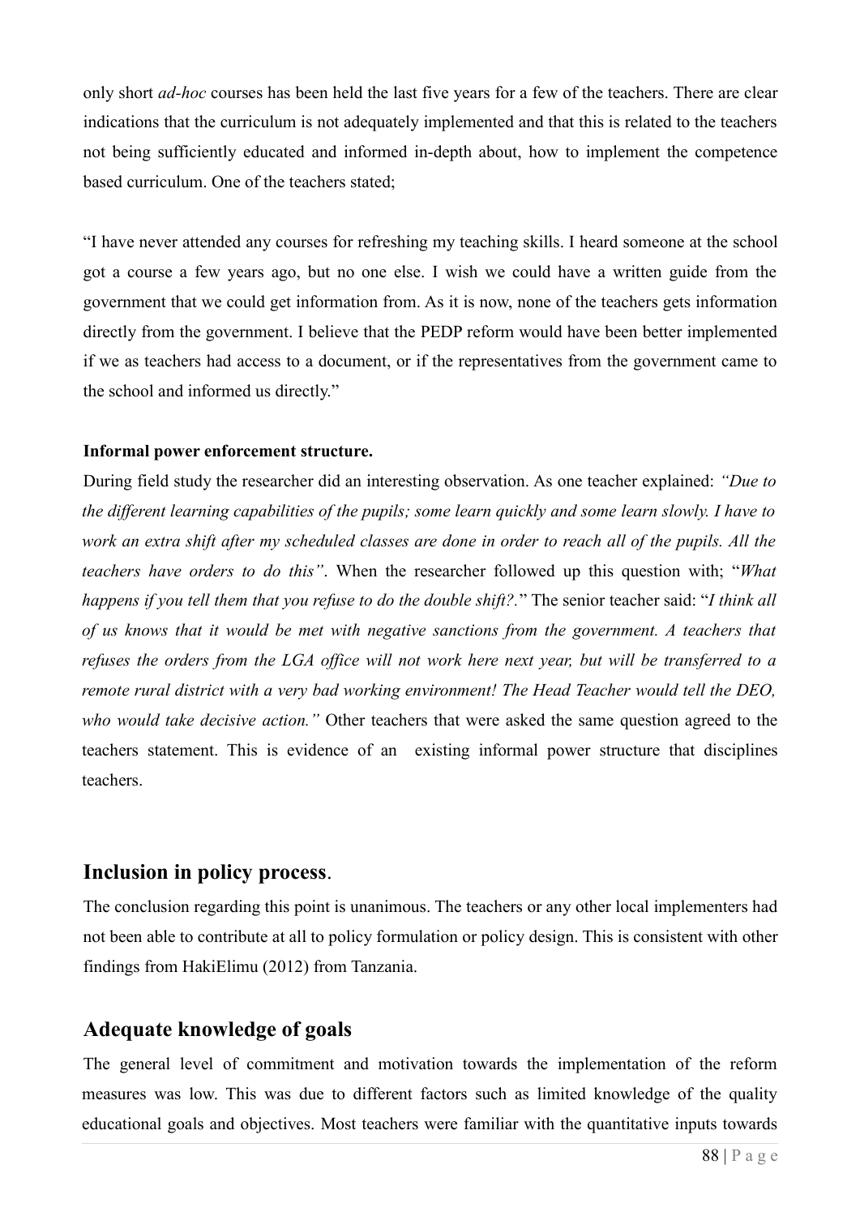only short *ad-hoc* courses has been held the last five years for a few of the teachers. There are clear indications that the curriculum is not adequately implemented and that this is related to the teachers not being sufficiently educated and informed in-depth about, how to implement the competence based curriculum. One of the teachers stated;

"I have never attended any courses for refreshing my teaching skills. I heard someone at the school got a course a few years ago, but no one else. I wish we could have a written guide from the government that we could get information from. As it is now, none of the teachers gets information directly from the government. I believe that the PEDP reform would have been better implemented if we as teachers had access to a document, or if the representatives from the government came to the school and informed us directly."

**Informal power enforcement structure.**

During field study the researcher did an interesting observation. As one teacher explained: *"Due to the different learning capabilities of the pupils; some learn quickly and some learn slowly. I have to work an extra shift after my scheduled classes are done in order to reach all of the pupils. All the teachers have orders to do this"*. When the researcher followed up this question with; "*What happens if you tell them that you refuse to do the double shift?.*" The senior teacher said: "*I think all of us knows that it would be met with negative sanctions from the government. A teachers that refuses the orders from the LGA office will not work here next year, but will be transferred to a remote rural district with a very bad working environment! The Head Teacher would tell the DEO, who would take decisive action."* Other teachers that were asked the same question agreed to the teachers statement. This is evidence of an existing informal power structure that disciplines teachers.

## Inclusion in policy process.

The conclusion regarding this point is unanimous. The teachers or any other local implementers had not been able to contribute at all to policy formulation or policy design. This is consistent with other findings from HakiElimu (2012) from Tanzania.

## Adequate knowledge of goals

The general level of commitment and motivation towards the implementation of the reform measures was low. This was due to different factors such as limited knowledge of the quality educational goals and objectives. Most teachers were familiar with the quantitative inputs towards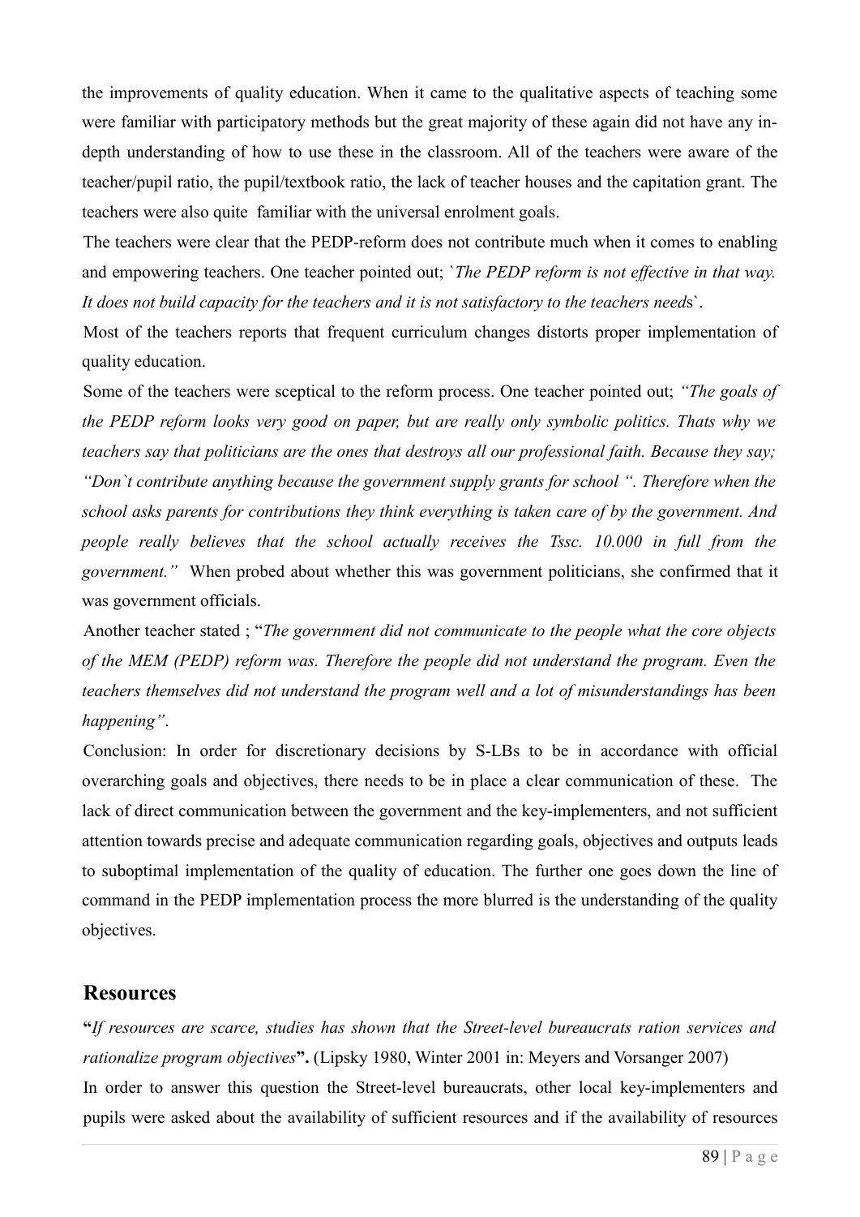the improvements of quality education. When it came to the qualitative aspects of teaching some were familiar with participatory methods but the great majority of these again did not have any in-depth understanding of how to use these in the classroom. All of the teachers were aware of the teacher/pupil ratio, the pupil/textbook ratio, the lack of teacher houses and the capitation grant. The teachers were also quite familiar with the universal enrolment goals.

The teachers were clear that the PEDP-reform does not contribute much when it comes to enabling and empowering teachers. One teacher pointed out; `*The PEDP reform is not effective in that way. It does not build capacity for the teachers and it is not satisfactory to the teachers need*s`.

Most of the teachers reports that frequent curriculum changes distorts proper implementation of quality education.

Some of the teachers were sceptical to the reform process. One teacher pointed out; *"The goals of the PEDP reform looks very good on paper, but are really only symbolic politics. Thats why we teachers say that politicians are the ones that destroys all our professional faith. Because they say; "Don`t contribute anything because the government supply grants for school ". Therefore when the school asks parents for contributions they think everything is taken care of by the government. And people really believes that the school actually receives the Tssc. 10.000 in full from the government."* When probed about whether this was government politicians, she confirmed that it was government officials.

Another teacher stated ; "*The government did not communicate to the people what the core objects of the MEM (PEDP) reform was. Therefore the people did not understand the program. Even the teachers themselves did not understand the program well and a lot of misunderstandings has been happening"*.

Conclusion: In order for discretionary decisions by S-LBs to be in accordance with official overarching goals and objectives, there needs to be in place a clear communication of these. The lack of direct communication between the government and the key-implementers, and not sufficient attention towards precise and adequate communication regarding goals, objectives and outputs leads to suboptimal implementation of the quality of education. The further one goes down the line of command in the PEDP implementation process the more blurred is the understanding of the quality objectives.

## Resources

**"***If resources are scarce, studies has shown that the Street-level bureaucrats ration services and rationalize program objectives***".** (Lipsky 1980, Winter 2001 in: Meyers and Vorsanger 2007)

In order to answer this question the Street-level bureaucrats, other local key-implementers and pupils were asked about the availability of sufficient resources and if the availability of resources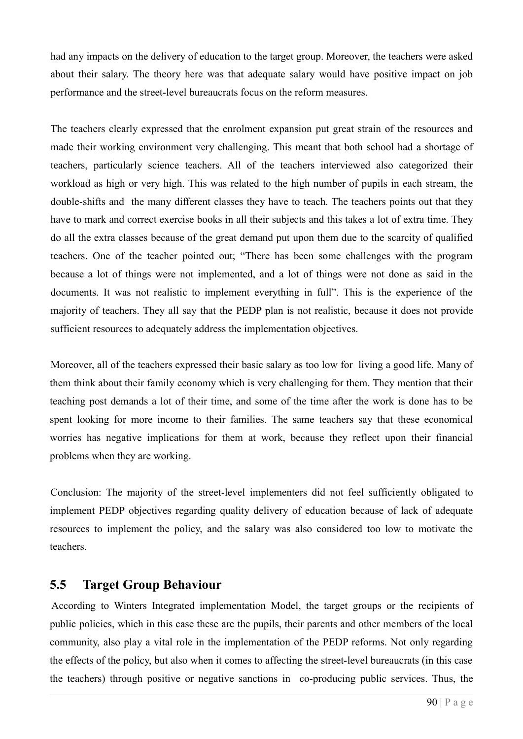had any impacts on the delivery of education to the target group. Moreover, the teachers were asked about their salary. The theory here was that adequate salary would have positive impact on job performance and the street-level bureaucrats focus on the reform measures.

The teachers clearly expressed that the enrolment expansion put great strain of the resources and made their working environment very challenging. This meant that both school had a shortage of teachers, particularly science teachers. All of the teachers interviewed also categorized their workload as high or very high. This was related to the high number of pupils in each stream, the double-shifts and the many different classes they have to teach. The teachers points out that they have to mark and correct exercise books in all their subjects and this takes a lot of extra time. They do all the extra classes because of the great demand put upon them due to the scarcity of qualified teachers. One of the teacher pointed out; "There has been some challenges with the program because a lot of things were not implemented, and a lot of things were not done as said in the documents. It was not realistic to implement everything in full". This is the experience of the majority of teachers. They all say that the PEDP plan is not realistic, because it does not provide sufficient resources to adequately address the implementation objectives.

Moreover, all of the teachers expressed their basic salary as too low for living a good life. Many of them think about their family economy which is very challenging for them. They mention that their teaching post demands a lot of their time, and some of the time after the work is done has to be spent looking for more income to their families. The same teachers say that these economical worries has negative implications for them at work, because they reflect upon their financial problems when they are working.

Conclusion: The majority of the street-level implementers did not feel sufficiently obligated to implement PEDP objectives regarding quality delivery of education because of lack of adequate resources to implement the policy, and the salary was also considered too low to motivate the teachers.

## 5.5 Target Group Behaviour

According to Winters Integrated implementation Model, the target groups or the recipients of public policies, which in this case these are the pupils, their parents and other members of the local community, also play a vital role in the implementation of the PEDP reforms. Not only regarding the effects of the policy, but also when it comes to affecting the street-level bureaucrats (in this case the teachers) through positive or negative sanctions in co-producing public services. Thus, the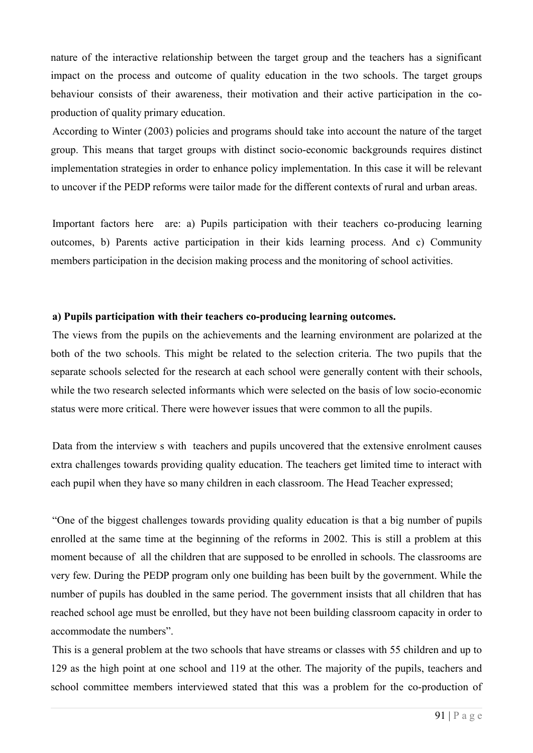nature of the interactive relationship between the target group and the teachers has a significant impact on the process and outcome of quality education in the two schools. The target groups behaviour consists of their awareness, their motivation and their active participation in the co-production of quality primary education.

According to Winter (2003) policies and programs should take into account the nature of the target group. This means that target groups with distinct socio-economic backgrounds requires distinct implementation strategies in order to enhance policy implementation. In this case it will be relevant to uncover if the PEDP reforms were tailor made for the different contexts of rural and urban areas.

Important factors here are: a) Pupils participation with their teachers co-producing learning outcomes, b) Parents active participation in their kids learning process. And c) Community members participation in the decision making process and the monitoring of school activities.

**a) Pupils participation with their teachers co-producing learning outcomes.**

The views from the pupils on the achievements and the learning environment are polarized at the both of the two schools. This might be related to the selection criteria. The two pupils that the separate schools selected for the research at each school were generally content with their schools, while the two research selected informants which were selected on the basis of low socio-economic status were more critical. There were however issues that were common to all the pupils.

Data from the interview s with teachers and pupils uncovered that the extensive enrolment causes extra challenges towards providing quality education. The teachers get limited time to interact with each pupil when they have so many children in each classroom. The Head Teacher expressed;

"One of the biggest challenges towards providing quality education is that a big number of pupils enrolled at the same time at the beginning of the reforms in 2002. This is still a problem at this moment because of all the children that are supposed to be enrolled in schools. The classrooms are very few. During the PEDP program only one building has been built by the government. While the number of pupils has doubled in the same period. The government insists that all children that has reached school age must be enrolled, but they have not been building classroom capacity in order to accommodate the numbers".

This is a general problem at the two schools that have streams or classes with 55 children and up to 129 as the high point at one school and 119 at the other. The majority of the pupils, teachers and school committee members interviewed stated that this was a problem for the co-production of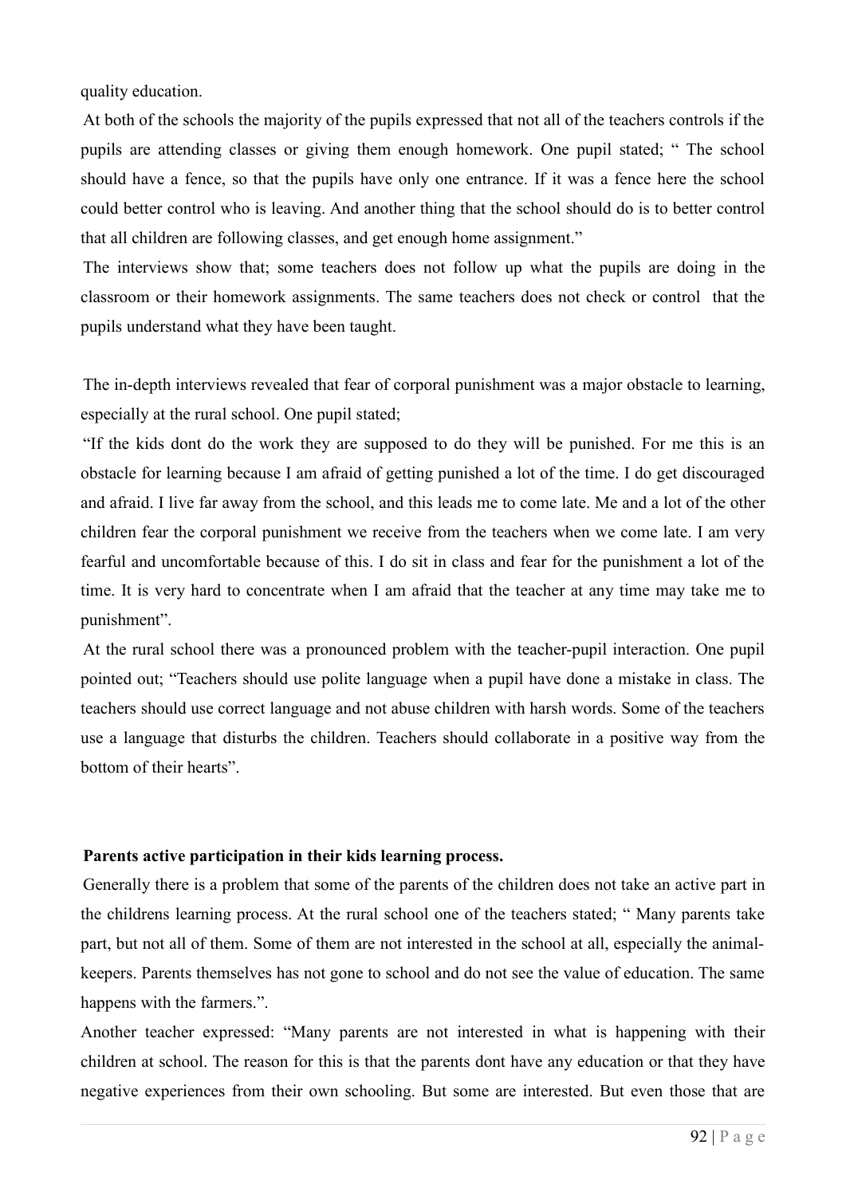quality education.

At both of the schools the majority of the pupils expressed that not all of the teachers controls if the pupils are attending classes or giving them enough homework. One pupil stated; " The school should have a fence, so that the pupils have only one entrance. If it was a fence here the school could better control who is leaving. And another thing that the school should do is to better control that all children are following classes, and get enough home assignment."

The interviews show that; some teachers does not follow up what the pupils are doing in the classroom or their homework assignments. The same teachers does not check or control that the pupils understand what they have been taught.

The in-depth interviews revealed that fear of corporal punishment was a major obstacle to learning, especially at the rural school. One pupil stated;

"If the kids dont do the work they are supposed to do they will be punished. For me this is an obstacle for learning because I am afraid of getting punished a lot of the time. I do get discouraged and afraid. I live far away from the school, and this leads me to come late. Me and a lot of the other children fear the corporal punishment we receive from the teachers when we come late. I am very fearful and uncomfortable because of this. I do sit in class and fear for the punishment a lot of the time. It is very hard to concentrate when I am afraid that the teacher at any time may take me to punishment".

At the rural school there was a pronounced problem with the teacher-pupil interaction. One pupil pointed out; "Teachers should use polite language when a pupil have done a mistake in class. The teachers should use correct language and not abuse children with harsh words. Some of the teachers use a language that disturbs the children. Teachers should collaborate in a positive way from the bottom of their hearts".

**Parents active participation in their kids learning process.**

Generally there is a problem that some of the parents of the children does not take an active part in the childrens learning process. At the rural school one of the teachers stated; " Many parents take part, but not all of them. Some of them are not interested in the school at all, especially the animal-keepers. Parents themselves has not gone to school and do not see the value of education. The same happens with the farmers.".

Another teacher expressed: "Many parents are not interested in what is happening with their children at school. The reason for this is that the parents dont have any education or that they have negative experiences from their own schooling. But some are interested. But even those that are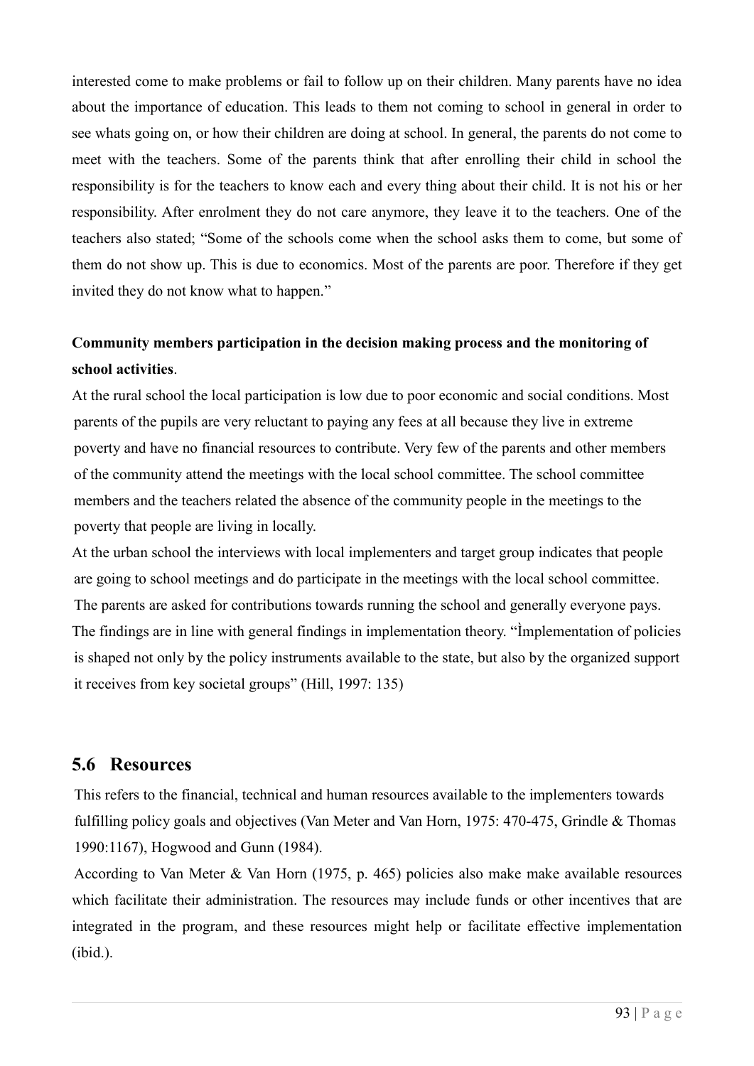interested come to make problems or fail to follow up on their children. Many parents have no idea about the importance of education. This leads to them not coming to school in general in order to see whats going on, or how their children are doing at school. In general, the parents do not come to meet with the teachers. Some of the parents think that after enrolling their child in school the responsibility is for the teachers to know each and every thing about their child. It is not his or her responsibility. After enrolment they do not care anymore, they leave it to the teachers. One of the teachers also stated; "Some of the schools come when the school asks them to come, but some of them do not show up. This is due to economics. Most of the parents are poor. Therefore if they get invited they do not know what to happen."

**Community members participation in the decision making process and the monitoring of school activities**.

At the rural school the local participation is low due to poor economic and social conditions. Most parents of the pupils are very reluctant to paying any fees at all because they live in extreme poverty and have no financial resources to contribute. Very few of the parents and other members of the community attend the meetings with the local school committee. The school committee members and the teachers related the absence of the community people in the meetings to the poverty that people are living in locally.

At the urban school the interviews with local implementers and target group indicates that people are going to school meetings and do participate in the meetings with the local school committee. The parents are asked for contributions towards running the school and generally everyone pays.

The findings are in line with general findings in implementation theory. "Ìmplementation of policies is shaped not only by the policy instruments available to the state, but also by the organized support it receives from key societal groups" (Hill, 1997: 135)

## 5.6 Resources

This refers to the financial, technical and human resources available to the implementers towards fulfilling policy goals and objectives (Van Meter and Van Horn, 1975: 470-475, Grindle & Thomas 1990:1167), Hogwood and Gunn (1984).

According to Van Meter & Van Horn (1975, p. 465) policies also make make available resources which facilitate their administration. The resources may include funds or other incentives that are integrated in the program, and these resources might help or facilitate effective implementation (ibid.).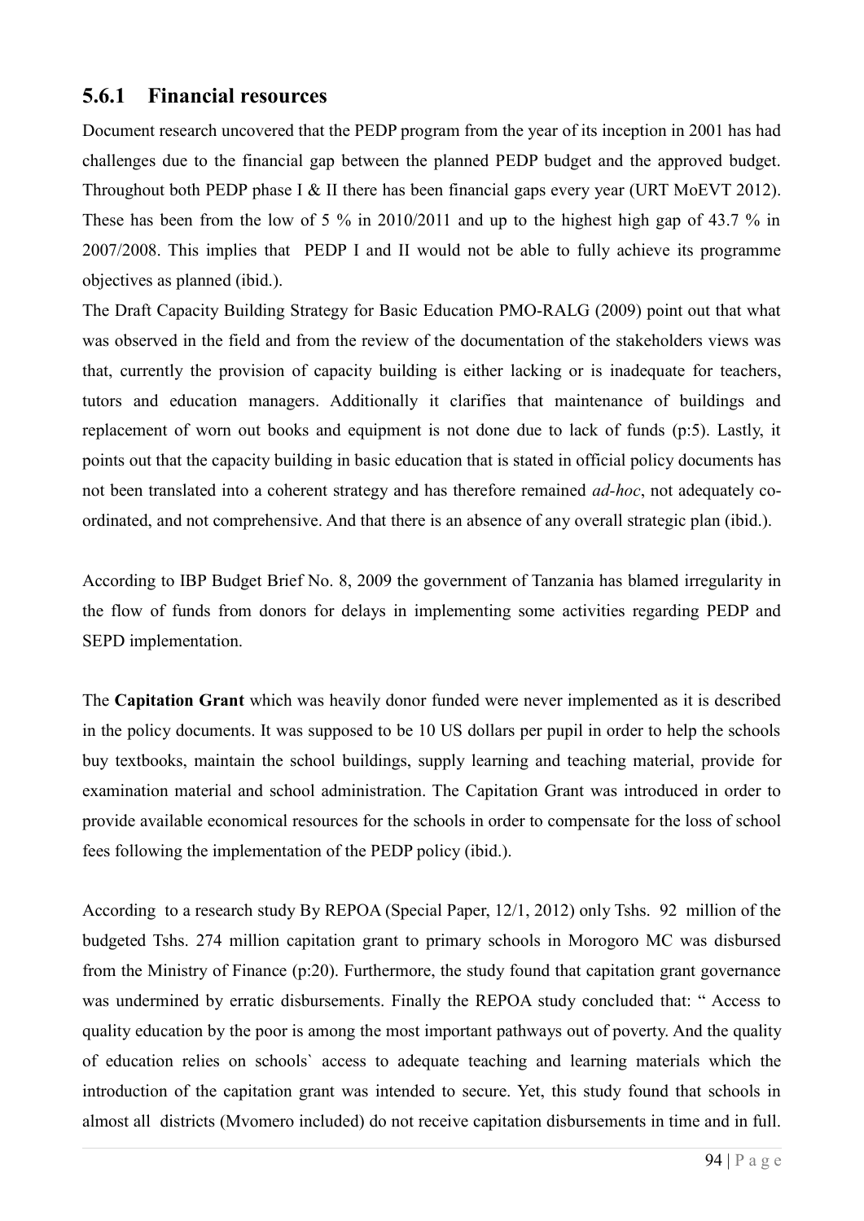### 5.6.1 Financial resources

Document research uncovered that the PEDP program from the year of its inception in 2001 has had challenges due to the financial gap between the planned PEDP budget and the approved budget. Throughout both PEDP phase I & II there has been financial gaps every year (URT MoEVT 2012). These has been from the low of 5 % in 2010/2011 and up to the highest high gap of 43.7 % in 2007/2008. This implies that PEDP I and II would not be able to fully achieve its programme objectives as planned (ibid.).

The Draft Capacity Building Strategy for Basic Education PMO-RALG (2009) point out that what was observed in the field and from the review of the documentation of the stakeholders views was that, currently the provision of capacity building is either lacking or is inadequate for teachers, tutors and education managers. Additionally it clarifies that maintenance of buildings and replacement of worn out books and equipment is not done due to lack of funds (p:5). Lastly, it points out that the capacity building in basic education that is stated in official policy documents has not been translated into a coherent strategy and has therefore remained *ad-hoc*, not adequately co-ordinated, and not comprehensive. And that there is an absence of any overall strategic plan (ibid.).

According to IBP Budget Brief No. 8, 2009 the government of Tanzania has blamed irregularity in the flow of funds from donors for delays in implementing some activities regarding PEDP and SEPD implementation.

The **Capitation Grant** which was heavily donor funded were never implemented as it is described in the policy documents. It was supposed to be 10 US dollars per pupil in order to help the schools buy textbooks, maintain the school buildings, supply learning and teaching material, provide for examination material and school administration. The Capitation Grant was introduced in order to provide available economical resources for the schools in order to compensate for the loss of school fees following the implementation of the PEDP policy (ibid.).

According to a research study By REPOA (Special Paper, 12/1, 2012) only Tshs. 92 million of the budgeted Tshs. 274 million capitation grant to primary schools in Morogoro MC was disbursed from the Ministry of Finance (p:20). Furthermore, the study found that capitation grant governance was undermined by erratic disbursements. Finally the REPOA study concluded that: " Access to quality education by the poor is among the most important pathways out of poverty. And the quality of education relies on schools` access to adequate teaching and learning materials which the introduction of the capitation grant was intended to secure. Yet, this study found that schools in almost all districts (Mvomero included) do not receive capitation disbursements in time and in full.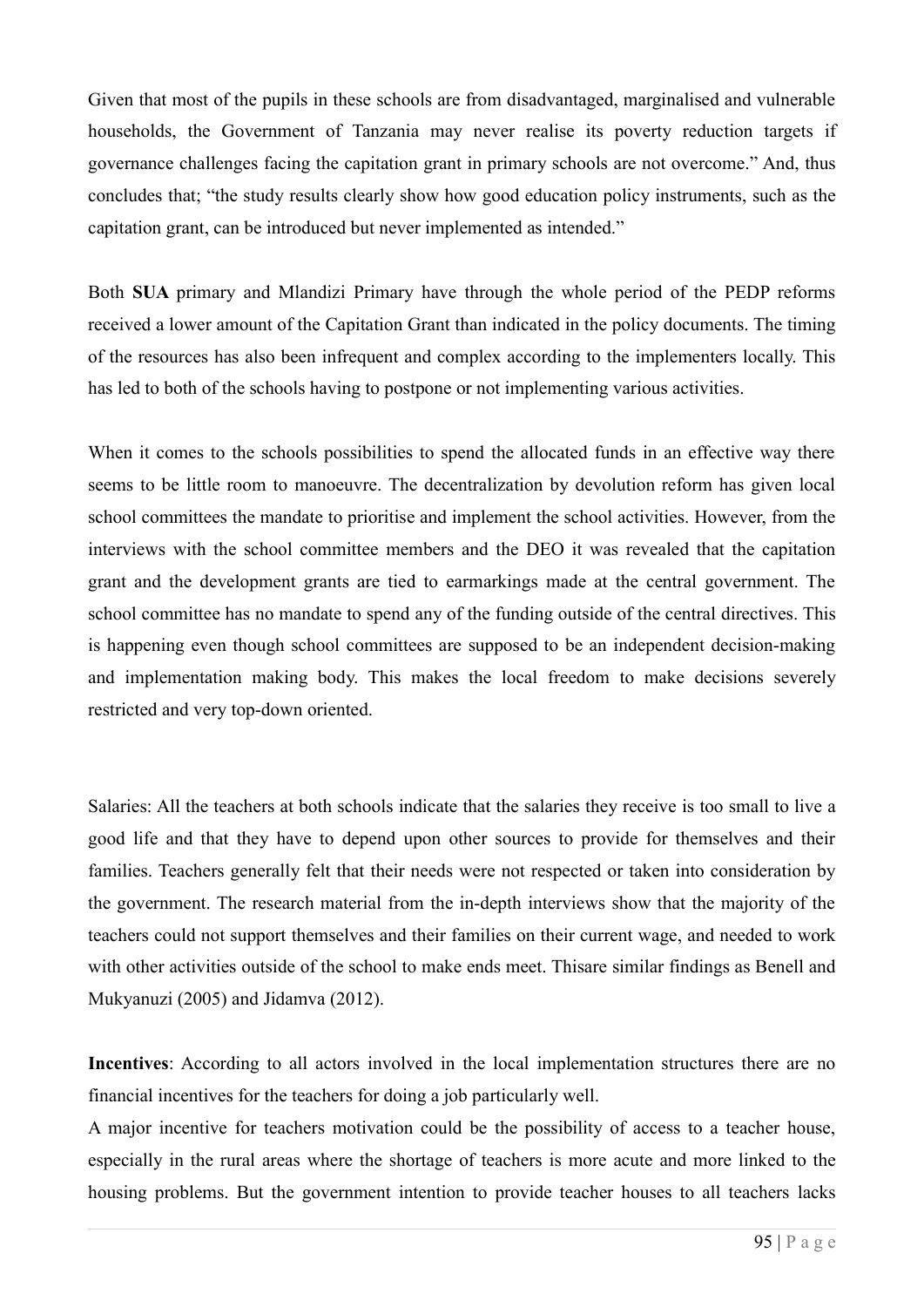Given that most of the pupils in these schools are from disadvantaged, marginalised and vulnerable households, the Government of Tanzania may never realise its poverty reduction targets if governance challenges facing the capitation grant in primary schools are not overcome." And, thus concludes that; "the study results clearly show how good education policy instruments, such as the capitation grant, can be introduced but never implemented as intended."

Both **SUA** primary and Mlandizi Primary have through the whole period of the PEDP reforms received a lower amount of the Capitation Grant than indicated in the policy documents. The timing of the resources has also been infrequent and complex according to the implementers locally. This has led to both of the schools having to postpone or not implementing various activities.

When it comes to the schools possibilities to spend the allocated funds in an effective way there seems to be little room to manoeuvre. The decentralization by devolution reform has given local school committees the mandate to prioritise and implement the school activities. However, from the interviews with the school committee members and the DEO it was revealed that the capitation grant and the development grants are tied to earmarkings made at the central government. The school committee has no mandate to spend any of the funding outside of the central directives. This is happening even though school committees are supposed to be an independent decision-making and implementation making body. This makes the local freedom to make decisions severely restricted and very top-down oriented.

Salaries: All the teachers at both schools indicate that the salaries they receive is too small to live a good life and that they have to depend upon other sources to provide for themselves and their families. Teachers generally felt that their needs were not respected or taken into consideration by the government. The research material from the in-depth interviews show that the majority of the teachers could not support themselves and their families on their current wage, and needed to work with other activities outside of the school to make ends meet. Thisare similar findings as Benell and Mukyanuzi (2005) and Jidamva (2012).

**Incentives**: According to all actors involved in the local implementation structures there are no financial incentives for the teachers for doing a job particularly well.

A major incentive for teachers motivation could be the possibility of access to a teacher house, especially in the rural areas where the shortage of teachers is more acute and more linked to the housing problems. But the government intention to provide teacher houses to all teachers lacks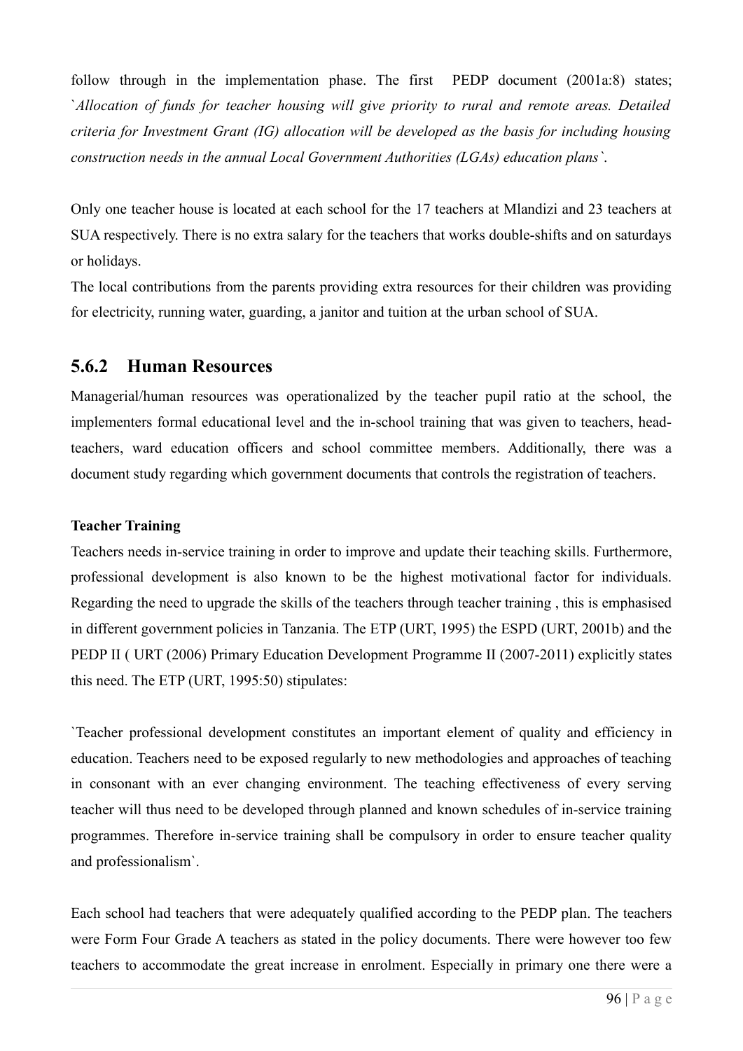follow through in the implementation phase. The first PEDP document (2001a:8) states; *`Allocation of funds for teacher housing will give priority to rural and remote areas. Detailed criteria for Investment Grant (IG) allocation will be developed as the basis for including housing construction needs in the annual Local Government Authorities (LGAs) education plans`.*

Only one teacher house is located at each school for the 17 teachers at Mlandizi and 23 teachers at SUA respectively. There is no extra salary for the teachers that works double-shifts and on saturdays or holidays.
The local contributions from the parents providing extra resources for their children was providing for electricity, running water, guarding, a janitor and tuition at the urban school of SUA.

## 5.6.2 Human Resources

Managerial/human resources was operationalized by the teacher pupil ratio at the school, the implementers formal educational level and the in-school training that was given to teachers, head-teachers, ward education officers and school committee members. Additionally, there was a document study regarding which government documents that controls the registration of teachers.

**Teacher Training**

Teachers needs in-service training in order to improve and update their teaching skills. Furthermore, professional development is also known to be the highest motivational factor for individuals. Regarding the need to upgrade the skills of the teachers through teacher training , this is emphasised in different government policies in Tanzania. The ETP (URT, 1995) the ESPD (URT, 2001b) and the PEDP II ( URT (2006) Primary Education Development Programme II (2007-2011) explicitly states this need. The ETP (URT, 1995:50) stipulates:

`Teacher professional development constitutes an important element of quality and efficiency in education. Teachers need to be exposed regularly to new methodologies and approaches of teaching in consonant with an ever changing environment. The teaching effectiveness of every serving teacher will thus need to be developed through planned and known schedules of in-service training programmes. Therefore in-service training shall be compulsory in order to ensure teacher quality and professionalism`.

Each school had teachers that were adequately qualified according to the PEDP plan. The teachers were Form Four Grade A teachers as stated in the policy documents. There were however too few teachers to accommodate the great increase in enrolment. Especially in primary one there were a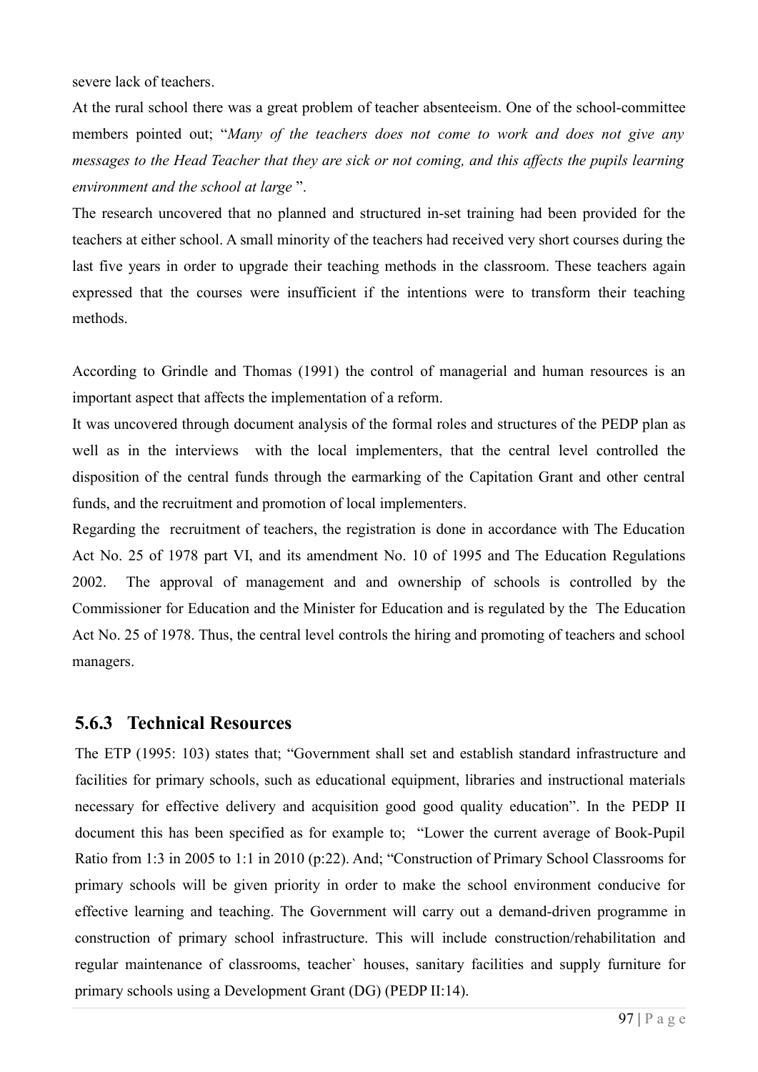severe lack of teachers.

At the rural school there was a great problem of teacher absenteeism. One of the school-committee members pointed out; "*Many of the teachers does not come to work and does not give any messages to the Head Teacher that they are sick or not coming, and this affects the pupils learning environment and the school at large* ".

The research uncovered that no planned and structured in-set training had been provided for the teachers at either school. A small minority of the teachers had received very short courses during the last five years in order to upgrade their teaching methods in the classroom. These teachers again expressed that the courses were insufficient if the intentions were to transform their teaching methods.

According to Grindle and Thomas (1991) the control of managerial and human resources is an important aspect that affects the implementation of a reform.

It was uncovered through document analysis of the formal roles and structures of the PEDP plan as well as in the interviews with the local implementers, that the central level controlled the disposition of the central funds through the earmarking of the Capitation Grant and other central funds, and the recruitment and promotion of local implementers.

Regarding the recruitment of teachers, the registration is done in accordance with The Education Act No. 25 of 1978 part VI, and its amendment No. 10 of 1995 and The Education Regulations 2002. The approval of management and and ownership of schools is controlled by the Commissioner for Education and the Minister for Education and is regulated by the The Education Act No. 25 of 1978. Thus, the central level controls the hiring and promoting of teachers and school managers.

### 5.6.3 Technical Resources

The ETP (1995: 103) states that; "Government shall set and establish standard infrastructure and facilities for primary schools, such as educational equipment, libraries and instructional materials necessary for effective delivery and acquisition good good quality education". In the PEDP II document this has been specified as for example to; "Lower the current average of Book-Pupil Ratio from 1:3 in 2005 to 1:1 in 2010 (p:22). And; "Construction of Primary School Classrooms for primary schools will be given priority in order to make the school environment conducive for effective learning and teaching. The Government will carry out a demand-driven programme in construction of primary school infrastructure. This will include construction/rehabilitation and regular maintenance of classrooms, teacher` houses, sanitary facilities and supply furniture for primary schools using a Development Grant (DG) (PEDP II:14).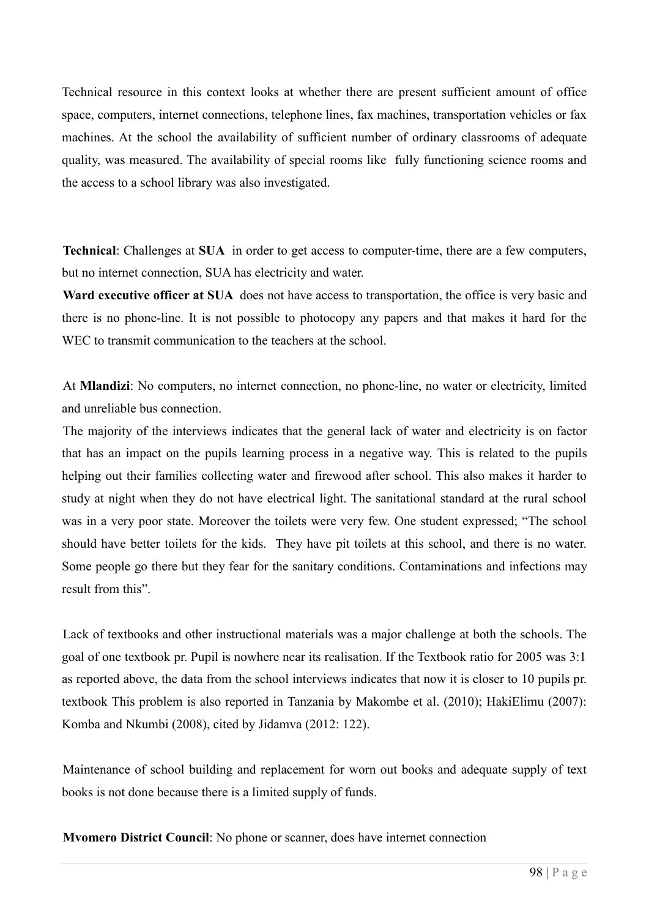Technical resource in this context looks at whether there are present sufficient amount of office space, computers, internet connections, telephone lines, fax machines, transportation vehicles or fax machines. At the school the availability of sufficient number of ordinary classrooms of adequate quality, was measured. The availability of special rooms like fully functioning science rooms and the access to a school library was also investigated.

**Technical**: Challenges at **SUA** in order to get access to computer-time, there are a few computers, but no internet connection, SUA has electricity and water.

**Ward executive officer at SUA** does not have access to transportation, the office is very basic and there is no phone-line. It is not possible to photocopy any papers and that makes it hard for the WEC to transmit communication to the teachers at the school.

At **Mlandizi**: No computers, no internet connection, no phone-line, no water or electricity, limited and unreliable bus connection.

The majority of the interviews indicates that the general lack of water and electricity is on factor that has an impact on the pupils learning process in a negative way. This is related to the pupils helping out their families collecting water and firewood after school. This also makes it harder to study at night when they do not have electrical light. The sanitational standard at the rural school was in a very poor state. Moreover the toilets were very few. One student expressed; "The school should have better toilets for the kids. They have pit toilets at this school, and there is no water. Some people go there but they fear for the sanitary conditions. Contaminations and infections may result from this".

Lack of textbooks and other instructional materials was a major challenge at both the schools. The goal of one textbook pr. Pupil is nowhere near its realisation. If the Textbook ratio for 2005 was 3:1 as reported above, the data from the school interviews indicates that now it is closer to 10 pupils pr. textbook This problem is also reported in Tanzania by Makombe et al. (2010); HakiElimu (2007): Komba and Nkumbi (2008), cited by Jidamva (2012: 122).

Maintenance of school building and replacement for worn out books and adequate supply of text books is not done because there is a limited supply of funds.

**Mvomero District Council**: No phone or scanner, does have internet connection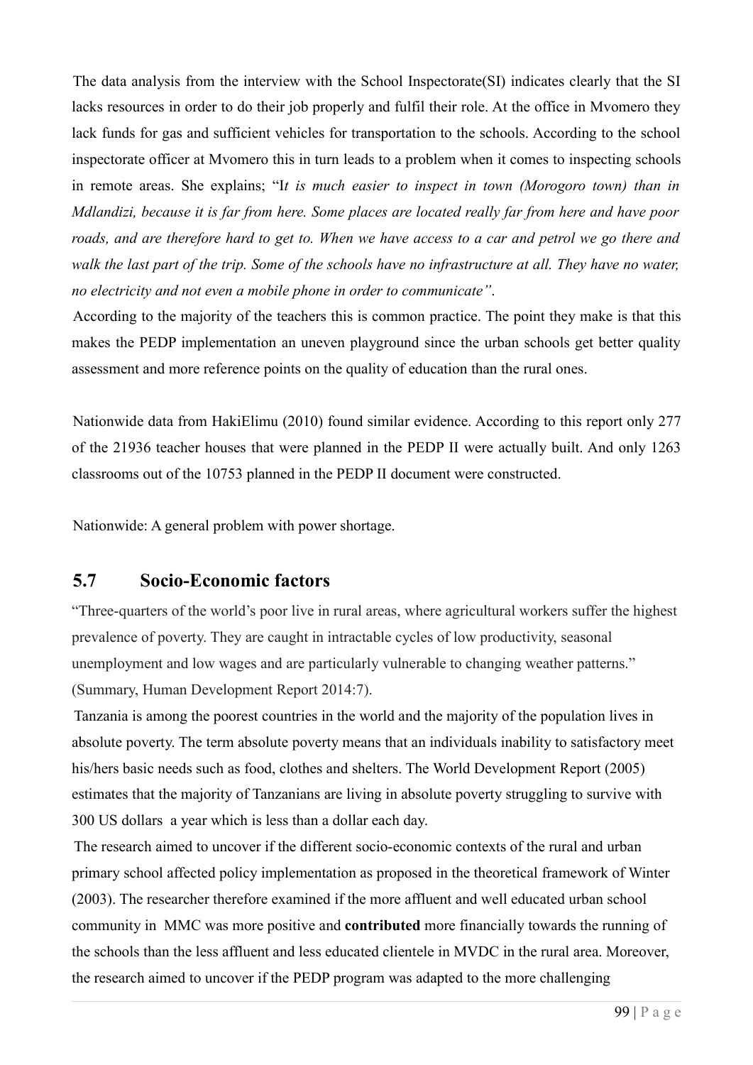The data analysis from the interview with the School Inspectorate(SI) indicates clearly that the SI lacks resources in order to do their job properly and fulfil their role. At the office in Mvomero they lack funds for gas and sufficient vehicles for transportation to the schools. According to the school inspectorate officer at Mvomero this in turn leads to a problem when it comes to inspecting schools in remote areas. She explains; "I*t is much easier to inspect in town (Morogoro town) than in Mdlandizi, because it is far from here. Some places are located really far from here and have poor roads, and are therefore hard to get to. When we have access to a car and petrol we go there and walk the last part of the trip. Some of the schools have no infrastructure at all. They have no water, no electricity and not even a mobile phone in order to communicate"*.

According to the majority of the teachers this is common practice. The point they make is that this makes the PEDP implementation an uneven playground since the urban schools get better quality assessment and more reference points on the quality of education than the rural ones.

Nationwide data from HakiElimu (2010) found similar evidence. According to this report only 277 of the 21936 teacher houses that were planned in the PEDP II were actually built. And only 1263 classrooms out of the 10753 planned in the PEDP II document were constructed.

Nationwide: A general problem with power shortage.

## 5.7 Socio-Economic factors

"Three-quarters of the world's poor live in rural areas, where agricultural workers suffer the highest prevalence of poverty. They are caught in intractable cycles of low productivity, seasonal unemployment and low wages and are particularly vulnerable to changing weather patterns." (Summary, Human Development Report 2014:7).

Tanzania is among the poorest countries in the world and the majority of the population lives in absolute poverty. The term absolute poverty means that an individuals inability to satisfactory meet his/hers basic needs such as food, clothes and shelters. The World Development Report (2005) estimates that the majority of Tanzanians are living in absolute poverty struggling to survive with 300 US dollars a year which is less than a dollar each day.

The research aimed to uncover if the different socio-economic contexts of the rural and urban primary school affected policy implementation as proposed in the theoretical framework of Winter (2003). The researcher therefore examined if the more affluent and well educated urban school community in MMC was more positive and **contributed** more financially towards the running of the schools than the less affluent and less educated clientele in MVDC in the rural area. Moreover, the research aimed to uncover if the PEDP program was adapted to the more challenging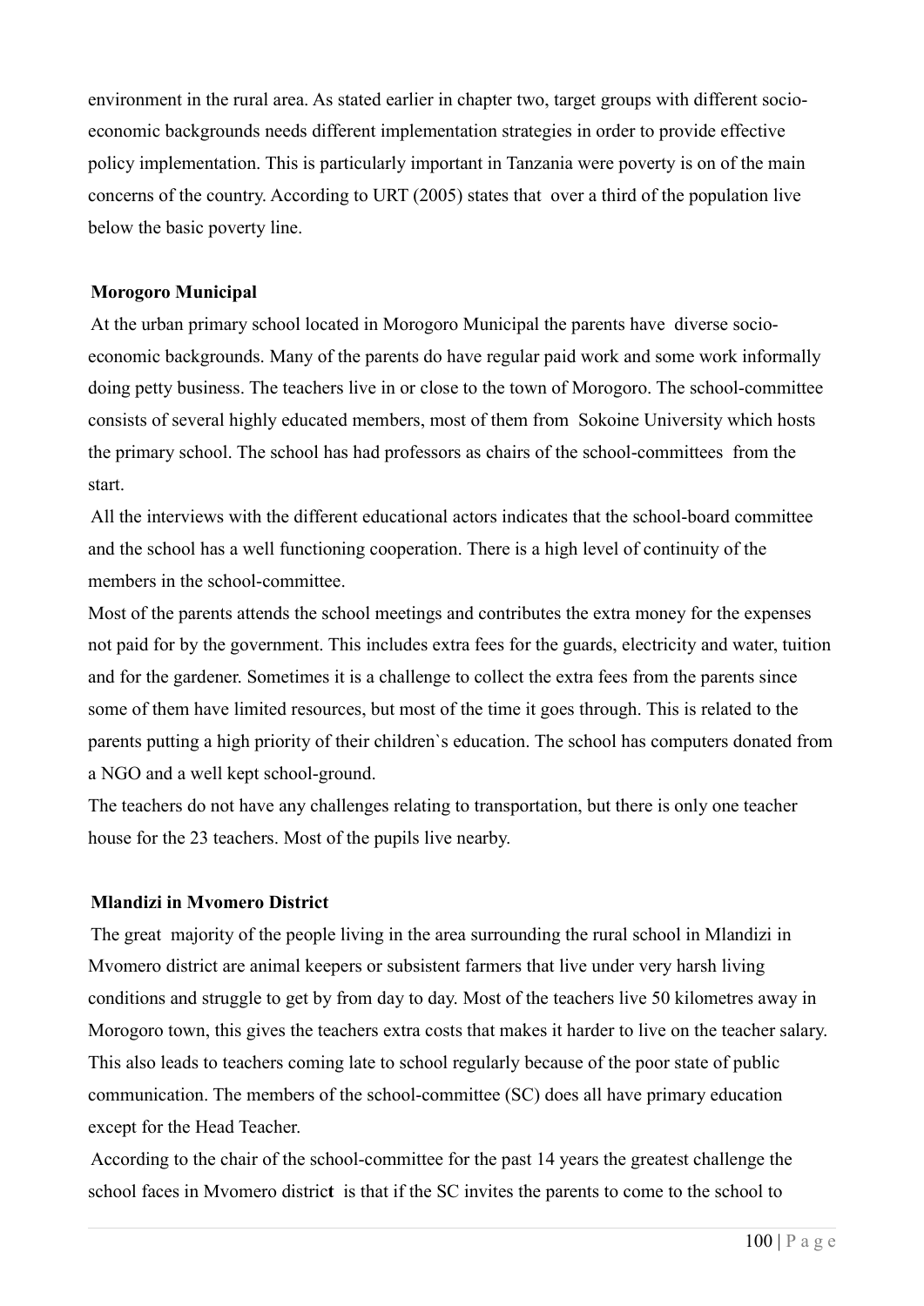environment in the rural area. As stated earlier in chapter two, target groups with different socio-economic backgrounds needs different implementation strategies in order to provide effective policy implementation. This is particularly important in Tanzania were poverty is on of the main concerns of the country. According to URT (2005) states that over a third of the population live below the basic poverty line.

**Morogoro Municipal**

At the urban primary school located in Morogoro Municipal the parents have diverse socio-economic backgrounds. Many of the parents do have regular paid work and some work informally doing petty business. The teachers live in or close to the town of Morogoro. The school-committee consists of several highly educated members, most of them from Sokoine University which hosts the primary school. The school has had professors as chairs of the school-committees from the start.

All the interviews with the different educational actors indicates that the school-board committee and the school has a well functioning cooperation. There is a high level of continuity of the members in the school-committee.

Most of the parents attends the school meetings and contributes the extra money for the expenses not paid for by the government. This includes extra fees for the guards, electricity and water, tuition and for the gardener. Sometimes it is a challenge to collect the extra fees from the parents since some of them have limited resources, but most of the time it goes through. This is related to the parents putting a high priority of their children`s education. The school has computers donated from a NGO and a well kept school-ground.

The teachers do not have any challenges relating to transportation, but there is only one teacher house for the 23 teachers. Most of the pupils live nearby.

**Mlandizi in Mvomero District**

The great majority of the people living in the area surrounding the rural school in Mlandizi in Mvomero district are animal keepers or subsistent farmers that live under very harsh living conditions and struggle to get by from day to day. Most of the teachers live 50 kilometres away in Morogoro town, this gives the teachers extra costs that makes it harder to live on the teacher salary. This also leads to teachers coming late to school regularly because of the poor state of public communication. The members of the school-committee (SC) does all have primary education except for the Head Teacher.

According to the chair of the school-committee for the past 14 years the greatest challenge the school faces in Mvomero district is that if the SC invites the parents to come to the school to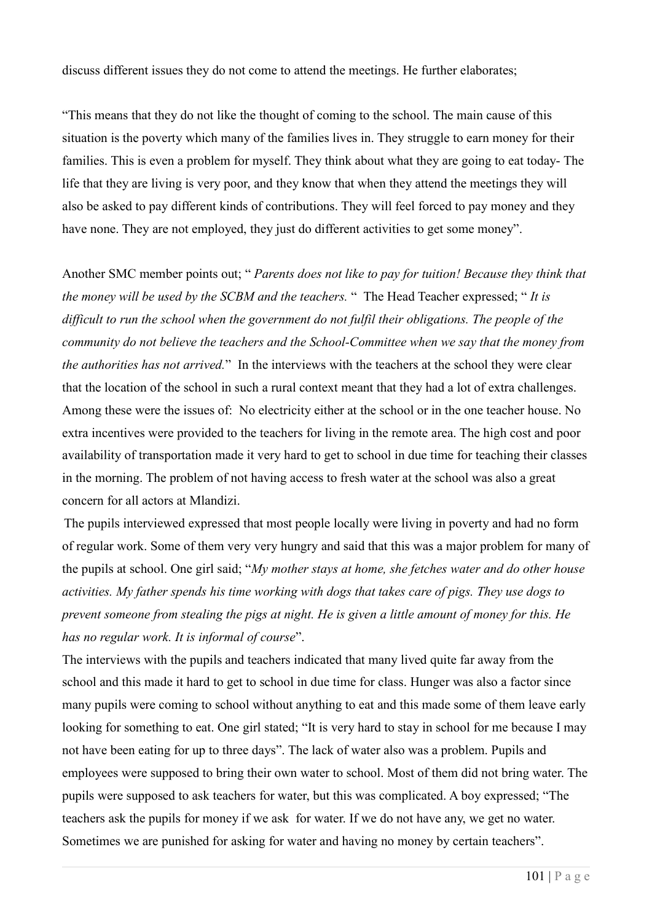discuss different issues they do not come to attend the meetings. He further elaborates;

"This means that they do not like the thought of coming to the school. The main cause of this situation is the poverty which many of the families lives in. They struggle to earn money for their families. This is even a problem for myself. They think about what they are going to eat today- The life that they are living is very poor, and they know that when they attend the meetings they will also be asked to pay different kinds of contributions. They will feel forced to pay money and they have none. They are not employed, they just do different activities to get some money".

Another SMC member points out; " *Parents does not like to pay for tuition! Because they think that the money will be used by the SCBM and the teachers.* " The Head Teacher expressed; " *It is difficult to run the school when the government do not fulfil their obligations. The people of the community do not believe the teachers and the School-Committee when we say that the money from the authorities has not arrived.*" In the interviews with the teachers at the school they were clear that the location of the school in such a rural context meant that they had a lot of extra challenges. Among these were the issues of: No electricity either at the school or in the one teacher house. No extra incentives were provided to the teachers for living in the remote area. The high cost and poor availability of transportation made it very hard to get to school in due time for teaching their classes in the morning. The problem of not having access to fresh water at the school was also a great concern for all actors at Mlandizi.

The pupils interviewed expressed that most people locally were living in poverty and had no form of regular work. Some of them very very hungry and said that this was a major problem for many of the pupils at school. One girl said; "*My mother stays at home, she fetches water and do other house activities. My father spends his time working with dogs that takes care of pigs. They use dogs to prevent someone from stealing the pigs at night. He is given a little amount of money for this. He has no regular work. It is informal of course*".

The interviews with the pupils and teachers indicated that many lived quite far away from the school and this made it hard to get to school in due time for class. Hunger was also a factor since many pupils were coming to school without anything to eat and this made some of them leave early looking for something to eat. One girl stated; "It is very hard to stay in school for me because I may not have been eating for up to three days". The lack of water also was a problem. Pupils and employees were supposed to bring their own water to school. Most of them did not bring water. The pupils were supposed to ask teachers for water, but this was complicated. A boy expressed; "The teachers ask the pupils for money if we ask for water. If we do not have any, we get no water. Sometimes we are punished for asking for water and having no money by certain teachers".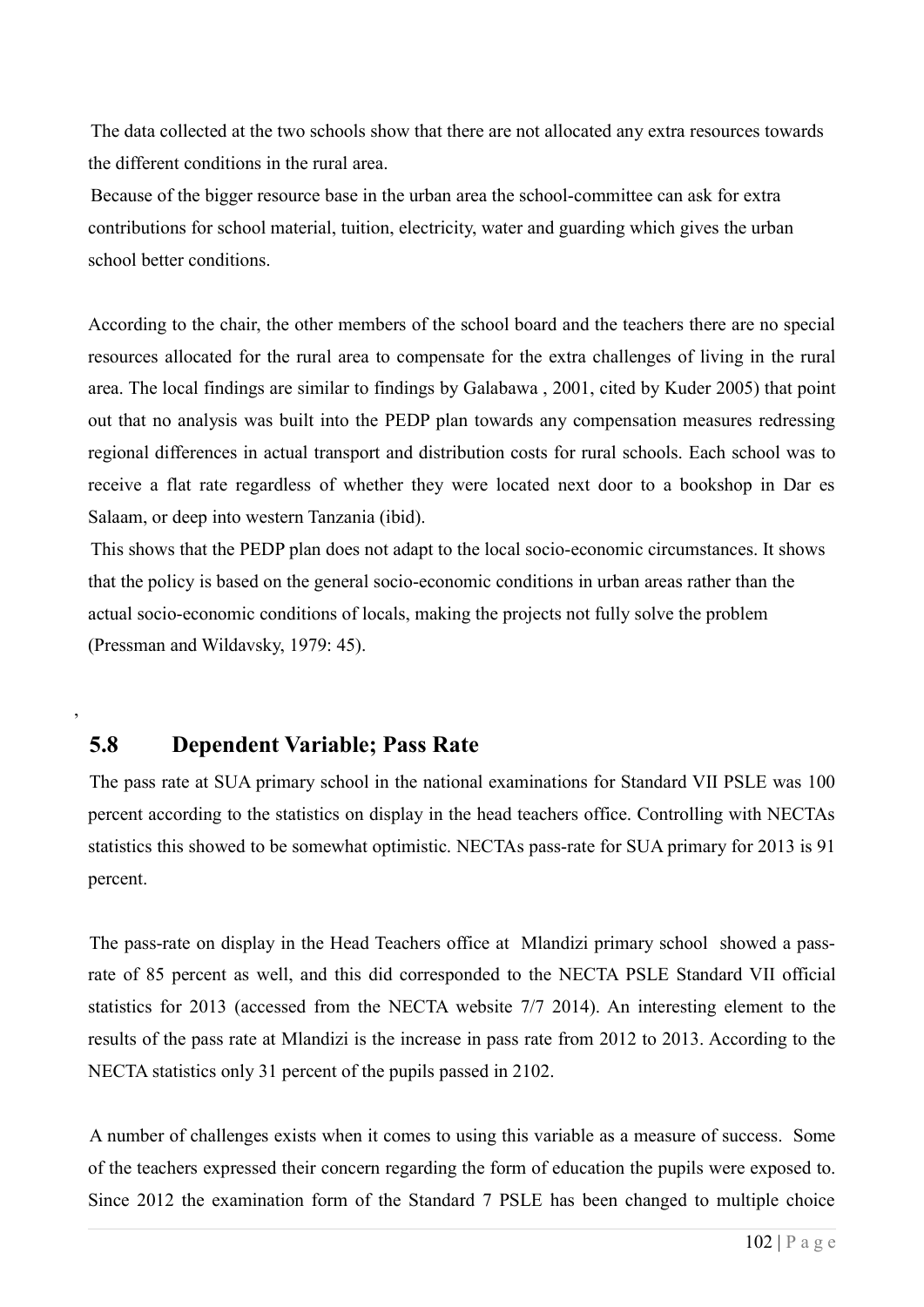The data collected at the two schools show that there are not allocated any extra resources towards the different conditions in the rural area.

Because of the bigger resource base in the urban area the school-committee can ask for extra contributions for school material, tuition, electricity, water and guarding which gives the urban school better conditions.

According to the chair, the other members of the school board and the teachers there are no special resources allocated for the rural area to compensate for the extra challenges of living in the rural area. The local findings are similar to findings by Galabawa , 2001, cited by Kuder 2005) that point out that no analysis was built into the PEDP plan towards any compensation measures redressing regional differences in actual transport and distribution costs for rural schools. Each school was to receive a flat rate regardless of whether they were located next door to a bookshop in Dar es Salaam, or deep into western Tanzania (ibid).

This shows that the PEDP plan does not adapt to the local socio-economic circumstances. It shows that the policy is based on the general socio-economic conditions in urban areas rather than the actual socio-economic conditions of locals, making the projects not fully solve the problem (Pressman and Wildavsky, 1979: 45).

,

## 5.8 Dependent Variable; Pass Rate

The pass rate at SUA primary school in the national examinations for Standard VII PSLE was 100 percent according to the statistics on display in the head teachers office. Controlling with NECTAs statistics this showed to be somewhat optimistic. NECTAs pass-rate for SUA primary for 2013 is 91 percent.

The pass-rate on display in the Head Teachers office at Mlandizi primary school showed a pass-rate of 85 percent as well, and this did corresponded to the NECTA PSLE Standard VII official statistics for 2013 (accessed from the NECTA website 7/7 2014). An interesting element to the results of the pass rate at Mlandizi is the increase in pass rate from 2012 to 2013. According to the NECTA statistics only 31 percent of the pupils passed in 2102.

A number of challenges exists when it comes to using this variable as a measure of success. Some of the teachers expressed their concern regarding the form of education the pupils were exposed to. Since 2012 the examination form of the Standard 7 PSLE has been changed to multiple choice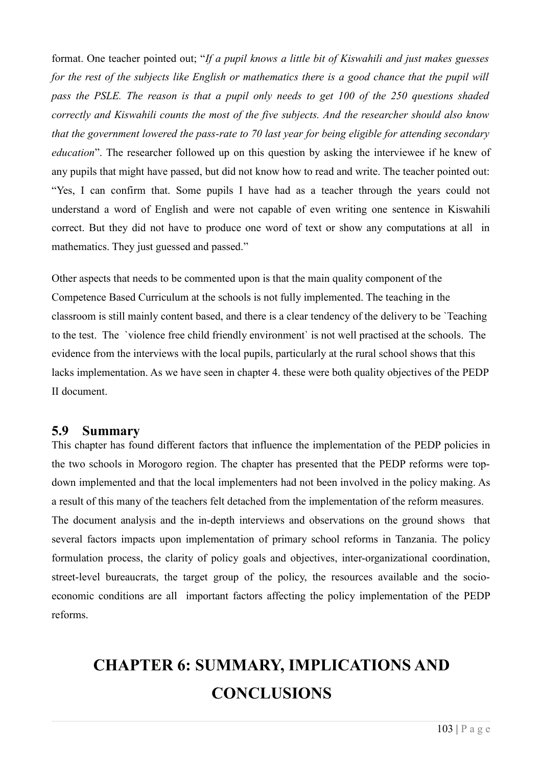format. One teacher pointed out; "*If a pupil knows a little bit of Kiswahili and just makes guesses for the rest of the subjects like English or mathematics there is a good chance that the pupil will pass the PSLE. The reason is that a pupil only needs to get 100 of the 250 questions shaded correctly and Kiswahili counts the most of the five subjects. And the researcher should also know that the government lowered the pass-rate to 70 last year for being eligible for attending secondary education*". The researcher followed up on this question by asking the interviewee if he knew of any pupils that might have passed, but did not know how to read and write. The teacher pointed out: "Yes, I can confirm that. Some pupils I have had as a teacher through the years could not understand a word of English and were not capable of even writing one sentence in Kiswahili correct. But they did not have to produce one word of text or show any computations at all in mathematics. They just guessed and passed."

Other aspects that needs to be commented upon is that the main quality component of the Competence Based Curriculum at the schools is not fully implemented. The teaching in the classroom is still mainly content based, and there is a clear tendency of the delivery to be `Teaching to the test. The `violence free child friendly environment` is not well practised at the schools. The evidence from the interviews with the local pupils, particularly at the rural school shows that this lacks implementation. As we have seen in chapter 4. these were both quality objectives of the PEDP II document.

## 5.9 Summary

This chapter has found different factors that influence the implementation of the PEDP policies in the two schools in Morogoro region. The chapter has presented that the PEDP reforms were top-down implemented and that the local implementers had not been involved in the policy making. As a result of this many of the teachers felt detached from the implementation of the reform measures.
The document analysis and the in-depth interviews and observations on the ground shows that several factors impacts upon implementation of primary school reforms in Tanzania. The policy formulation process, the clarity of policy goals and objectives, inter-organizational coordination, street-level bureaucrats, the target group of the policy, the resources available and the socio-economic conditions are all important factors affecting the policy implementation of the PEDP reforms.

# CHAPTER 6: SUMMARY, IMPLICATIONS AND CONCLUSIONS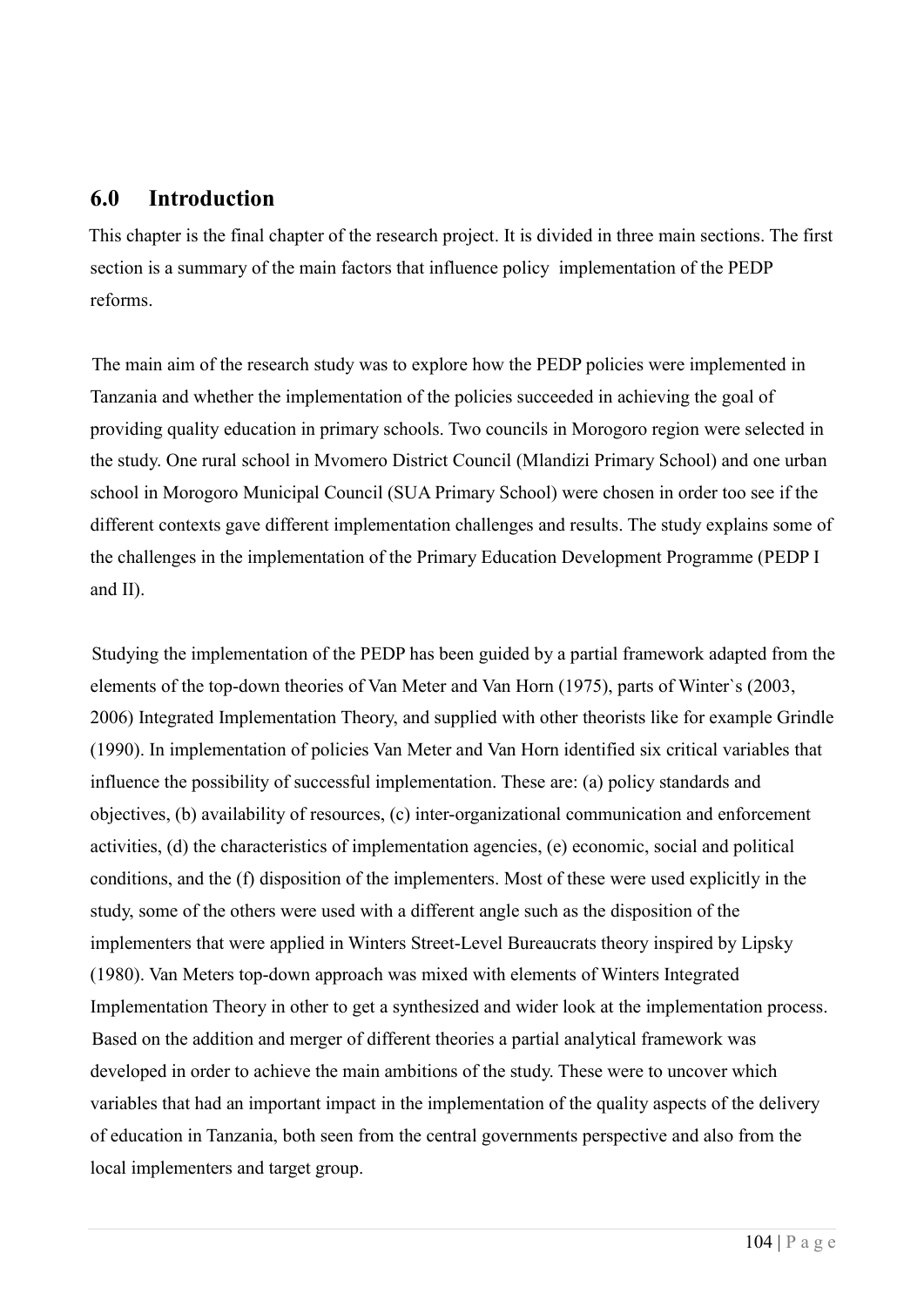## 6.0 Introduction

This chapter is the final chapter of the research project. It is divided in three main sections. The first section is a summary of the main factors that influence policy implementation of the PEDP reforms.

The main aim of the research study was to explore how the PEDP policies were implemented in Tanzania and whether the implementation of the policies succeeded in achieving the goal of providing quality education in primary schools. Two councils in Morogoro region were selected in the study. One rural school in Mvomero District Council (Mlandizi Primary School) and one urban school in Morogoro Municipal Council (SUA Primary School) were chosen in order too see if the different contexts gave different implementation challenges and results. The study explains some of the challenges in the implementation of the Primary Education Development Programme (PEDP I and II).

Studying the implementation of the PEDP has been guided by a partial framework adapted from the elements of the top-down theories of Van Meter and Van Horn (1975), parts of Winter`s (2003, 2006) Integrated Implementation Theory, and supplied with other theorists like for example Grindle (1990). In implementation of policies Van Meter and Van Horn identified six critical variables that influence the possibility of successful implementation. These are: (a) policy standards and objectives, (b) availability of resources, (c) inter-organizational communication and enforcement activities, (d) the characteristics of implementation agencies, (e) economic, social and political conditions, and the (f) disposition of the implementers. Most of these were used explicitly in the study, some of the others were used with a different angle such as the disposition of the implementers that were applied in Winters Street-Level Bureaucrats theory inspired by Lipsky (1980). Van Meters top-down approach was mixed with elements of Winters Integrated Implementation Theory in other to get a synthesized and wider look at the implementation process. Based on the addition and merger of different theories a partial analytical framework was developed in order to achieve the main ambitions of the study. These were to uncover which variables that had an important impact in the implementation of the quality aspects of the delivery of education in Tanzania, both seen from the central governments perspective and also from the local implementers and target group.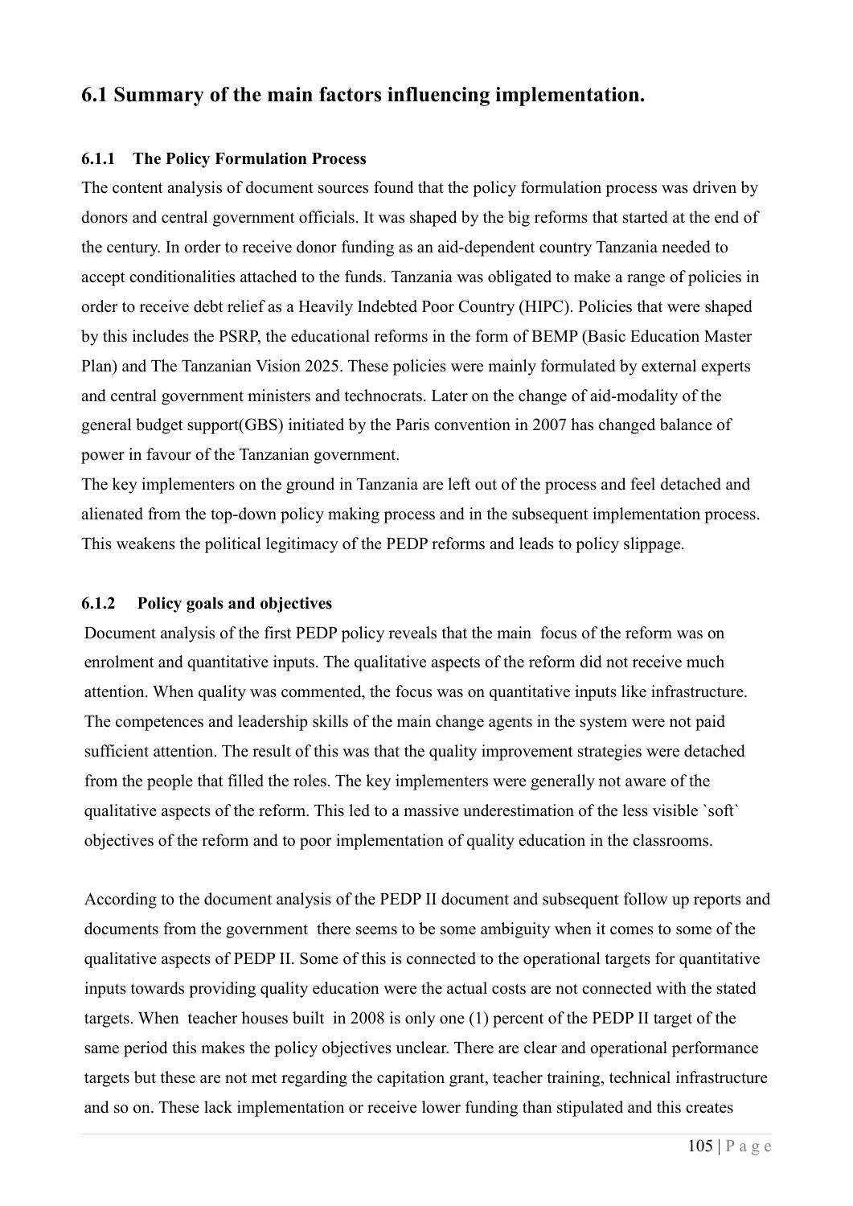## 6.1 Summary of the main factors influencing implementation.

### 6.1.1 The Policy Formulation Process

The content analysis of document sources found that the policy formulation process was driven by donors and central government officials. It was shaped by the big reforms that started at the end of the century. In order to receive donor funding as an aid-dependent country Tanzania needed to accept conditionalities attached to the funds. Tanzania was obligated to make a range of policies in order to receive debt relief as a Heavily Indebted Poor Country (HIPC). Policies that were shaped by this includes the PSRP, the educational reforms in the form of BEMP (Basic Education Master Plan) and The Tanzanian Vision 2025. These policies were mainly formulated by external experts and central government ministers and technocrats. Later on the change of aid-modality of the general budget support(GBS) initiated by the Paris convention in 2007 has changed balance of power in favour of the Tanzanian government.

The key implementers on the ground in Tanzania are left out of the process and feel detached and alienated from the top-down policy making process and in the subsequent implementation process. This weakens the political legitimacy of the PEDP reforms and leads to policy slippage.

### 6.1.2 Policy goals and objectives

Document analysis of the first PEDP policy reveals that the main focus of the reform was on enrolment and quantitative inputs. The qualitative aspects of the reform did not receive much attention. When quality was commented, the focus was on quantitative inputs like infrastructure. The competences and leadership skills of the main change agents in the system were not paid sufficient attention. The result of this was that the quality improvement strategies were detached from the people that filled the roles. The key implementers were generally not aware of the qualitative aspects of the reform. This led to a massive underestimation of the less visible `soft` objectives of the reform and to poor implementation of quality education in the classrooms.

According to the document analysis of the PEDP II document and subsequent follow up reports and documents from the government there seems to be some ambiguity when it comes to some of the qualitative aspects of PEDP II. Some of this is connected to the operational targets for quantitative inputs towards providing quality education were the actual costs are not connected with the stated targets. When teacher houses built in 2008 is only one (1) percent of the PEDP II target of the same period this makes the policy objectives unclear. There are clear and operational performance targets but these are not met regarding the capitation grant, teacher training, technical infrastructure and so on. These lack implementation or receive lower funding than stipulated and this creates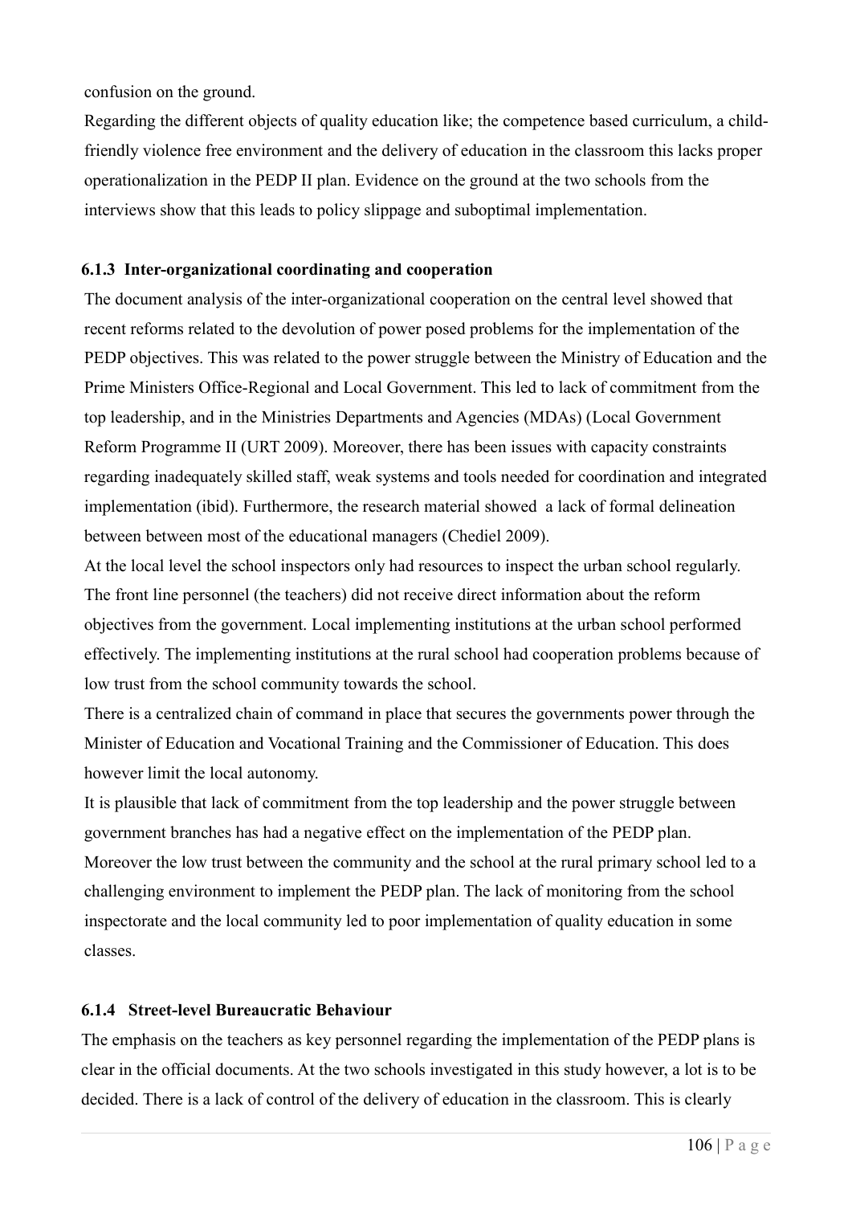confusion on the ground.

Regarding the different objects of quality education like; the competence based curriculum, a child-friendly violence free environment and the delivery of education in the classroom this lacks proper operationalization in the PEDP II plan. Evidence on the ground at the two schools from the interviews show that this leads to policy slippage and suboptimal implementation.

### 6.1.3 Inter-organizational coordinating and cooperation

The document analysis of the inter-organizational cooperation on the central level showed that recent reforms related to the devolution of power posed problems for the implementation of the PEDP objectives. This was related to the power struggle between the Ministry of Education and the Prime Ministers Office-Regional and Local Government. This led to lack of commitment from the top leadership, and in the Ministries Departments and Agencies (MDAs) (Local Government Reform Programme II (URT 2009). Moreover, there has been issues with capacity constraints regarding inadequately skilled staff, weak systems and tools needed for coordination and integrated implementation (ibid). Furthermore, the research material showed a lack of formal delineation between between most of the educational managers (Chediel 2009).

At the local level the school inspectors only had resources to inspect the urban school regularly. The front line personnel (the teachers) did not receive direct information about the reform objectives from the government. Local implementing institutions at the urban school performed effectively. The implementing institutions at the rural school had cooperation problems because of low trust from the school community towards the school.

There is a centralized chain of command in place that secures the governments power through the Minister of Education and Vocational Training and the Commissioner of Education. This does however limit the local autonomy.

It is plausible that lack of commitment from the top leadership and the power struggle between government branches has had a negative effect on the implementation of the PEDP plan. Moreover the low trust between the community and the school at the rural primary school led to a challenging environment to implement the PEDP plan. The lack of monitoring from the school inspectorate and the local community led to poor implementation of quality education in some classes.

### 6.1.4 Street-level Bureaucratic Behaviour

The emphasis on the teachers as key personnel regarding the implementation of the PEDP plans is clear in the official documents. At the two schools investigated in this study however, a lot is to be decided. There is a lack of control of the delivery of education in the classroom. This is clearly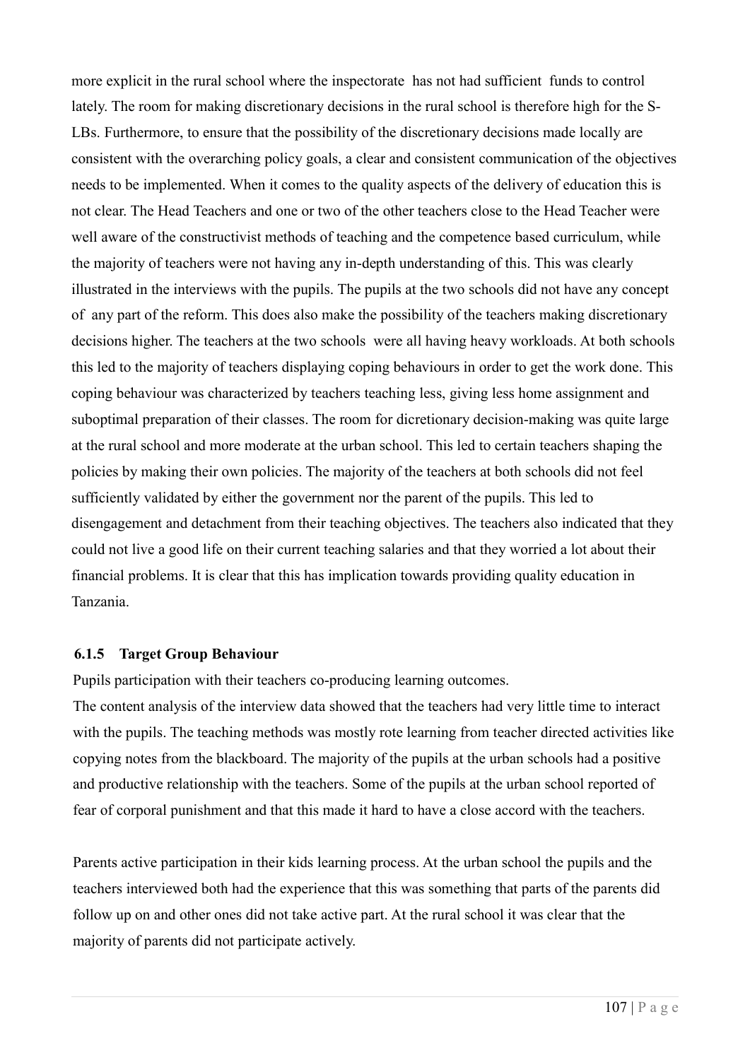more explicit in the rural school where the inspectorate has not had sufficient funds to control lately. The room for making discretionary decisions in the rural school is therefore high for the S-LBs. Furthermore, to ensure that the possibility of the discretionary decisions made locally are consistent with the overarching policy goals, a clear and consistent communication of the objectives needs to be implemented. When it comes to the quality aspects of the delivery of education this is not clear. The Head Teachers and one or two of the other teachers close to the Head Teacher were well aware of the constructivist methods of teaching and the competence based curriculum, while the majority of teachers were not having any in-depth understanding of this. This was clearly illustrated in the interviews with the pupils. The pupils at the two schools did not have any concept of any part of the reform. This does also make the possibility of the teachers making discretionary decisions higher. The teachers at the two schools were all having heavy workloads. At both schools this led to the majority of teachers displaying coping behaviours in order to get the work done. This coping behaviour was characterized by teachers teaching less, giving less home assignment and suboptimal preparation of their classes. The room for dicretionary decision-making was quite large at the rural school and more moderate at the urban school. This led to certain teachers shaping the policies by making their own policies. The majority of the teachers at both schools did not feel sufficiently validated by either the government nor the parent of the pupils. This led to disengagement and detachment from their teaching objectives. The teachers also indicated that they could not live a good life on their current teaching salaries and that they worried a lot about their financial problems. It is clear that this has implication towards providing quality education in Tanzania.

### 6.1.5 Target Group Behaviour

Pupils participation with their teachers co-producing learning outcomes.

The content analysis of the interview data showed that the teachers had very little time to interact with the pupils. The teaching methods was mostly rote learning from teacher directed activities like copying notes from the blackboard. The majority of the pupils at the urban schools had a positive and productive relationship with the teachers. Some of the pupils at the urban school reported of fear of corporal punishment and that this made it hard to have a close accord with the teachers.

Parents active participation in their kids learning process. At the urban school the pupils and the teachers interviewed both had the experience that this was something that parts of the parents did follow up on and other ones did not take active part. At the rural school it was clear that the majority of parents did not participate actively.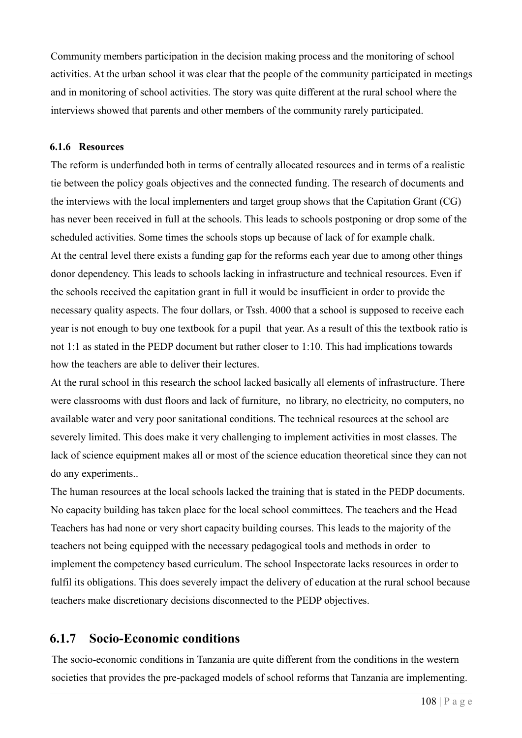Community members participation in the decision making process and the monitoring of school activities. At the urban school it was clear that the people of the community participated in meetings and in monitoring of school activities. The story was quite different at the rural school where the interviews showed that parents and other members of the community rarely participated.

#### 6.1.6 Resources

The reform is underfunded both in terms of centrally allocated resources and in terms of a realistic tie between the policy goals objectives and the connected funding. The research of documents and the interviews with the local implementers and target group shows that the Capitation Grant (CG) has never been received in full at the schools. This leads to schools postponing or drop some of the scheduled activities. Some times the schools stops up because of lack of for example chalk.

At the central level there exists a funding gap for the reforms each year due to among other things donor dependency. This leads to schools lacking in infrastructure and technical resources. Even if the schools received the capitation grant in full it would be insufficient in order to provide the necessary quality aspects. The four dollars, or Tssh. 4000 that a school is supposed to receive each year is not enough to buy one textbook for a pupil that year. As a result of this the textbook ratio is not 1:1 as stated in the PEDP document but rather closer to 1:10. This had implications towards how the teachers are able to deliver their lectures.

At the rural school in this research the school lacked basically all elements of infrastructure. There were classrooms with dust floors and lack of furniture, no library, no electricity, no computers, no available water and very poor sanitational conditions. The technical resources at the school are severely limited. This does make it very challenging to implement activities in most classes. The lack of science equipment makes all or most of the science education theoretical since they can not do any experiments..

The human resources at the local schools lacked the training that is stated in the PEDP documents. No capacity building has taken place for the local school committees. The teachers and the Head Teachers has had none or very short capacity building courses. This leads to the majority of the teachers not being equipped with the necessary pedagogical tools and methods in order to implement the competency based curriculum. The school Inspectorate lacks resources in order to fulfil its obligations. This does severely impact the delivery of education at the rural school because teachers make discretionary decisions disconnected to the PEDP objectives.

### 6.1.7 Socio-Economic conditions

The socio-economic conditions in Tanzania are quite different from the conditions in the western societies that provides the pre-packaged models of school reforms that Tanzania are implementing.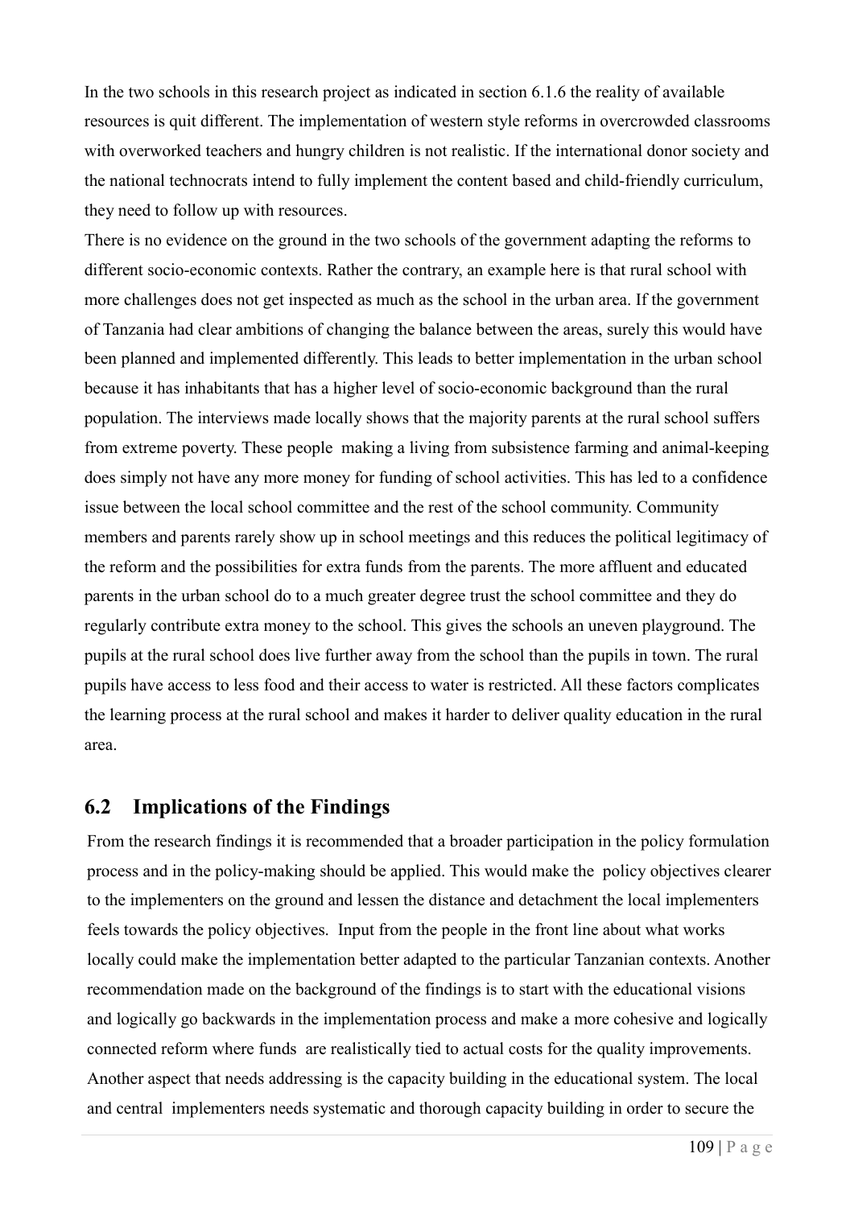In the two schools in this research project as indicated in section 6.1.6 the reality of available resources is quit different. The implementation of western style reforms in overcrowded classrooms with overworked teachers and hungry children is not realistic. If the international donor society and the national technocrats intend to fully implement the content based and child-friendly curriculum, they need to follow up with resources.

There is no evidence on the ground in the two schools of the government adapting the reforms to different socio-economic contexts. Rather the contrary, an example here is that rural school with more challenges does not get inspected as much as the school in the urban area. If the government of Tanzania had clear ambitions of changing the balance between the areas, surely this would have been planned and implemented differently. This leads to better implementation in the urban school because it has inhabitants that has a higher level of socio-economic background than the rural population. The interviews made locally shows that the majority parents at the rural school suffers from extreme poverty. These people making a living from subsistence farming and animal-keeping does simply not have any more money for funding of school activities. This has led to a confidence issue between the local school committee and the rest of the school community. Community members and parents rarely show up in school meetings and this reduces the political legitimacy of the reform and the possibilities for extra funds from the parents. The more affluent and educated parents in the urban school do to a much greater degree trust the school committee and they do regularly contribute extra money to the school. This gives the schools an uneven playground. The pupils at the rural school does live further away from the school than the pupils in town. The rural pupils have access to less food and their access to water is restricted. All these factors complicates the learning process at the rural school and makes it harder to deliver quality education in the rural area.

## 6.2 Implications of the Findings

From the research findings it is recommended that a broader participation in the policy formulation process and in the policy-making should be applied. This would make the policy objectives clearer to the implementers on the ground and lessen the distance and detachment the local implementers feels towards the policy objectives. Input from the people in the front line about what works locally could make the implementation better adapted to the particular Tanzanian contexts. Another recommendation made on the background of the findings is to start with the educational visions and logically go backwards in the implementation process and make a more cohesive and logically connected reform where funds are realistically tied to actual costs for the quality improvements. Another aspect that needs addressing is the capacity building in the educational system. The local and central implementers needs systematic and thorough capacity building in order to secure the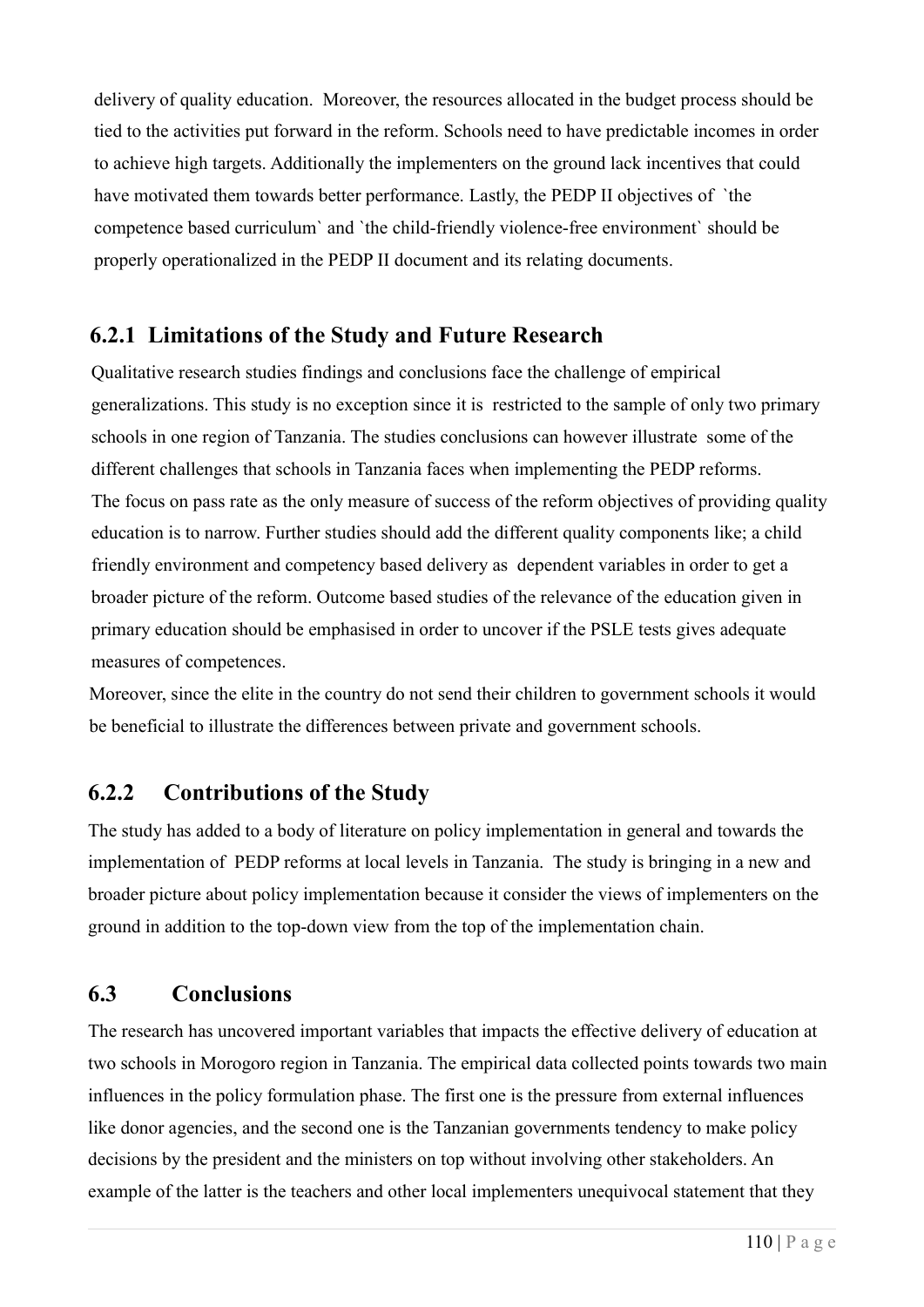delivery of quality education. Moreover, the resources allocated in the budget process should be tied to the activities put forward in the reform. Schools need to have predictable incomes in order to achieve high targets. Additionally the implementers on the ground lack incentives that could have motivated them towards better performance. Lastly, the PEDP II objectives of `the competence based curriculum` and `the child-friendly violence-free environment` should be properly operationalized in the PEDP II document and its relating documents.

### 6.2.1 Limitations of the Study and Future Research

Qualitative research studies findings and conclusions face the challenge of empirical generalizations. This study is no exception since it is restricted to the sample of only two primary schools in one region of Tanzania. The studies conclusions can however illustrate some of the different challenges that schools in Tanzania faces when implementing the PEDP reforms.

The focus on pass rate as the only measure of success of the reform objectives of providing quality education is to narrow. Further studies should add the different quality components like; a child friendly environment and competency based delivery as dependent variables in order to get a broader picture of the reform. Outcome based studies of the relevance of the education given in primary education should be emphasised in order to uncover if the PSLE tests gives adequate measures of competences.

Moreover, since the elite in the country do not send their children to government schools it would be beneficial to illustrate the differences between private and government schools.

### 6.2.2 Contributions of the Study

The study has added to a body of literature on policy implementation in general and towards the implementation of PEDP reforms at local levels in Tanzania. The study is bringing in a new and broader picture about policy implementation because it consider the views of implementers on the ground in addition to the top-down view from the top of the implementation chain.

## 6.3 Conclusions

The research has uncovered important variables that impacts the effective delivery of education at two schools in Morogoro region in Tanzania. The empirical data collected points towards two main influences in the policy formulation phase. The first one is the pressure from external influences like donor agencies, and the second one is the Tanzanian governments tendency to make policy decisions by the president and the ministers on top without involving other stakeholders. An example of the latter is the teachers and other local implementers unequivocal statement that they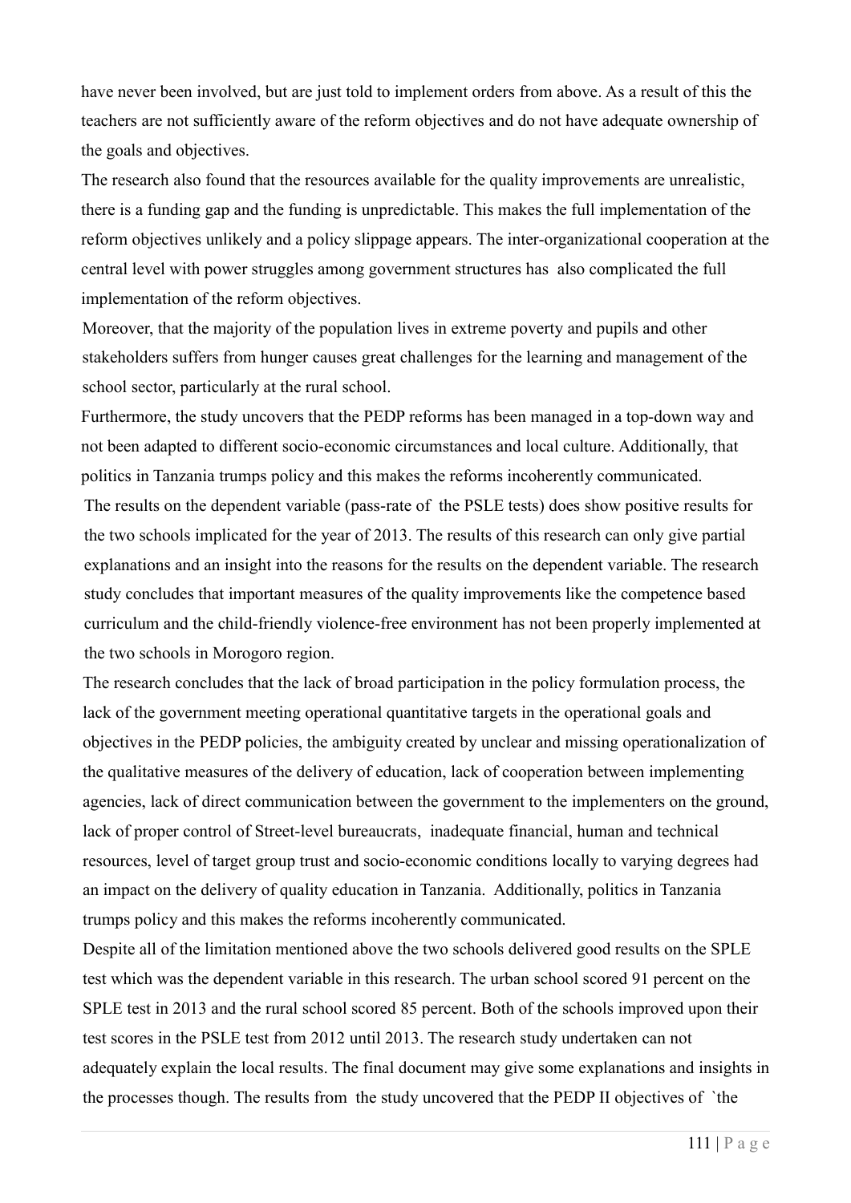have never been involved, but are just told to implement orders from above. As a result of this the teachers are not sufficiently aware of the reform objectives and do not have adequate ownership of the goals and objectives.

The research also found that the resources available for the quality improvements are unrealistic, there is a funding gap and the funding is unpredictable. This makes the full implementation of the reform objectives unlikely and a policy slippage appears. The inter-organizational cooperation at the central level with power struggles among government structures has also complicated the full implementation of the reform objectives.

Moreover, that the majority of the population lives in extreme poverty and pupils and other stakeholders suffers from hunger causes great challenges for the learning and management of the school sector, particularly at the rural school.

Furthermore, the study uncovers that the PEDP reforms has been managed in a top-down way and not been adapted to different socio-economic circumstances and local culture. Additionally, that politics in Tanzania trumps policy and this makes the reforms incoherently communicated.

The results on the dependent variable (pass-rate of the PSLE tests) does show positive results for the two schools implicated for the year of 2013. The results of this research can only give partial explanations and an insight into the reasons for the results on the dependent variable. The research study concludes that important measures of the quality improvements like the competence based curriculum and the child-friendly violence-free environment has not been properly implemented at the two schools in Morogoro region.

The research concludes that the lack of broad participation in the policy formulation process, the lack of the government meeting operational quantitative targets in the operational goals and objectives in the PEDP policies, the ambiguity created by unclear and missing operationalization of the qualitative measures of the delivery of education, lack of cooperation between implementing agencies, lack of direct communication between the government to the implementers on the ground, lack of proper control of Street-level bureaucrats, inadequate financial, human and technical resources, level of target group trust and socio-economic conditions locally to varying degrees had an impact on the delivery of quality education in Tanzania. Additionally, politics in Tanzania trumps policy and this makes the reforms incoherently communicated.

Despite all of the limitation mentioned above the two schools delivered good results on the SPLE test which was the dependent variable in this research. The urban school scored 91 percent on the SPLE test in 2013 and the rural school scored 85 percent. Both of the schools improved upon their test scores in the PSLE test from 2012 until 2013. The research study undertaken can not adequately explain the local results. The final document may give some explanations and insights in the processes though. The results from the study uncovered that the PEDP II objectives of `the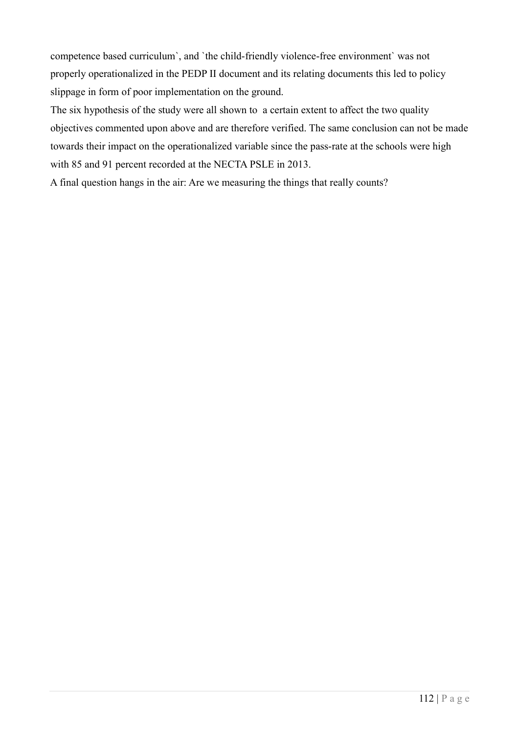competence based curriculum`, and `the child-friendly violence-free environment` was not properly operationalized in the PEDP II document and its relating documents this led to policy slippage in form of poor implementation on the ground.

The six hypothesis of the study were all shown to  a certain extent to affect the two quality objectives commented upon above and are therefore verified. The same conclusion can not be made towards their impact on the operationalized variable since the pass-rate at the schools were high with 85 and 91 percent recorded at the NECTA PSLE in 2013.

A final question hangs in the air: Are we measuring the things that really counts?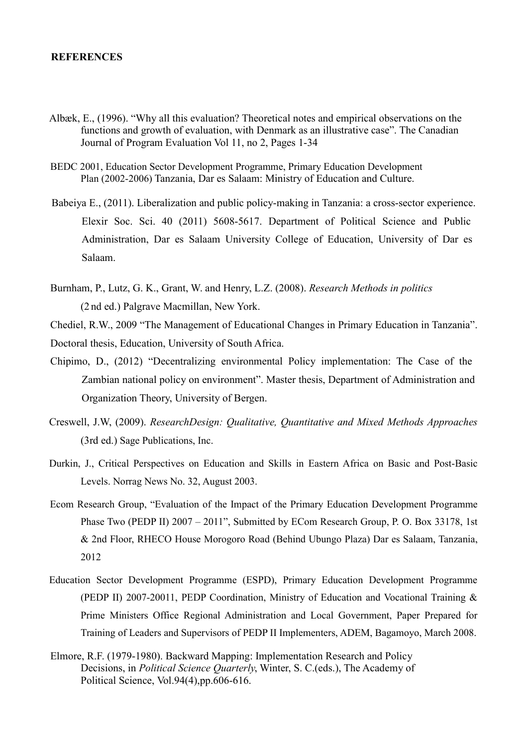## REFERENCES

Albæk, E., (1996). "Why all this evaluation? Theoretical notes and empirical observations on the functions and growth of evaluation, with Denmark as an illustrative case". The Canadian Journal of Program Evaluation Vol 11, no 2, Pages 1-34

BEDC 2001, Education Sector Development Programme, Primary Education Development Plan (2002-2006) Tanzania, Dar es Salaam: Ministry of Education and Culture.

Babeiya E., (2011). Liberalization and public policy-making in Tanzania: a cross-sector experience. Elexir Soc. Sci. 40 (2011) 5608-5617. Department of Political Science and Public Administration, Dar es Salaam University College of Education, University of Dar es Salaam.

Burnham, P., Lutz, G. K., Grant, W. and Henry, L.Z. (2008). *Research Methods in politics* (2 nd ed.) Palgrave Macmillan, New York.

Chediel, R.W., 2009 "The Management of Educational Changes in Primary Education in Tanzania". Doctoral thesis, Education, University of South Africa.

Chipimo, D., (2012) "Decentralizing environmental Policy implementation: The Case of the Zambian national policy on environment". Master thesis, Department of Administration and Organization Theory, University of Bergen.

Creswell, J.W, (2009). *ResearchDesign: Qualitative, Quantitative and Mixed Methods Approaches* (3rd ed.) Sage Publications, Inc.

Durkin, J., Critical Perspectives on Education and Skills in Eastern Africa on Basic and Post-Basic Levels. Norrag News No. 32, August 2003.

Ecom Research Group, "Evaluation of the Impact of the Primary Education Development Programme Phase Two (PEDP II) 2007 – 2011", Submitted by ECom Research Group, P. O. Box 33178, 1st & 2nd Floor, RHECO House Morogoro Road (Behind Ubungo Plaza) Dar es Salaam, Tanzania, 2012

Education Sector Development Programme (ESPD), Primary Education Development Programme (PEDP II) 2007-20011, PEDP Coordination, Ministry of Education and Vocational Training & Prime Ministers Office Regional Administration and Local Government, Paper Prepared for Training of Leaders and Supervisors of PEDP II Implementers, ADEM, Bagamoyo, March 2008.

Elmore, R.F. (1979-1980). Backward Mapping: Implementation Research and Policy Decisions, in *Political Science Quarterly*, Winter, S. C.(eds.), The Academy of Political Science, Vol.94(4),pp.606-616.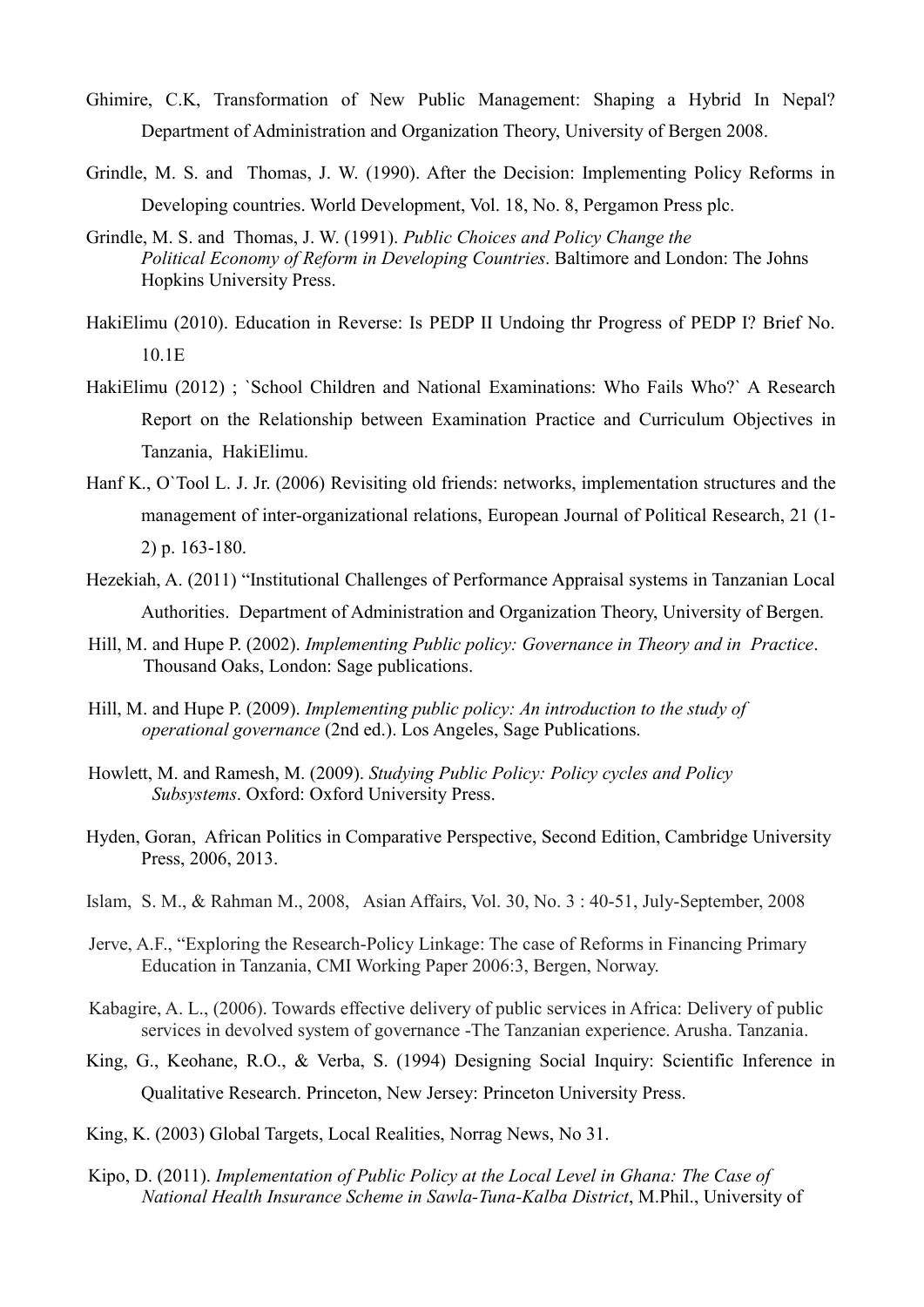Ghimire, C.K, Transformation of New Public Management: Shaping a Hybrid In Nepal? Department of Administration and Organization Theory, University of Bergen 2008.

Grindle, M. S. and Thomas, J. W. (1990). After the Decision: Implementing Policy Reforms in Developing countries. World Development, Vol. 18, No. 8, Pergamon Press plc.

Grindle, M. S. and Thomas, J. W. (1991). *Public Choices and Policy Change the Political Economy of Reform in Developing Countries*. Baltimore and London: The Johns Hopkins University Press.

HakiElimu (2010). Education in Reverse: Is PEDP II Undoing thr Progress of PEDP I? Brief No. 10.1E

HakiElimu (2012) ; `School Children and National Examinations: Who Fails Who?` A Research Report on the Relationship between Examination Practice and Curriculum Objectives in Tanzania, HakiElimu.

Hanf K., O`Tool L. J. Jr. (2006) Revisiting old friends: networks, implementation structures and the management of inter-organizational relations, European Journal of Political Research, 21 (1-2) p. 163-180.

Hezekiah, A. (2011) "Institutional Challenges of Performance Appraisal systems in Tanzanian Local Authorities. Department of Administration and Organization Theory, University of Bergen.

Hill, M. and Hupe P. (2002). *Implementing Public policy: Governance in Theory and in Practice*. Thousand Oaks, London: Sage publications.

Hill, M. and Hupe P. (2009). *Implementing public policy: An introduction to the study of operational governance* (2nd ed.). Los Angeles, Sage Publications.

Howlett, M. and Ramesh, M. (2009). *Studying Public Policy: Policy cycles and Policy Subsystems*. Oxford: Oxford University Press.

Hyden, Goran, African Politics in Comparative Perspective, Second Edition, Cambridge University Press, 2006, 2013.

Islam, S. M., & Rahman M., 2008, Asian Affairs, Vol. 30, No. 3 : 40-51, July-September, 2008

Jerve, A.F., "Exploring the Research-Policy Linkage: The case of Reforms in Financing Primary Education in Tanzania, CMI Working Paper 2006:3, Bergen, Norway.

Kabagire, A. L., (2006). Towards effective delivery of public services in Africa: Delivery of public services in devolved system of governance -The Tanzanian experience. Arusha. Tanzania.

King, G., Keohane, R.O., & Verba, S. (1994) Designing Social Inquiry: Scientific Inference in Qualitative Research. Princeton, New Jersey: Princeton University Press.

King, K. (2003) Global Targets, Local Realities, Norrag News, No 31.

Kipo, D. (2011). *Implementation of Public Policy at the Local Level in Ghana: The Case of National Health Insurance Scheme in Sawla-Tuna-Kalba District*, M.Phil., University of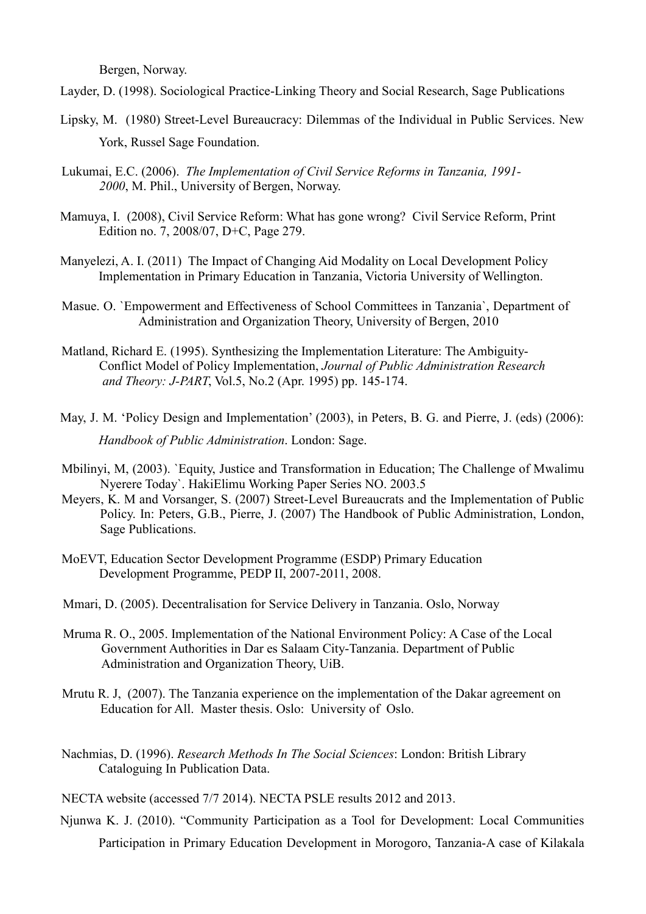Bergen, Norway.

Layder, D. (1998). Sociological Practice-Linking Theory and Social Research, Sage Publications

Lipsky, M. (1980) Street-Level Bureaucracy: Dilemmas of the Individual in Public Services. New York, Russel Sage Foundation.

Lukumai, E.C. (2006). *The Implementation of Civil Service Reforms in Tanzania, 1991-2000*, M. Phil., University of Bergen, Norway.

Mamuya, I. (2008), Civil Service Reform: What has gone wrong? Civil Service Reform, Print Edition no. 7, 2008/07, D+C, Page 279.

Manyelezi, A. I. (2011) The Impact of Changing Aid Modality on Local Development Policy Implementation in Primary Education in Tanzania, Victoria University of Wellington.

Masue. O. `Empowerment and Effectiveness of School Committees in Tanzania`, Department of Administration and Organization Theory, University of Bergen, 2010

Matland, Richard E. (1995). Synthesizing the Implementation Literature: The Ambiguity-Conflict Model of Policy Implementation, *Journal of Public Administration Research and Theory: J-PART*, Vol.5, No.2 (Apr. 1995) pp. 145-174.

May, J. M. 'Policy Design and Implementation' (2003), in Peters, B. G. and Pierre, J. (eds) (2006): *Handbook of Public Administration*. London: Sage.

Mbilinyi, M, (2003). `Equity, Justice and Transformation in Education; The Challenge of Mwalimu Nyerere Today`. HakiElimu Working Paper Series NO. 2003.5

Meyers, K. M and Vorsanger, S. (2007) Street-Level Bureaucrats and the Implementation of Public Policy. In: Peters, G.B., Pierre, J. (2007) The Handbook of Public Administration, London, Sage Publications.

MoEVT, Education Sector Development Programme (ESDP) Primary Education Development Programme, PEDP II, 2007-2011, 2008.

Mmari, D. (2005). Decentralisation for Service Delivery in Tanzania. Oslo, Norway

Mruma R. O., 2005. Implementation of the National Environment Policy: A Case of the Local Government Authorities in Dar es Salaam City-Tanzania. Department of Public Administration and Organization Theory, UiB.

Mrutu R. J, (2007). The Tanzania experience on the implementation of the Dakar agreement on Education for All. Master thesis. Oslo: University of Oslo.

Nachmias, D. (1996). *Research Methods In The Social Sciences*: London: British Library Cataloguing In Publication Data.

NECTA website (accessed 7/7 2014). NECTA PSLE results 2012 and 2013.

Njunwa K. J. (2010). "Community Participation as a Tool for Development: Local Communities Participation in Primary Education Development in Morogoro, Tanzania-A case of Kilakala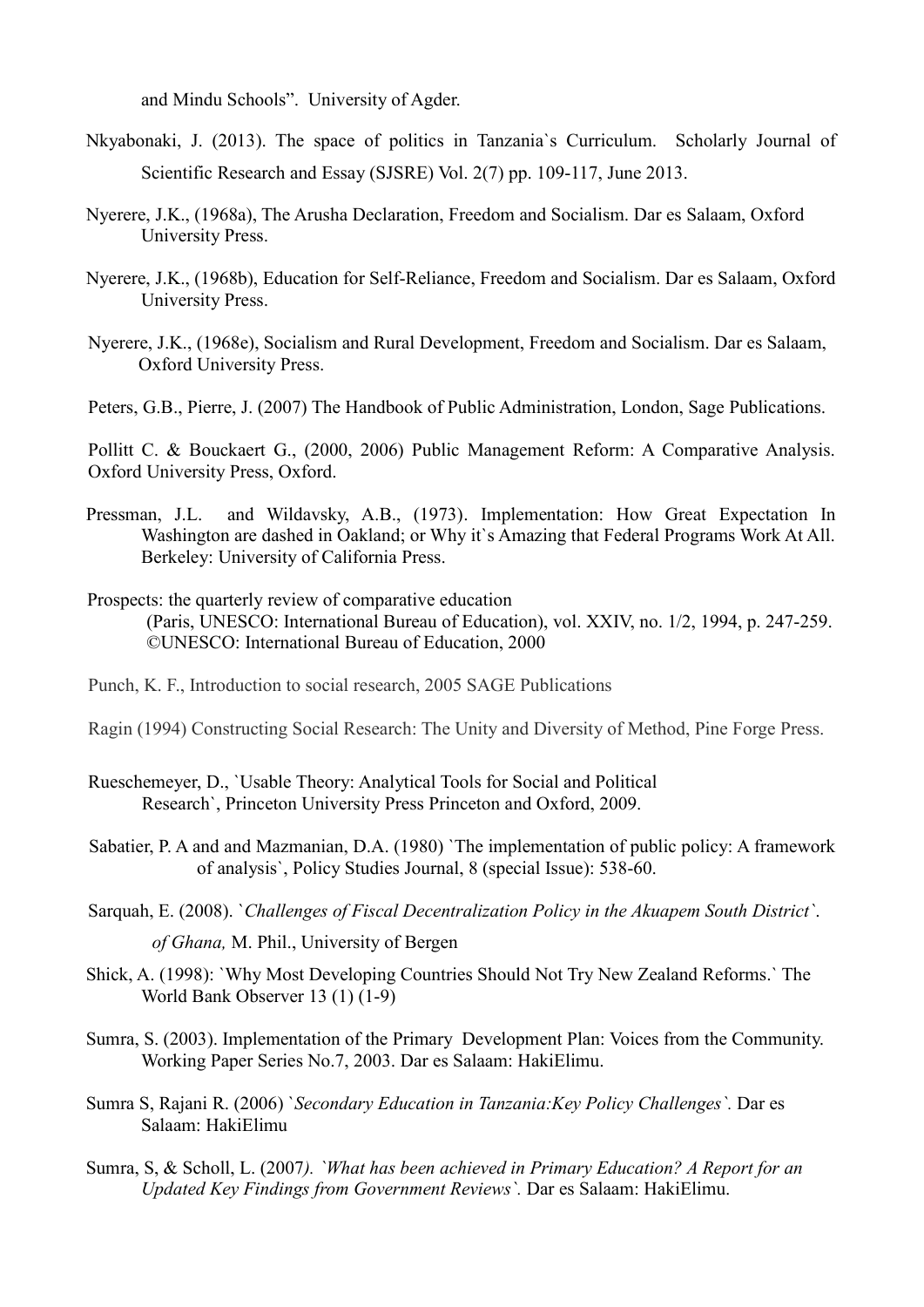and Mindu Schools". University of Agder.

Nkyabonaki, J. (2013). The space of politics in Tanzania`s Curriculum. Scholarly Journal of Scientific Research and Essay (SJSRE) Vol. 2(7) pp. 109-117, June 2013.

Nyerere, J.K., (1968a), The Arusha Declaration, Freedom and Socialism. Dar es Salaam, Oxford University Press.

Nyerere, J.K., (1968b), Education for Self-Reliance, Freedom and Socialism. Dar es Salaam, Oxford University Press.

Nyerere, J.K., (1968e), Socialism and Rural Development, Freedom and Socialism. Dar es Salaam, Oxford University Press.

Peters, G.B., Pierre, J. (2007) The Handbook of Public Administration, London, Sage Publications.

Pollitt C. & Bouckaert G., (2000, 2006) Public Management Reform: A Comparative Analysis. Oxford University Press, Oxford.

Pressman, J.L. and Wildavsky, A.B., (1973). Implementation: How Great Expectation In Washington are dashed in Oakland; or Why it`s Amazing that Federal Programs Work At All. Berkeley: University of California Press.

Prospects: the quarterly review of comparative education (Paris, UNESCO: International Bureau of Education), vol. XXIV, no. 1/2, 1994, p. 247-259. ©UNESCO: International Bureau of Education, 2000

Punch, K. F., Introduction to social research, 2005 SAGE Publications

Ragin (1994) Constructing Social Research: The Unity and Diversity of Method, Pine Forge Press.

Rueschemeyer, D., `Usable Theory: Analytical Tools for Social and Political Research`, Princeton University Press Princeton and Oxford, 2009.

Sabatier, P. A and and Mazmanian, D.A. (1980) `The implementation of public policy: A framework of analysis`, Policy Studies Journal, 8 (special Issue): 538-60.

Sarquah, E. (2008). `*Challenges of Fiscal Decentralization Policy in the Akuapem South District`. of Ghana,* M. Phil., University of Bergen

Shick, A. (1998): `Why Most Developing Countries Should Not Try New Zealand Reforms.` The World Bank Observer 13 (1) (1-9)

Sumra, S. (2003). Implementation of the Primary Development Plan: Voices from the Community. Working Paper Series No.7, 2003. Dar es Salaam: HakiElimu.

Sumra S, Rajani R. (2006) `*Secondary Education in Tanzania:Key Policy Challenges`.* Dar es Salaam: HakiElimu

Sumra, S, & Scholl, L. (2007*). `What has been achieved in Primary Education? A Report for an Updated Key Findings from Government Reviews`.* Dar es Salaam: HakiElimu.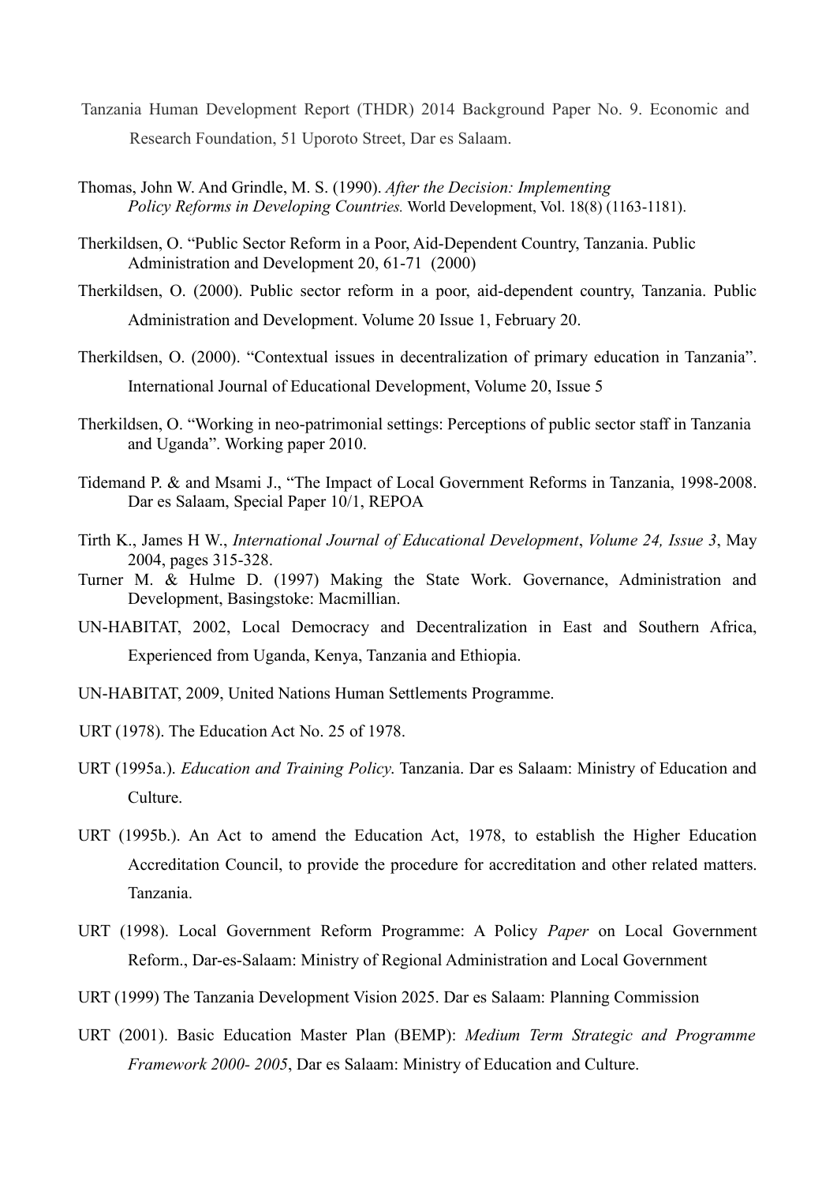Tanzania Human Development Report (THDR) 2014 Background Paper No. 9. Economic and Research Foundation, 51 Uporoto Street, Dar es Salaam.

Thomas, John W. And Grindle, M. S. (1990). *After the Decision: Implementing Policy Reforms in Developing Countries.* World Development, Vol. 18(8) (1163-1181).

Therkildsen, O. "Public Sector Reform in a Poor, Aid-Dependent Country, Tanzania. Public Administration and Development 20, 61-71 (2000)

Therkildsen, O. (2000). Public sector reform in a poor, aid-dependent country, Tanzania. Public Administration and Development. Volume 20 Issue 1, February 20.

Therkildsen, O. (2000). "Contextual issues in decentralization of primary education in Tanzania". International Journal of Educational Development, Volume 20, Issue 5

Therkildsen, O. "Working in neo-patrimonial settings: Perceptions of public sector staff in Tanzania and Uganda". Working paper 2010.

Tidemand P. & and Msami J., "The Impact of Local Government Reforms in Tanzania, 1998-2008. Dar es Salaam, Special Paper 10/1, REPOA

Tirth K., James H W., *International Journal of Educational Development*, *Volume 24, Issue 3*, May 2004, pages 315-328.

Turner M. & Hulme D. (1997) Making the State Work. Governance, Administration and Development, Basingstoke: Macmillian.

UN-HABITAT, 2002, Local Democracy and Decentralization in East and Southern Africa, Experienced from Uganda, Kenya, Tanzania and Ethiopia.

UN-HABITAT, 2009, United Nations Human Settlements Programme.

URT (1978). The Education Act No. 25 of 1978.

URT (1995a.). *Education and Training Policy*. Tanzania. Dar es Salaam: Ministry of Education and Culture.

URT (1995b.). An Act to amend the Education Act, 1978, to establish the Higher Education Accreditation Council, to provide the procedure for accreditation and other related matters. Tanzania.

URT (1998). Local Government Reform Programme: A Policy *Paper* on Local Government Reform., Dar-es-Salaam: Ministry of Regional Administration and Local Government

URT (1999) The Tanzania Development Vision 2025. Dar es Salaam: Planning Commission

URT (2001). Basic Education Master Plan (BEMP): *Medium Term Strategic and Programme Framework 2000- 2005*, Dar es Salaam: Ministry of Education and Culture.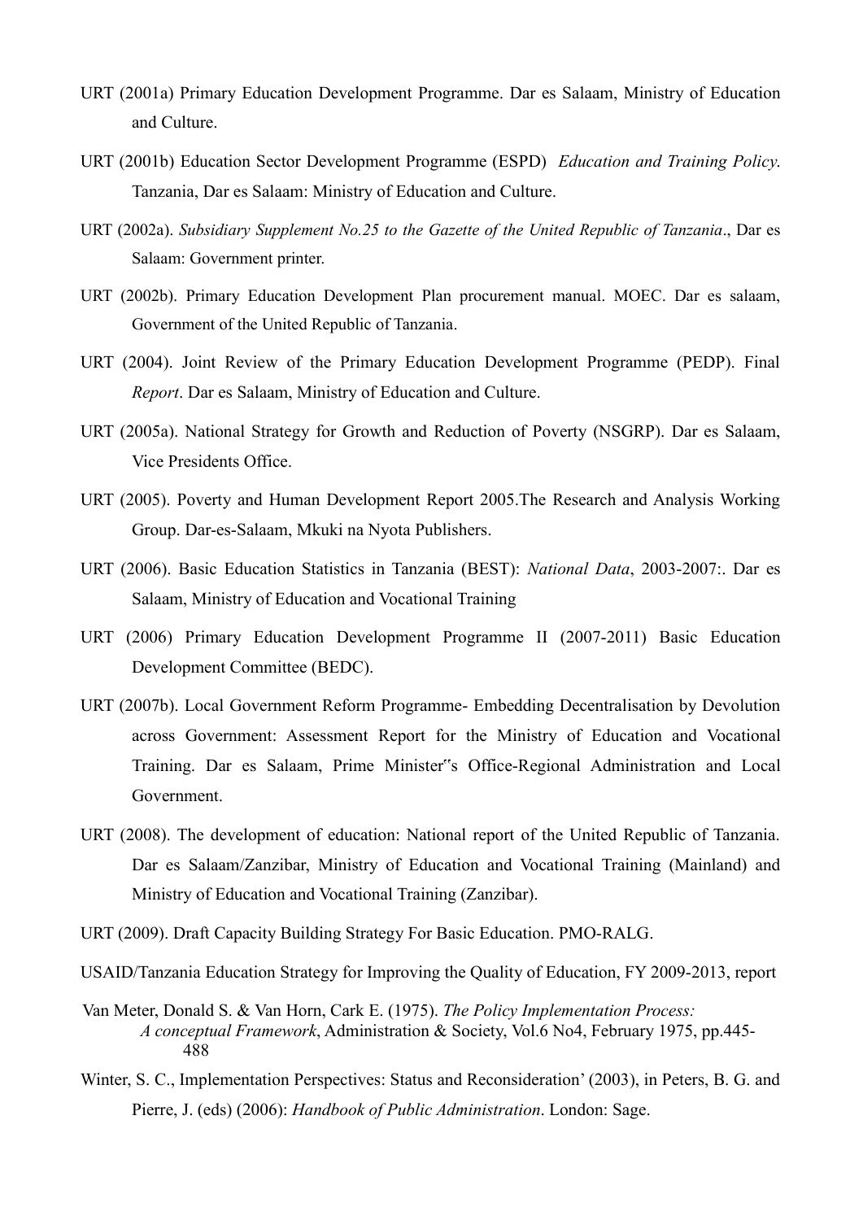URT (2001a) Primary Education Development Programme. Dar es Salaam, Ministry of Education and Culture.

URT (2001b) Education Sector Development Programme (ESPD) *Education and Training Policy*. Tanzania, Dar es Salaam: Ministry of Education and Culture.

URT (2002a). *Subsidiary Supplement No.25 to the Gazette of the United Republic of Tanzania*., Dar es Salaam: Government printer.

URT (2002b). Primary Education Development Plan procurement manual. MOEC. Dar es salaam, Government of the United Republic of Tanzania.

URT (2004). Joint Review of the Primary Education Development Programme (PEDP). Final *Report*. Dar es Salaam, Ministry of Education and Culture.

URT (2005a). National Strategy for Growth and Reduction of Poverty (NSGRP). Dar es Salaam, Vice Presidents Office.

URT (2005). Poverty and Human Development Report 2005.The Research and Analysis Working Group. Dar-es-Salaam, Mkuki na Nyota Publishers.

URT (2006). Basic Education Statistics in Tanzania (BEST): *National Data*, 2003-2007:. Dar es Salaam, Ministry of Education and Vocational Training

URT (2006) Primary Education Development Programme II (2007-2011) Basic Education Development Committee (BEDC).

URT (2007b). Local Government Reform Programme- Embedding Decentralisation by Devolution across Government: Assessment Report for the Ministry of Education and Vocational Training. Dar es Salaam, Prime Minister"s Office-Regional Administration and Local Government.

URT (2008). The development of education: National report of the United Republic of Tanzania. Dar es Salaam/Zanzibar, Ministry of Education and Vocational Training (Mainland) and Ministry of Education and Vocational Training (Zanzibar).

URT (2009). Draft Capacity Building Strategy For Basic Education. PMO-RALG.

USAID/Tanzania Education Strategy for Improving the Quality of Education, FY 2009-2013, report

Van Meter, Donald S. & Van Horn, Cark E. (1975). *The Policy Implementation Process: A conceptual Framework*, Administration & Society, Vol.6 No4, February 1975, pp.445-488

Winter, S. C., Implementation Perspectives: Status and Reconsideration' (2003), in Peters, B. G. and Pierre, J. (eds) (2006): *Handbook of Public Administration*. London: Sage.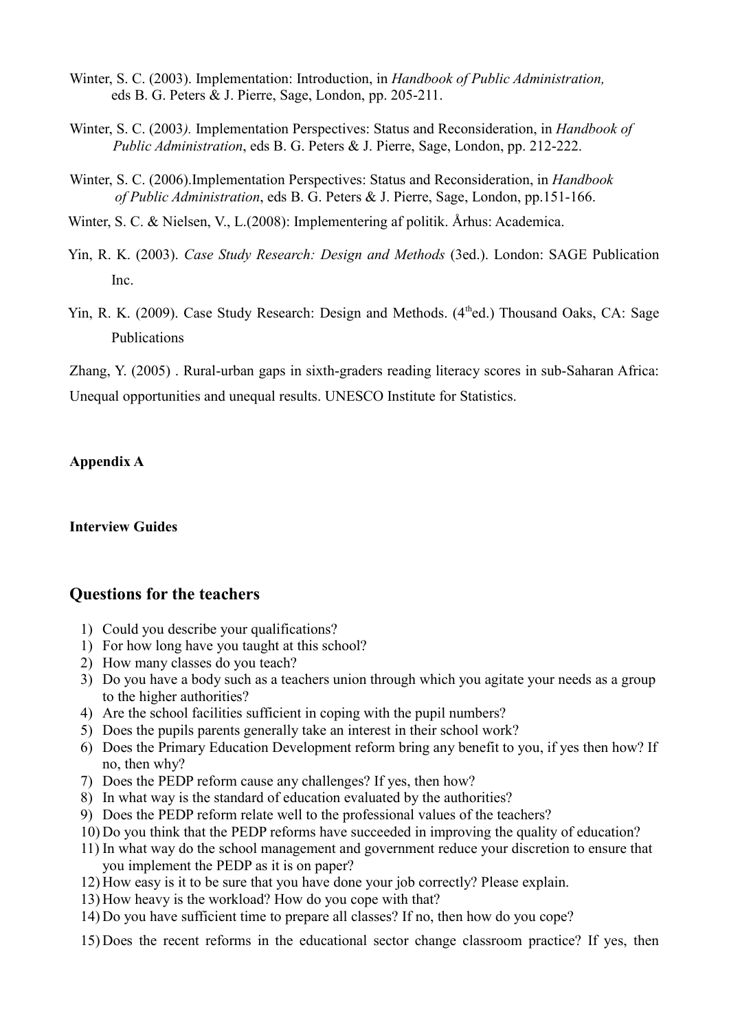Winter, S. C. (2003). Implementation: Introduction, in *Handbook of Public Administration,* eds B. G. Peters & J. Pierre, Sage, London, pp. 205-211.

Winter, S. C. (2003*).* Implementation Perspectives: Status and Reconsideration, in *Handbook of Public Administration*, eds B. G. Peters & J. Pierre, Sage, London, pp. 212-222.

Winter, S. C. (2006).Implementation Perspectives: Status and Reconsideration, in *Handbook of Public Administration*, eds B. G. Peters & J. Pierre, Sage, London, pp.151-166.

Winter, S. C. & Nielsen, V., L.(2008): Implementering af politik. Århus: Academica.

Yin, R. K. (2003). *Case Study Research: Design and Methods* (3ed.). London: SAGE Publication Inc.

Yin, R. K. (2009). Case Study Research: Design and Methods. (4thed.) Thousand Oaks, CA: Sage Publications

Zhang, Y. (2005) . Rural-urban gaps in sixth-graders reading literacy scores in sub-Saharan Africa: Unequal opportunities and unequal results. UNESCO Institute for Statistics.

**Appendix A**

**Interview Guides**

## Questions for the teachers

1) Could you describe your qualifications?
1) For how long have you taught at this school?
2) How many classes do you teach?
3) Do you have a body such as a teachers union through which you agitate your needs as a group to the higher authorities?
4) Are the school facilities sufficient in coping with the pupil numbers?
5) Does the pupils parents generally take an interest in their school work?
6) Does the Primary Education Development reform bring any benefit to you, if yes then how? If no, then why?
7) Does the PEDP reform cause any challenges? If yes, then how?
8) In what way is the standard of education evaluated by the authorities?
9) Does the PEDP reform relate well to the professional values of the teachers?
10) Do you think that the PEDP reforms have succeeded in improving the quality of education?
11) In what way do the school management and government reduce your discretion to ensure that you implement the PEDP as it is on paper?
12) How easy is it to be sure that you have done your job correctly? Please explain.
13) How heavy is the workload? How do you cope with that?
14) Do you have sufficient time to prepare all classes? If no, then how do you cope?
15) Does the recent reforms in the educational sector change classroom practice? If yes, then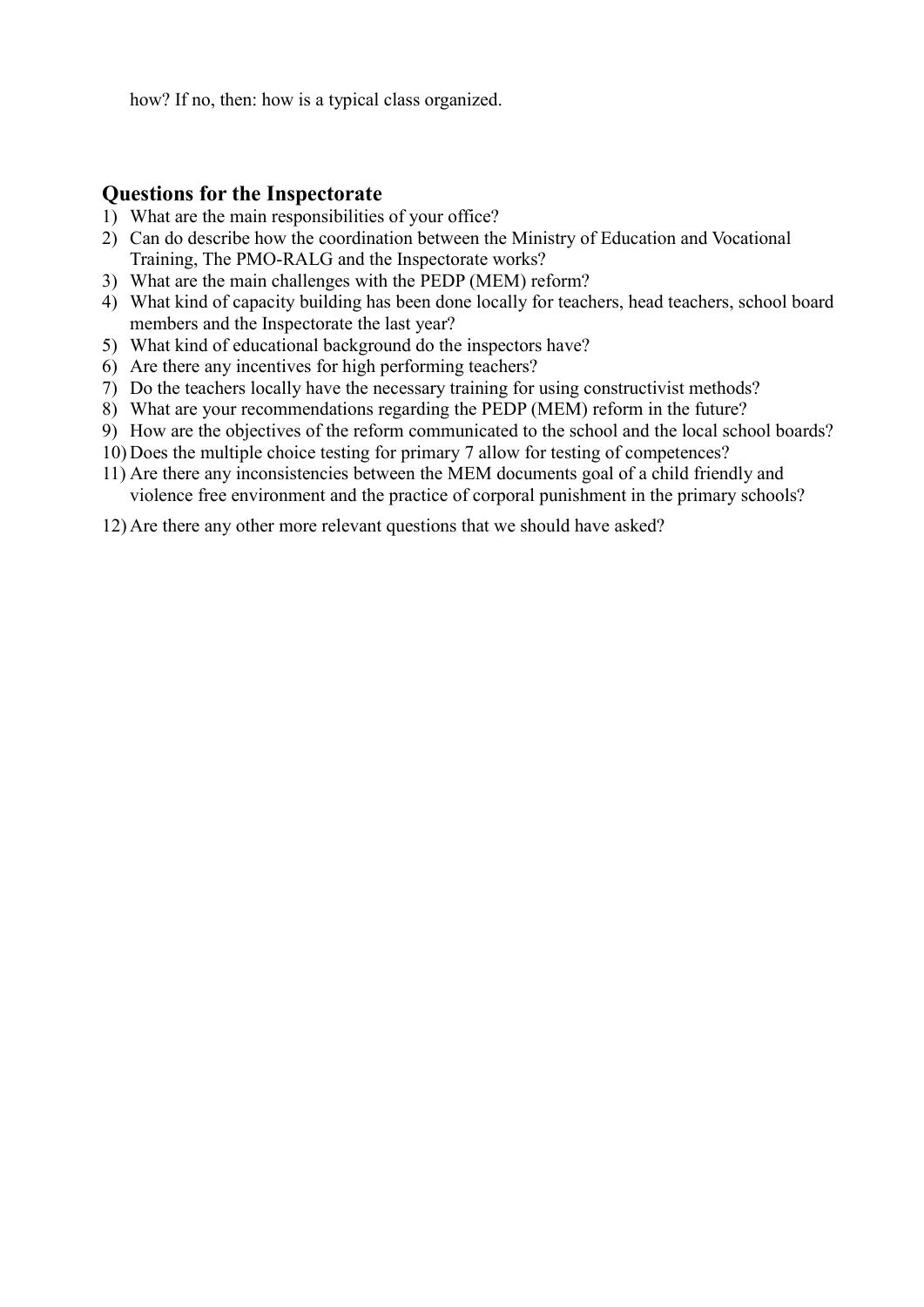how? If no, then: how is a typical class organized.

## Questions for the Inspectorate

1) What are the main responsibilities of your office?
2) Can do describe how the coordination between the Ministry of Education and Vocational Training, The PMO-RALG and the Inspectorate works?
3) What are the main challenges with the PEDP (MEM) reform?
4) What kind of capacity building has been done locally for teachers, head teachers, school board members and the Inspectorate the last year?
5) What kind of educational background do the inspectors have?
6) Are there any incentives for high performing teachers?
7) Do the teachers locally have the necessary training for using constructivist methods?
8) What are your recommendations regarding the PEDP (MEM) reform in the future?
9) How are the objectives of the reform communicated to the school and the local school boards?
10) Does the multiple choice testing for primary 7 allow for testing of competences?
11) Are there any inconsistencies between the MEM documents goal of a child friendly and violence free environment and the practice of corporal punishment in the primary schools?
12) Are there any other more relevant questions that we should have asked?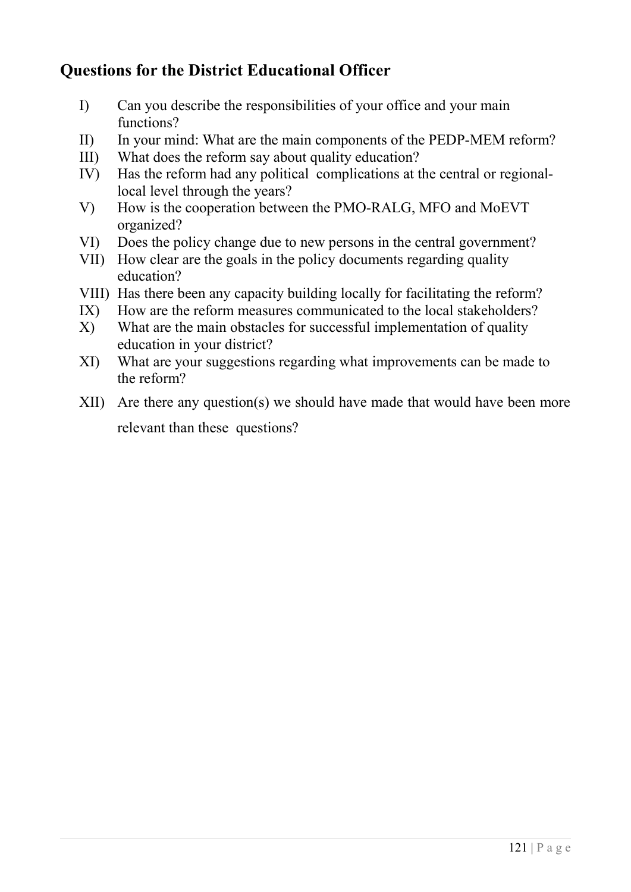## Questions for the District Educational Officer

I) Can you describe the responsibilities of your office and your main functions?

II) In your mind: What are the main components of the PEDP-MEM reform?

III) What does the reform say about quality education?

IV) Has the reform had any political complications at the central or regional-local level through the years?

V) How is the cooperation between the PMO-RALG, MFO and MoEVT organized?

VI) Does the policy change due to new persons in the central government?

VII) How clear are the goals in the policy documents regarding quality education?

VIII) Has there been any capacity building locally for facilitating the reform?

IX) How are the reform measures communicated to the local stakeholders?

X) What are the main obstacles for successful implementation of quality education in your district?

XI) What are your suggestions regarding what improvements can be made to the reform?

XII) Are there any question(s) we should have made that would have been more relevant than these questions?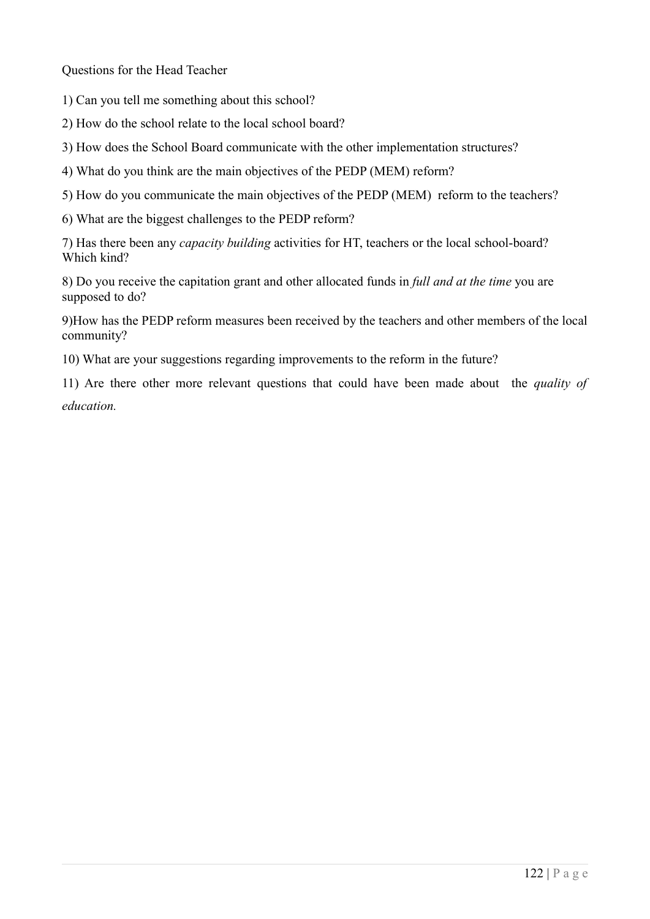Questions for the Head Teacher

1) Can you tell me something about this school?

2) How do the school relate to the local school board?

3) How does the School Board communicate with the other implementation structures?

4) What do you think are the main objectives of the PEDP (MEM) reform?

5) How do you communicate the main objectives of the PEDP (MEM) reform to the teachers?

6) What are the biggest challenges to the PEDP reform?

7) Has there been any *capacity building* activities for HT, teachers or the local school-board? Which kind?

8) Do you receive the capitation grant and other allocated funds in *full and at the time* you are supposed to do?

9)How has the PEDP reform measures been received by the teachers and other members of the local community?

10) What are your suggestions regarding improvements to the reform in the future?

11) Are there other more relevant questions that could have been made about the *quality of education.*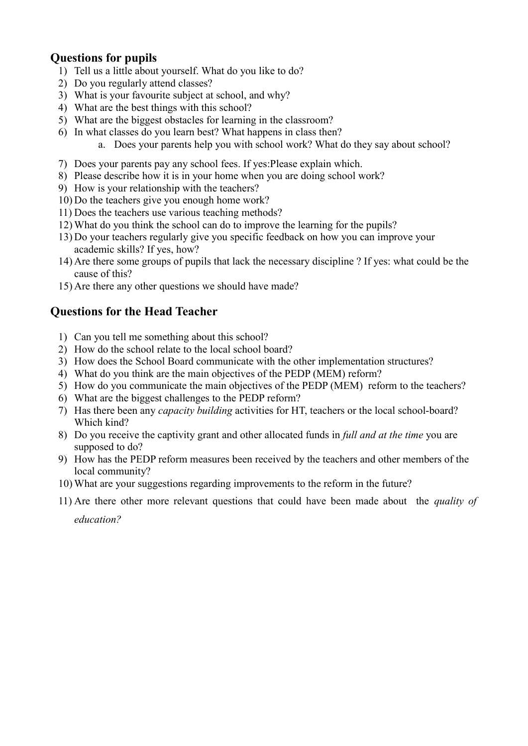## Questions for pupils

1) Tell us a little about yourself. What do you like to do?
2) Do you regularly attend classes?
3) What is your favourite subject at school, and why?
4) What are the best things with this school?
5) What are the biggest obstacles for learning in the classroom?
6) In what classes do you learn best? What happens in class then?
    a. Does your parents help you with school work? What do they say about school?
7) Does your parents pay any school fees. If yes:Please explain which.
8) Please describe how it is in your home when you are doing school work?
9) How is your relationship with the teachers?
10) Do the teachers give you enough home work?
11) Does the teachers use various teaching methods?
12) What do you think the school can do to improve the learning for the pupils?
13) Do your teachers regularly give you specific feedback on how you can improve your academic skills? If yes, how?
14) Are there some groups of pupils that lack the necessary discipline ? If yes: what could be the cause of this?
15) Are there any other questions we should have made?

## Questions for the Head Teacher

1) Can you tell me something about this school?
2) How do the school relate to the local school board?
3) How does the School Board communicate with the other implementation structures?
4) What do you think are the main objectives of the PEDP (MEM) reform?
5) How do you communicate the main objectives of the PEDP (MEM) reform to the teachers?
6) What are the biggest challenges to the PEDP reform?
7) Has there been any *capacity building* activities for HT, teachers or the local school-board? Which kind?
8) Do you receive the captivity grant and other allocated funds in *full and at the time* you are supposed to do?
9) How has the PEDP reform measures been received by the teachers and other members of the local community?
10) What are your suggestions regarding improvements to the reform in the future?
11) Are there other more relevant questions that could have been made about the *quality of education?*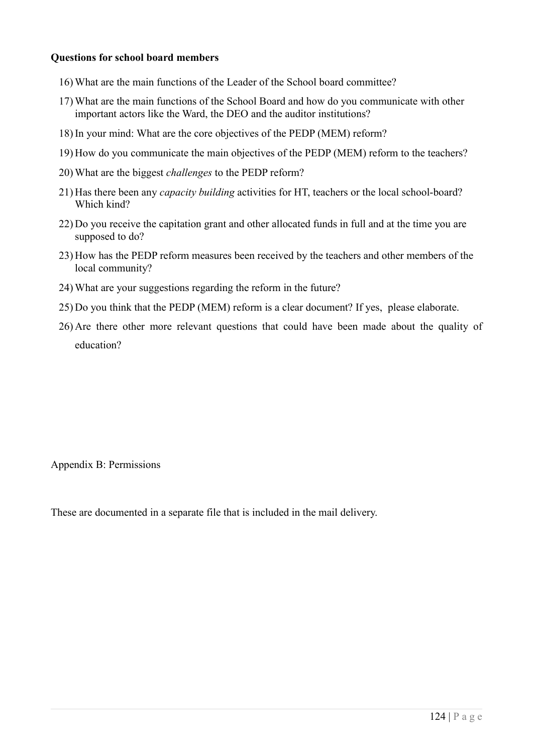**Questions for school board members**

16) What are the main functions of the Leader of the School board committee?

17) What are the main functions of the School Board and how do you communicate with other important actors like the Ward, the DEO and the auditor institutions?

18) In your mind: What are the core objectives of the PEDP (MEM) reform?

19) How do you communicate the main objectives of the PEDP (MEM) reform to the teachers?

20) What are the biggest *challenges* to the PEDP reform?

21) Has there been any *capacity building* activities for HT, teachers or the local school-board? Which kind?

22) Do you receive the capitation grant and other allocated funds in full and at the time you are supposed to do?

23) How has the PEDP reform measures been received by the teachers and other members of the local community?

24) What are your suggestions regarding the reform in the future?

25) Do you think that the PEDP (MEM) reform is a clear document? If yes, please elaborate.

26) Are there other more relevant questions that could have been made about the quality of education?

Appendix B: Permissions

These are documented in a separate file that is included in the mail delivery.